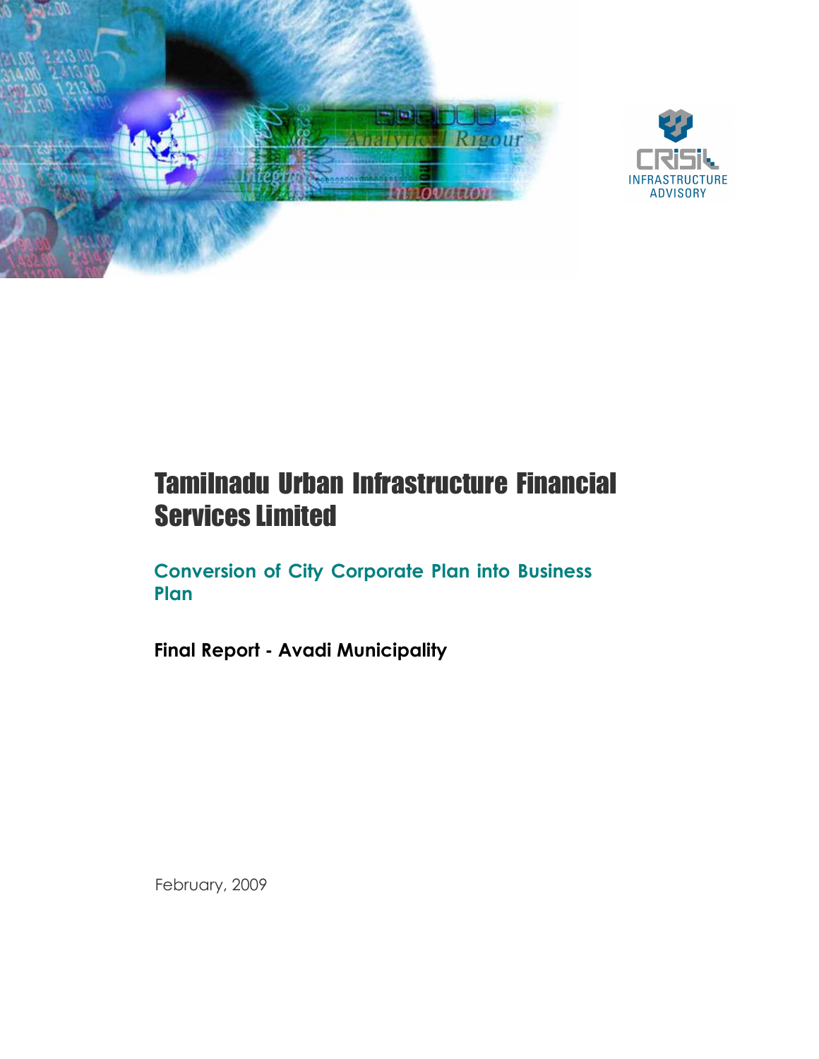# Tamilnadu Urban Infrastructure Financial Services Limited

## Conversion of City Corporate Plan into Business Plan

**Final Report - Avadi Municipality**

February, 2009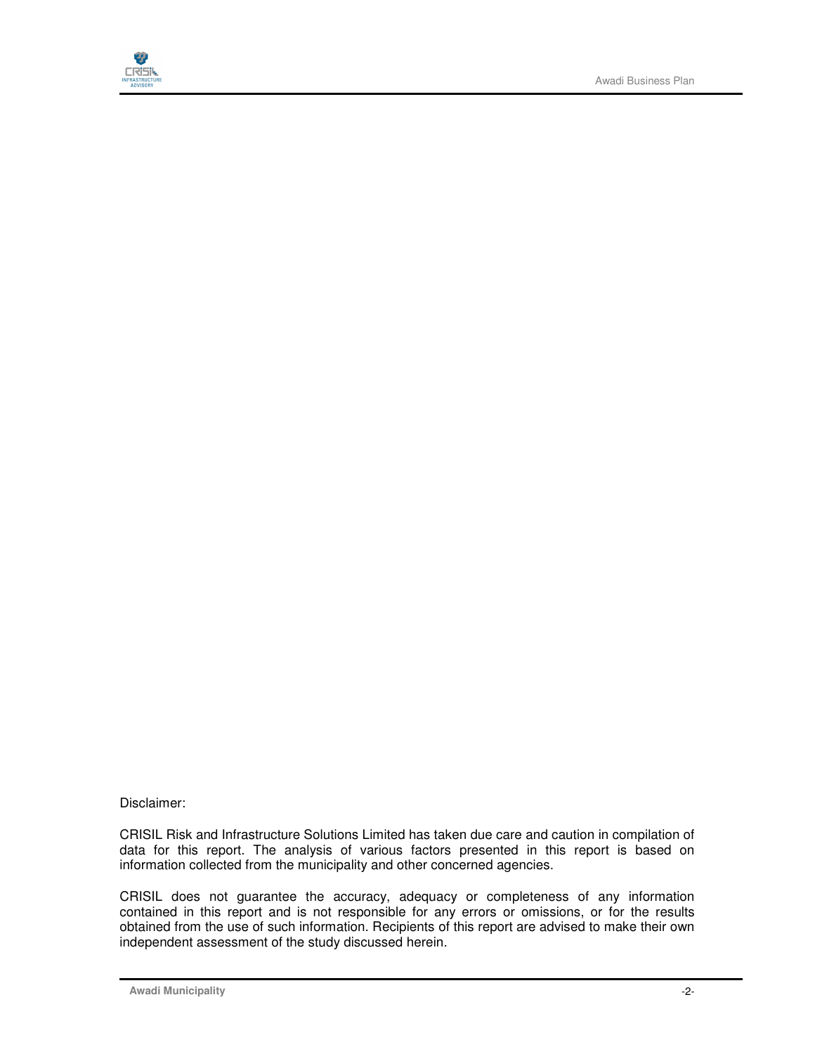Disclaimer:

CRISIL Risk and Infrastructure Solutions Limited has taken due care and caution in compilation of data for this report. The analysis of various factors presented in this report is based on information collected from the municipality and other concerned agencies.

CRISIL does not guarantee the accuracy, adequacy or completeness of any information contained in this report and is not responsible for any errors or omissions, or for the results obtained from the use of such information. Recipients of this report are advised to make their own independent assessment of the study discussed herein.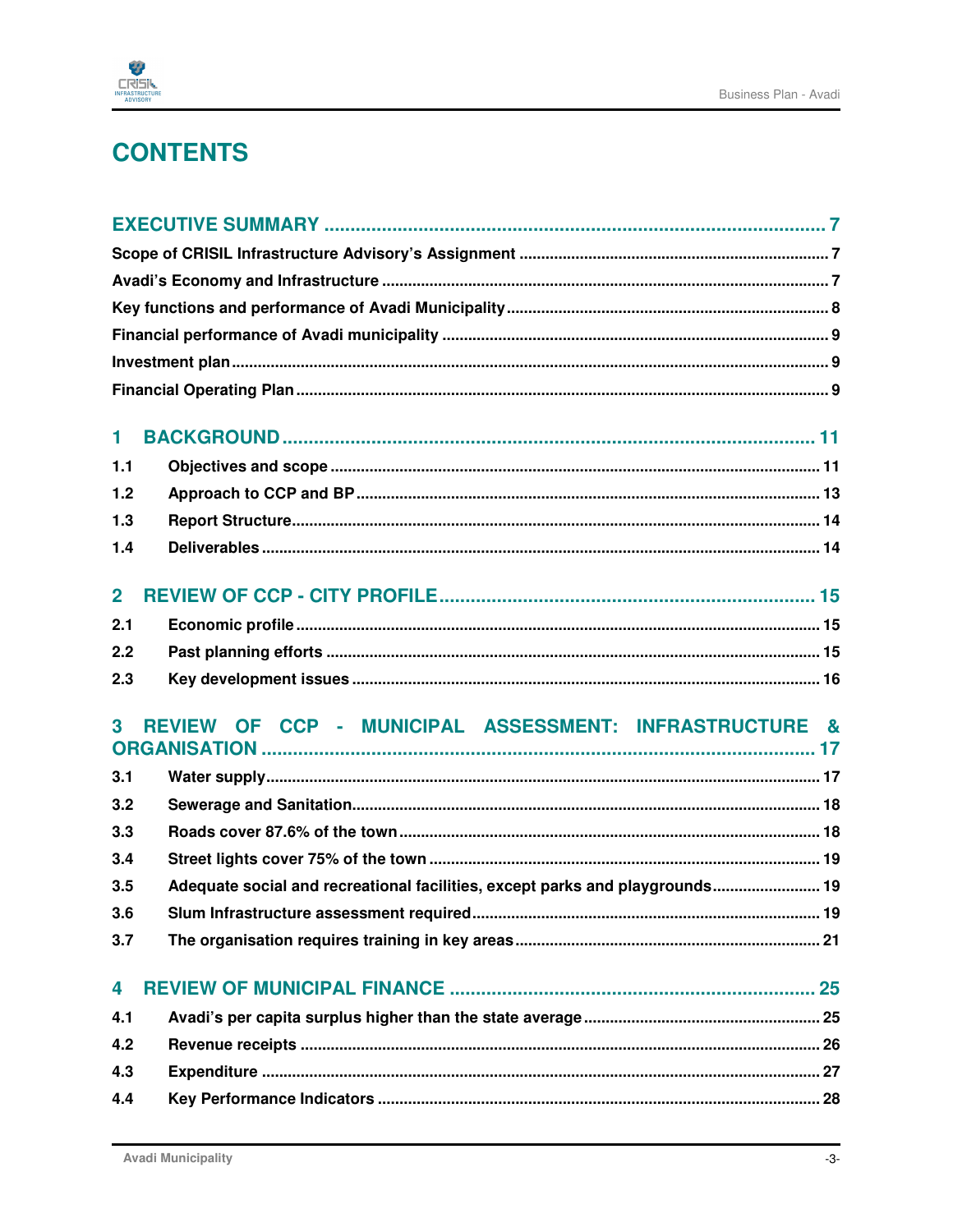# CONTENTS

**EXECUTIVE SUMMARY** ..... 7

**Scope of CRISIL Infrastructure Advisory's Assignment** ..... 7

**Avadi's Economy and Infrastructure** ..... 7

**Key functions and performance of Avadi Municipality** ..... 8

**Financial performance of Avadi municipality** ..... 9

**Investment plan** ..... 9

**Financial Operating Plan** ..... 9

**1 BACKGROUND** ..... 11

**1.1 Objectives and scope** ..... 11

**1.2 Approach to CCP and BP** ..... 13

**1.3 Report Structure** ..... 14

**1.4 Deliverables** ..... 14

**2 REVIEW OF CCP - CITY PROFILE** ..... 15

**2.1 Economic profile** ..... 15

**2.2 Past planning efforts** ..... 15

**2.3 Key development issues** ..... 16

**3 REVIEW OF CCP - MUNICIPAL ASSESSMENT: INFRASTRUCTURE & ORGANISATION** ..... 17

**3.1 Water supply** ..... 17

**3.2 Sewerage and Sanitation** ..... 18

**3.3 Roads cover 87.6% of the town** ..... 18

**3.4 Street lights cover 75% of the town** ..... 19

**3.5 Adequate social and recreational facilities, except parks and playgrounds** ..... 19

**3.6 Slum Infrastructure assessment required** ..... 19

**3.7 The organisation requires training in key areas** ..... 21

**4 REVIEW OF MUNICIPAL FINANCE** ..... 25

**4.1 Avadi's per capita surplus higher than the state average** ..... 25

**4.2 Revenue receipts** ..... 26

**4.3 Expenditure** ..... 27

**4.4 Key Performance Indicators** ..... 28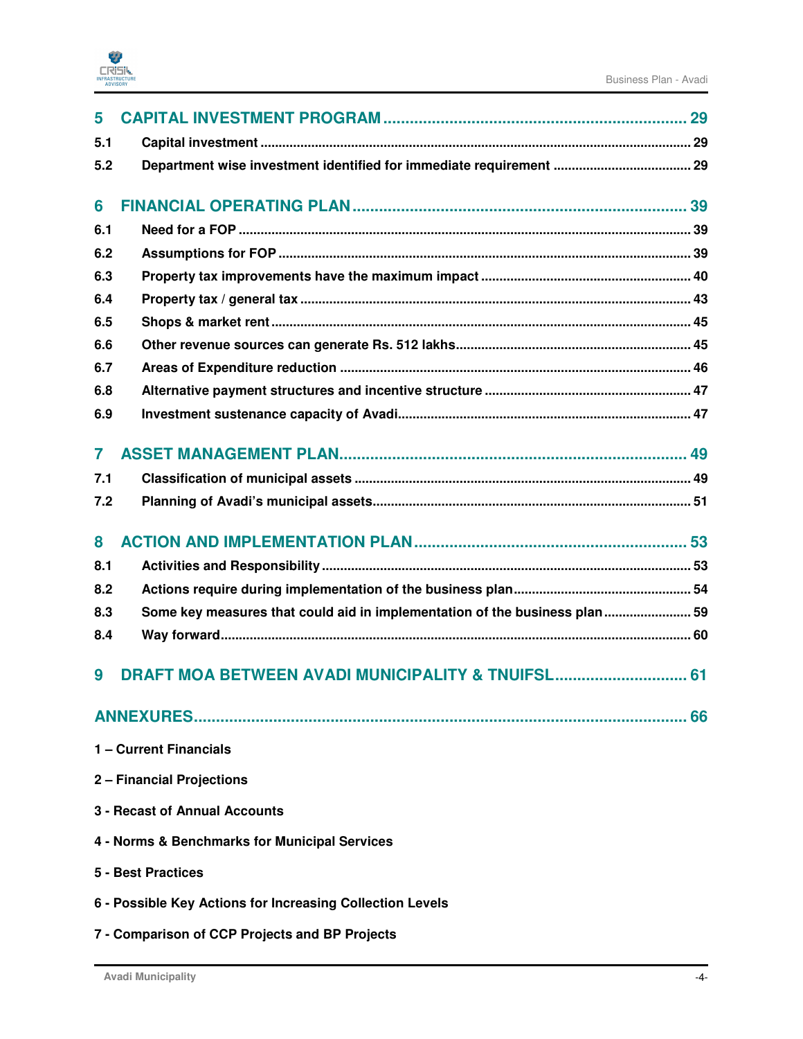| | | |
|---|---|---|
| **5** | **CAPITAL INVESTMENT PROGRAM** | **29** |
| 5.1 | Capital investment | 29 |
| 5.2 | Department wise investment identified for immediate requirement | 29 |
| **6** | **FINANCIAL OPERATING PLAN** | **39** |
| 6.1 | Need for a FOP | 39 |
| 6.2 | Assumptions for FOP | 39 |
| 6.3 | Property tax improvements have the maximum impact | 40 |
| 6.4 | Property tax / general tax | 43 |
| 6.5 | Shops & market rent | 45 |
| 6.6 | Other revenue sources can generate Rs. 512 lakhs | 45 |
| 6.7 | Areas of Expenditure reduction | 46 |
| 6.8 | Alternative payment structures and incentive structure | 47 |
| 6.9 | Investment sustenance capacity of Avadi | 47 |
| **7** | **ASSET MANAGEMENT PLAN** | **49** |
| 7.1 | Classification of municipal assets | 49 |
| 7.2 | Planning of Avadi's municipal assets | 51 |
| **8** | **ACTION AND IMPLEMENTATION PLAN** | **53** |
| 8.1 | Activities and Responsibility | 53 |
| 8.2 | Actions require during implementation of the business plan | 54 |
| 8.3 | Some key measures that could aid in implementation of the business plan | 59 |
| 8.4 | Way forward | 60 |
| **9** | **DRAFT MOA BETWEEN AVADI MUNICIPALITY & TNUIFSL** | **61** |
| **ANNEXURES** | | **66** |

**1 – Current Financials**

**2 – Financial Projections**

**3 - Recast of Annual Accounts**

**4 - Norms & Benchmarks for Municipal Services**

**5 - Best Practices**

**6 - Possible Key Actions for Increasing Collection Levels**

**7 - Comparison of CCP Projects and BP Projects**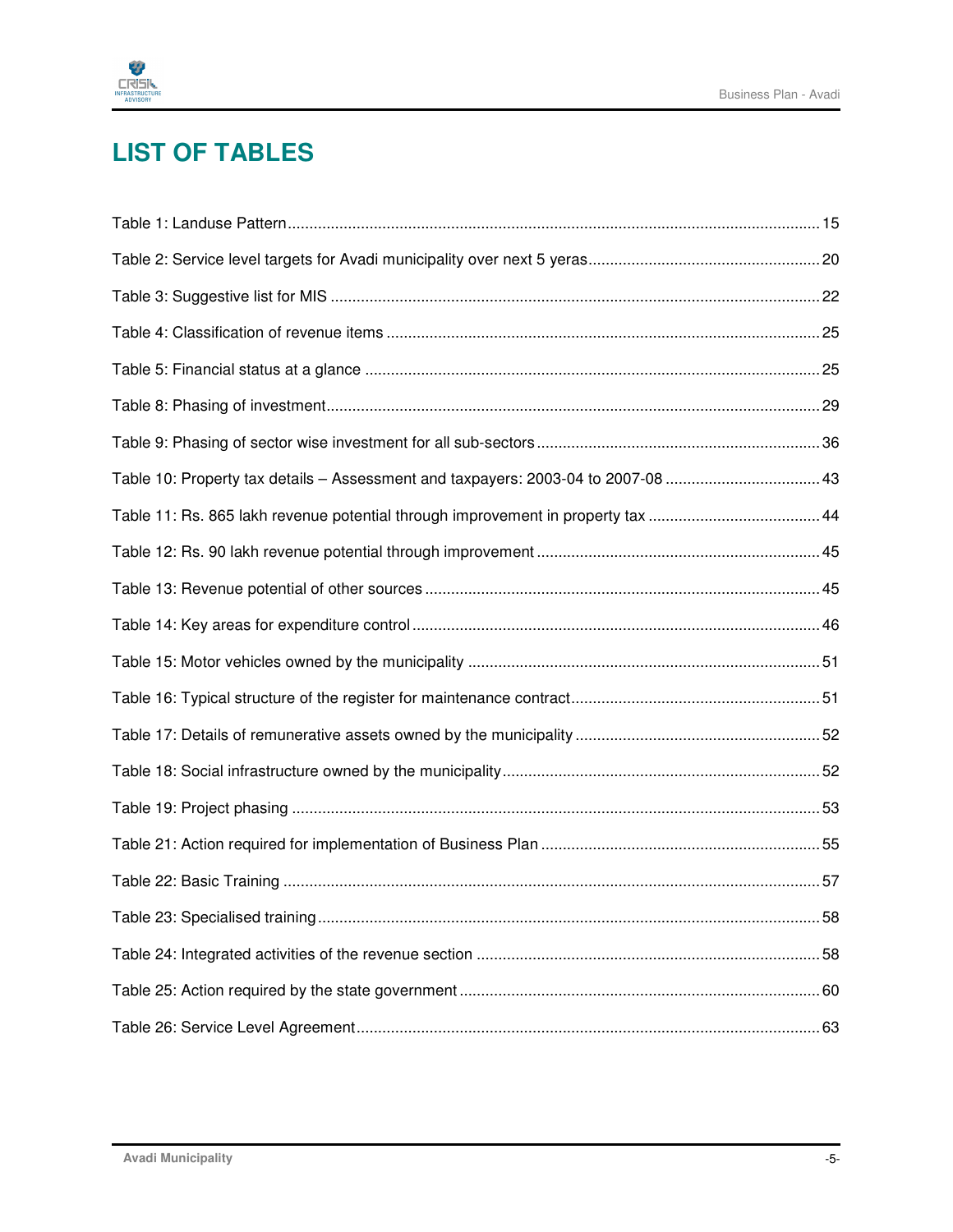# LIST OF TABLES

Table 1: Landuse Pattern........................................................................................................................15

Table 2: Service level targets for Avadi municipality over next 5 yeras...................................................20

Table 3: Suggestive list for MIS ..............................................................................................................22

Table 4: Classification of revenue items ..................................................................................................25

Table 5: Financial status at a glance .......................................................................................................25

Table 8: Phasing of investment...............................................................................................................29

Table 9: Phasing of sector wise investment for all sub-sectors...............................................................36

Table 10: Property tax details – Assessment and taxpayers: 2003-04 to 2007-08 ...................................43

Table 11: Rs. 865 lakh revenue potential through improvement in property tax .......................................44

Table 12: Rs. 90 lakh revenue potential through improvement ................................................................45

Table 13: Revenue potential of other sources .........................................................................................45

Table 14: Key areas for expenditure control ............................................................................................46

Table 15: Motor vehicles owned by the municipality ................................................................................51

Table 16: Typical structure of the register for maintenance contract.........................................................51

Table 17: Details of remunerative assets owned by the municipality ........................................................52

Table 18: Social infrastructure owned by the municipality........................................................................52

Table 19: Project phasing ........................................................................................................................53

Table 21: Action required for implementation of Business Plan ...............................................................55

Table 22: Basic Training ..........................................................................................................................57

Table 23: Specialised training..................................................................................................................58

Table 24: Integrated activities of the revenue section ..............................................................................58

Table 25: Action required by the state government ..................................................................................60

Table 26: Service Level Agreement..........................................................................................................63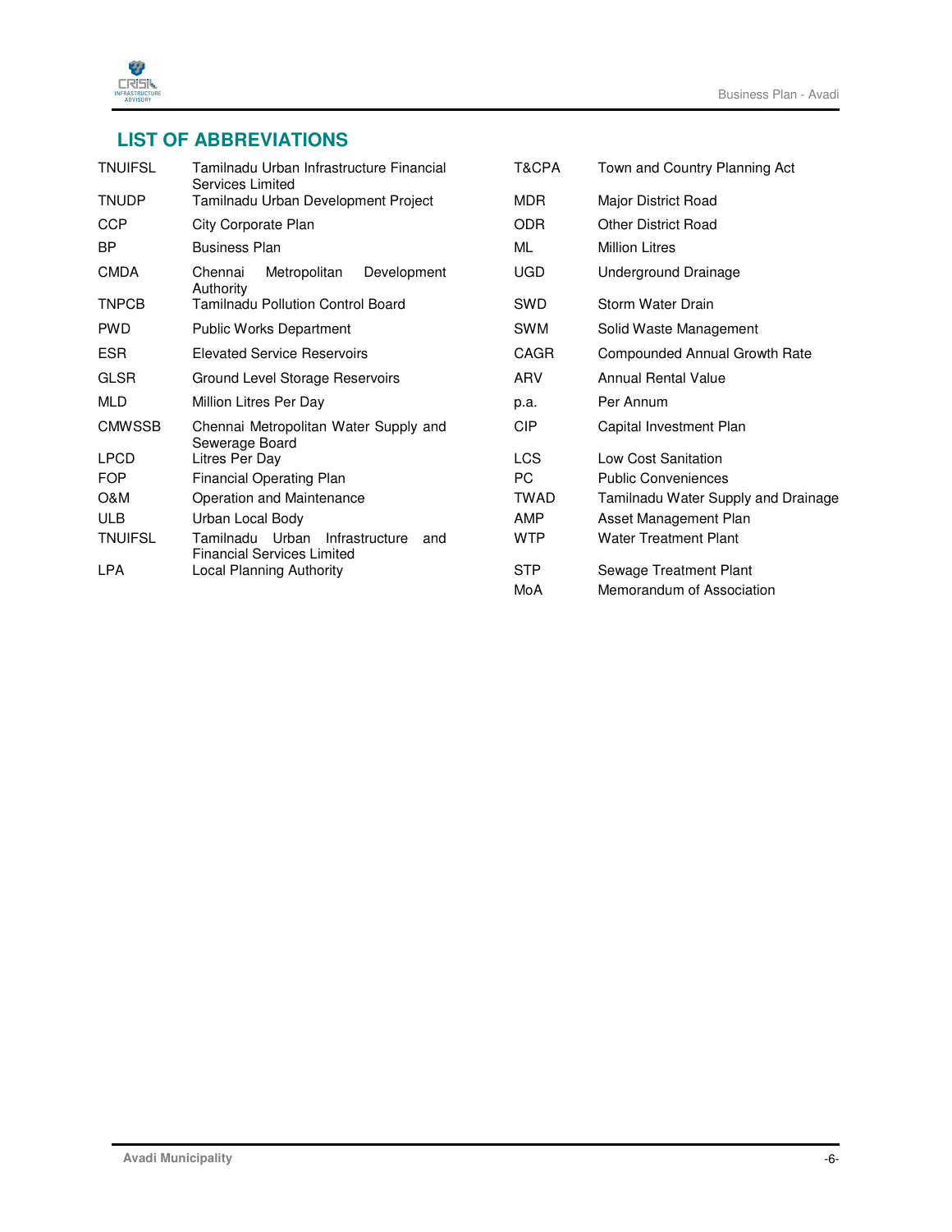## LIST OF ABBREVIATIONS

| | |
|---|---|
| TNUIFSL | Tamilnadu Urban Infrastructure Financial Services Limited |
| TNUDP | Tamilnadu Urban Development Project |
| CCP | City Corporate Plan |
| BP | Business Plan |
| CMDA | Chennai Metropolitan Development Authority |
| TNPCB | Tamilnadu Pollution Control Board |
| PWD | Public Works Department |
| ESR | Elevated Service Reservoirs |
| GLSR | Ground Level Storage Reservoirs |
| MLD | Million Litres Per Day |
| CMWSSB | Chennai Metropolitan Water Supply and Sewerage Board |
| LPCD | Litres Per Day |
| FOP | Financial Operating Plan |
| O&M | Operation and Maintenance |
| ULB | Urban Local Body |
| TNUIFSL | Tamilnadu Urban Infrastructure and Financial Services Limited |
| LPA | Local Planning Authority |
| T&CPA | Town and Country Planning Act |
| MDR | Major District Road |
| ODR | Other District Road |
| ML | Million Litres |
| UGD | Underground Drainage |
| SWD | Storm Water Drain |
| SWM | Solid Waste Management |
| CAGR | Compounded Annual Growth Rate |
| ARV | Annual Rental Value |
| p.a. | Per Annum |
| CIP | Capital Investment Plan |
| LCS | Low Cost Sanitation |
| PC | Public Conveniences |
| TWAD | Tamilnadu Water Supply and Drainage |
| AMP | Asset Management Plan |
| WTP | Water Treatment Plant |
| STP | Sewage Treatment Plant |
| MoA | Memorandum of Association |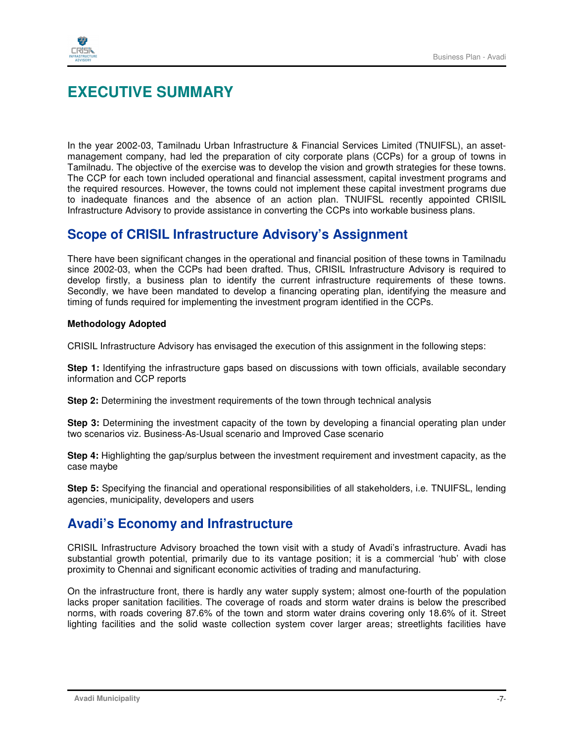# EXECUTIVE SUMMARY

In the year 2002-03, Tamilnadu Urban Infrastructure & Financial Services Limited (TNUIFSL), an asset-management company, had led the preparation of city corporate plans (CCPs) for a group of towns in Tamilnadu. The objective of the exercise was to develop the vision and growth strategies for these towns. The CCP for each town included operational and financial assessment, capital investment programs and the required resources. However, the towns could not implement these capital investment programs due to inadequate finances and the absence of an action plan. TNUIFSL recently appointed CRISIL Infrastructure Advisory to provide assistance in converting the CCPs into workable business plans.

## Scope of CRISIL Infrastructure Advisory's Assignment

There have been significant changes in the operational and financial position of these towns in Tamilnadu since 2002-03, when the CCPs had been drafted. Thus, CRISIL Infrastructure Advisory is required to develop firstly, a business plan to identify the current infrastructure requirements of these towns. Secondly, we have been mandated to develop a financing operating plan, identifying the measure and timing of funds required for implementing the investment program identified in the CCPs.

**Methodology Adopted**

CRISIL Infrastructure Advisory has envisaged the execution of this assignment in the following steps:

**Step 1:** Identifying the infrastructure gaps based on discussions with town officials, available secondary information and CCP reports

**Step 2:** Determining the investment requirements of the town through technical analysis

**Step 3:** Determining the investment capacity of the town by developing a financial operating plan under two scenarios viz. Business-As-Usual scenario and Improved Case scenario

**Step 4:** Highlighting the gap/surplus between the investment requirement and investment capacity, as the case maybe

**Step 5:** Specifying the financial and operational responsibilities of all stakeholders, i.e. TNUIFSL, lending agencies, municipality, developers and users

## Avadi's Economy and Infrastructure

CRISIL Infrastructure Advisory broached the town visit with a study of Avadi's infrastructure. Avadi has substantial growth potential, primarily due to its vantage position; it is a commercial 'hub' with close proximity to Chennai and significant economic activities of trading and manufacturing.

On the infrastructure front, there is hardly any water supply system; almost one-fourth of the population lacks proper sanitation facilities. The coverage of roads and storm water drains is below the prescribed norms, with roads covering 87.6% of the town and storm water drains covering only 18.6% of it. Street lighting facilities and the solid waste collection system cover larger areas; streetlights facilities have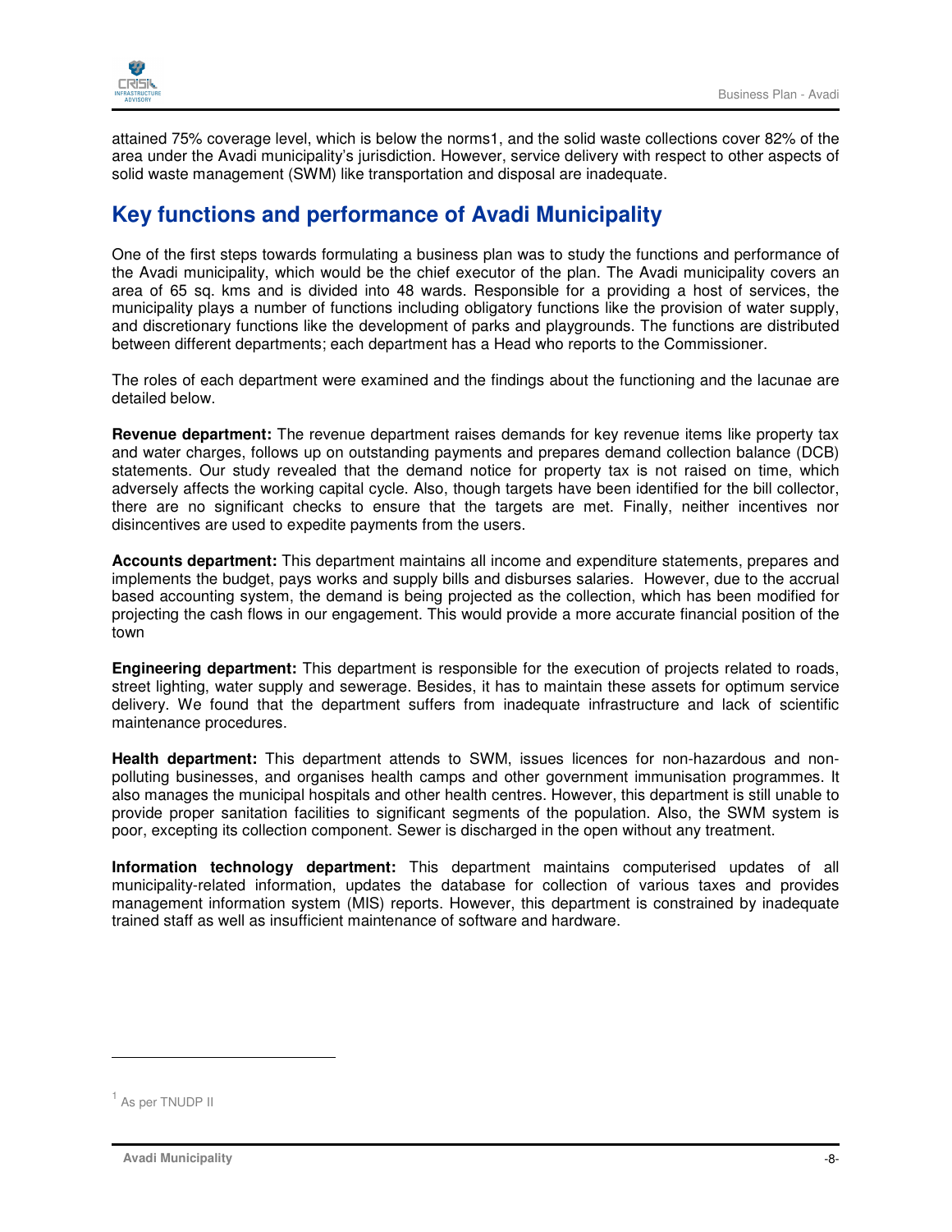attained 75% coverage level, which is below the norms[1], and the solid waste collections cover 82% of the area under the Avadi municipality's jurisdiction. However, service delivery with respect to other aspects of solid waste management (SWM) like transportation and disposal are inadequate.

## Key functions and performance of Avadi Municipality

One of the first steps towards formulating a business plan was to study the functions and performance of the Avadi municipality, which would be the chief executor of the plan. The Avadi municipality covers an area of 65 sq. kms and is divided into 48 wards. Responsible for a providing a host of services, the municipality plays a number of functions including obligatory functions like the provision of water supply, and discretionary functions like the development of parks and playgrounds. The functions are distributed between different departments; each department has a Head who reports to the Commissioner.

The roles of each department were examined and the findings about the functioning and the lacunae are detailed below.

**Revenue department:** The revenue department raises demands for key revenue items like property tax and water charges, follows up on outstanding payments and prepares demand collection balance (DCB) statements. Our study revealed that the demand notice for property tax is not raised on time, which adversely affects the working capital cycle. Also, though targets have been identified for the bill collector, there are no significant checks to ensure that the targets are met. Finally, neither incentives nor disincentives are used to expedite payments from the users.

**Accounts department:** This department maintains all income and expenditure statements, prepares and implements the budget, pays works and supply bills and disburses salaries. However, due to the accrual based accounting system, the demand is being projected as the collection, which has been modified for projecting the cash flows in our engagement. This would provide a more accurate financial position of the town

**Engineering department:** This department is responsible for the execution of projects related to roads, street lighting, water supply and sewerage. Besides, it has to maintain these assets for optimum service delivery. We found that the department suffers from inadequate infrastructure and lack of scientific maintenance procedures.

**Health department:** This department attends to SWM, issues licences for non-hazardous and non-polluting businesses, and organises health camps and other government immunisation programmes. It also manages the municipal hospitals and other health centres. However, this department is still unable to provide proper sanitation facilities to significant segments of the population. Also, the SWM system is poor, excepting its collection component. Sewer is discharged in the open without any treatment.

**Information technology department:** This department maintains computerised updates of all municipality-related information, updates the database for collection of various taxes and provides management information system (MIS) reports. However, this department is constrained by inadequate trained staff as well as insufficient maintenance of software and hardware.

---

[1] As per TNUDP II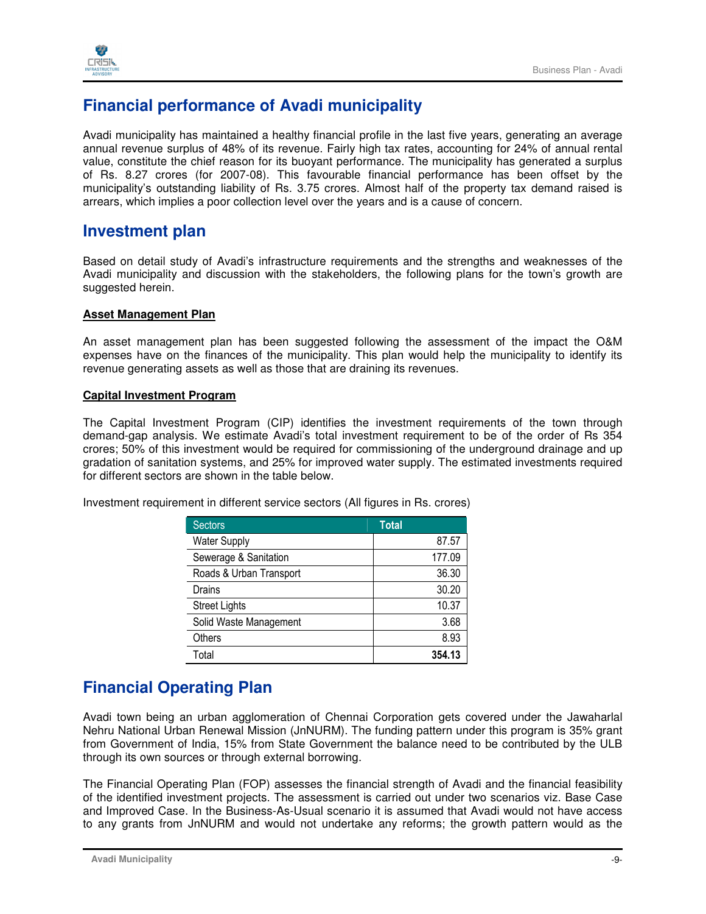## Financial performance of Avadi municipality

Avadi municipality has maintained a healthy financial profile in the last five years, generating an average annual revenue surplus of 48% of its revenue. Fairly high tax rates, accounting for 24% of annual rental value, constitute the chief reason for its buoyant performance. The municipality has generated a surplus of Rs. 8.27 crores (for 2007-08). This favourable financial performance has been offset by the municipality's outstanding liability of Rs. 3.75 crores. Almost half of the property tax demand raised is arrears, which implies a poor collection level over the years and is a cause of concern.

## Investment plan

Based on detail study of Avadi's infrastructure requirements and the strengths and weaknesses of the Avadi municipality and discussion with the stakeholders, the following plans for the town's growth are suggested herein.

**Asset Management Plan**

An asset management plan has been suggested following the assessment of the impact the O&M expenses have on the finances of the municipality. This plan would help the municipality to identify its revenue generating assets as well as those that are draining its revenues.

**Capital Investment Program**

The Capital Investment Program (CIP) identifies the investment requirements of the town through demand-gap analysis. We estimate Avadi's total investment requirement to be of the order of Rs 354 crores; 50% of this investment would be required for commissioning of the underground drainage and up gradation of sanitation systems, and 25% for improved water supply. The estimated investments required for different sectors are shown in the table below.

Investment requirement in different service sectors (All figures in Rs. crores)

| Sectors | Total |
|---|---|
| Water Supply | 87.57 |
| Sewerage & Sanitation | 177.09 |
| Roads & Urban Transport | 36.30 |
| Drains | 30.20 |
| Street Lights | 10.37 |
| Solid Waste Management | 3.68 |
| Others | 8.93 |
| Total | **354.13** |

## Financial Operating Plan

Avadi town being an urban agglomeration of Chennai Corporation gets covered under the Jawaharlal Nehru National Urban Renewal Mission (JnNURM). The funding pattern under this program is 35% grant from Government of India, 15% from State Government the balance need to be contributed by the ULB through its own sources or through external borrowing.

The Financial Operating Plan (FOP) assesses the financial strength of Avadi and the financial feasibility of the identified investment projects. The assessment is carried out under two scenarios viz. Base Case and Improved Case. In the Business-As-Usual scenario it is assumed that Avadi would not have access to any grants from JnNURM and would not undertake any reforms; the growth pattern would as the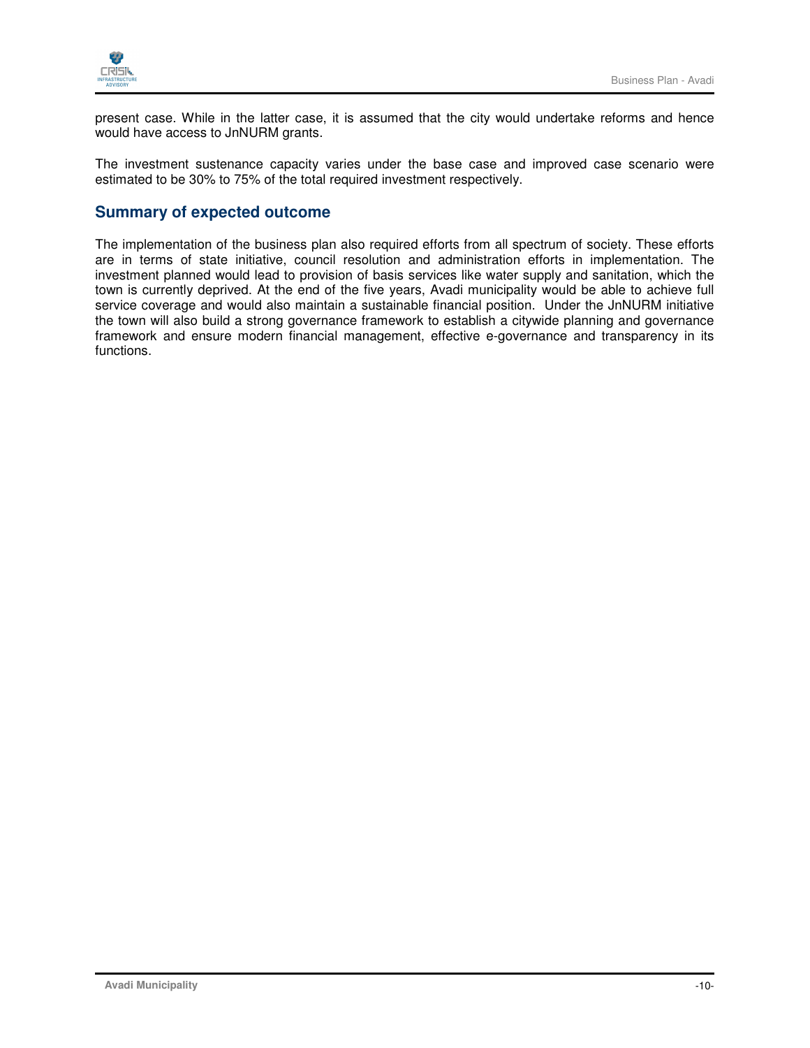present case. While in the latter case, it is assumed that the city would undertake reforms and hence would have access to JnNURM grants.

The investment sustenance capacity varies under the base case and improved case scenario were estimated to be 30% to 75% of the total required investment respectively.

## Summary of expected outcome

The implementation of the business plan also required efforts from all spectrum of society. These efforts are in terms of state initiative, council resolution and administration efforts in implementation. The investment planned would lead to provision of basis services like water supply and sanitation, which the town is currently deprived. At the end of the five years, Avadi municipality would be able to achieve full service coverage and would also maintain a sustainable financial position. Under the JnNURM initiative the town will also build a strong governance framework to establish a citywide planning and governance framework and ensure modern financial management, effective e-governance and transparency in its functions.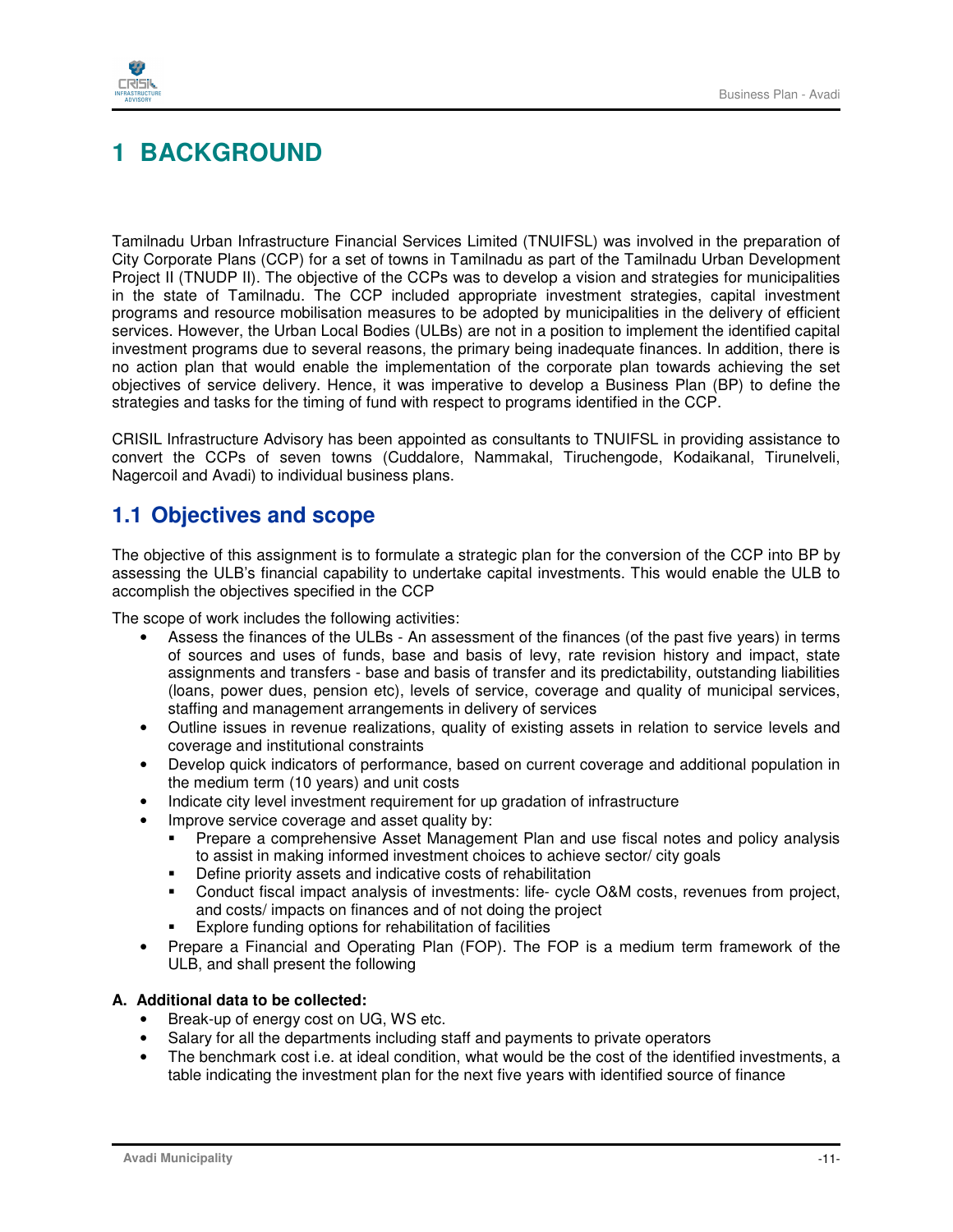# 1 BACKGROUND

Tamilnadu Urban Infrastructure Financial Services Limited (TNUIFSL) was involved in the preparation of City Corporate Plans (CCP) for a set of towns in Tamilnadu as part of the Tamilnadu Urban Development Project II (TNUDP II). The objective of the CCPs was to develop a vision and strategies for municipalities in the state of Tamilnadu. The CCP included appropriate investment strategies, capital investment programs and resource mobilisation measures to be adopted by municipalities in the delivery of efficient services. However, the Urban Local Bodies (ULBs) are not in a position to implement the identified capital investment programs due to several reasons, the primary being inadequate finances. In addition, there is no action plan that would enable the implementation of the corporate plan towards achieving the set objectives of service delivery. Hence, it was imperative to develop a Business Plan (BP) to define the strategies and tasks for the timing of fund with respect to programs identified in the CCP.

CRISIL Infrastructure Advisory has been appointed as consultants to TNUIFSL in providing assistance to convert the CCPs of seven towns (Cuddalore, Nammakal, Tiruchengode, Kodaikanal, Tirunelveli, Nagercoil and Avadi) to individual business plans.

## 1.1 Objectives and scope

The objective of this assignment is to formulate a strategic plan for the conversion of the CCP into BP by assessing the ULB's financial capability to undertake capital investments. This would enable the ULB to accomplish the objectives specified in the CCP

The scope of work includes the following activities:

- Assess the finances of the ULBs - An assessment of the finances (of the past five years) in terms of sources and uses of funds, base and basis of levy, rate revision history and impact, state assignments and transfers - base and basis of transfer and its predictability, outstanding liabilities (loans, power dues, pension etc), levels of service, coverage and quality of municipal services, staffing and management arrangements in delivery of services
- Outline issues in revenue realizations, quality of existing assets in relation to service levels and coverage and institutional constraints
- Develop quick indicators of performance, based on current coverage and additional population in the medium term (10 years) and unit costs
- Indicate city level investment requirement for up gradation of infrastructure
- Improve service coverage and asset quality by:
  - Prepare a comprehensive Asset Management Plan and use fiscal notes and policy analysis to assist in making informed investment choices to achieve sector/ city goals
  - Define priority assets and indicative costs of rehabilitation
  - Conduct fiscal impact analysis of investments: life- cycle O&M costs, revenues from project, and costs/ impacts on finances and of not doing the project
  - Explore funding options for rehabilitation of facilities
- Prepare a Financial and Operating Plan (FOP). The FOP is a medium term framework of the ULB, and shall present the following

**A. Additional data to be collected:**

- Break-up of energy cost on UG, WS etc.
- Salary for all the departments including staff and payments to private operators
- The benchmark cost i.e. at ideal condition, what would be the cost of the identified investments, a table indicating the investment plan for the next five years with identified source of finance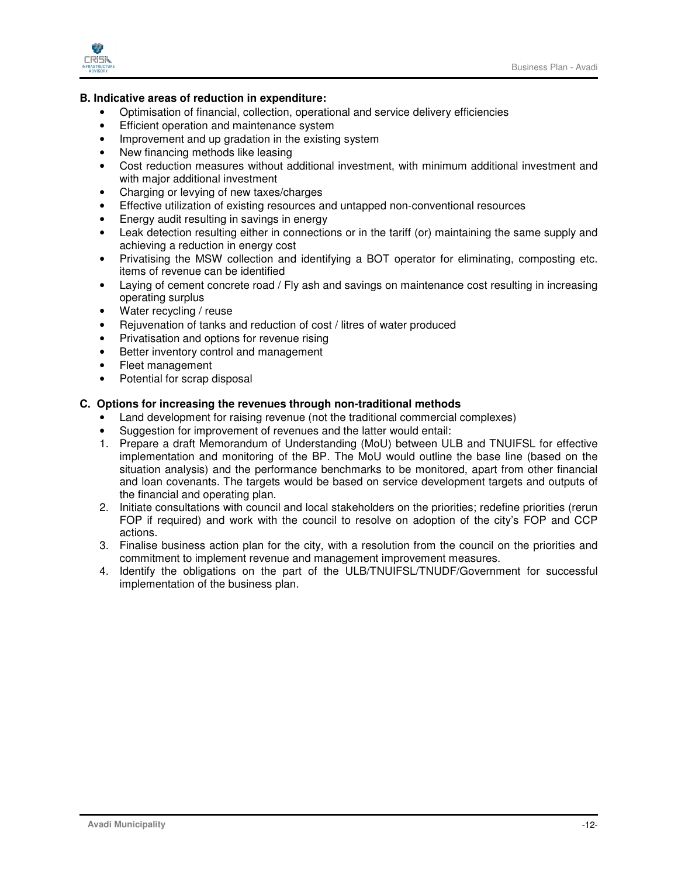**B. Indicative areas of reduction in expenditure:**

- Optimisation of financial, collection, operational and service delivery efficiencies
- Efficient operation and maintenance system
- Improvement and up gradation in the existing system
- New financing methods like leasing
- Cost reduction measures without additional investment, with minimum additional investment and with major additional investment
- Charging or levying of new taxes/charges
- Effective utilization of existing resources and untapped non-conventional resources
- Energy audit resulting in savings in energy
- Leak detection resulting either in connections or in the tariff (or) maintaining the same supply and achieving a reduction in energy cost
- Privatising the MSW collection and identifying a BOT operator for eliminating, composting etc. items of revenue can be identified
- Laying of cement concrete road / Fly ash and savings on maintenance cost resulting in increasing operating surplus
- Water recycling / reuse
- Rejuvenation of tanks and reduction of cost / litres of water produced
- Privatisation and options for revenue rising
- Better inventory control and management
- Fleet management
- Potential for scrap disposal

**C. Options for increasing the revenues through non-traditional methods**

- Land development for raising revenue (not the traditional commercial complexes)
- Suggestion for improvement of revenues and the latter would entail:

1. Prepare a draft Memorandum of Understanding (MoU) between ULB and TNUIFSL for effective implementation and monitoring of the BP. The MoU would outline the base line (based on the situation analysis) and the performance benchmarks to be monitored, apart from other financial and loan covenants. The targets would be based on service development targets and outputs of the financial and operating plan.
2. Initiate consultations with council and local stakeholders on the priorities; redefine priorities (rerun FOP if required) and work with the council to resolve on adoption of the city's FOP and CCP actions.
3. Finalise business action plan for the city, with a resolution from the council on the priorities and commitment to implement revenue and management improvement measures.
4. Identify the obligations on the part of the ULB/TNUIFSL/TNUDF/Government for successful implementation of the business plan.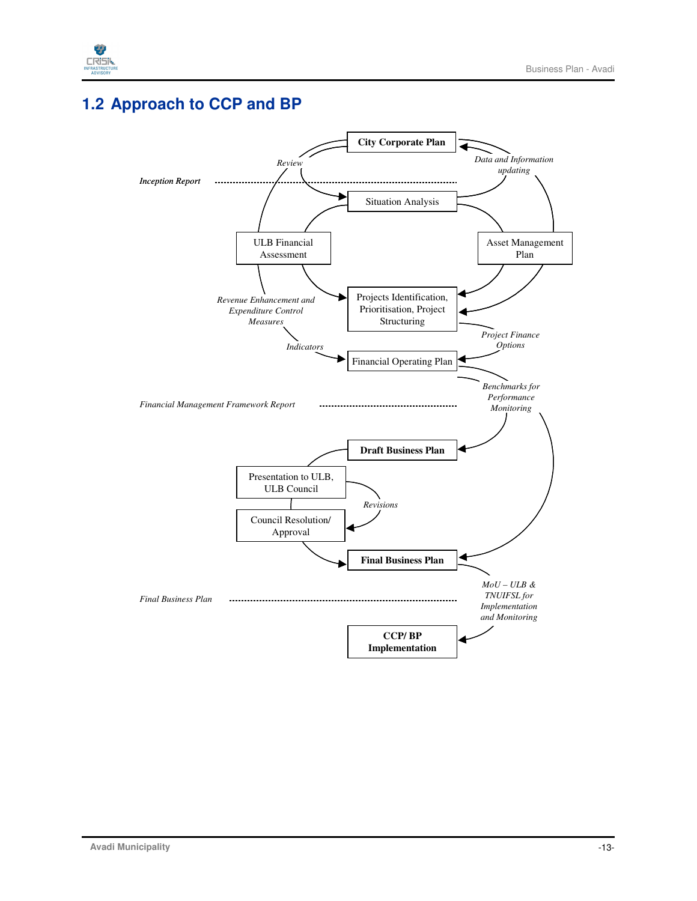## 1.2 Approach to CCP and BP

City Corporate Plan

*Review*

*Data and Information updating*

*Inception Report*

Situation Analysis

ULB Financial Assessment

Asset Management Plan

*Revenue Enhancement and Expenditure Control Measures*

Projects Identification, Prioritisation, Project Structuring

*Project Finance Options*

*Indicators*

Financial Operating Plan

*Benchmarks for Performance Monitoring*

*Financial Management Framework Report*

**Draft Business Plan**

Presentation to ULB, ULB Council

*Revisions*

Council Resolution/ Approval

**Final Business Plan**

*MoU – ULB & TNUIFSL for Implementation and Monitoring*

*Final Business Plan*

**CCP/ BP Implementation**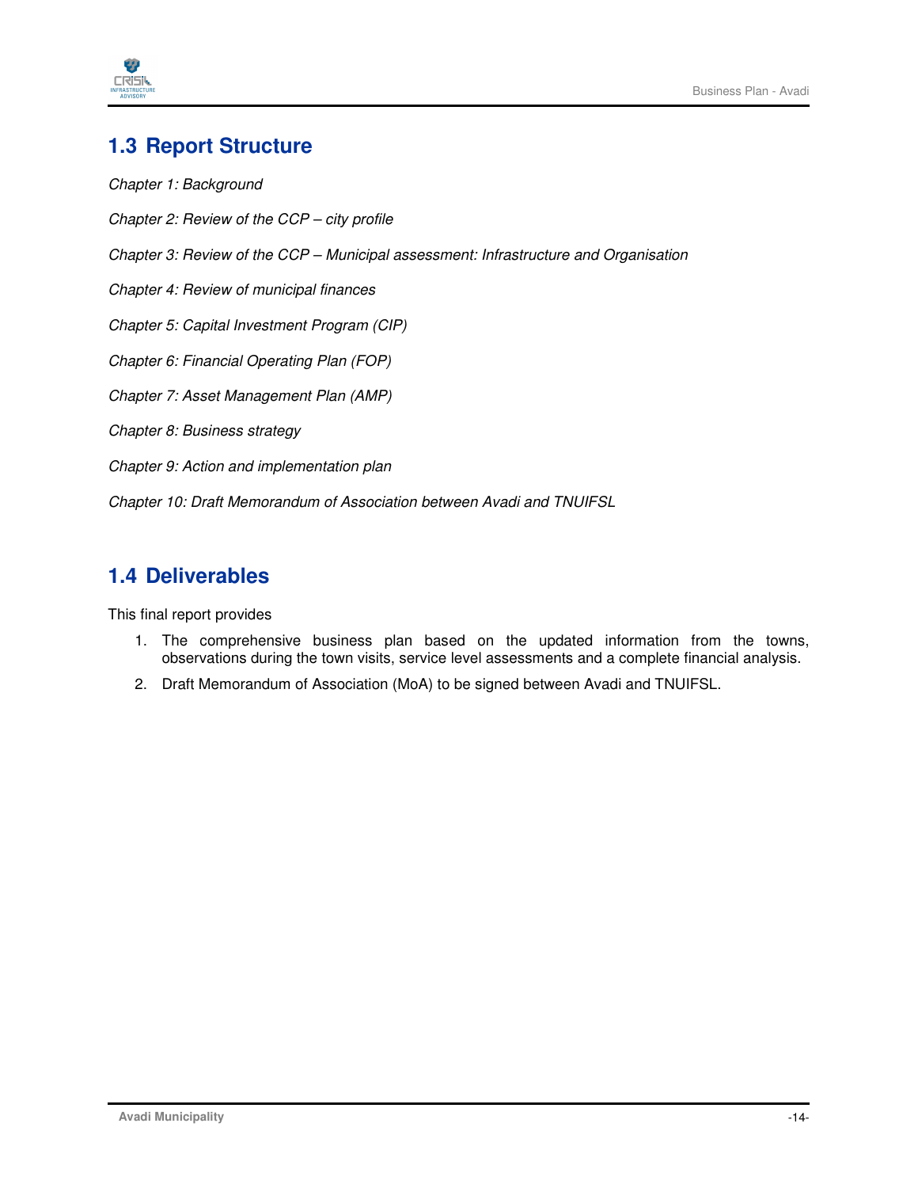## 1.3 Report Structure

*Chapter 1: Background*

*Chapter 2: Review of the CCP – city profile*

*Chapter 3: Review of the CCP – Municipal assessment: Infrastructure and Organisation*

*Chapter 4: Review of municipal finances*

*Chapter 5: Capital Investment Program (CIP)*

*Chapter 6: Financial Operating Plan (FOP)*

*Chapter 7: Asset Management Plan (AMP)*

*Chapter 8: Business strategy*

*Chapter 9: Action and implementation plan*

*Chapter 10: Draft Memorandum of Association between Avadi and TNUIFSL*

## 1.4 Deliverables

This final report provides

1. The comprehensive business plan based on the updated information from the towns, observations during the town visits, service level assessments and a complete financial analysis.
2. Draft Memorandum of Association (MoA) to be signed between Avadi and TNUIFSL.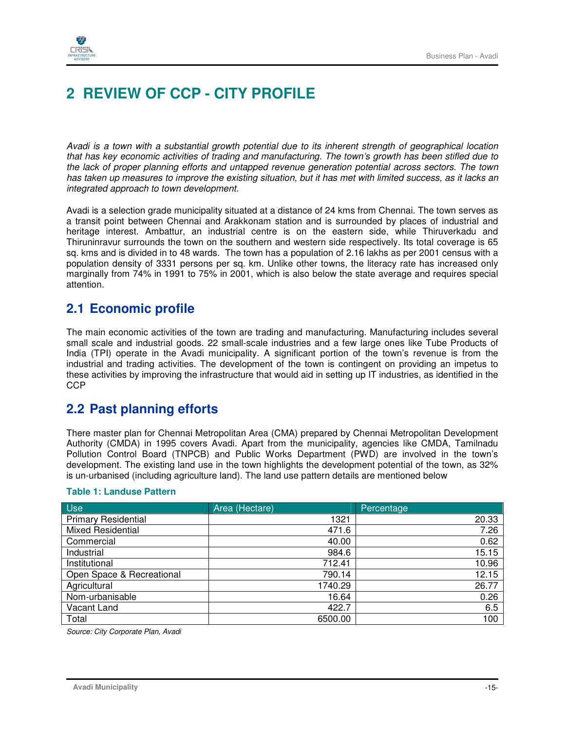# 2 REVIEW OF CCP - CITY PROFILE

*Avadi is a town with a substantial growth potential due to its inherent strength of geographical location that has key economic activities of trading and manufacturing. The town's growth has been stifled due to the lack of proper planning efforts and untapped revenue generation potential across sectors. The town has taken up measures to improve the existing situation, but it has met with limited success, as it lacks an integrated approach to town development.*

Avadi is a selection grade municipality situated at a distance of 24 kms from Chennai. The town serves as a transit point between Chennai and Arakkonam station and is surrounded by places of industrial and heritage interest. Ambattur, an industrial centre is on the eastern side, while Thiruverkadu and Thiruninravur surrounds the town on the southern and western side respectively. Its total coverage is 65 sq. kms and is divided in to 48 wards. The town has a population of 2.16 lakhs as per 2001 census with a population density of 3331 persons per sq. km. Unlike other towns, the literacy rate has increased only marginally from 74% in 1991 to 75% in 2001, which is also below the state average and requires special attention.

## 2.1 Economic profile

The main economic activities of the town are trading and manufacturing. Manufacturing includes several small scale and industrial goods. 22 small-scale industries and a few large ones like Tube Products of India (TPI) operate in the Avadi municipality. A significant portion of the town's revenue is from the industrial and trading activities. The development of the town is contingent on providing an impetus to these activities by improving the infrastructure that would aid in setting up IT industries, as identified in the CCP

## 2.2 Past planning efforts

There master plan for Chennai Metropolitan Area (CMA) prepared by Chennai Metropolitan Development Authority (CMDA) in 1995 covers Avadi. Apart from the municipality, agencies like CMDA, Tamilnadu Pollution Control Board (TNPCB) and Public Works Department (PWD) are involved in the town's development. The existing land use in the town highlights the development potential of the town, as 32% is un-urbanised (including agriculture land). The land use pattern details are mentioned below

**Table 1: Landuse Pattern**

| Use | Area (Hectare) | Percentage |
|---|---|---|
| Primary Residential | 1321 | 20.33 |
| Mixed Residential | 471.6 | 7.26 |
| Commercial | 40.00 | 0.62 |
| Industrial | 984.6 | 15.15 |
| Institutional | 712.41 | 10.96 |
| Open Space & Recreational | 790.14 | 12.15 |
| Agricultural | 1740.29 | 26.77 |
| Nom-urbanisable | 16.64 | 0.26 |
| Vacant Land | 422.7 | 6.5 |
| Total | 6500.00 | 100 |

*Source: City Corporate Plan, Avadi*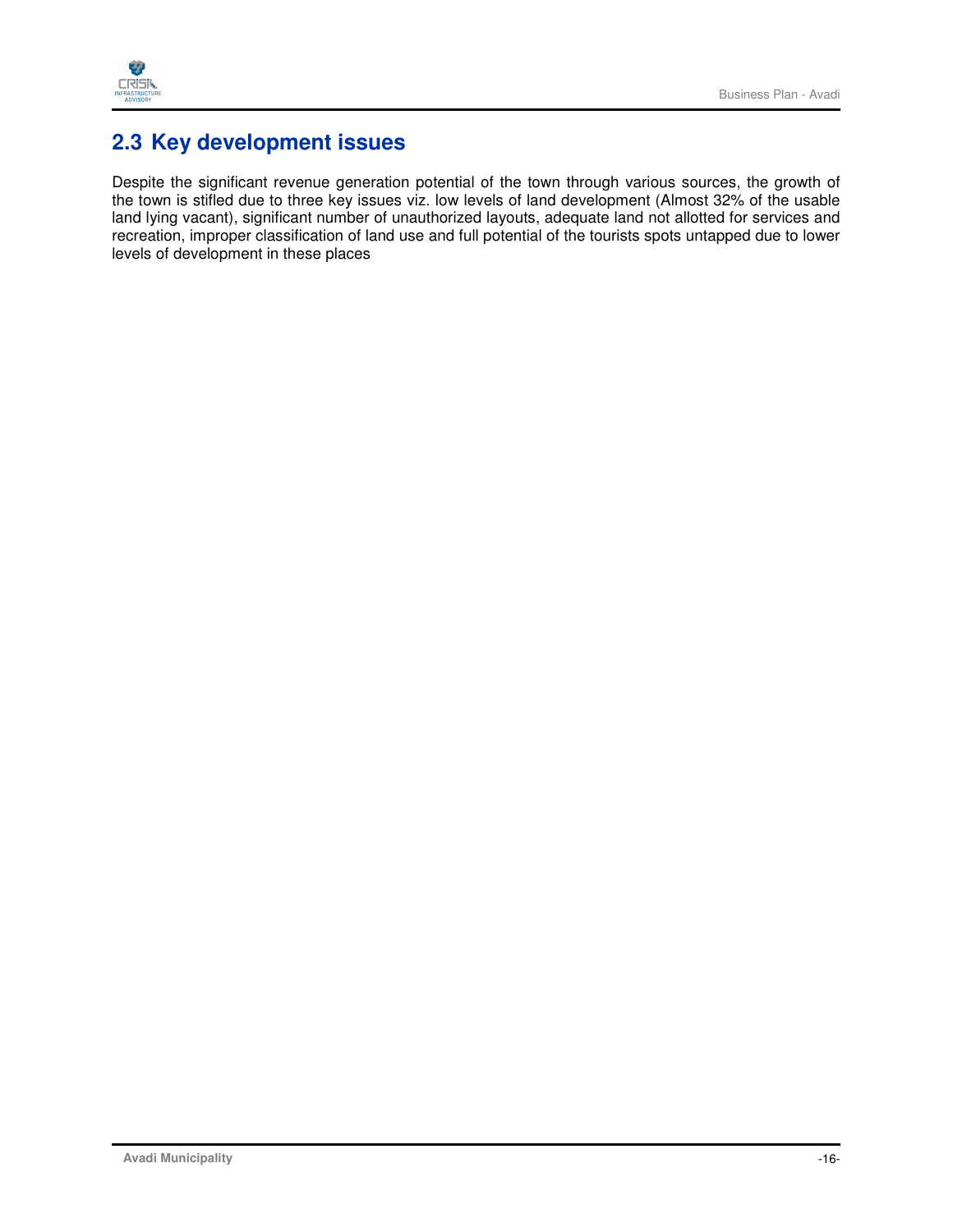## 2.3 Key development issues

Despite the significant revenue generation potential of the town through various sources, the growth of the town is stifled due to three key issues viz. low levels of land development (Almost 32% of the usable land lying vacant), significant number of unauthorized layouts, adequate land not allotted for services and recreation, improper classification of land use and full potential of the tourists spots untapped due to lower levels of development in these places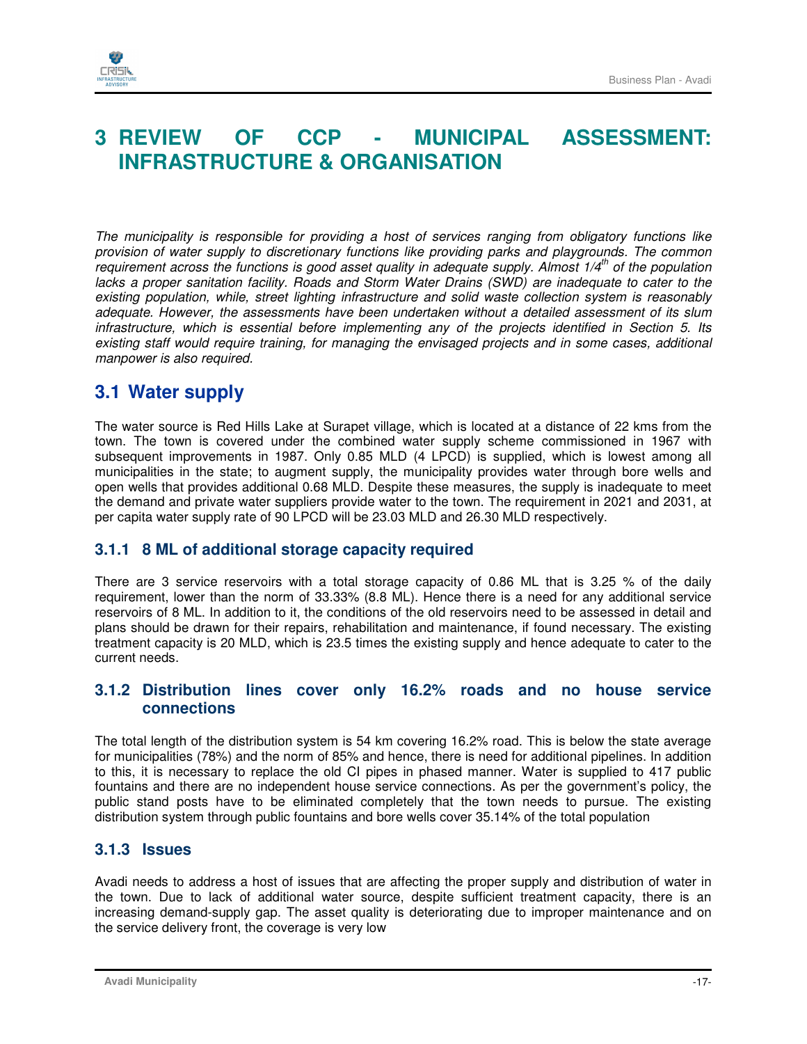# 3 REVIEW OF CCP - MUNICIPAL ASSESSMENT: INFRASTRUCTURE & ORGANISATION

*The municipality is responsible for providing a host of services ranging from obligatory functions like provision of water supply to discretionary functions like providing parks and playgrounds. The common requirement across the functions is good asset quality in adequate supply. Almost 1/4th of the population lacks a proper sanitation facility. Roads and Storm Water Drains (SWD) are inadequate to cater to the existing population, while, street lighting infrastructure and solid waste collection system is reasonably adequate. However, the assessments have been undertaken without a detailed assessment of its slum infrastructure, which is essential before implementing any of the projects identified in Section 5. Its existing staff would require training, for managing the envisaged projects and in some cases, additional manpower is also required.*

## 3.1 Water supply

The water source is Red Hills Lake at Surapet village, which is located at a distance of 22 kms from the town. The town is covered under the combined water supply scheme commissioned in 1967 with subsequent improvements in 1987. Only 0.85 MLD (4 LPCD) is supplied, which is lowest among all municipalities in the state; to augment supply, the municipality provides water through bore wells and open wells that provides additional 0.68 MLD. Despite these measures, the supply is inadequate to meet the demand and private water suppliers provide water to the town. The requirement in 2021 and 2031, at per capita water supply rate of 90 LPCD will be 23.03 MLD and 26.30 MLD respectively.

### 3.1.1 8 ML of additional storage capacity required

There are 3 service reservoirs with a total storage capacity of 0.86 ML that is 3.25 % of the daily requirement, lower than the norm of 33.33% (8.8 ML). Hence there is a need for any additional service reservoirs of 8 ML. In addition to it, the conditions of the old reservoirs need to be assessed in detail and plans should be drawn for their repairs, rehabilitation and maintenance, if found necessary. The existing treatment capacity is 20 MLD, which is 23.5 times the existing supply and hence adequate to cater to the current needs.

### 3.1.2 Distribution lines cover only 16.2% roads and no house service connections

The total length of the distribution system is 54 km covering 16.2% road. This is below the state average for municipalities (78%) and the norm of 85% and hence, there is need for additional pipelines. In addition to this, it is necessary to replace the old CI pipes in phased manner. Water is supplied to 417 public fountains and there are no independent house service connections. As per the government's policy, the public stand posts have to be eliminated completely that the town needs to pursue. The existing distribution system through public fountains and bore wells cover 35.14% of the total population

### 3.1.3 Issues

Avadi needs to address a host of issues that are affecting the proper supply and distribution of water in the town. Due to lack of additional water source, despite sufficient treatment capacity, there is an increasing demand-supply gap. The asset quality is deteriorating due to improper maintenance and on the service delivery front, the coverage is very low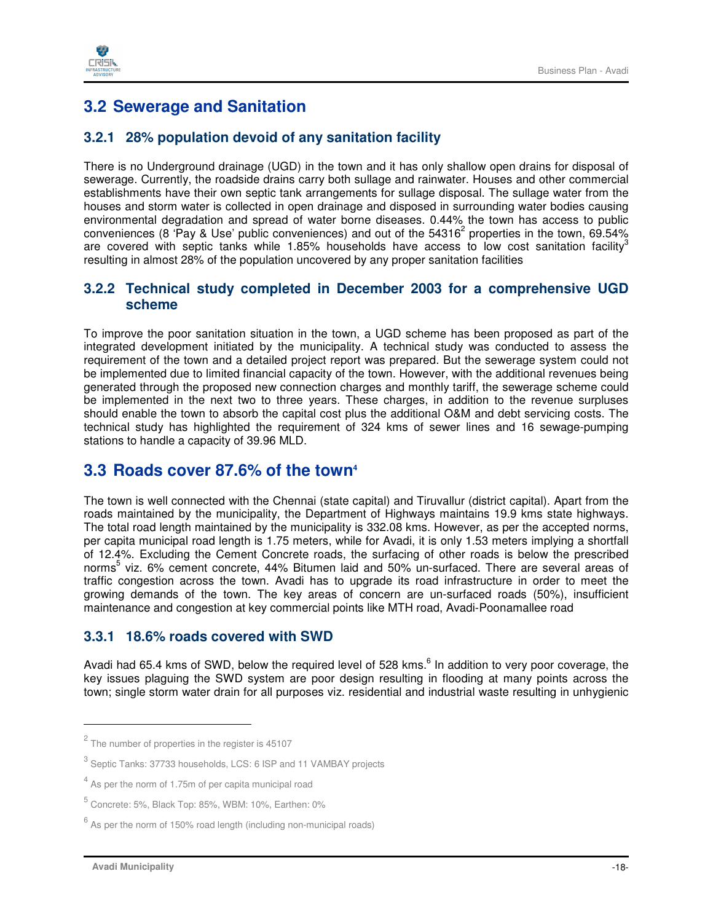## 3.2 Sewerage and Sanitation

### 3.2.1 28% population devoid of any sanitation facility

There is no Underground drainage (UGD) in the town and it has only shallow open drains for disposal of sewerage. Currently, the roadside drains carry both sullage and rainwater. Houses and other commercial establishments have their own septic tank arrangements for sullage disposal. The sullage water from the houses and storm water is collected in open drainage and disposed in surrounding water bodies causing environmental degradation and spread of water borne diseases. 0.44% the town has access to public conveniences (8 'Pay & Use' public conveniences) and out of the 54316[2] properties in the town, 69.54% are covered with septic tanks while 1.85% households have access to low cost sanitation facility[3] resulting in almost 28% of the population uncovered by any proper sanitation facilities

### 3.2.2 Technical study completed in December 2003 for a comprehensive UGD scheme

To improve the poor sanitation situation in the town, a UGD scheme has been proposed as part of the integrated development initiated by the municipality. A technical study was conducted to assess the requirement of the town and a detailed project report was prepared. But the sewerage system could not be implemented due to limited financial capacity of the town. However, with the additional revenues being generated through the proposed new connection charges and monthly tariff, the sewerage scheme could be implemented in the next two to three years. These charges, in addition to the revenue surpluses should enable the town to absorb the capital cost plus the additional O&M and debt servicing costs. The technical study has highlighted the requirement of 324 kms of sewer lines and 16 sewage-pumping stations to handle a capacity of 39.96 MLD.

## 3.3 Roads cover 87.6% of the town[4]

The town is well connected with the Chennai (state capital) and Tiruvallur (district capital). Apart from the roads maintained by the municipality, the Department of Highways maintains 19.9 kms state highways. The total road length maintained by the municipality is 332.08 kms. However, as per the accepted norms, per capita municipal road length is 1.75 meters, while for Avadi, it is only 1.53 meters implying a shortfall of 12.4%. Excluding the Cement Concrete roads, the surfacing of other roads is below the prescribed norms[5] viz. 6% cement concrete, 44% Bitumen laid and 50% un-surfaced. There are several areas of traffic congestion across the town. Avadi has to upgrade its road infrastructure in order to meet the growing demands of the town. The key areas of concern are un-surfaced roads (50%), insufficient maintenance and congestion at key commercial points like MTH road, Avadi-Poonamallee road

### 3.3.1 18.6% roads covered with SWD

Avadi had 65.4 kms of SWD, below the required level of 528 kms.[6] In addition to very poor coverage, the key issues plaguing the SWD system are poor design resulting in flooding at many points across the town; single storm water drain for all purposes viz. residential and industrial waste resulting in unhygienic

---

[2] The number of properties in the register is 45107

[3] Septic Tanks: 37733 households, LCS: 6 ISP and 11 VAMBAY projects

[4] As per the norm of 1.75m of per capita municipal road

[5] Concrete: 5%, Black Top: 85%, WBM: 10%, Earthen: 0%

[6] As per the norm of 150% road length (including non-municipal roads)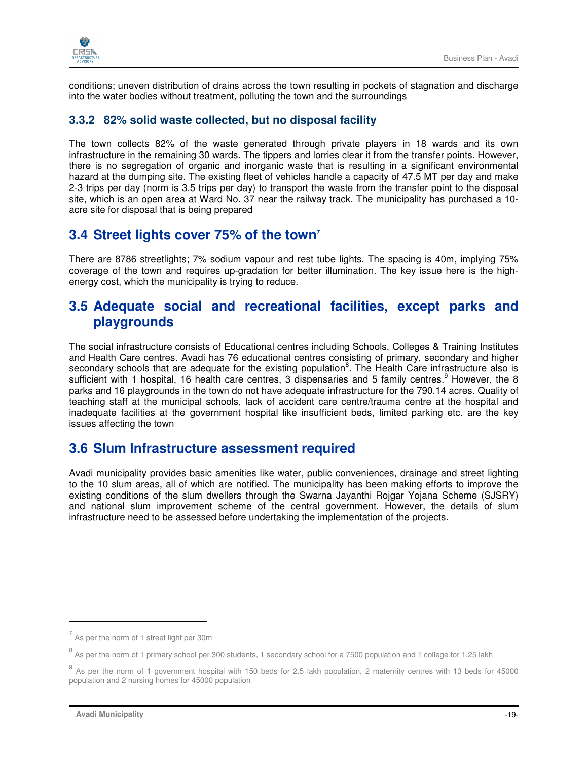conditions; uneven distribution of drains across the town resulting in pockets of stagnation and discharge into the water bodies without treatment, polluting the town and the surroundings

### 3.3.2 82% solid waste collected, but no disposal facility

The town collects 82% of the waste generated through private players in 18 wards and its own infrastructure in the remaining 30 wards. The tippers and lorries clear it from the transfer points. However, there is no segregation of organic and inorganic waste that is resulting in a significant environmental hazard at the dumping site. The existing fleet of vehicles handle a capacity of 47.5 MT per day and make 2-3 trips per day (norm is 3.5 trips per day) to transport the waste from the transfer point to the disposal site, which is an open area at Ward No. 37 near the railway track. The municipality has purchased a 10-acre site for disposal that is being prepared

## 3.4 Street lights cover 75% of the town[7]

There are 8786 streetlights; 7% sodium vapour and rest tube lights. The spacing is 40m, implying 75% coverage of the town and requires up-gradation for better illumination. The key issue here is the high-energy cost, which the municipality is trying to reduce.

## 3.5 Adequate social and recreational facilities, except parks and playgrounds

The social infrastructure consists of Educational centres including Schools, Colleges & Training Institutes and Health Care centres. Avadi has 76 educational centres consisting of primary, secondary and higher secondary schools that are adequate for the existing population[8]. The Health Care infrastructure also is sufficient with 1 hospital, 16 health care centres, 3 dispensaries and 5 family centres.[9] However, the 8 parks and 16 playgrounds in the town do not have adequate infrastructure for the 790.14 acres. Quality of teaching staff at the municipal schools, lack of accident care centre/trauma centre at the hospital and inadequate facilities at the government hospital like insufficient beds, limited parking etc. are the key issues affecting the town

## 3.6 Slum Infrastructure assessment required

Avadi municipality provides basic amenities like water, public conveniences, drainage and street lighting to the 10 slum areas, all of which are notified. The municipality has been making efforts to improve the existing conditions of the slum dwellers through the Swarna Jayanthi Rojgar Yojana Scheme (SJSRY) and national slum improvement scheme of the central government. However, the details of slum infrastructure need to be assessed before undertaking the implementation of the projects.

---

[7] As per the norm of 1 street light per 30m

[8] As per the norm of 1 primary school per 300 students, 1 secondary school for a 7500 population and 1 college for 1.25 lakh

[9] As per the norm of 1 government hospital with 150 beds for 2.5 lakh population, 2 maternity centres with 13 beds for 45000 population and 2 nursing homes for 45000 population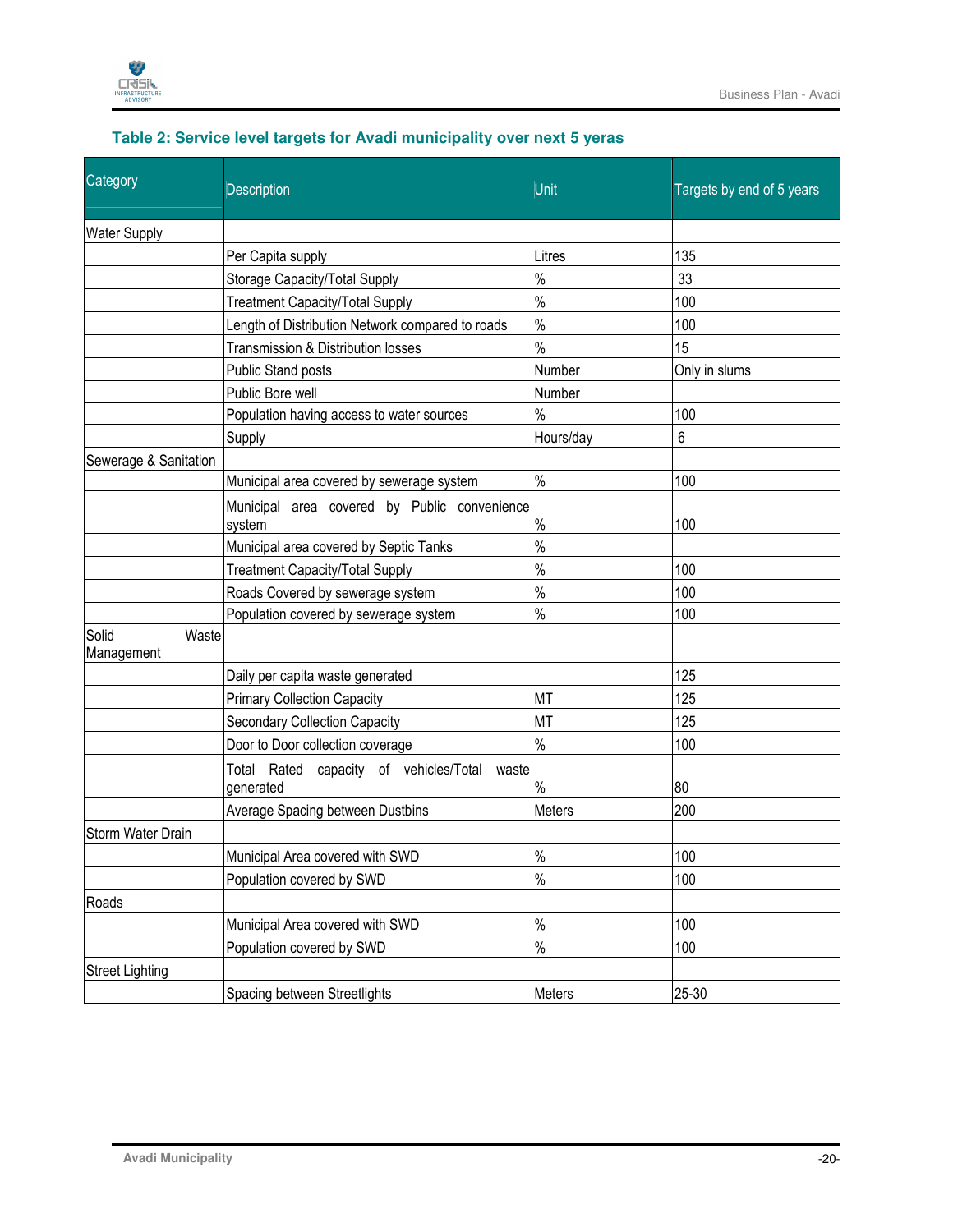**Table 2: Service level targets for Avadi municipality over next 5 yeras**

| Category | Description | Unit | Targets by end of 5 years |
|---|---|---|---|
| Water Supply | | | |
| | Per Capita supply | Litres | 135 |
| | Storage Capacity/Total Supply | % | 33 |
| | Treatment Capacity/Total Supply | % | 100 |
| | Length of Distribution Network compared to roads | % | 100 |
| | Transmission & Distribution losses | % | 15 |
| | Public Stand posts | Number | Only in slums |
| | Public Bore well | Number | |
| | Population having access to water sources | % | 100 |
| | Supply | Hours/day | 6 |
| Sewerage & Sanitation | | | |
| | Municipal area covered by sewerage system | % | 100 |
| | Municipal area covered by Public convenience system | % | 100 |
| | Municipal area covered by Septic Tanks | % | |
| | Treatment Capacity/Total Supply | % | 100 |
| | Roads Covered by sewerage system | % | 100 |
| | Population covered by sewerage system | % | 100 |
| Solid Waste Management | | | |
| | Daily per capita waste generated | | 125 |
| | Primary Collection Capacity | MT | 125 |
| | Secondary Collection Capacity | MT | 125 |
| | Door to Door collection coverage | % | 100 |
| | Total Rated capacity of vehicles/Total waste generated | % | 80 |
| | Average Spacing between Dustbins | Meters | 200 |
| Storm Water Drain | | | |
| | Municipal Area covered with SWD | % | 100 |
| | Population covered by SWD | % | 100 |
| Roads | | | |
| | Municipal Area covered with SWD | % | 100 |
| | Population covered by SWD | % | 100 |
| Street Lighting | | | |
| | Spacing between Streetlights | Meters | 25-30 |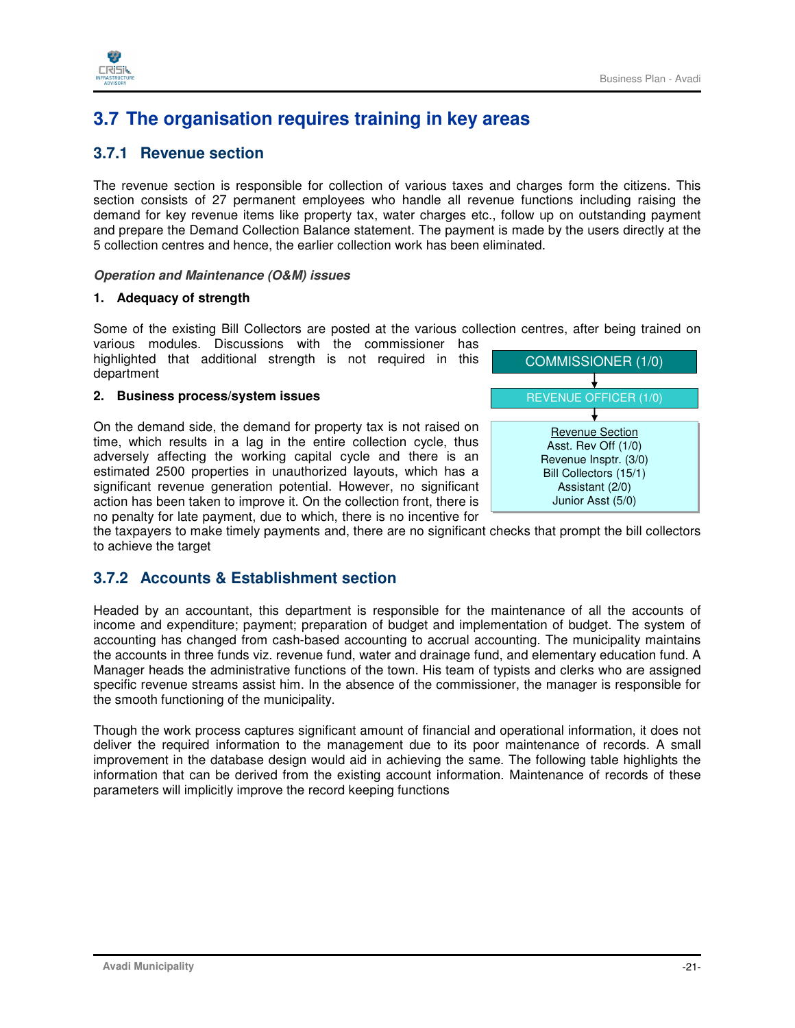## 3.7 The organisation requires training in key areas

### 3.7.1 Revenue section

The revenue section is responsible for collection of various taxes and charges form the citizens. This section consists of 27 permanent employees who handle all revenue functions including raising the demand for key revenue items like property tax, water charges etc., follow up on outstanding payment and prepare the Demand Collection Balance statement. The payment is made by the users directly at the 5 collection centres and hence, the earlier collection work has been eliminated.

***Operation and Maintenance (O&M) issues***

**1. Adequacy of strength**

Some of the existing Bill Collectors are posted at the various collection centres, after being trained on various modules. Discussions with the commissioner has highlighted that additional strength is not required in this department

COMMISSIONER (1/0)

↓

REVENUE OFFICER (1/0)

↓

Revenue Section
Asst. Rev Off (1/0)
Revenue Insptr. (3/0)
Bill Collectors (15/1)
Assistant (2/0)
Junior Asst (5/0)

**2. Business process/system issues**

On the demand side, the demand for property tax is not raised on time, which results in a lag in the entire collection cycle, thus adversely affecting the working capital cycle and there is an estimated 2500 properties in unauthorized layouts, which has a significant revenue generation potential. However, no significant action has been taken to improve it. On the collection front, there is no penalty for late payment, due to which, there is no incentive for the taxpayers to make timely payments and, there are no significant checks that prompt the bill collectors to achieve the target

### 3.7.2 Accounts & Establishment section

Headed by an accountant, this department is responsible for the maintenance of all the accounts of income and expenditure; payment; preparation of budget and implementation of budget. The system of accounting has changed from cash-based accounting to accrual accounting. The municipality maintains the accounts in three funds viz. revenue fund, water and drainage fund, and elementary education fund. A Manager heads the administrative functions of the town. His team of typists and clerks who are assigned specific revenue streams assist him. In the absence of the commissioner, the manager is responsible for the smooth functioning of the municipality.

Though the work process captures significant amount of financial and operational information, it does not deliver the required information to the management due to its poor maintenance of records. A small improvement in the database design would aid in achieving the same. The following table highlights the information that can be derived from the existing account information. Maintenance of records of these parameters will implicitly improve the record keeping functions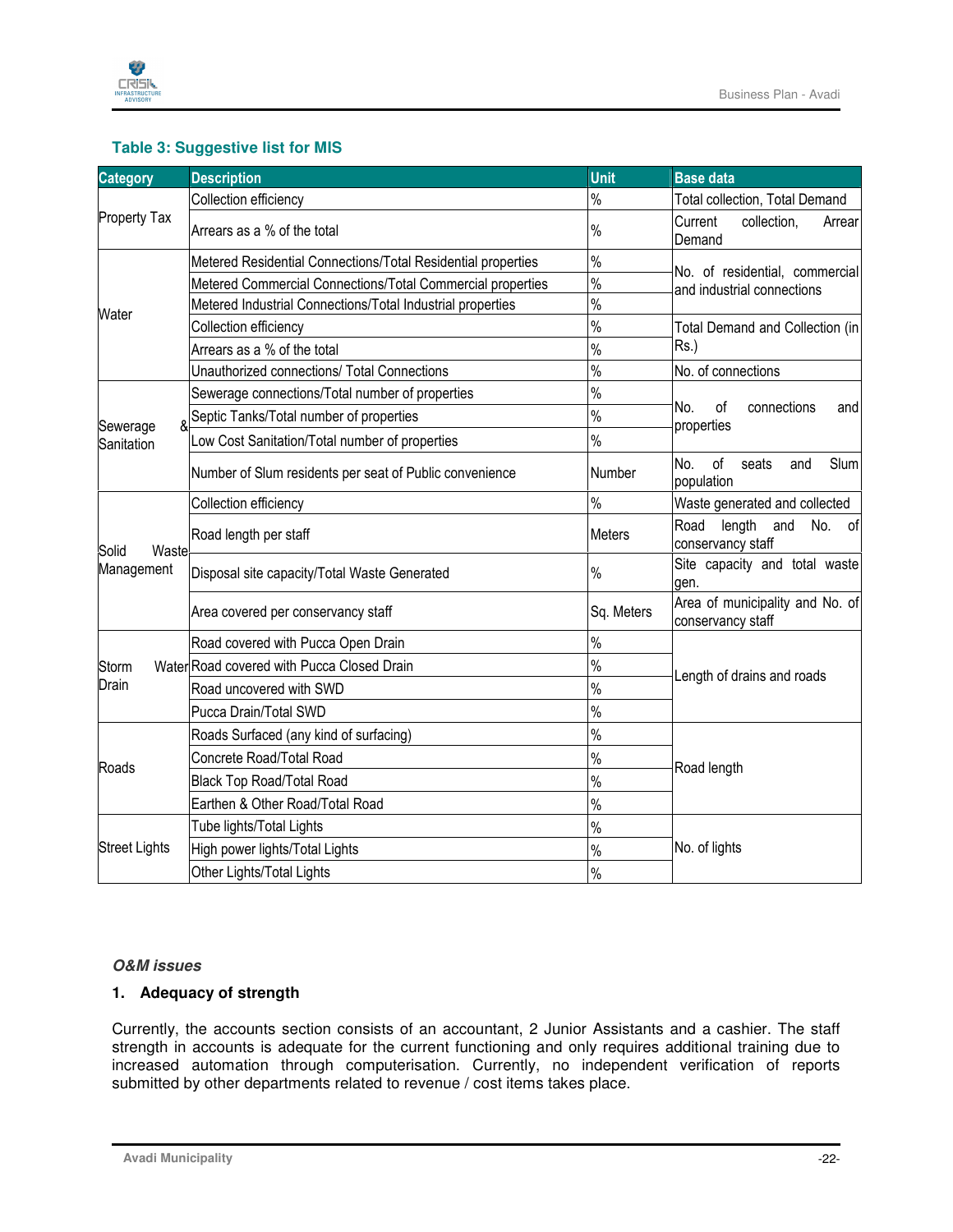**Table 3: Suggestive list for MIS**

| Category | Description | Unit | Base data |
|---|---|---|---|
| Property Tax | Collection efficiency | % | Total collection, Total Demand |
| | Arrears as a % of the total | % | Current collection, Arrear Demand |
| Water | Metered Residential Connections/Total Residential properties | % | No. of residential, commercial and industrial connections |
| | Metered Commercial Connections/Total Commercial properties | % | |
| | Metered Industrial Connections/Total Industrial properties | % | |
| | Collection efficiency | % | Total Demand and Collection (in Rs.) |
| | Arrears as a % of the total | % | |
| | Unauthorized connections/ Total Connections | % | No. of connections |
| Sewerage & Sanitation | Sewerage connections/Total number of properties | % | No. of connections and properties |
| | Septic Tanks/Total number of properties | % | |
| | Low Cost Sanitation/Total number of properties | % | |
| | Number of Slum residents per seat of Public convenience | Number | No. of seats and Slum population |
| Solid Waste Management | Collection efficiency | % | Waste generated and collected |
| | Road length per staff | Meters | Road length and No. of conservancy staff |
| | Disposal site capacity/Total Waste Generated | % | Site capacity and total waste gen. |
| | Area covered per conservancy staff | Sq. Meters | Area of municipality and No. of conservancy staff |
| Storm Water Drain | Road covered with Pucca Open Drain | % | Length of drains and roads |
| | Road covered with Pucca Closed Drain | % | |
| | Road uncovered with SWD | % | |
| | Pucca Drain/Total SWD | % | |
| Roads | Roads Surfaced (any kind of surfacing) | % | Road length |
| | Concrete Road/Total Road | % | |
| | Black Top Road/Total Road | % | |
| | Earthen & Other Road/Total Road | % | |
| Street Lights | Tube lights/Total Lights | % | No. of lights |
| | High power lights/Total Lights | % | |
| | Other Lights/Total Lights | % | |

***O&M issues***

**1. Adequacy of strength**

Currently, the accounts section consists of an accountant, 2 Junior Assistants and a cashier. The staff strength in accounts is adequate for the current functioning and only requires additional training due to increased automation through computerisation. Currently, no independent verification of reports submitted by other departments related to revenue / cost items takes place.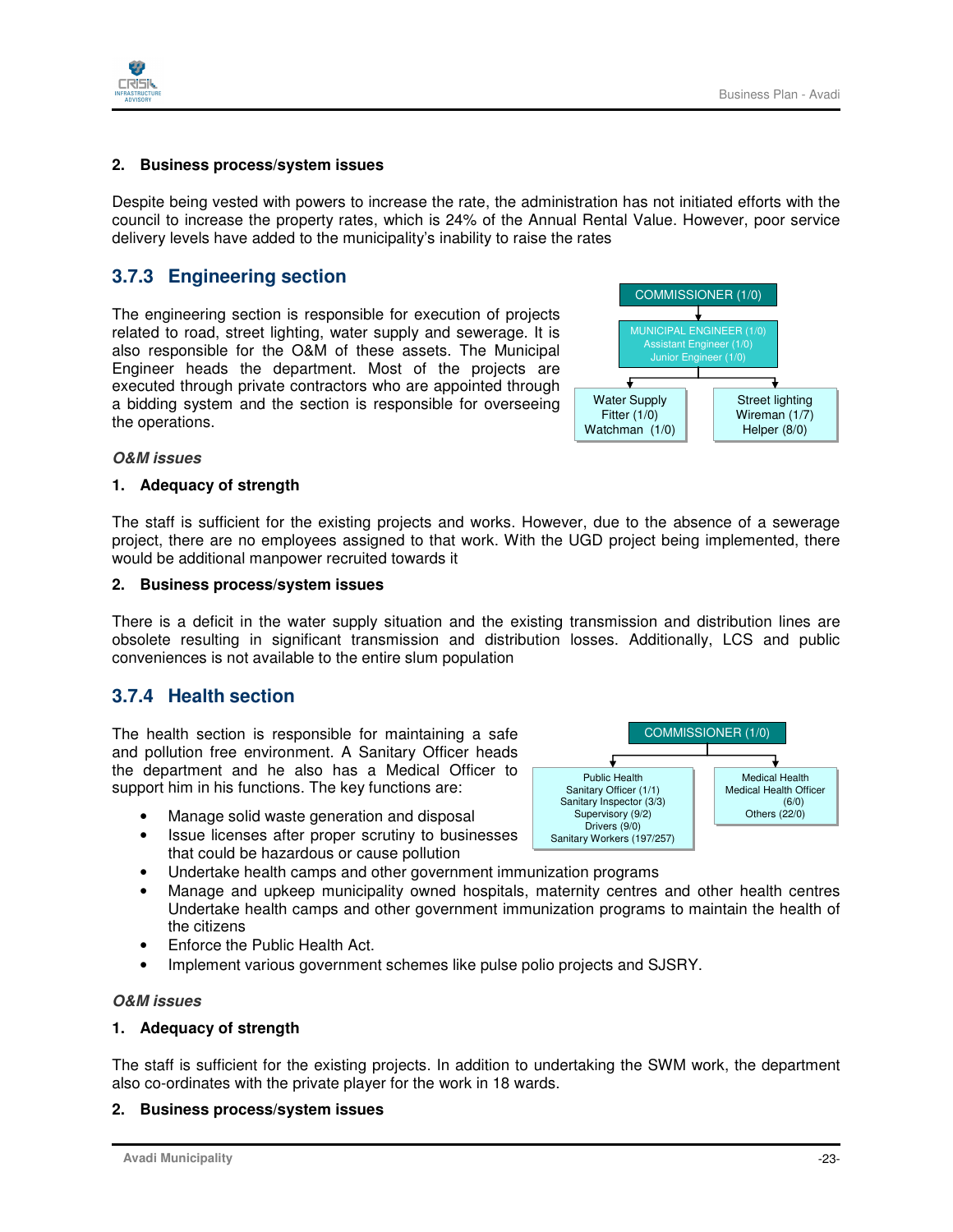**2. Business process/system issues**

Despite being vested with powers to increase the rate, the administration has not initiated efforts with the council to increase the property rates, which is 24% of the Annual Rental Value. However, poor service delivery levels have added to the municipality's inability to raise the rates

## 3.7.3 Engineering section

The engineering section is responsible for execution of projects related to road, street lighting, water supply and sewerage. It is also responsible for the O&M of these assets. The Municipal Engineer heads the department. Most of the projects are executed through private contractors who are appointed through a bidding system and the section is responsible for overseeing the operations.

COMMISSIONER (1/0)

MUNICIPAL ENGINEER (1/0)
Assistant Engineer (1/0)
Junior Engineer (1/0)

Water Supply
Fitter (1/0)
Watchman (1/0)

Street lighting
Wireman (1/7)
Helper (8/0)

***O&M issues***

**1. Adequacy of strength**

The staff is sufficient for the existing projects and works. However, due to the absence of a sewerage project, there are no employees assigned to that work. With the UGD project being implemented, there would be additional manpower recruited towards it

**2. Business process/system issues**

There is a deficit in the water supply situation and the existing transmission and distribution lines are obsolete resulting in significant transmission and distribution losses. Additionally, LCS and public conveniences is not available to the entire slum population

## 3.7.4 Health section

The health section is responsible for maintaining a safe and pollution free environment. A Sanitary Officer heads the department and he also has a Medical Officer to support him in his functions. The key functions are:

COMMISSIONER (1/0)

Public Health
Sanitary Officer (1/1)
Sanitary Inspector (3/3)
Supervisory (9/2)
Drivers (9/0)
Sanitary Workers (197/257)

Medical Health
Medical Health Officer (6/0)
Others (22/0)

- Manage solid waste generation and disposal
- Issue licenses after proper scrutiny to businesses that could be hazardous or cause pollution
- Undertake health camps and other government immunization programs
- Manage and upkeep municipality owned hospitals, maternity centres and other health centres Undertake health camps and other government immunization programs to maintain the health of the citizens
- Enforce the Public Health Act.
- Implement various government schemes like pulse polio projects and SJSRY.

***O&M issues***

**1. Adequacy of strength**

The staff is sufficient for the existing projects. In addition to undertaking the SWM work, the department also co-ordinates with the private player for the work in 18 wards.

**2. Business process/system issues**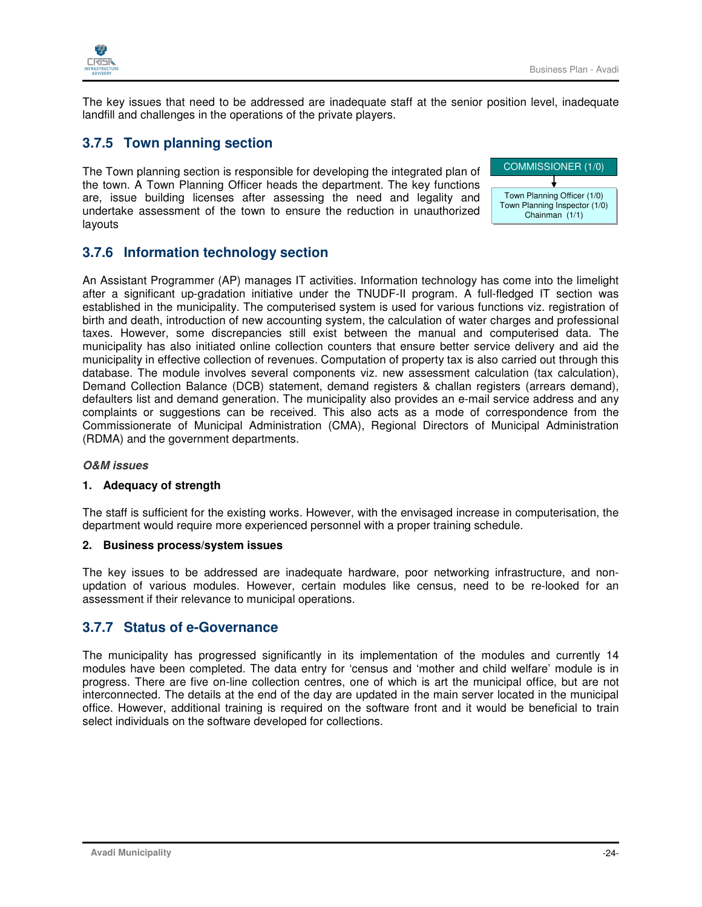The key issues that need to be addressed are inadequate staff at the senior position level, inadequate landfill and challenges in the operations of the private players.

### 3.7.5 Town planning section

The Town planning section is responsible for developing the integrated plan of the town. A Town Planning Officer heads the department. The key functions are, issue building licenses after assessing the need and legality and undertake assessment of the town to ensure the reduction in unauthorized layouts

COMMISSIONER (1/0)

↓

Town Planning Officer (1/0)
Town Planning Inspector (1/0)
Chainman (1/1)

### 3.7.6 Information technology section

An Assistant Programmer (AP) manages IT activities. Information technology has come into the limelight after a significant up-gradation initiative under the TNUDF-II program. A full-fledged IT section was established in the municipality. The computerised system is used for various functions viz. registration of birth and death, introduction of new accounting system, the calculation of water charges and professional taxes. However, some discrepancies still exist between the manual and computerised data. The municipality has also initiated online collection counters that ensure better service delivery and aid the municipality in effective collection of revenues. Computation of property tax is also carried out through this database. The module involves several components viz. new assessment calculation (tax calculation), Demand Collection Balance (DCB) statement, demand registers & challan registers (arrears demand), defaulters list and demand generation. The municipality also provides an e-mail service address and any complaints or suggestions can be received. This also acts as a mode of correspondence from the Commissionerate of Municipal Administration (CMA), Regional Directors of Municipal Administration (RDMA) and the government departments.

***O&M issues***

**1. Adequacy of strength**

The staff is sufficient for the existing works. However, with the envisaged increase in computerisation, the department would require more experienced personnel with a proper training schedule.

**2. Business process/system issues**

The key issues to be addressed are inadequate hardware, poor networking infrastructure, and non-updation of various modules. However, certain modules like census, need to be re-looked for an assessment if their relevance to municipal operations.

### 3.7.7 Status of e-Governance

The municipality has progressed significantly in its implementation of the modules and currently 14 modules have been completed. The data entry for 'census and 'mother and child welfare' module is in progress. There are five on-line collection centres, one of which is art the municipal office, but are not interconnected. The details at the end of the day are updated in the main server located in the municipal office. However, additional training is required on the software front and it would be beneficial to train select individuals on the software developed for collections.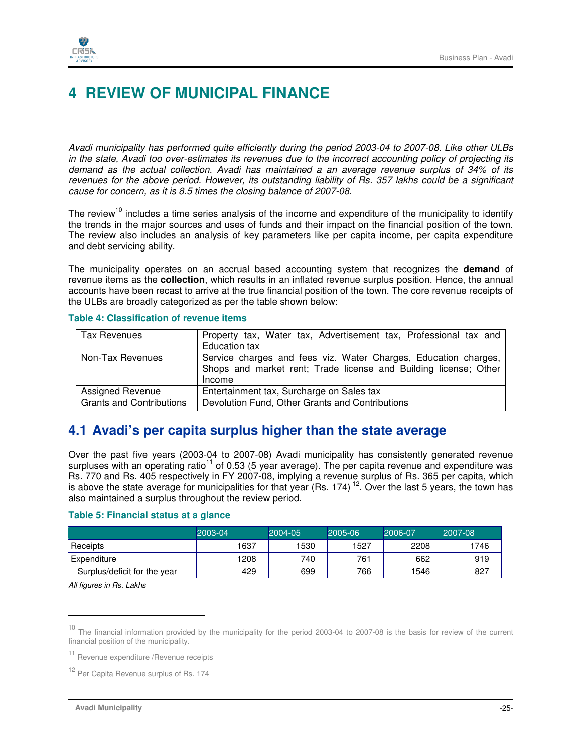# 4 REVIEW OF MUNICIPAL FINANCE

*Avadi municipality has performed quite efficiently during the period 2003-04 to 2007-08. Like other ULBs in the state, Avadi too over-estimates its revenues due to the incorrect accounting policy of projecting its demand as the actual collection. Avadi has maintained a an average revenue surplus of 34% of its revenues for the above period. However, its outstanding liability of Rs. 357 lakhs could be a significant cause for concern, as it is 8.5 times the closing balance of 2007-08.*

The review[10] includes a time series analysis of the income and expenditure of the municipality to identify the trends in the major sources and uses of funds and their impact on the financial position of the town. The review also includes an analysis of key parameters like per capita income, per capita expenditure and debt servicing ability.

The municipality operates on an accrual based accounting system that recognizes the **demand** of revenue items as the **collection**, which results in an inflated revenue surplus position. Hence, the annual accounts have been recast to arrive at the true financial position of the town. The core revenue receipts of the ULBs are broadly categorized as per the table shown below:

**Table 4: Classification of revenue items**

| | |
|---|---|
| Tax Revenues | Property tax, Water tax, Advertisement tax, Professional tax and Education tax |
| Non-Tax Revenues | Service charges and fees viz. Water Charges, Education charges, Shops and market rent; Trade license and Building license; Other Income |
| Assigned Revenue | Entertainment tax, Surcharge on Sales tax |
| Grants and Contributions | Devolution Fund, Other Grants and Contributions |

## 4.1 Avadi's per capita surplus higher than the state average

Over the past five years (2003-04 to 2007-08) Avadi municipality has consistently generated revenue surpluses with an operating ratio[11] of 0.53 (5 year average). The per capita revenue and expenditure was Rs. 770 and Rs. 405 respectively in FY 2007-08, implying a revenue surplus of Rs. 365 per capita, which is above the state average for municipalities for that year (Rs. 174) [12]. Over the last 5 years, the town has also maintained a surplus throughout the review period.

**Table 5: Financial status at a glance**

| | 2003-04 | 2004-05 | 2005-06 | 2006-07 | 2007-08 |
|---|---|---|---|---|---|
| Receipts | 1637 | 1530 | 1527 | 2208 | 1746 |
| Expenditure | 1208 | 740 | 761 | 662 | 919 |
| Surplus/deficit for the year | 429 | 699 | 766 | 1546 | 827 |

*All figures in Rs. Lakhs*

---

[10] The financial information provided by the municipality for the period 2003-04 to 2007-08 is the basis for review of the current financial position of the municipality.

[11] Revenue expenditure /Revenue receipts

[12] Per Capita Revenue surplus of Rs. 174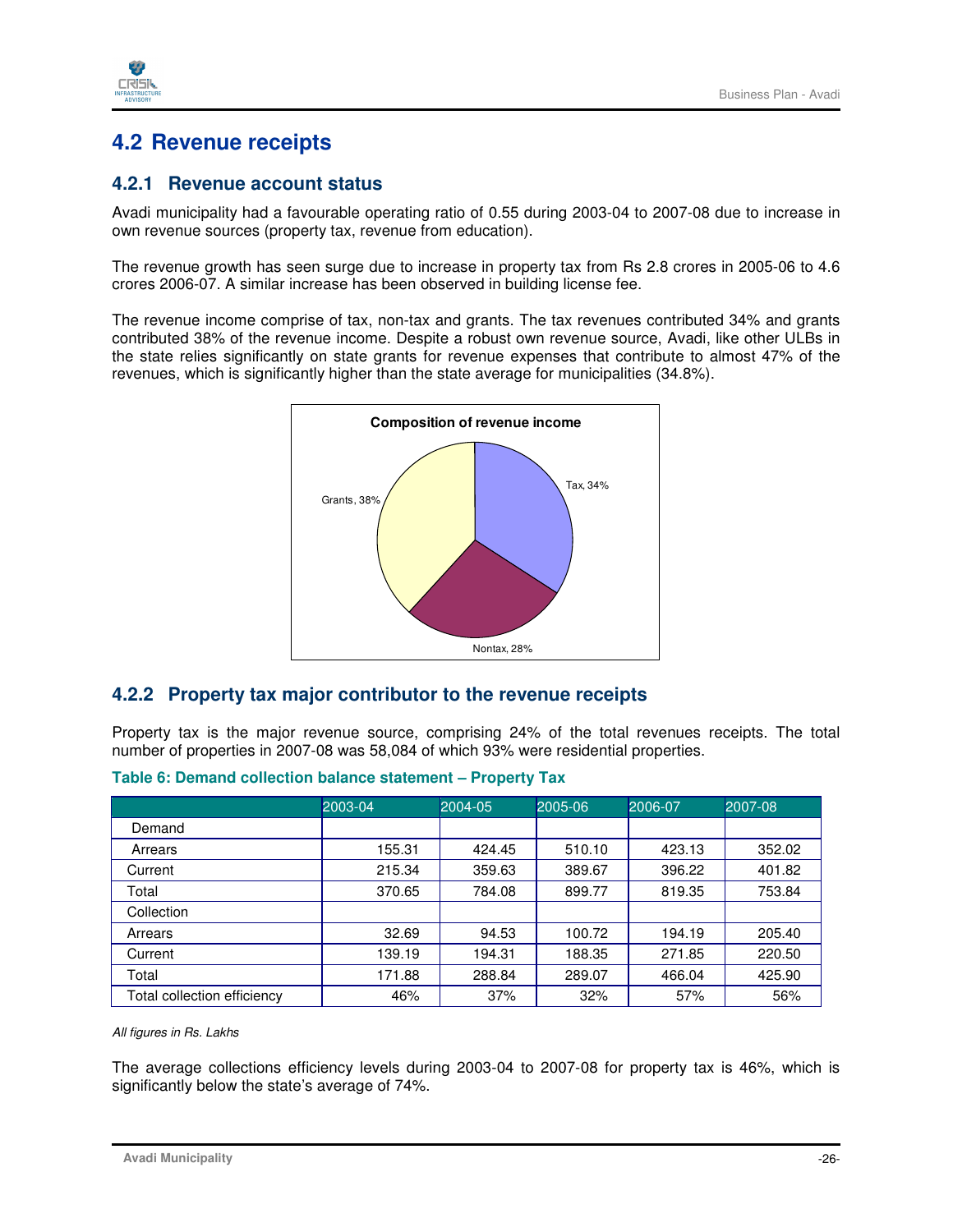## 4.2 Revenue receipts

### 4.2.1 Revenue account status

Avadi municipality had a favourable operating ratio of 0.55 during 2003-04 to 2007-08 due to increase in own revenue sources (property tax, revenue from education).

The revenue growth has seen surge due to increase in property tax from Rs 2.8 crores in 2005-06 to 4.6 crores 2006-07. A similar increase has been observed in building license fee.

The revenue income comprise of tax, non-tax and grants. The tax revenues contributed 34% and grants contributed 38% of the revenue income. Despite a robust own revenue source, Avadi, like other ULBs in the state relies significantly on state grants for revenue expenses that contribute to almost 47% of the revenues, which is significantly higher than the state average for municipalities (34.8%).

**Composition of revenue income**

| Component | Share |
|---|---|
| Tax | 34% |
| Nontax | 28% |
| Grants | 38% |

### 4.2.2 Property tax major contributor to the revenue receipts

Property tax is the major revenue source, comprising 24% of the total revenues receipts. The total number of properties in 2007-08 was 58,084 of which 93% were residential properties.

**Table 6: Demand collection balance statement – Property Tax**

| | 2003-04 | 2004-05 | 2005-06 | 2006-07 | 2007-08 |
|---|---|---|---|---|---|
| Demand | | | | | |
| Arrears | 155.31 | 424.45 | 510.10 | 423.13 | 352.02 |
| Current | 215.34 | 359.63 | 389.67 | 396.22 | 401.82 |
| Total | 370.65 | 784.08 | 899.77 | 819.35 | 753.84 |
| Collection | | | | | |
| Arrears | 32.69 | 94.53 | 100.72 | 194.19 | 205.40 |
| Current | 139.19 | 194.31 | 188.35 | 271.85 | 220.50 |
| Total | 171.88 | 288.84 | 289.07 | 466.04 | 425.90 |
| Total collection efficiency | 46% | 37% | 32% | 57% | 56% |

*All figures in Rs. Lakhs*

The average collections efficiency levels during 2003-04 to 2007-08 for property tax is 46%, which is significantly below the state's average of 74%.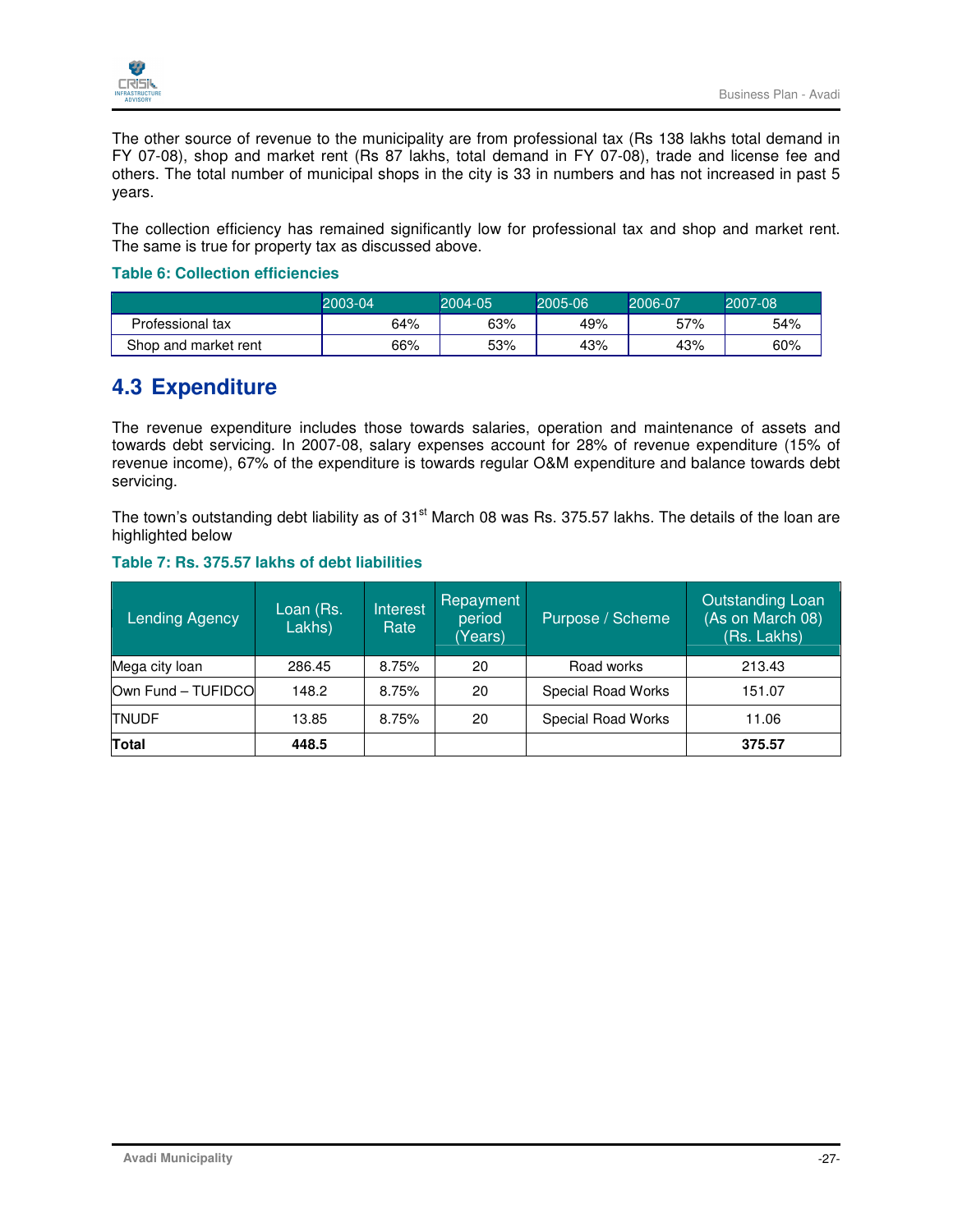The other source of revenue to the municipality are from professional tax (Rs 138 lakhs total demand in FY 07-08), shop and market rent (Rs 87 lakhs, total demand in FY 07-08), trade and license fee and others. The total number of municipal shops in the city is 33 in numbers and has not increased in past 5 years.

The collection efficiency has remained significantly low for professional tax and shop and market rent. The same is true for property tax as discussed above.

**Table 6: Collection efficiencies**

| | 2003-04 | 2004-05 | 2005-06 | 2006-07 | 2007-08 |
|---|---|---|---|---|---|
| Professional tax | 64% | 63% | 49% | 57% | 54% |
| Shop and market rent | 66% | 53% | 43% | 43% | 60% |

## 4.3 Expenditure

The revenue expenditure includes those towards salaries, operation and maintenance of assets and towards debt servicing. In 2007-08, salary expenses account for 28% of revenue expenditure (15% of revenue income), 67% of the expenditure is towards regular O&M expenditure and balance towards debt servicing.

The town's outstanding debt liability as of 31st March 08 was Rs. 375.57 lakhs. The details of the loan are highlighted below

**Table 7: Rs. 375.57 lakhs of debt liabilities**

| Lending Agency | Loan (Rs. Lakhs) | Interest Rate | Repayment period (Years) | Purpose / Scheme | Outstanding Loan (As on March 08) (Rs. Lakhs) |
|---|---|---|---|---|---|
| Mega city loan | 286.45 | 8.75% | 20 | Road works | 213.43 |
| Own Fund – TUFIDCO | 148.2 | 8.75% | 20 | Special Road Works | 151.07 |
| TNUDF | 13.85 | 8.75% | 20 | Special Road Works | 11.06 |
| **Total** | **448.5** | | | | **375.57** |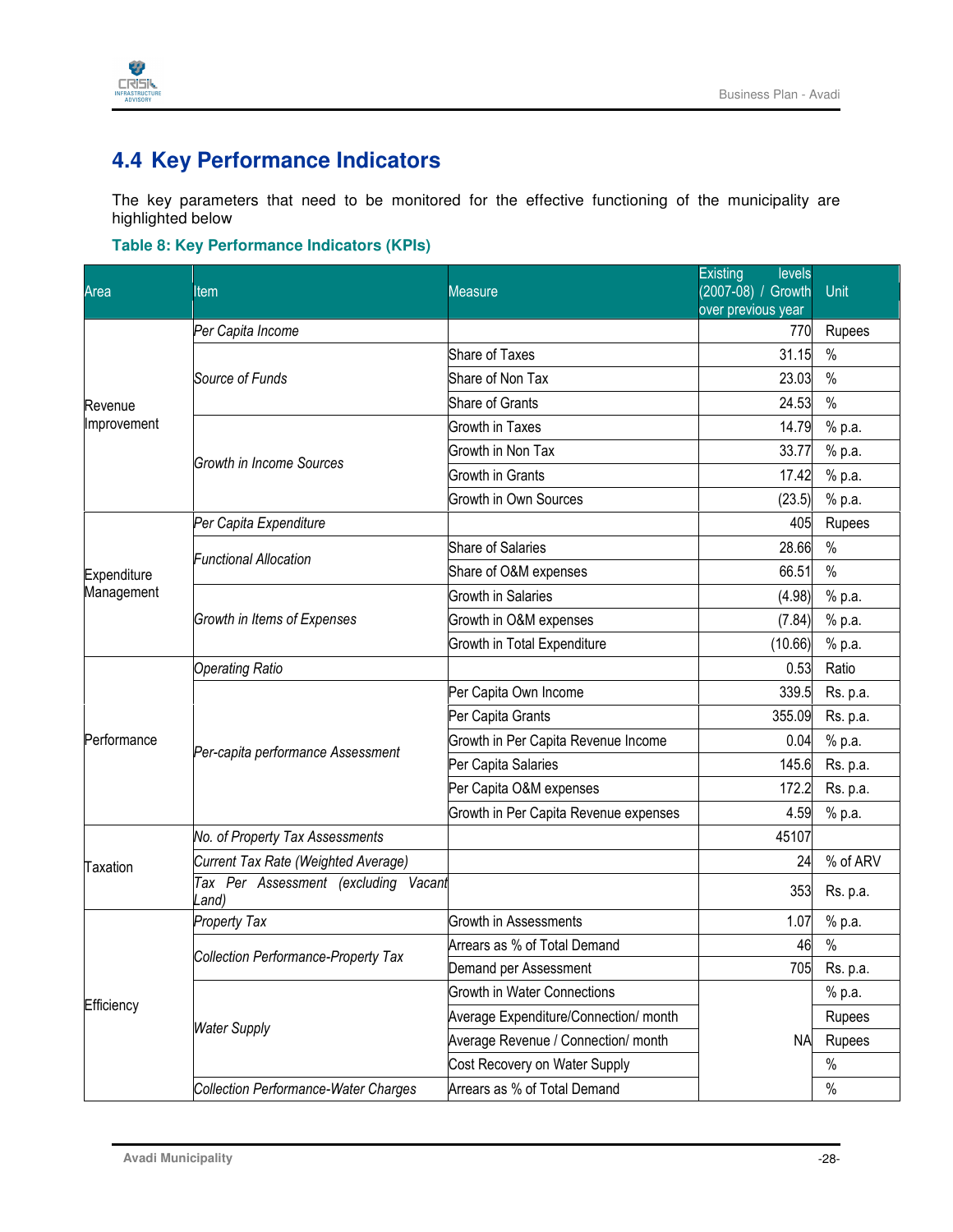## 4.4 Key Performance Indicators

The key parameters that need to be monitored for the effective functioning of the municipality are highlighted below

**Table 8: Key Performance Indicators (KPIs)**

| Area | Item | Measure | Existing levels (2007-08) / Growth over previous year | Unit |
|---|---|---|---|---|
| Revenue Improvement | *Per Capita Income* | | 770 | Rupees |
| | *Source of Funds* | Share of Taxes | 31.15 | % |
| | | Share of Non Tax | 23.03 | % |
| | | Share of Grants | 24.53 | % |
| | *Growth in Income Sources* | Growth in Taxes | 14.79 | % p.a. |
| | | Growth in Non Tax | 33.77 | % p.a. |
| | | Growth in Grants | 17.42 | % p.a. |
| | | Growth in Own Sources | (23.5) | % p.a. |
| Expenditure Management | *Per Capita Expenditure* | | 405 | Rupees |
| | *Functional Allocation* | Share of Salaries | 28.66 | % |
| | | Share of O&M expenses | 66.51 | % |
| | *Growth in Items of Expenses* | Growth in Salaries | (4.98) | % p.a. |
| | | Growth in O&M expenses | (7.84) | % p.a. |
| | | Growth in Total Expenditure | (10.66) | % p.a. |
| Performance | *Operating Ratio* | | 0.53 | Ratio |
| | *Per-capita performance Assessment* | Per Capita Own Income | 339.5 | Rs. p.a. |
| | | Per Capita Grants | 355.09 | Rs. p.a. |
| | | Growth in Per Capita Revenue Income | 0.04 | % p.a. |
| | | Per Capita Salaries | 145.6 | Rs. p.a. |
| | | Per Capita O&M expenses | 172.2 | Rs. p.a. |
| | | Growth in Per Capita Revenue expenses | 4.59 | % p.a. |
| Taxation | *No. of Property Tax Assessments* | | 45107 | |
| | *Current Tax Rate (Weighted Average)* | | 24 | % of ARV |
| | *Tax Per Assessment (excluding Vacant Land)* | | 353 | Rs. p.a. |
| Efficiency | *Property Tax* | Growth in Assessments | 1.07 | % p.a. |
| | *Collection Performance-Property Tax* | Arrears as % of Total Demand | 46 | % |
| | | Demand per Assessment | 705 | Rs. p.a. |
| | *Water Supply* | Growth in Water Connections | NA | % p.a. |
| | | Average Expenditure/Connection/ month | | Rupees |
| | | Average Revenue / Connection/ month | | Rupees |
| | | Cost Recovery on Water Supply | | % |
| | *Collection Performance-Water Charges* | Arrears as % of Total Demand | | % |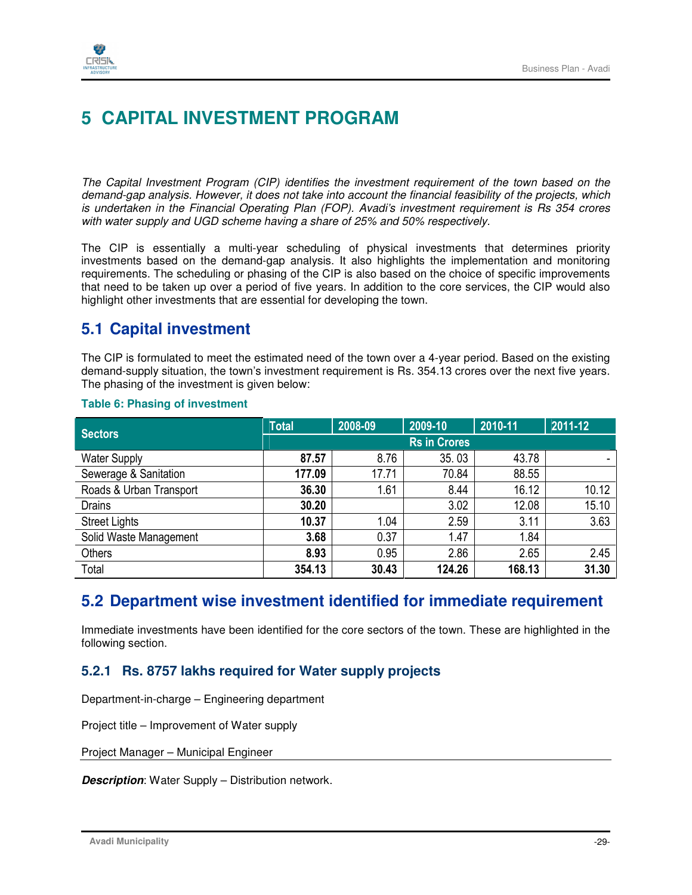# 5 CAPITAL INVESTMENT PROGRAM

*The Capital Investment Program (CIP) identifies the investment requirement of the town based on the demand-gap analysis. However, it does not take into account the financial feasibility of the projects, which is undertaken in the Financial Operating Plan (FOP). Avadi's investment requirement is Rs 354 crores with water supply and UGD scheme having a share of 25% and 50% respectively.*

The CIP is essentially a multi-year scheduling of physical investments that determines priority investments based on the demand-gap analysis. It also highlights the implementation and monitoring requirements. The scheduling or phasing of the CIP is also based on the choice of specific improvements that need to be taken up over a period of five years. In addition to the core services, the CIP would also highlight other investments that are essential for developing the town.

## 5.1 Capital investment

The CIP is formulated to meet the estimated need of the town over a 4-year period. Based on the existing demand-supply situation, the town's investment requirement is Rs. 354.13 crores over the next five years. The phasing of the investment is given below:

**Table 6: Phasing of investment**

| Sectors | Total | 2008-09 | 2009-10 | 2010-11 | 2011-12 |
|---|---|---|---|---|---|
| | Rs in Crores | | | | |
| Water Supply | **87.57** | 8.76 | 35. 03 | 43.78 | - |
| Sewerage & Sanitation | **177.09** | 17.71 | 70.84 | 88.55 | |
| Roads & Urban Transport | **36.30** | 1.61 | 8.44 | 16.12 | 10.12 |
| Drains | **30.20** | | 3.02 | 12.08 | 15.10 |
| Street Lights | **10.37** | 1.04 | 2.59 | 3.11 | 3.63 |
| Solid Waste Management | **3.68** | 0.37 | 1.47 | 1.84 | |
| Others | **8.93** | 0.95 | 2.86 | 2.65 | 2.45 |
| Total | **354.13** | **30.43** | **124.26** | **168.13** | **31.30** |

## 5.2 Department wise investment identified for immediate requirement

Immediate investments have been identified for the core sectors of the town. These are highlighted in the following section.

### 5.2.1 Rs. 8757 lakhs required for Water supply projects

Department-in-charge – Engineering department

Project title – Improvement of Water supply

Project Manager – Municipal Engineer

***Description***: Water Supply – Distribution network.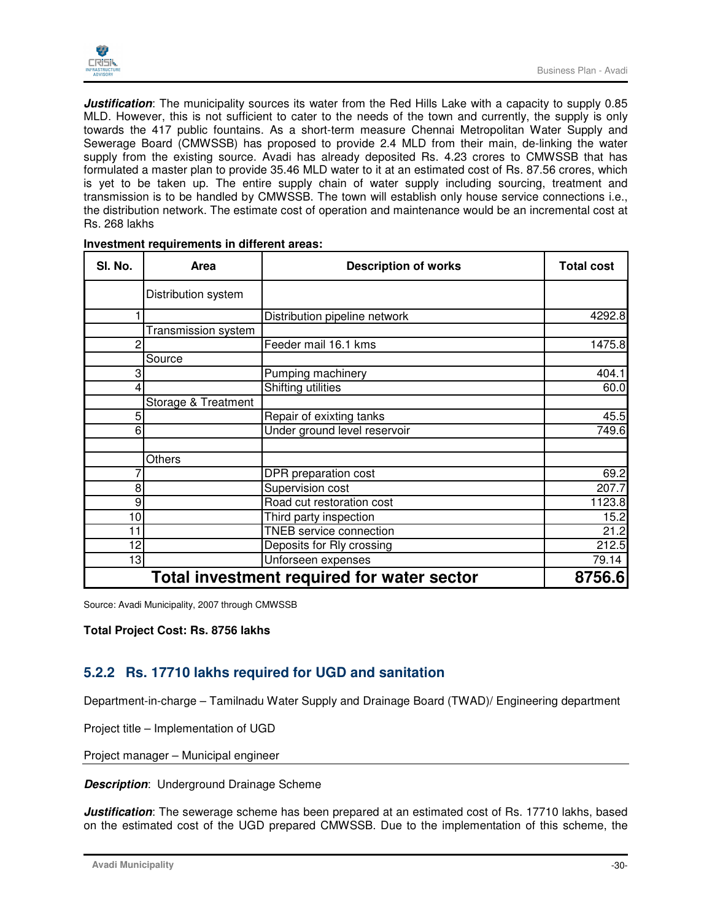***Justification***: The municipality sources its water from the Red Hills Lake with a capacity to supply 0.85 MLD. However, this is not sufficient to cater to the needs of the town and currently, the supply is only towards the 417 public fountains. As a short-term measure Chennai Metropolitan Water Supply and Sewerage Board (CMWSSB) has proposed to provide 2.4 MLD from their main, de-linking the water supply from the existing source. Avadi has already deposited Rs. 4.23 crores to CMWSSB that has formulated a master plan to provide 35.46 MLD water to it at an estimated cost of Rs. 87.56 crores, which is yet to be taken up. The entire supply chain of water supply including sourcing, treatment and transmission is to be handled by CMWSSB. The town will establish only house service connections i.e., the distribution network. The estimate cost of operation and maintenance would be an incremental cost at Rs. 268 lakhs

**Investment requirements in different areas:**

| Sl. No. | Area | Description of works | Total cost |
|---|---|---|---|
| | Distribution system | | |
| 1 | | Distribution pipeline network | 4292.8 |
| | Transmission system | | |
| 2 | | Feeder mail 16.1 kms | 1475.8 |
| | Source | | |
| 3 | | Pumping machinery | 404.1 |
| 4 | | Shifting utilities | 60.0 |
| | Storage & Treatment | | |
| 5 | | Repair of exixting tanks | 45.5 |
| 6 | | Under ground level reservoir | 749.6 |
| | | | |
| | Others | | |
| 7 | | DPR preparation cost | 69.2 |
| 8 | | Supervision cost | 207.7 |
| 9 | | Road cut restoration cost | 1123.8 |
| 10 | | Third party inspection | 15.2 |
| 11 | | TNEB service connection | 21.2 |
| 12 | | Deposits for Rly crossing | 212.5 |
| 13 | | Unforseen expenses | 79.14 |
| **Total investment required for water sector** | | | **8756.6** |

Source: Avadi Municipality, 2007 through CMWSSB

**Total Project Cost: Rs. 8756 lakhs**

### 5.2.2 Rs. 17710 lakhs required for UGD and sanitation

Department-in-charge – Tamilnadu Water Supply and Drainage Board (TWAD)/ Engineering department

Project title – Implementation of UGD

Project manager – Municipal engineer

***Description***: Underground Drainage Scheme

***Justification***: The sewerage scheme has been prepared at an estimated cost of Rs. 17710 lakhs, based on the estimated cost of the UGD prepared CMWSSB. Due to the implementation of this scheme, the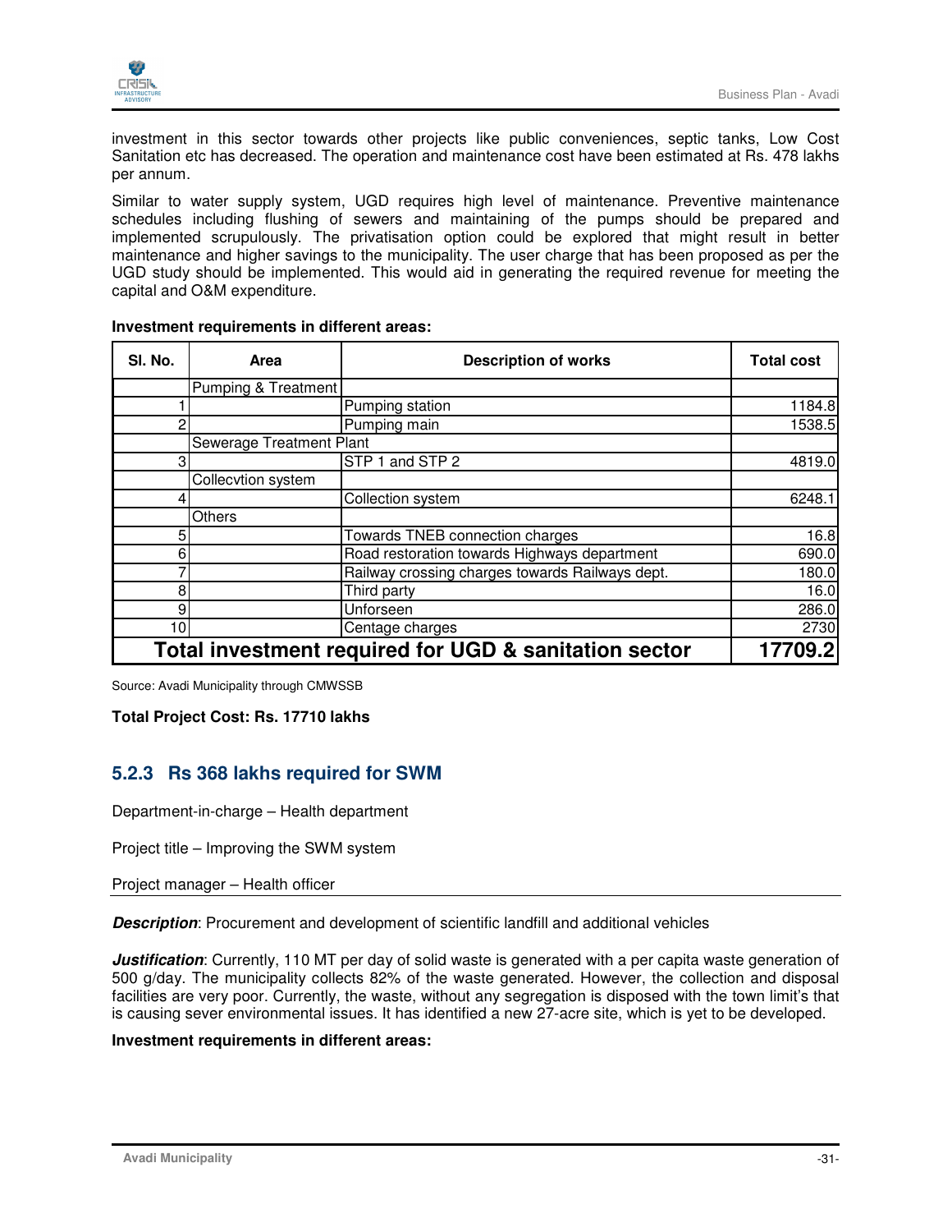investment in this sector towards other projects like public conveniences, septic tanks, Low Cost Sanitation etc has decreased. The operation and maintenance cost have been estimated at Rs. 478 lakhs per annum.

Similar to water supply system, UGD requires high level of maintenance. Preventive maintenance schedules including flushing of sewers and maintaining of the pumps should be prepared and implemented scrupulously. The privatisation option could be explored that might result in better maintenance and higher savings to the municipality. The user charge that has been proposed as per the UGD study should be implemented. This would aid in generating the required revenue for meeting the capital and O&M expenditure.

**Investment requirements in different areas:**

| Sl. No. | Area | Description of works | Total cost |
|---|---|---|---|
| | Pumping & Treatment | | |
| 1 | | Pumping station | 1184.8 |
| 2 | | Pumping main | 1538.5 |
| | Sewerage Treatment Plant | | |
| 3 | | STP 1 and STP 2 | 4819.0 |
| | Collecvtion system | | |
| 4 | | Collection system | 6248.1 |
| | Others | | |
| 5 | | Towards TNEB connection charges | 16.8 |
| 6 | | Road restoration towards Highways department | 690.0 |
| 7 | | Railway crossing charges towards Railways dept. | 180.0 |
| 8 | | Third party | 16.0 |
| 9 | | Unforseen | 286.0 |
| 10 | | Centage charges | 2730 |
| **Total investment required for UGD & sanitation sector** | | | **17709.2** |

Source: Avadi Municipality through CMWSSB

**Total Project Cost: Rs. 17710 lakhs**

### 5.2.3 Rs 368 lakhs required for SWM

Department-in-charge – Health department

Project title – Improving the SWM system

Project manager – Health officer

***Description***: Procurement and development of scientific landfill and additional vehicles

***Justification***: Currently, 110 MT per day of solid waste is generated with a per capita waste generation of 500 g/day. The municipality collects 82% of the waste generated. However, the collection and disposal facilities are very poor. Currently, the waste, without any segregation is disposed with the town limit's that is causing sever environmental issues. It has identified a new 27-acre site, which is yet to be developed.

**Investment requirements in different areas:**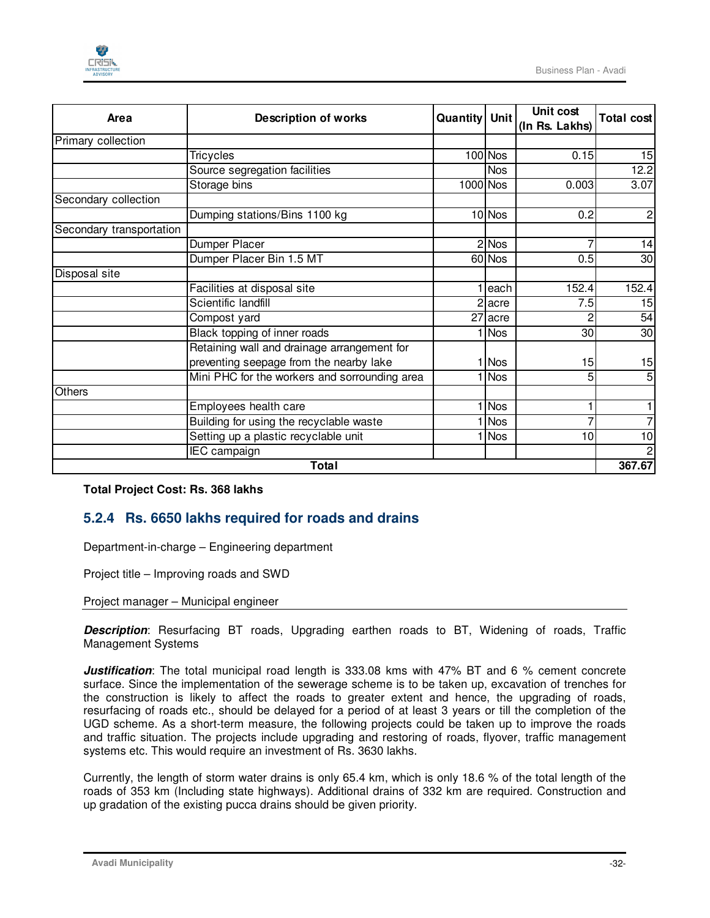| Area | Description of works | Quantity | Unit | Unit cost (In Rs. Lakhs) | Total cost |
|---|---|---|---|---|---|
| Primary collection | | | | | |
| | Tricycles | 100 | Nos | 0.15 | 15 |
| | Source segregation facilities | | Nos | | 12.2 |
| | Storage bins | 1000 | Nos | 0.003 | 3.07 |
| Secondary collection | | | | | |
| | Dumping stations/Bins 1100 kg | 10 | Nos | 0.2 | 2 |
| Secondary transportation | | | | | |
| | Dumper Placer | 2 | Nos | 7 | 14 |
| | Dumper Placer Bin 1.5 MT | 60 | Nos | 0.5 | 30 |
| Disposal site | | | | | |
| | Facilities at disposal site | 1 | each | 152.4 | 152.4 |
| | Scientific landfill | 2 | acre | 7.5 | 15 |
| | Compost yard | 27 | acre | 2 | 54 |
| | Black topping of inner roads | 1 | Nos | 30 | 30 |
| | Retaining wall and drainage arrangement for preventing seepage from the nearby lake | 1 | Nos | 15 | 15 |
| | Mini PHC for the workers and sorrounding area | 1 | Nos | 5 | 5 |
| Others | | | | | |
| | Employees health care | 1 | Nos | 1 | 1 |
| | Building for using the recyclable waste | 1 | Nos | 7 | 7 |
| | Setting up a plastic recyclable unit | 1 | Nos | 10 | 10 |
| | IEC campaign | | | | 2 |
| **Total** | | | | | **367.67** |

**Total Project Cost: Rs. 368 lakhs**

### 5.2.4 Rs. 6650 lakhs required for roads and drains

Department-in-charge – Engineering department

Project title – Improving roads and SWD

Project manager – Municipal engineer

***Description***: Resurfacing BT roads, Upgrading earthen roads to BT, Widening of roads, Traffic Management Systems

***Justification***: The total municipal road length is 333.08 kms with 47% BT and 6 % cement concrete surface. Since the implementation of the sewerage scheme is to be taken up, excavation of trenches for the construction is likely to affect the roads to greater extent and hence, the upgrading of roads, resurfacing of roads etc., should be delayed for a period of at least 3 years or till the completion of the UGD scheme. As a short-term measure, the following projects could be taken up to improve the roads and traffic situation. The projects include upgrading and restoring of roads, flyover, traffic management systems etc. This would require an investment of Rs. 3630 lakhs.

Currently, the length of storm water drains is only 65.4 km, which is only 18.6 % of the total length of the roads of 353 km (Including state highways). Additional drains of 332 km are required. Construction and up gradation of the existing pucca drains should be given priority.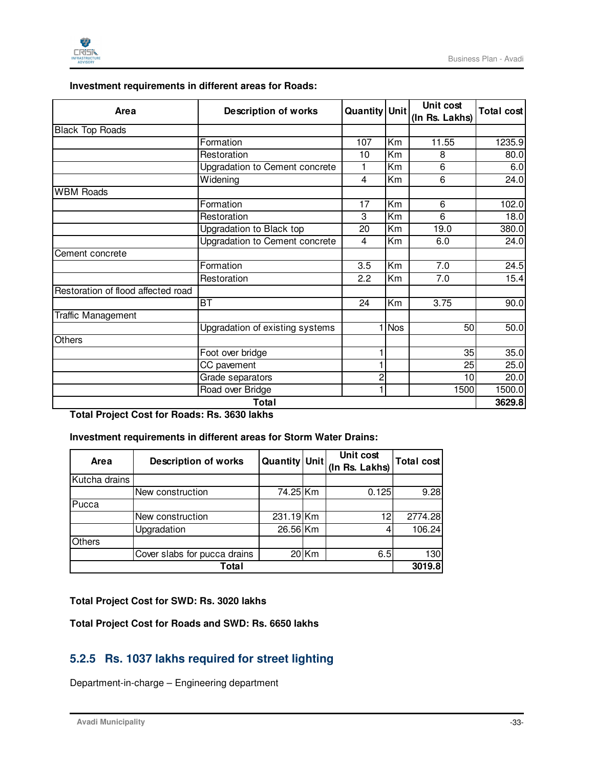**Investment requirements in different areas for Roads:**

| Area | Description of works | Quantity | Unit | Unit cost (In Rs. Lakhs) | Total cost |
|---|---|---|---|---|---|
| Black Top Roads | | | | | |
| | Formation | 107 | Km | 11.55 | 1235.9 |
| | Restoration | 10 | Km | 8 | 80.0 |
| | Upgradation to Cement concrete | 1 | Km | 6 | 6.0 |
| | Widening | 4 | Km | 6 | 24.0 |
| WBM Roads | | | | | |
| | Formation | 17 | Km | 6 | 102.0 |
| | Restoration | 3 | Km | 6 | 18.0 |
| | Upgradation to Black top | 20 | Km | 19.0 | 380.0 |
| | Upgradation to Cement concrete | 4 | Km | 6.0 | 24.0 |
| Cement concrete | | | | | |
| | Formation | 3.5 | Km | 7.0 | 24.5 |
| | Restoration | 2.2 | Km | 7.0 | 15.4 |
| Restoration of flood affected road | | | | | |
| | BT | 24 | Km | 3.75 | 90.0 |
| Traffic Management | | | | | |
| | Upgradation of existing systems | 1 | Nos | 50 | 50.0 |
| Others | | | | | |
| | Foot over bridge | 1 | | 35 | 35.0 |
| | CC pavement | 1 | | 25 | 25.0 |
| | Grade separators | 2 | | 10 | 20.0 |
| | Road over Bridge | 1 | | 1500 | 1500.0 |
| **Total** | | | | | **3629.8** |

**Total Project Cost for Roads: Rs. 3630 lakhs**

**Investment requirements in different areas for Storm Water Drains:**

| Area | Description of works | Quantity | Unit | Unit cost (In Rs. Lakhs) | Total cost |
|---|---|---|---|---|---|
| Kutcha drains | | | | | |
| | New construction | 74.25 | Km | 0.125 | 9.28 |
| Pucca | | | | | |
| | New construction | 231.19 | Km | 12 | 2774.28 |
| | Upgradation | 26.56 | Km | 4 | 106.24 |
| Others | | | | | |
| | Cover slabs for pucca drains | 20 | Km | 6.5 | 130 |
| **Total** | | | | | **3019.8** |

**Total Project Cost for SWD: Rs. 3020 lakhs**

**Total Project Cost for Roads and SWD: Rs. 6650 lakhs**

### 5.2.5 Rs. 1037 lakhs required for street lighting

Department-in-charge – Engineering department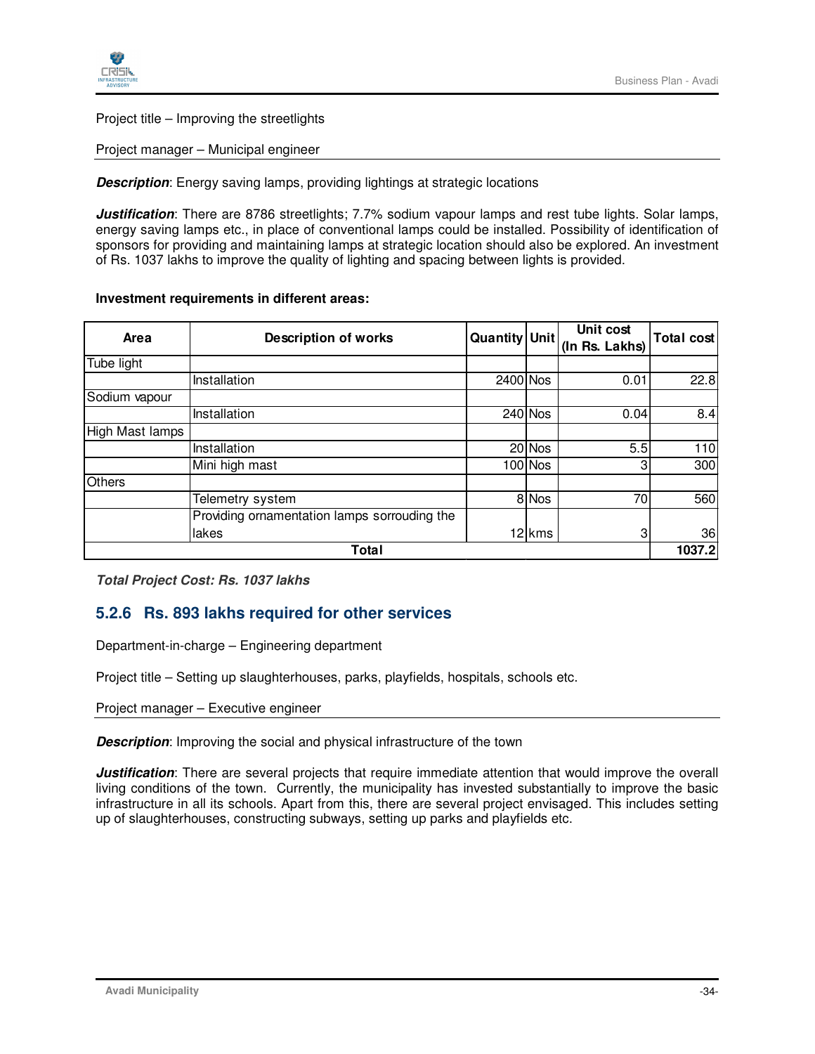Project title – Improving the streetlights

Project manager – Municipal engineer

***Description***: Energy saving lamps, providing lightings at strategic locations

***Justification***: There are 8786 streetlights; 7.7% sodium vapour lamps and rest tube lights. Solar lamps, energy saving lamps etc., in place of conventional lamps could be installed. Possibility of identification of sponsors for providing and maintaining lamps at strategic location should also be explored. An investment of Rs. 1037 lakhs to improve the quality of lighting and spacing between lights is provided.

**Investment requirements in different areas:**

| Area | Description of works | Quantity | Unit | Unit cost (In Rs. Lakhs) | Total cost |
|---|---|---|---|---|---|
| Tube light | | | | | |
| | Installation | 2400 | Nos | 0.01 | 22.8 |
| Sodium vapour | | | | | |
| | Installation | 240 | Nos | 0.04 | 8.4 |
| High Mast lamps | | | | | |
| | Installation | 20 | Nos | 5.5 | 110 |
| | Mini high mast | 100 | Nos | 3 | 300 |
| Others | | | | | |
| | Telemetry system | 8 | Nos | 70 | 560 |
| | Providing ornamentation lamps sorrouding the lakes | 12 | kms | 3 | 36 |
| **Total** | | | | | **1037.2** |

***Total Project Cost: Rs. 1037 lakhs***

### 5.2.6 Rs. 893 lakhs required for other services

Department-in-charge – Engineering department

Project title – Setting up slaughterhouses, parks, playfields, hospitals, schools etc.

Project manager – Executive engineer

***Description***: Improving the social and physical infrastructure of the town

***Justification***: There are several projects that require immediate attention that would improve the overall living conditions of the town. Currently, the municipality has invested substantially to improve the basic infrastructure in all its schools. Apart from this, there are several project envisaged. This includes setting up of slaughterhouses, constructing subways, setting up parks and playfields etc.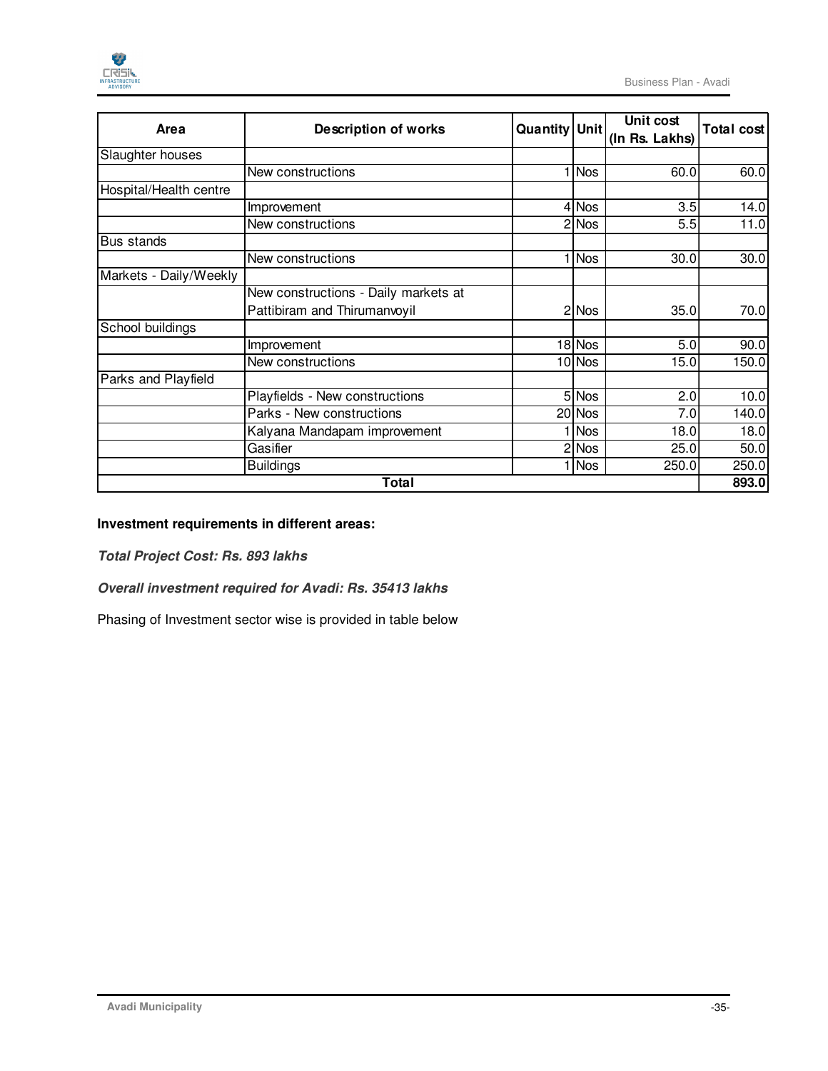| Area | Description of works | Quantity | Unit | Unit cost (In Rs. Lakhs) | Total cost |
|---|---|---|---|---|---|
| Slaughter houses | | | | | |
| | New constructions | 1 | Nos | 60.0 | 60.0 |
| Hospital/Health centre | | | | | |
| | Improvement | 4 | Nos | 3.5 | 14.0 |
| | New constructions | 2 | Nos | 5.5 | 11.0 |
| Bus stands | | | | | |
| | New constructions | 1 | Nos | 30.0 | 30.0 |
| Markets - Daily/Weekly | | | | | |
| | New constructions - Daily markets at Pattibiram and Thirumanvoyil | 2 | Nos | 35.0 | 70.0 |
| School buildings | | | | | |
| | Improvement | 18 | Nos | 5.0 | 90.0 |
| | New constructions | 10 | Nos | 15.0 | 150.0 |
| Parks and Playfield | | | | | |
| | Playfields - New constructions | 5 | Nos | 2.0 | 10.0 |
| | Parks - New constructions | 20 | Nos | 7.0 | 140.0 |
| | Kalyana Mandapam improvement | 1 | Nos | 18.0 | 18.0 |
| | Gasifier | 2 | Nos | 25.0 | 50.0 |
| | Buildings | 1 | Nos | 250.0 | 250.0 |
| **Total** | | | | | **893.0** |

**Investment requirements in different areas:**

***Total Project Cost: Rs. 893 lakhs***

***Overall investment required for Avadi: Rs. 35413 lakhs***

Phasing of Investment sector wise is provided in table below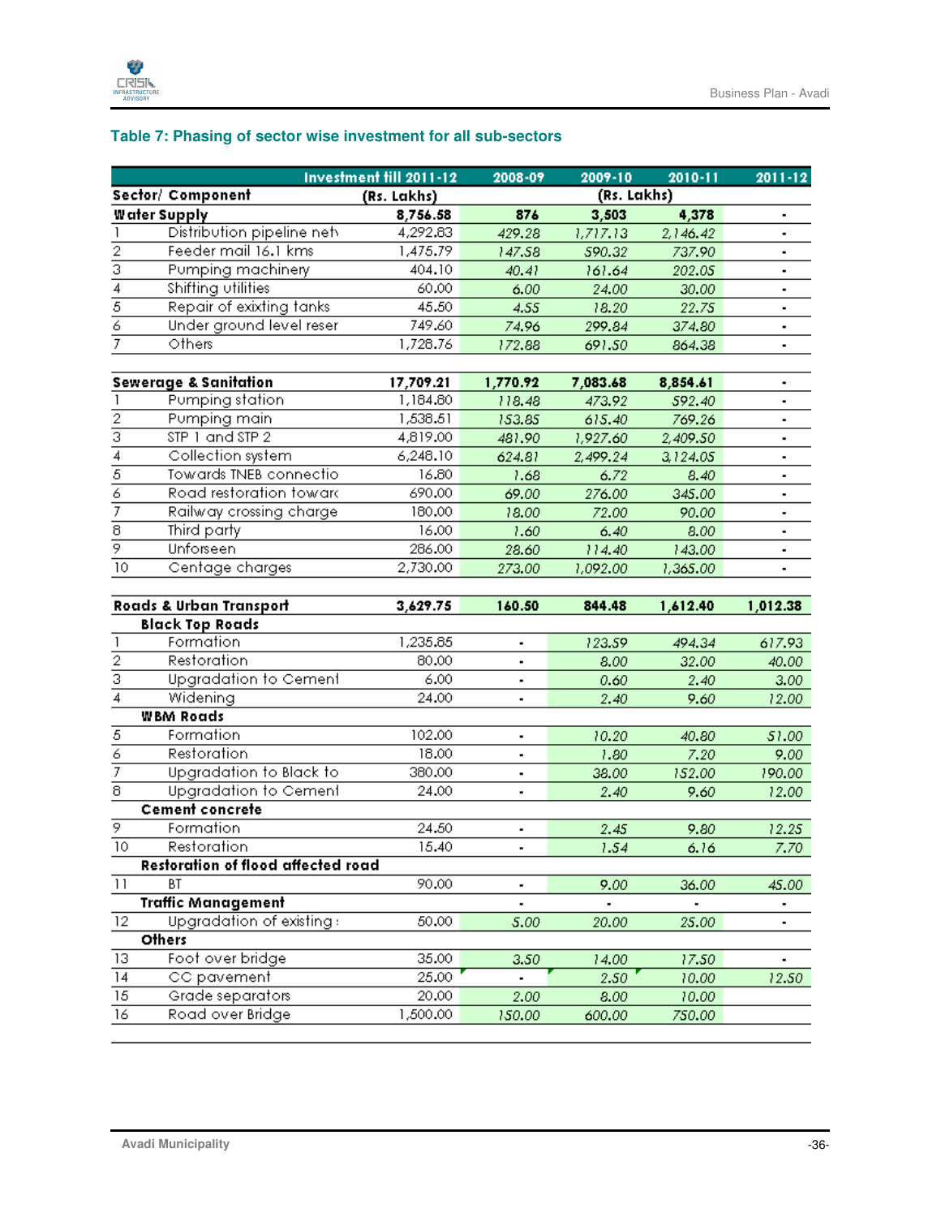### Table 7: Phasing of sector wise investment for all sub-sectors

| | Sector/ Component | Investment till 2011-12 (Rs. Lakhs) | 2008-09 | 2009-10 | 2010-11 | 2011-12 |
|---|---|---|---|---|---|---|
| | | | (Rs. Lakhs) | | | |
| **Water Supply** | | **8,756.58** | **876** | **3,503** | **4,378** | - |
| 1 | Distribution pipeline net | 4,292.83 | 429.28 | 1,717.13 | 2,146.42 | - |
| 2 | Feeder mail 16.1 kms | 1,475.79 | 147.58 | 590.32 | 737.90 | - |
| 3 | Pumping machinery | 404.10 | 40.41 | 161.64 | 202.05 | - |
| 4 | Shifting utilities | 60.00 | 6.00 | 24.00 | 30.00 | - |
| 5 | Repair of exixting tanks | 45.50 | 4.55 | 18.20 | 22.75 | - |
| 6 | Under ground level reser | 749.60 | 74.96 | 299.84 | 374.80 | - |
| 7 | Others | 1,728.76 | 172.88 | 691.50 | 864.38 | - |
| | | | | | | |
| **Sewerage & Sanitation** | | **17,709.21** | **1,770.92** | **7,083.68** | **8,854.61** | - |
| 1 | Pumping station | 1,184.80 | 118.48 | 473.92 | 592.40 | - |
| 2 | Pumping main | 1,538.51 | 153.85 | 615.40 | 769.26 | - |
| 3 | STP 1 and STP 2 | 4,819.00 | 481.90 | 1,927.60 | 2,409.50 | - |
| 4 | Collection system | 6,248.10 | 624.81 | 2,499.24 | 3,124.05 | - |
| 5 | Towards TNEB connectio | 16.80 | 1.68 | 6.72 | 8.40 | - |
| 6 | Road restoration towar | 690.00 | 69.00 | 276.00 | 345.00 | - |
| 7 | Railway crossing charge | 180.00 | 18.00 | 72.00 | 90.00 | - |
| 8 | Third party | 16.00 | 1.60 | 6.40 | 8.00 | - |
| 9 | Unforseen | 286.00 | 28.60 | 114.40 | 143.00 | - |
| 10 | Centage charges | 2,730.00 | 273.00 | 1,092.00 | 1,365.00 | - |
| | | | | | | |
| **Roads & Urban Transport** | | **3,629.75** | **160.50** | **844.48** | **1,612.40** | **1,012.38** |
| | **Black Top Roads** | | | | | |
| 1 | Formation | 1,235.85 | - | 123.59 | 494.34 | 617.93 |
| 2 | Restoration | 80.00 | - | 8.00 | 32.00 | 40.00 |
| 3 | Upgradation to Cement | 6.00 | - | 0.60 | 2.40 | 3.00 |
| 4 | Widening | 24.00 | - | 2.40 | 9.60 | 12.00 |
| | **WBM Roads** | | | | | |
| 5 | Formation | 102.00 | - | 10.20 | 40.80 | 51.00 |
| 6 | Restoration | 18.00 | - | 1.80 | 7.20 | 9.00 |
| 7 | Upgradation to Black to | 380.00 | - | 38.00 | 152.00 | 190.00 |
| 8 | Upgradation to Cement | 24.00 | - | 2.40 | 9.60 | 12.00 |
| | **Cement concrete** | | | | | |
| 9 | Formation | 24.50 | - | 2.45 | 9.80 | 12.25 |
| 10 | Restoration | 15.40 | - | 1.54 | 6.16 | 7.70 |
| | **Restoration of flood affected road** | | | | | |
| 11 | BT | 90.00 | - | 9.00 | 36.00 | 45.00 |
| | **Traffic Management** | | - | - | - | - |
| 12 | Upgradation of existing | 50.00 | 5.00 | 20.00 | 25.00 | - |
| | **Others** | | | | | |
| 13 | Foot over bridge | 35.00 | 3.50 | 14.00 | 17.50 | - |
| 14 | CC pavement | 25.00 | - | 2.50 | 10.00 | 12.50 |
| 15 | Grade separators | 20.00 | 2.00 | 8.00 | 10.00 | |
| 16 | Road over Bridge | 1,500.00 | 150.00 | 600.00 | 750.00 | |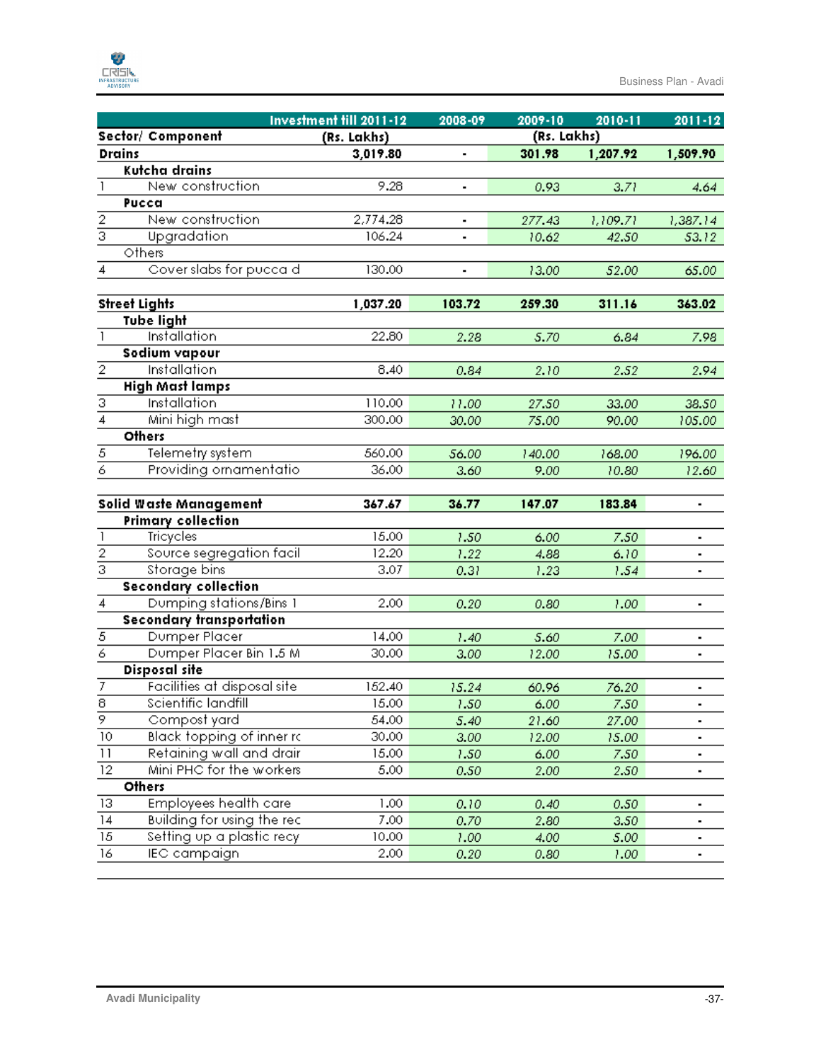| | Sector/ Component | Investment till 2011-12 (Rs. Lakhs) | 2008-09 | 2009-10 | 2010-11 | 2011-12 |
|---|---|---|---|---|---|---|
| | | | (Rs. Lakhs) | | | |
| | **Drains** | **3,019.80** | **-** | **301.98** | **1,207.92** | **1,509.90** |
| | **Kutcha drains** | | | | | |
| 1 | New construction | 9.28 | - | 0.93 | 3.71 | 4.64 |
| | **Pucca** | | | | | |
| 2 | New construction | 2,774.28 | - | 277.43 | 1,109.71 | 1,387.14 |
| 3 | Upgradation | 106.24 | - | 10.62 | 42.50 | 53.12 |
| | Others | | | | | |
| 4 | Cover slabs for pucca d | 130.00 | - | 13.00 | 52.00 | 65.00 |
| | **Street Lights** | **1,037.20** | **103.72** | **259.30** | **311.16** | **363.02** |
| | **Tube light** | | | | | |
| 1 | Installation | 22.80 | 2.28 | 5.70 | 6.84 | 7.98 |
| | **Sodium vapour** | | | | | |
| 2 | Installation | 8.40 | 0.84 | 2.10 | 2.52 | 2.94 |
| | **High Mast lamps** | | | | | |
| 3 | Installation | 110.00 | 11.00 | 27.50 | 33.00 | 38.50 |
| 4 | Mini high mast | 300.00 | 30.00 | 75.00 | 90.00 | 105.00 |
| | **Others** | | | | | |
| 5 | Telemetry system | 560.00 | 56.00 | 140.00 | 168.00 | 196.00 |
| 6 | Providing ornamentatio | 36.00 | 3.60 | 9.00 | 10.80 | 12.60 |
| | **Solid Waste Management** | **367.67** | **36.77** | **147.07** | **183.84** | **-** |
| | **Primary collection** | | | | | |
| 1 | Tricycles | 15.00 | 1.50 | 6.00 | 7.50 | - |
| 2 | Source segregation facil | 12.20 | 1.22 | 4.88 | 6.10 | - |
| 3 | Storage bins | 3.07 | 0.31 | 1.23 | 1.54 | - |
| | **Secondary collection** | | | | | |
| 4 | Dumping stations/Bins 1 | 2.00 | 0.20 | 0.80 | 1.00 | - |
| | **Secondary transportation** | | | | | |
| 5 | Dumper Placer | 14.00 | 1.40 | 5.60 | 7.00 | - |
| 6 | Dumper Placer Bin 1.5 M | 30.00 | 3.00 | 12.00 | 15.00 | - |
| | **Disposal site** | | | | | |
| 7 | Facilities at disposal site | 152.40 | 15.24 | 60.96 | 76.20 | - |
| 8 | Scientific landfill | 15.00 | 1.50 | 6.00 | 7.50 | - |
| 9 | Compost yard | 54.00 | 5.40 | 21.60 | 27.00 | - |
| 10 | Black topping of inner rc | 30.00 | 3.00 | 12.00 | 15.00 | - |
| 11 | Retaining wall and drair | 15.00 | 1.50 | 6.00 | 7.50 | - |
| 12 | Mini PHC for the workers | 5.00 | 0.50 | 2.00 | 2.50 | - |
| | **Others** | | | | | |
| 13 | Employees health care | 1.00 | 0.10 | 0.40 | 0.50 | - |
| 14 | Building for using the rec | 7.00 | 0.70 | 2.80 | 3.50 | - |
| 15 | Setting up a plastic recy | 10.00 | 1.00 | 4.00 | 5.00 | - |
| 16 | IEC campaign | 2.00 | 0.20 | 0.80 | 1.00 | - |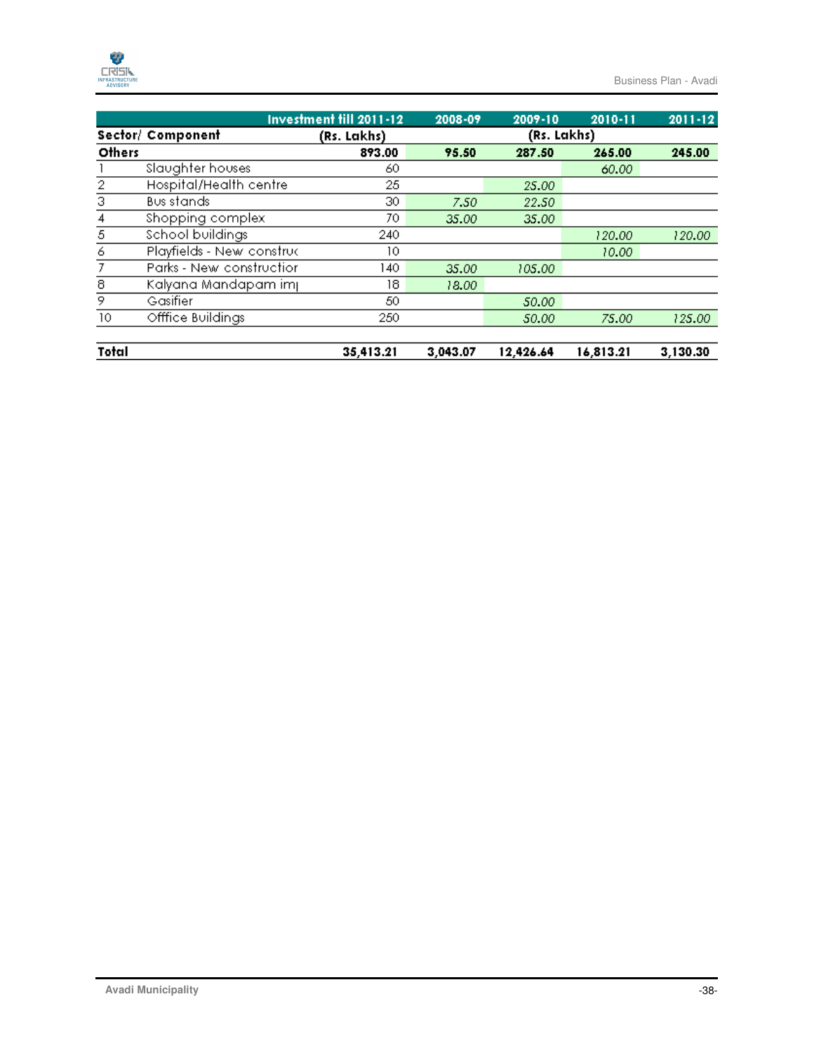| Sector/ Component | | Investment till 2011-12 (Rs. Lakhs) | 2008-09 | 2009-10 | 2010-11 | 2011-12 |
|---|---|---|---|---|---|---|
| | | | (Rs. Lakhs) | | | |
| **Others** | | **893.00** | **95.50** | **287.50** | **265.00** | **245.00** |
| 1 | Slaughter houses | 60 | | | *60.00* | |
| 2 | Hospital/Health centre | 25 | | *25.00* | | |
| 3 | Bus stands | 30 | *7.50* | *22.50* | | |
| 4 | Shopping complex | 70 | *35.00* | *35.00* | | |
| 5 | School buildings | 240 | | | *120.00* | *120.00* |
| 6 | Playfields - New construc | 10 | | | *10.00* | |
| 7 | Parks - New constructior | 140 | *35.00* | *105.00* | | |
| 8 | Kalyana Mandapam im| | 18 | *18.00* | | | |
| 9 | Gasifier | 50 | | *50.00* | | |
| 10 | Offfice Buildings | 250 | | *50.00* | *75.00* | *125.00* |
| **Total** | | **35,413.21** | **3,043.07** | **12,426.64** | **16,813.21** | **3,130.30** |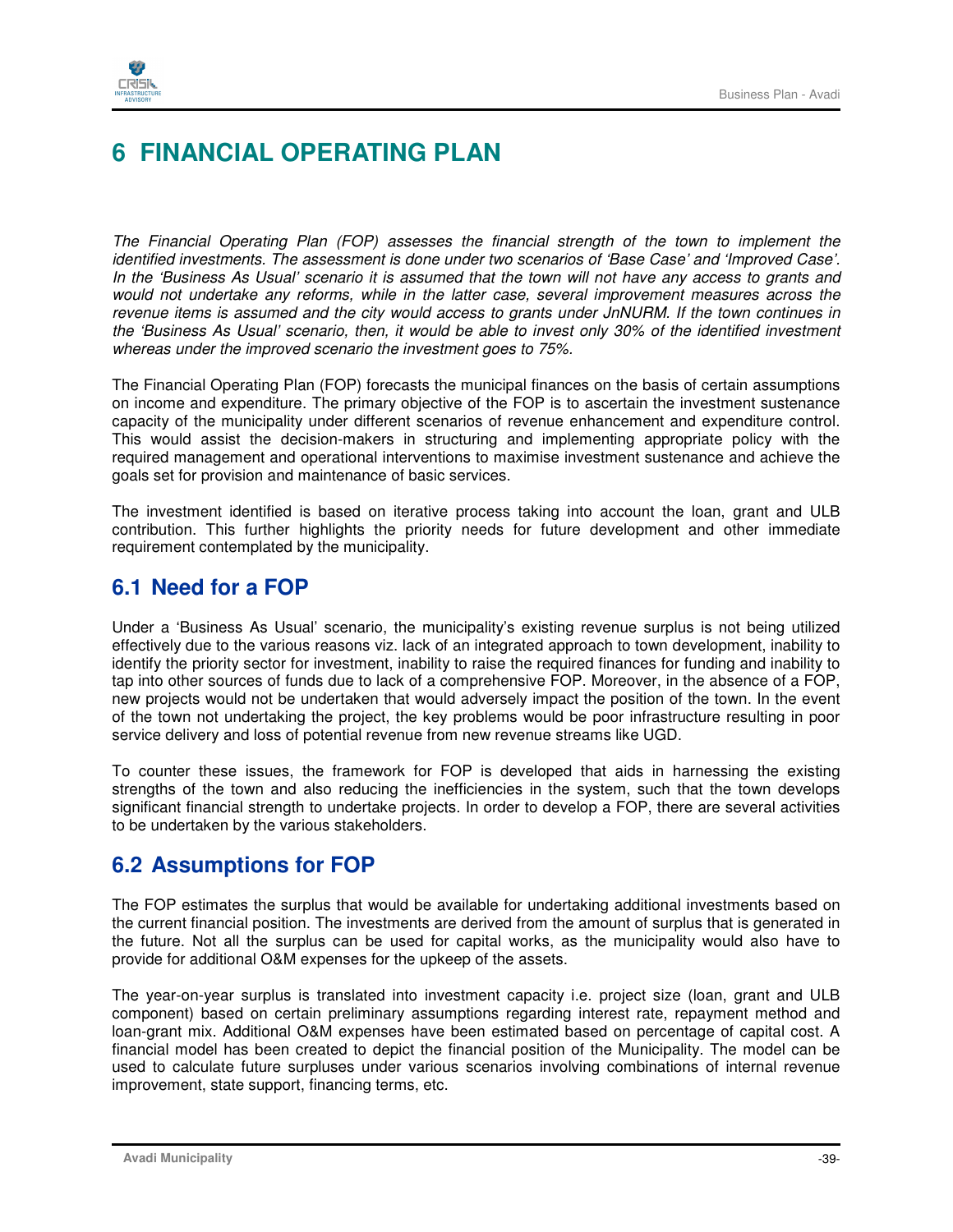# 6 FINANCIAL OPERATING PLAN

*The Financial Operating Plan (FOP) assesses the financial strength of the town to implement the identified investments. The assessment is done under two scenarios of 'Base Case' and 'Improved Case'. In the 'Business As Usual' scenario it is assumed that the town will not have any access to grants and would not undertake any reforms, while in the latter case, several improvement measures across the revenue items is assumed and the city would access to grants under JnNURM. If the town continues in the 'Business As Usual' scenario, then, it would be able to invest only 30% of the identified investment whereas under the improved scenario the investment goes to 75%.*

The Financial Operating Plan (FOP) forecasts the municipal finances on the basis of certain assumptions on income and expenditure. The primary objective of the FOP is to ascertain the investment sustenance capacity of the municipality under different scenarios of revenue enhancement and expenditure control. This would assist the decision-makers in structuring and implementing appropriate policy with the required management and operational interventions to maximise investment sustenance and achieve the goals set for provision and maintenance of basic services.

The investment identified is based on iterative process taking into account the loan, grant and ULB contribution. This further highlights the priority needs for future development and other immediate requirement contemplated by the municipality.

## 6.1 Need for a FOP

Under a 'Business As Usual' scenario, the municipality's existing revenue surplus is not being utilized effectively due to the various reasons viz. lack of an integrated approach to town development, inability to identify the priority sector for investment, inability to raise the required finances for funding and inability to tap into other sources of funds due to lack of a comprehensive FOP. Moreover, in the absence of a FOP, new projects would not be undertaken that would adversely impact the position of the town. In the event of the town not undertaking the project, the key problems would be poor infrastructure resulting in poor service delivery and loss of potential revenue from new revenue streams like UGD.

To counter these issues, the framework for FOP is developed that aids in harnessing the existing strengths of the town and also reducing the inefficiencies in the system, such that the town develops significant financial strength to undertake projects. In order to develop a FOP, there are several activities to be undertaken by the various stakeholders.

## 6.2 Assumptions for FOP

The FOP estimates the surplus that would be available for undertaking additional investments based on the current financial position. The investments are derived from the amount of surplus that is generated in the future. Not all the surplus can be used for capital works, as the municipality would also have to provide for additional O&M expenses for the upkeep of the assets.

The year-on-year surplus is translated into investment capacity i.e. project size (loan, grant and ULB component) based on certain preliminary assumptions regarding interest rate, repayment method and loan-grant mix. Additional O&M expenses have been estimated based on percentage of capital cost. A financial model has been created to depict the financial position of the Municipality. The model can be used to calculate future surpluses under various scenarios involving combinations of internal revenue improvement, state support, financing terms, etc.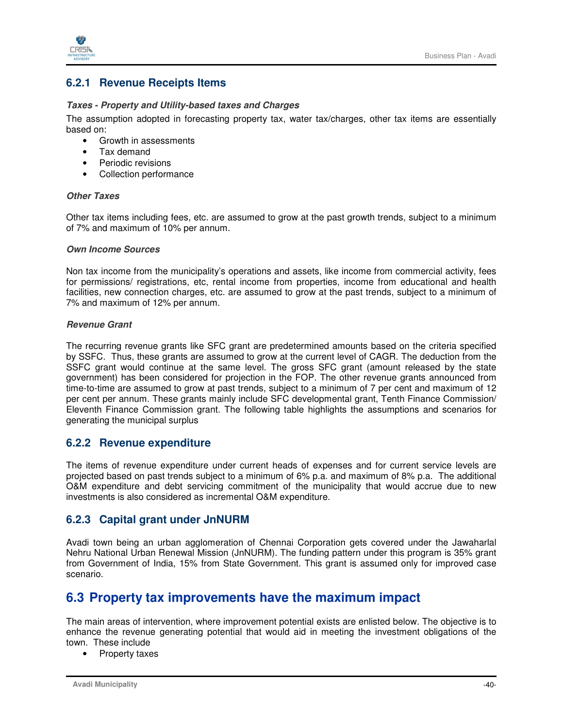### 6.2.1 Revenue Receipts Items

***Taxes - Property and Utility-based taxes and Charges***

The assumption adopted in forecasting property tax, water tax/charges, other tax items are essentially based on:

- Growth in assessments
- Tax demand
- Periodic revisions
- Collection performance

***Other Taxes***

Other tax items including fees, etc. are assumed to grow at the past growth trends, subject to a minimum of 7% and maximum of 10% per annum.

***Own Income Sources***

Non tax income from the municipality's operations and assets, like income from commercial activity, fees for permissions/ registrations, etc, rental income from properties, income from educational and health facilities, new connection charges, etc. are assumed to grow at the past trends, subject to a minimum of 7% and maximum of 12% per annum.

***Revenue Grant***

The recurring revenue grants like SFC grant are predetermined amounts based on the criteria specified by SSFC. Thus, these grants are assumed to grow at the current level of CAGR. The deduction from the SSFC grant would continue at the same level. The gross SFC grant (amount released by the state government) has been considered for projection in the FOP. The other revenue grants announced from time-to-time are assumed to grow at past trends, subject to a minimum of 7 per cent and maximum of 12 per cent per annum. These grants mainly include SFC developmental grant, Tenth Finance Commission/ Eleventh Finance Commission grant. The following table highlights the assumptions and scenarios for generating the municipal surplus

### 6.2.2 Revenue expenditure

The items of revenue expenditure under current heads of expenses and for current service levels are projected based on past trends subject to a minimum of 6% p.a. and maximum of 8% p.a. The additional O&M expenditure and debt servicing commitment of the municipality that would accrue due to new investments is also considered as incremental O&M expenditure.

### 6.2.3 Capital grant under JnNURM

Avadi town being an urban agglomeration of Chennai Corporation gets covered under the Jawaharlal Nehru National Urban Renewal Mission (JnNURM). The funding pattern under this program is 35% grant from Government of India, 15% from State Government. This grant is assumed only for improved case scenario.

## 6.3 Property tax improvements have the maximum impact

The main areas of intervention, where improvement potential exists are enlisted below. The objective is to enhance the revenue generating potential that would aid in meeting the investment obligations of the town. These include

- Property taxes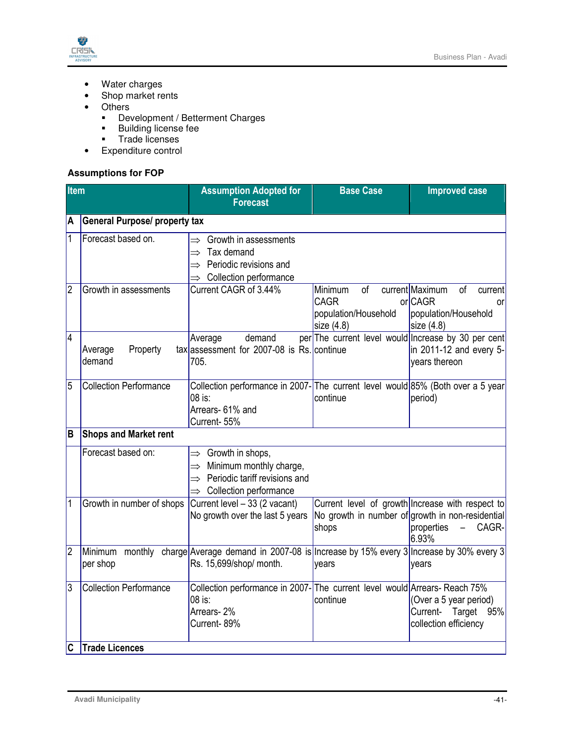- Water charges
- Shop market rents
- Others
    - Development / Betterment Charges
    - Building license fee
    - Trade licenses
- Expenditure control

**Assumptions for FOP**

| Item | | Assumption Adopted for Forecast | Base Case | Improved case |
|---|---|---|---|---|
| **A** | **General Purpose/ property tax** | | | |
| 1 | Forecast based on. | ⇒ Growth in assessments<br>⇒ Tax demand<br>⇒ Periodic revisions and<br>⇒ Collection performance | | |
| 2 | Growth in assessments | Current CAGR of 3.44% | Minimum of current CAGR or population/Household size (4.8) | Maximum of current CAGR or population/Household size (4.8) |
| 4 | Average Property tax demand | Average demand per assessment for 2007-08 is Rs. 705. | The current level would continue | Increase by 30 per cent in 2011-12 and every 5-years thereon |
| 5 | Collection Performance | Collection performance in 2007-08 is:<br>Arrears- 61% and<br>Current- 55% | The current level would continue | 85% (Both over a 5 year period) |
| **B** | **Shops and Market rent** | | | |
| | Forecast based on: | ⇒ Growth in shops,<br>⇒ Minimum monthly charge,<br>⇒ Periodic tariff revisions and<br>⇒ Collection performance | | |
| 1 | Growth in number of shops | Current level – 33 (2 vacant)<br>No growth over the last 5 years | Current level of growth No growth in number of shops | Increase with respect to growth in non-residential properties – CAGR-6.93% |
| 2 | Minimum monthly charge per shop | Average demand in 2007-08 is Rs. 15,699/shop/ month. | Increase by 15% every 3 years | Increase by 30% every 3 years |
| 3 | Collection Performance | Collection performance in 2007-08 is:<br>Arrears- 2%<br>Current- 89% | The current level would continue | Arrears- Reach 75% (Over a 5 year period)<br>Current- Target 95% collection efficiency |
| **C** | **Trade Licences** | | | |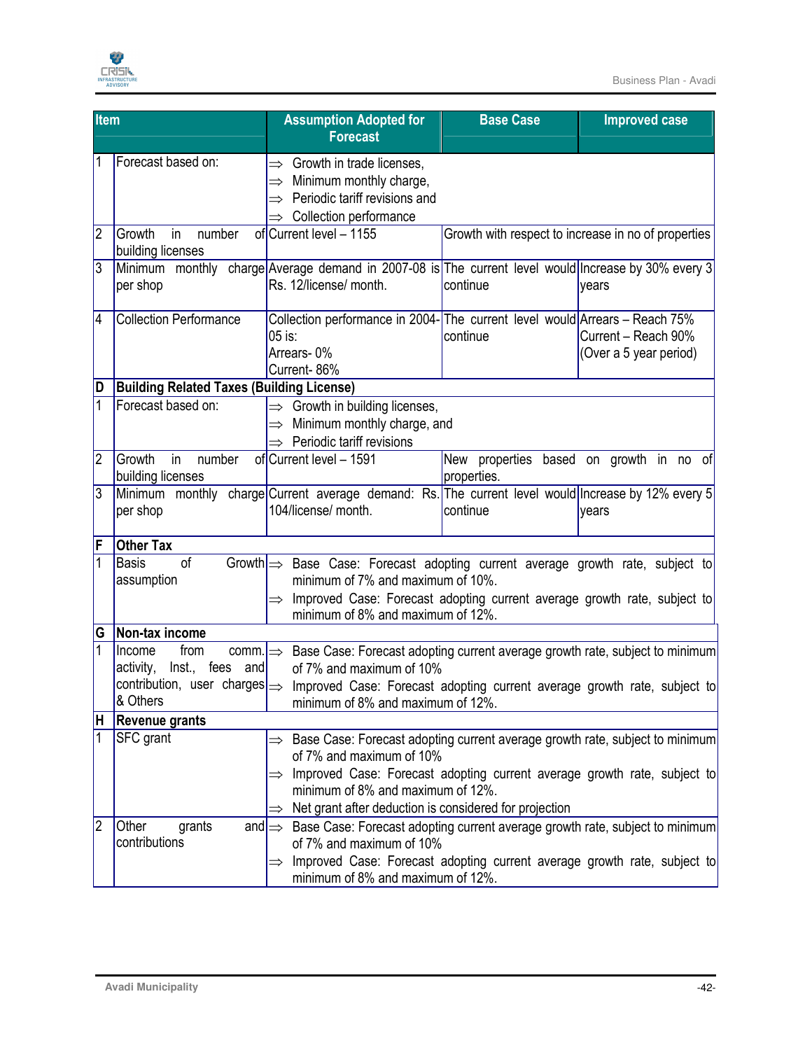| Item | | Assumption Adopted for Forecast | Base Case | Improved case |
|---|---|---|---|---|
| 1 | Forecast based on: | ⇒ Growth in trade licenses,<br>⇒ Minimum monthly charge,<br>⇒ Periodic tariff revisions and<br>⇒ Collection performance | | |
| 2 | Growth in number of building licenses | Current level – 1155 | Growth with respect to increase in no of properties | |
| 3 | Minimum monthly charge per shop | Average demand in 2007-08 is Rs. 12/license/ month. | The current level would continue | Increase by 30% every 3 years |
| 4 | Collection Performance | Collection performance in 2004-05 is:<br>Arrears- 0%<br>Current- 86% | The current level would continue | Arrears – Reach 75%<br>Current – Reach 90%<br>(Over a 5 year period) |
| **D** | **Building Related Taxes (Building License)** | | | |
| 1 | Forecast based on: | ⇒ Growth in building licenses,<br>⇒ Minimum monthly charge, and<br>⇒ Periodic tariff revisions | | |
| 2 | Growth in number of building licenses | Current level – 1591 | New properties based on growth in no of properties. | |
| 3 | Minimum monthly charge per shop | Current average demand: Rs. 104/license/ month. | The current level would continue | Increase by 12% every 5 years |
| **F** | **Other Tax** | | | |
| 1 | Basis of Growth assumption | ⇒ Base Case: Forecast adopting current average growth rate, subject to minimum of 7% and maximum of 10%.<br>⇒ Improved Case: Forecast adopting current average growth rate, subject to minimum of 8% and maximum of 12%. | | |
| **G** | **Non-tax income** | | | |
| 1 | Income from comm. activity, Inst., fees and contribution, user charges & Others | ⇒ Base Case: Forecast adopting current average growth rate, subject to minimum of 7% and maximum of 10%<br>⇒ Improved Case: Forecast adopting current average growth rate, subject to minimum of 8% and maximum of 12%. | | |
| **H** | **Revenue grants** | | | |
| 1 | SFC grant | ⇒ Base Case: Forecast adopting current average growth rate, subject to minimum of 7% and maximum of 10%<br>⇒ Improved Case: Forecast adopting current average growth rate, subject to minimum of 8% and maximum of 12%.<br>⇒ Net grant after deduction is considered for projection | | |
| 2 | Other grants and contributions | ⇒ Base Case: Forecast adopting current average growth rate, subject to minimum of 7% and maximum of 10%<br>⇒ Improved Case: Forecast adopting current average growth rate, subject to minimum of 8% and maximum of 12%. | | |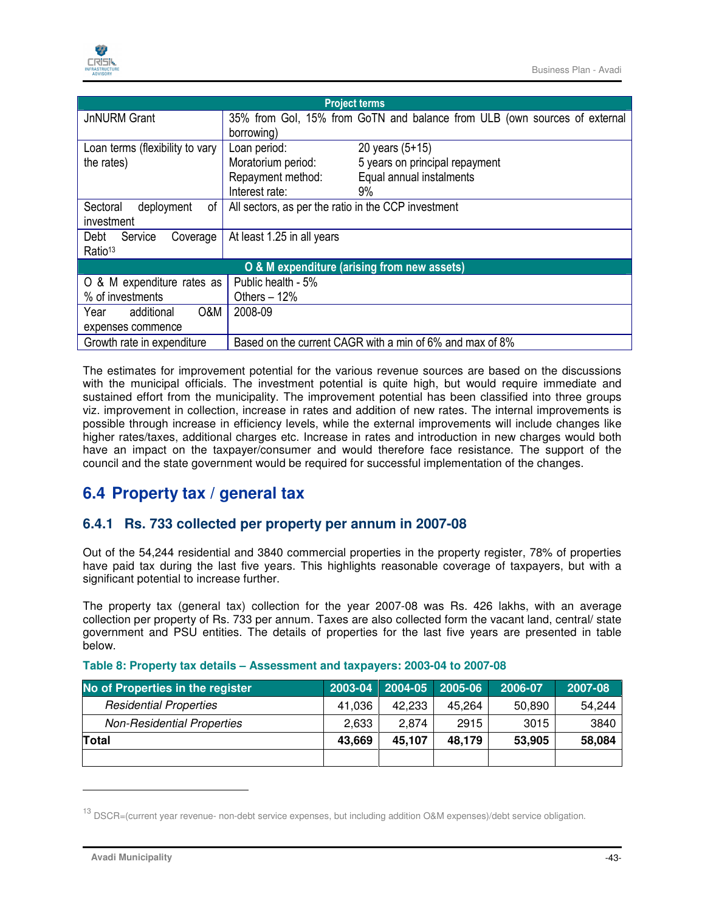| Project terms | | |
|---|---|---|
| JnNURM Grant | 35% from GoI, 15% from GoTN and balance from ULB (own sources of external borrowing) | |
| Loan terms (flexibility to vary the rates) | Loan period: | 20 years (5+15) |
| | Moratorium period: | 5 years on principal repayment |
| | Repayment method: | Equal annual instalments |
| | Interest rate: | 9% |
| Sectoral deployment of investment | All sectors, as per the ratio in the CCP investment | |
| Debt Service Coverage Ratio[13] | At least 1.25 in all years | |
| **O & M expenditure (arising from new assets)** | | |
| O & M expenditure rates as % of investments | Public health - 5%<br>Others – 12% | |
| Year additional O&M expenses commence | 2008-09 | |
| Growth rate in expenditure | Based on the current CAGR with a min of 6% and max of 8% | |

The estimates for improvement potential for the various revenue sources are based on the discussions with the municipal officials. The investment potential is quite high, but would require immediate and sustained effort from the municipality. The improvement potential has been classified into three groups viz. improvement in collection, increase in rates and addition of new rates. The internal improvements is possible through increase in efficiency levels, while the external improvements will include changes like higher rates/taxes, additional charges etc. Increase in rates and introduction in new charges would both have an impact on the taxpayer/consumer and would therefore face resistance. The support of the council and the state government would be required for successful implementation of the changes.

## 6.4 Property tax / general tax

### 6.4.1 Rs. 733 collected per property per annum in 2007-08

Out of the 54,244 residential and 3840 commercial properties in the property register, 78% of properties have paid tax during the last five years. This highlights reasonable coverage of taxpayers, but with a significant potential to increase further.

The property tax (general tax) collection for the year 2007-08 was Rs. 426 lakhs, with an average collection per property of Rs. 733 per annum. Taxes are also collected form the vacant land, central/ state government and PSU entities. The details of properties for the last five years are presented in table below.

**Table 8: Property tax details – Assessment and taxpayers: 2003-04 to 2007-08**

| No of Properties in the register | 2003-04 | 2004-05 | 2005-06 | 2006-07 | 2007-08 |
|---|---|---|---|---|---|
| *Residential Properties* | 41,036 | 42,233 | 45,264 | 50,890 | 54,244 |
| *Non-Residential Properties* | 2,633 | 2,874 | 2915 | 3015 | 3840 |
| **Total** | **43,669** | **45,107** | **48,179** | **53,905** | **58,084** |
| | | | | | |

[13] DSCR=(current year revenue- non-debt service expenses, but including addition O&M expenses)/debt service obligation.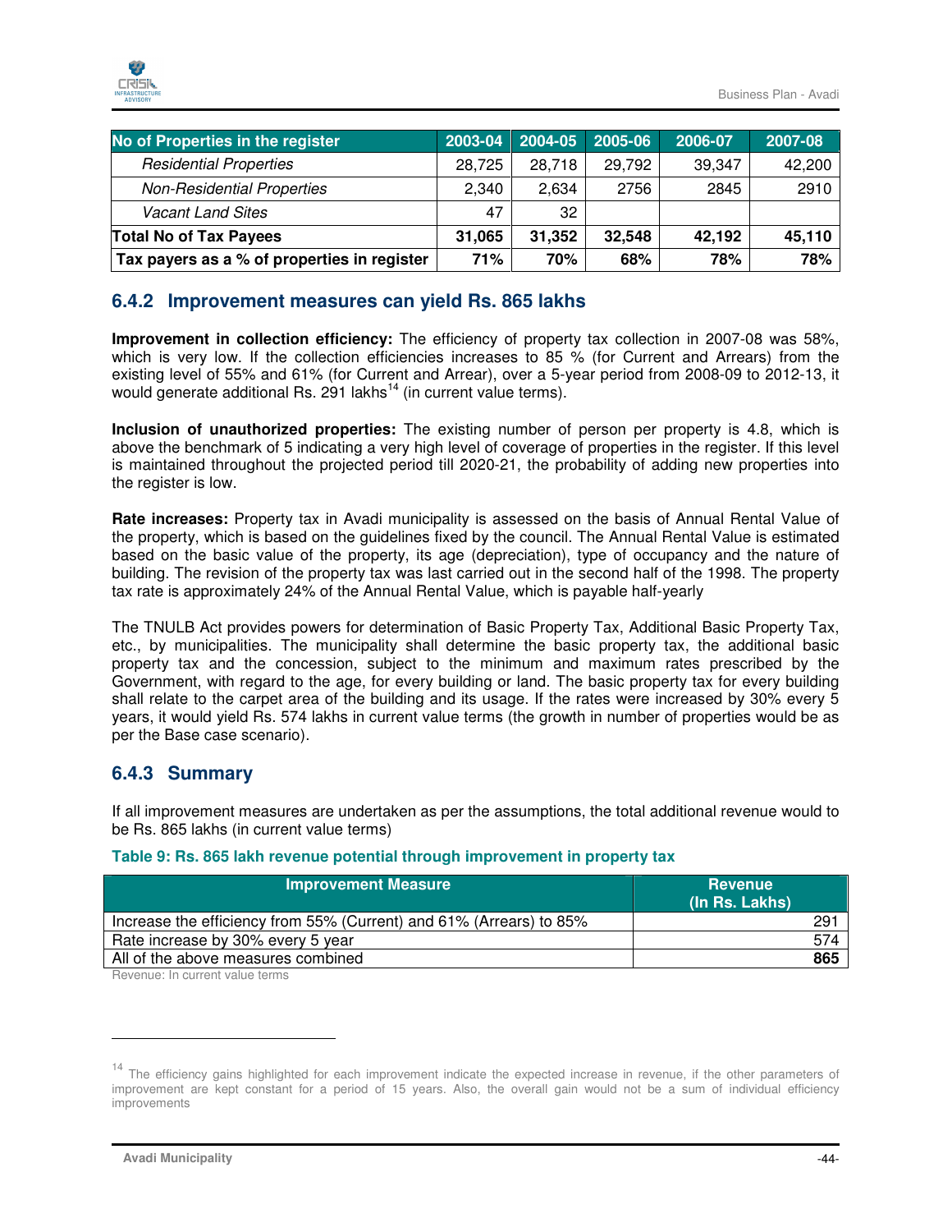| No of Properties in the register | 2003-04 | 2004-05 | 2005-06 | 2006-07 | 2007-08 |
|---|---|---|---|---|---|
| *Residential Properties* | 28,725 | 28,718 | 29,792 | 39,347 | 42,200 |
| *Non-Residential Properties* | 2,340 | 2,634 | 2756 | 2845 | 2910 |
| *Vacant Land Sites* | 47 | 32 | | | |
| **Total No of Tax Payees** | **31,065** | **31,352** | **32,548** | **42,192** | **45,110** |
| **Tax payers as a % of properties in register** | **71%** | **70%** | **68%** | **78%** | **78%** |

### 6.4.2 Improvement measures can yield Rs. 865 lakhs

**Improvement in collection efficiency:** The efficiency of property tax collection in 2007-08 was 58%, which is very low. If the collection efficiencies increases to 85 % (for Current and Arrears) from the existing level of 55% and 61% (for Current and Arrear), over a 5-year period from 2008-09 to 2012-13, it would generate additional Rs. 291 lakhs[14] (in current value terms).

**Inclusion of unauthorized properties:** The existing number of person per property is 4.8, which is above the benchmark of 5 indicating a very high level of coverage of properties in the register. If this level is maintained throughout the projected period till 2020-21, the probability of adding new properties into the register is low.

**Rate increases:** Property tax in Avadi municipality is assessed on the basis of Annual Rental Value of the property, which is based on the guidelines fixed by the council. The Annual Rental Value is estimated based on the basic value of the property, its age (depreciation), type of occupancy and the nature of building. The revision of the property tax was last carried out in the second half of the 1998. The property tax rate is approximately 24% of the Annual Rental Value, which is payable half-yearly

The TNULB Act provides powers for determination of Basic Property Tax, Additional Basic Property Tax, etc., by municipalities. The municipality shall determine the basic property tax, the additional basic property tax and the concession, subject to the minimum and maximum rates prescribed by the Government, with regard to the age, for every building or land. The basic property tax for every building shall relate to the carpet area of the building and its usage. If the rates were increased by 30% every 5 years, it would yield Rs. 574 lakhs in current value terms (the growth in number of properties would be as per the Base case scenario).

### 6.4.3 Summary

If all improvement measures are undertaken as per the assumptions, the total additional revenue would to be Rs. 865 lakhs (in current value terms)

**Table 9: Rs. 865 lakh revenue potential through improvement in property tax**

| Improvement Measure | Revenue (In Rs. Lakhs) |
|---|---|
| Increase the efficiency from 55% (Current) and 61% (Arrears) to 85% | 291 |
| Rate increase by 30% every 5 year | 574 |
| All of the above measures combined | **865** |

Revenue: In current value terms

[14] The efficiency gains highlighted for each improvement indicate the expected increase in revenue, if the other parameters of improvement are kept constant for a period of 15 years. Also, the overall gain would not be a sum of individual efficiency improvements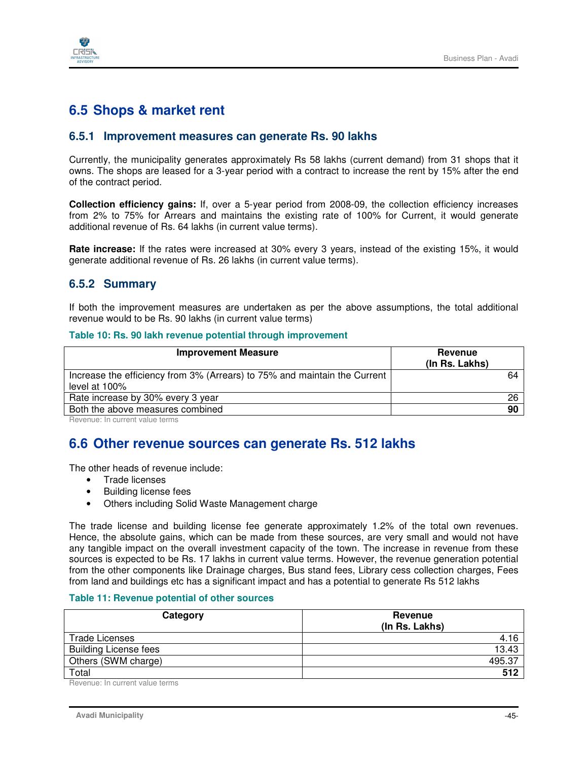## 6.5 Shops & market rent

### 6.5.1 Improvement measures can generate Rs. 90 lakhs

Currently, the municipality generates approximately Rs 58 lakhs (current demand) from 31 shops that it owns. The shops are leased for a 3-year period with a contract to increase the rent by 15% after the end of the contract period.

**Collection efficiency gains:** If, over a 5-year period from 2008-09, the collection efficiency increases from 2% to 75% for Arrears and maintains the existing rate of 100% for Current, it would generate additional revenue of Rs. 64 lakhs (in current value terms).

**Rate increase:** If the rates were increased at 30% every 3 years, instead of the existing 15%, it would generate additional revenue of Rs. 26 lakhs (in current value terms).

### 6.5.2 Summary

If both the improvement measures are undertaken as per the above assumptions, the total additional revenue would to be Rs. 90 lakhs (in current value terms)

**Table 10: Rs. 90 lakh revenue potential through improvement**

| Improvement Measure | Revenue (In Rs. Lakhs) |
|---|---|
| Increase the efficiency from 3% (Arrears) to 75% and maintain the Current level at 100% | 64 |
| Rate increase by 30% every 3 year | 26 |
| Both the above measures combined | **90** |

Revenue: In current value terms

## 6.6 Other revenue sources can generate Rs. 512 lakhs

The other heads of revenue include:

- Trade licenses
- Building license fees
- Others including Solid Waste Management charge

The trade license and building license fee generate approximately 1.2% of the total own revenues. Hence, the absolute gains, which can be made from these sources, are very small and would not have any tangible impact on the overall investment capacity of the town. The increase in revenue from these sources is expected to be Rs. 17 lakhs in current value terms. However, the revenue generation potential from the other components like Drainage charges, Bus stand fees, Library cess collection charges, Fees from land and buildings etc has a significant impact and has a potential to generate Rs 512 lakhs

**Table 11: Revenue potential of other sources**

| Category | Revenue (In Rs. Lakhs) |
|---|---|
| Trade Licenses | 4.16 |
| Building License fees | 13.43 |
| Others (SWM charge) | 495.37 |
| Total | **512** |

Revenue: In current value terms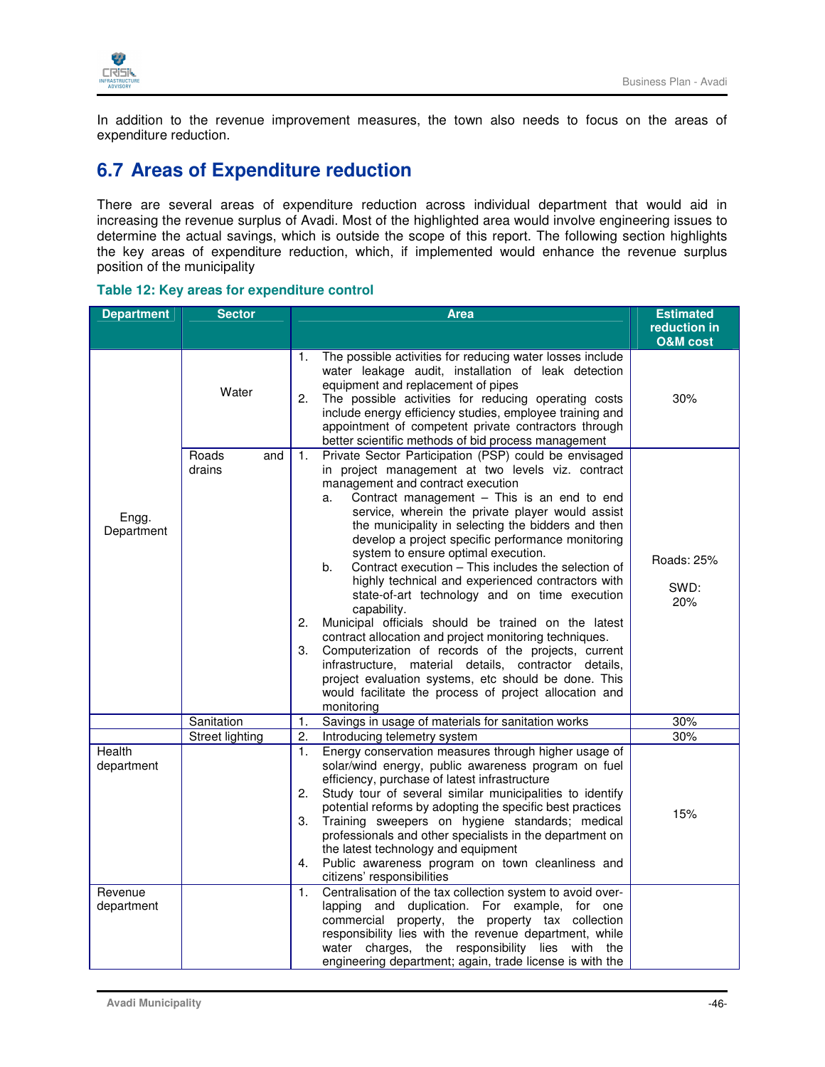In addition to the revenue improvement measures, the town also needs to focus on the areas of expenditure reduction.

## 6.7 Areas of Expenditure reduction

There are several areas of expenditure reduction across individual department that would aid in increasing the revenue surplus of Avadi. Most of the highlighted area would involve engineering issues to determine the actual savings, which is outside the scope of this report. The following section highlights the key areas of expenditure reduction, which, if implemented would enhance the revenue surplus position of the municipality

**Table 12: Key areas for expenditure control**

| Department | Sector | Area | Estimated reduction in O&M cost |
|---|---|---|---|
| Engg. Department | Water | 1. The possible activities for reducing water losses include water leakage audit, installation of leak detection equipment and replacement of pipes<br>2. The possible activities for reducing operating costs include energy efficiency studies, employee training and appointment of competent private contractors through better scientific methods of bid process management | 30% |
| | Roads and drains | 1. Private Sector Participation (PSP) could be envisaged in project management at two levels viz. contract management and contract execution<br>a. Contract management – This is an end to end service, wherein the private player would assist the municipality in selecting the bidders and then develop a project specific performance monitoring system to ensure optimal execution.<br>b. Contract execution – This includes the selection of highly technical and experienced contractors with state-of-art technology and on time execution capability.<br>2. Municipal officials should be trained on the latest contract allocation and project monitoring techniques.<br>3. Computerization of records of the projects, current infrastructure, material details, contractor details, project evaluation systems, etc should be done. This would facilitate the process of project allocation and monitoring | Roads: 25%<br>SWD: 20% |
| | Sanitation | 1. Savings in usage of materials for sanitation works | 30% |
| | Street lighting | 2. Introducing telemetry system | 30% |
| Health department | | 1. Energy conservation measures through higher usage of solar/wind energy, public awareness program on fuel efficiency, purchase of latest infrastructure<br>2. Study tour of several similar municipalities to identify potential reforms by adopting the specific best practices<br>3. Training sweepers on hygiene standards; medical professionals and other specialists in the department on the latest technology and equipment<br>4. Public awareness program on town cleanliness and citizens' responsibilities | 15% |
| Revenue department | | 1. Centralisation of the tax collection system to avoid over-lapping and duplication. For example, for one commercial property, the property tax collection responsibility lies with the revenue department, while water charges, the responsibility lies with the engineering department; again, trade license is with the | |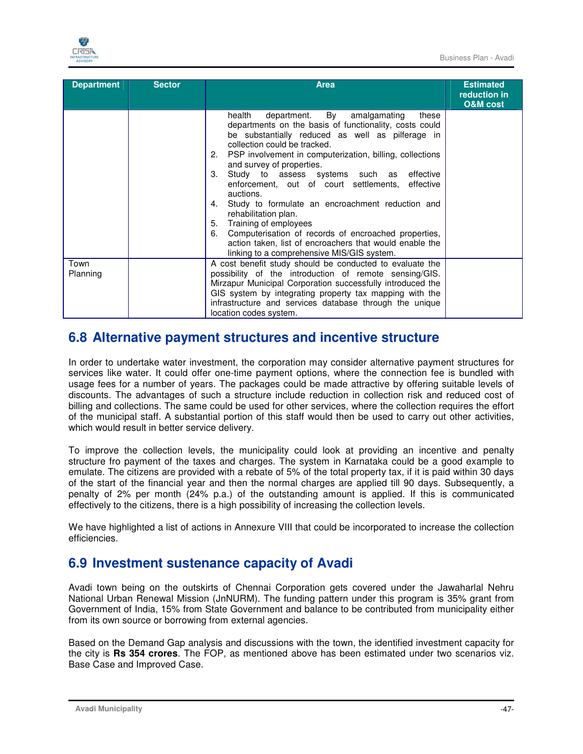| Department | Sector | Area | Estimated reduction in O&M cost |
|---|---|---|---|
| | | health department. By amalgamating these departments on the basis of functionality, costs could be substantially reduced as well as pilferage in collection could be tracked.<br>2. PSP involvement in computerization, billing, collections and survey of properties.<br>3. Study to assess systems such as effective enforcement, out of court settlements, effective auctions.<br>4. Study to formulate an encroachment reduction and rehabilitation plan.<br>5. Training of employees<br>6. Computerisation of records of encroached properties, action taken, list of encroachers that would enable the linking to a comprehensive MIS/GIS system. | |
| Town Planning | | A cost benefit study should be conducted to evaluate the possibility of the introduction of remote sensing/GIS. Mirzapur Municipal Corporation successfully introduced the GIS system by integrating property tax mapping with the infrastructure and services database through the unique location codes system. | |

## 6.8 Alternative payment structures and incentive structure

In order to undertake water investment, the corporation may consider alternative payment structures for services like water. It could offer one-time payment options, where the connection fee is bundled with usage fees for a number of years. The packages could be made attractive by offering suitable levels of discounts. The advantages of such a structure include reduction in collection risk and reduced cost of billing and collections. The same could be used for other services, where the collection requires the effort of the municipal staff. A substantial portion of this staff would then be used to carry out other activities, which would result in better service delivery.

To improve the collection levels, the municipality could look at providing an incentive and penalty structure fro payment of the taxes and charges. The system in Karnataka could be a good example to emulate. The citizens are provided with a rebate of 5% of the total property tax, if it is paid within 30 days of the start of the financial year and then the normal charges are applied till 90 days. Subsequently, a penalty of 2% per month (24% p.a.) of the outstanding amount is applied. If this is communicated effectively to the citizens, there is a high possibility of increasing the collection levels.

We have highlighted a list of actions in Annexure VIII that could be incorporated to increase the collection efficiencies.

## 6.9 Investment sustenance capacity of Avadi

Avadi town being on the outskirts of Chennai Corporation gets covered under the Jawaharlal Nehru National Urban Renewal Mission (JnNURM). The funding pattern under this program is 35% grant from Government of India, 15% from State Government and balance to be contributed from municipality either from its own source or borrowing from external agencies.

Based on the Demand Gap analysis and discussions with the town, the identified investment capacity for the city is **Rs 354 crores**. The FOP, as mentioned above has been estimated under two scenarios viz. Base Case and Improved Case.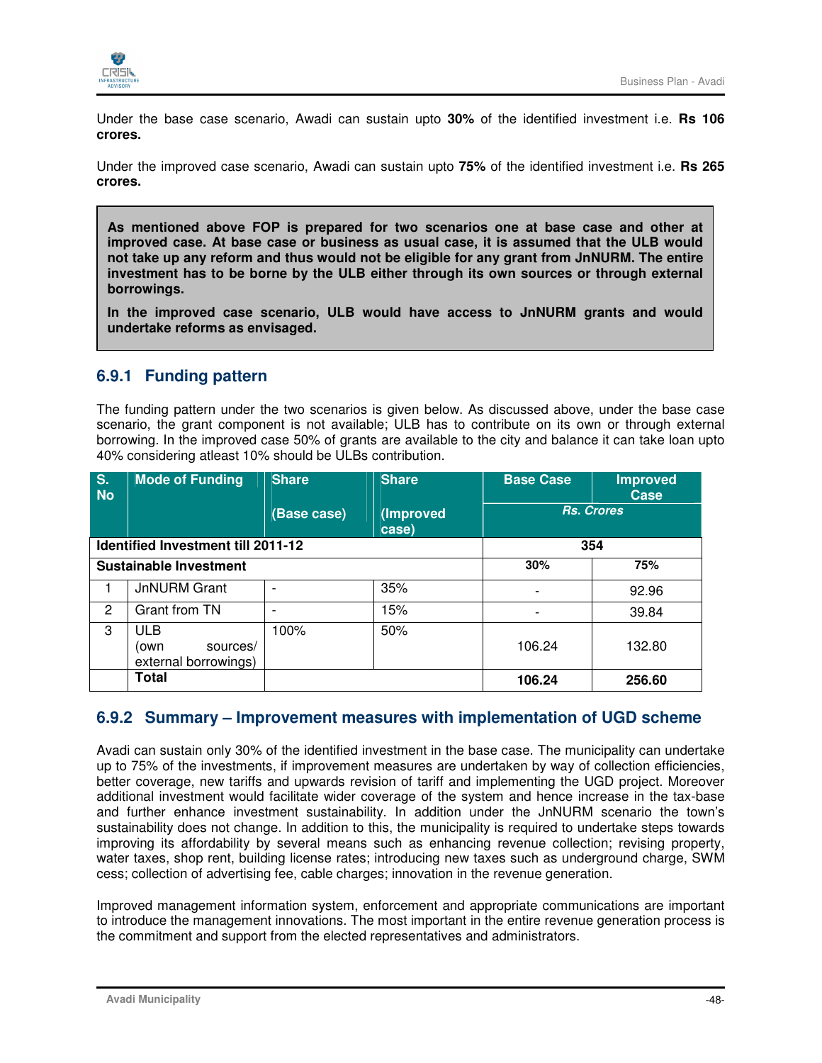Under the base case scenario, Awadi can sustain upto **30%** of the identified investment i.e. **Rs 106 crores.**

Under the improved case scenario, Awadi can sustain upto **75%** of the identified investment i.e. **Rs 265 crores.**

**As mentioned above FOP is prepared for two scenarios one at base case and other at improved case. At base case or business as usual case, it is assumed that the ULB would not take up any reform and thus would not be eligible for any grant from JnNURM. The entire investment has to be borne by the ULB either through its own sources or through external borrowings.**

**In the improved case scenario, ULB would have access to JnNURM grants and would undertake reforms as envisaged.**

### 6.9.1 Funding pattern

The funding pattern under the two scenarios is given below. As discussed above, under the base case scenario, the grant component is not available; ULB has to contribute on its own or through external borrowing. In the improved case 50% of grants are available to the city and balance it can take loan upto 40% considering atleast 10% should be ULBs contribution.

| S. No | Mode of Funding | Share (Base case) | Share (Improved case) | Base Case | Improved Case |
|---|---|---|---|---|---|
| | | | | *Rs. Crores* | |
| **Identified Investment till 2011-12** | | | | **354** | |
| **Sustainable Investment** | | | | **30%** | **75%** |
| 1 | JnNURM Grant | - | 35% | - | 92.96 |
| 2 | Grant from TN | - | 15% | - | 39.84 |
| 3 | ULB (own sources/ external borrowings) | 100% | 50% | 106.24 | 132.80 |
| | **Total** | | | **106.24** | **256.60** |

### 6.9.2 Summary – Improvement measures with implementation of UGD scheme

Avadi can sustain only 30% of the identified investment in the base case. The municipality can undertake up to 75% of the investments, if improvement measures are undertaken by way of collection efficiencies, better coverage, new tariffs and upwards revision of tariff and implementing the UGD project. Moreover additional investment would facilitate wider coverage of the system and hence increase in the tax-base and further enhance investment sustainability. In addition under the JnNURM scenario the town's sustainability does not change. In addition to this, the municipality is required to undertake steps towards improving its affordability by several means such as enhancing revenue collection; revising property, water taxes, shop rent, building license rates; introducing new taxes such as underground charge, SWM cess; collection of advertising fee, cable charges; innovation in the revenue generation.

Improved management information system, enforcement and appropriate communications are important to introduce the management innovations. The most important in the entire revenue generation process is the commitment and support from the elected representatives and administrators.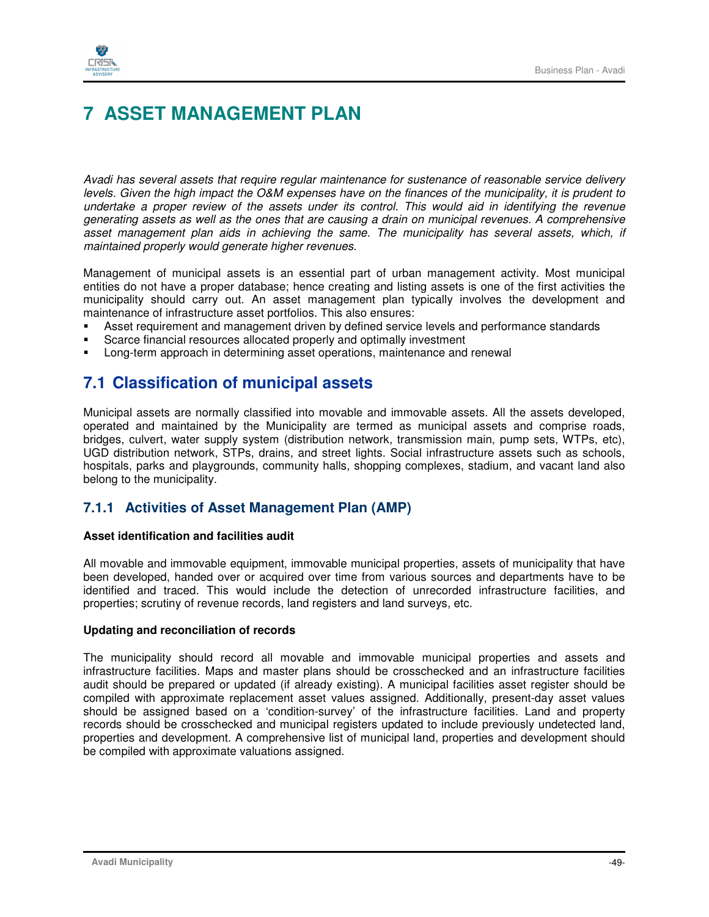# 7 ASSET MANAGEMENT PLAN

*Avadi has several assets that require regular maintenance for sustenance of reasonable service delivery levels. Given the high impact the O&M expenses have on the finances of the municipality, it is prudent to undertake a proper review of the assets under its control. This would aid in identifying the revenue generating assets as well as the ones that are causing a drain on municipal revenues. A comprehensive asset management plan aids in achieving the same. The municipality has several assets, which, if maintained properly would generate higher revenues.*

Management of municipal assets is an essential part of urban management activity. Most municipal entities do not have a proper database; hence creating and listing assets is one of the first activities the municipality should carry out. An asset management plan typically involves the development and maintenance of infrastructure asset portfolios. This also ensures:

- Asset requirement and management driven by defined service levels and performance standards
- Scarce financial resources allocated properly and optimally investment
- Long-term approach in determining asset operations, maintenance and renewal

## 7.1 Classification of municipal assets

Municipal assets are normally classified into movable and immovable assets. All the assets developed, operated and maintained by the Municipality are termed as municipal assets and comprise roads, bridges, culvert, water supply system (distribution network, transmission main, pump sets, WTPs, etc), UGD distribution network, STPs, drains, and street lights. Social infrastructure assets such as schools, hospitals, parks and playgrounds, community halls, shopping complexes, stadium, and vacant land also belong to the municipality.

### 7.1.1 Activities of Asset Management Plan (AMP)

**Asset identification and facilities audit**

All movable and immovable equipment, immovable municipal properties, assets of municipality that have been developed, handed over or acquired over time from various sources and departments have to be identified and traced. This would include the detection of unrecorded infrastructure facilities, and properties; scrutiny of revenue records, land registers and land surveys, etc.

**Updating and reconciliation of records**

The municipality should record all movable and immovable municipal properties and assets and infrastructure facilities. Maps and master plans should be crosschecked and an infrastructure facilities audit should be prepared or updated (if already existing). A municipal facilities asset register should be compiled with approximate replacement asset values assigned. Additionally, present-day asset values should be assigned based on a 'condition-survey' of the infrastructure facilities. Land and property records should be crosschecked and municipal registers updated to include previously undetected land, properties and development. A comprehensive list of municipal land, properties and development should be compiled with approximate valuations assigned.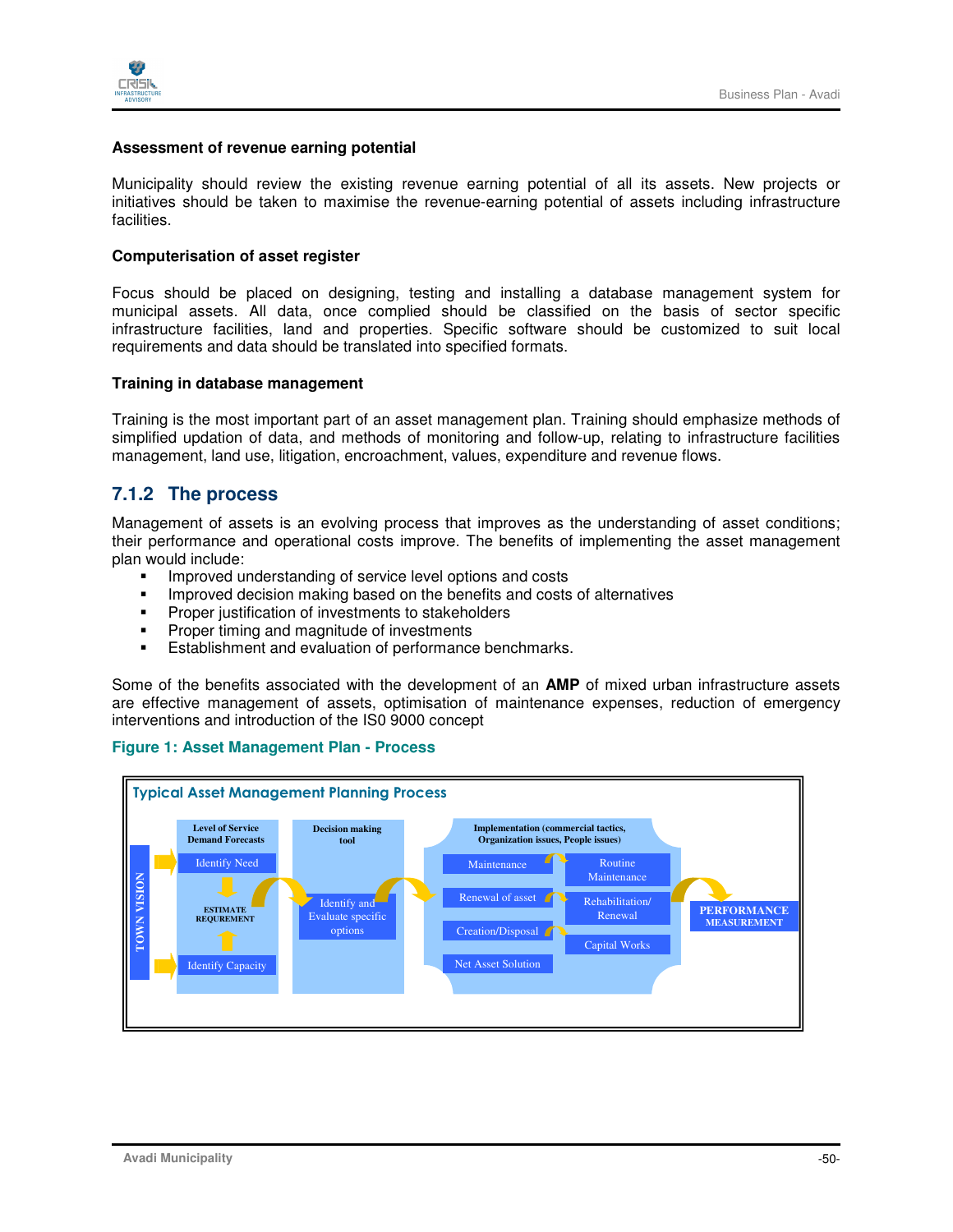**Assessment of revenue earning potential**

Municipality should review the existing revenue earning potential of all its assets. New projects or initiatives should be taken to maximise the revenue-earning potential of assets including infrastructure facilities.

**Computerisation of asset register**

Focus should be placed on designing, testing and installing a database management system for municipal assets. All data, once complied should be classified on the basis of sector specific infrastructure facilities, land and properties. Specific software should be customized to suit local requirements and data should be translated into specified formats.

**Training in database management**

Training is the most important part of an asset management plan. Training should emphasize methods of simplified updation of data, and methods of monitoring and follow-up, relating to infrastructure facilities management, land use, litigation, encroachment, values, expenditure and revenue flows.

### 7.1.2 The process

Management of assets is an evolving process that improves as the understanding of asset conditions; their performance and operational costs improve. The benefits of implementing the asset management plan would include:

- Improved understanding of service level options and costs
- Improved decision making based on the benefits and costs of alternatives
- Proper justification of investments to stakeholders
- Proper timing and magnitude of investments
- Establishment and evaluation of performance benchmarks.

Some of the benefits associated with the development of an **AMP** of mixed urban infrastructure assets are effective management of assets, optimisation of maintenance expenses, reduction of emergency interventions and introduction of the IS0 9000 concept

**Figure 1: Asset Management Plan - Process**

Typical Asset Management Planning Process

TOWN VISION

Level of Service Demand Forecasts: Identify Need → ESTIMATE REQUREMENT ← Identify Capacity

Decision making tool: Identify and Evaluate specific options

Implementation (commercial tactics, Organization issues, People issues): Maintenance → Routine Maintenance; Renewal of asset → Rehabilitation/ Renewal; Creation/Disposal → Capital Works; Net Asset Solution

PERFORMANCE MEASUREMENT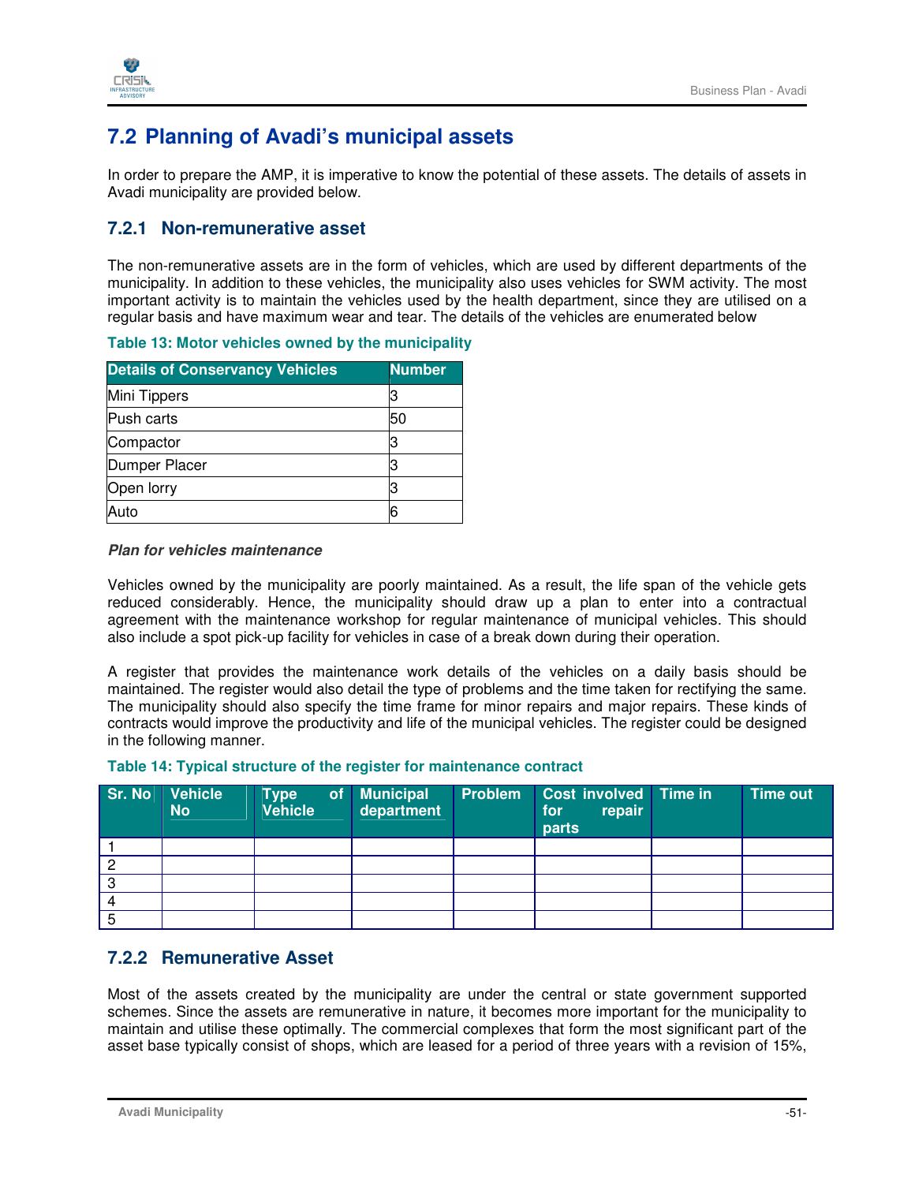## 7.2 Planning of Avadi's municipal assets

In order to prepare the AMP, it is imperative to know the potential of these assets. The details of assets in Avadi municipality are provided below.

### 7.2.1 Non-remunerative asset

The non-remunerative assets are in the form of vehicles, which are used by different departments of the municipality. In addition to these vehicles, the municipality also uses vehicles for SWM activity. The most important activity is to maintain the vehicles used by the health department, since they are utilised on a regular basis and have maximum wear and tear. The details of the vehicles are enumerated below

**Table 13: Motor vehicles owned by the municipality**

| Details of Conservancy Vehicles | Number |
|---|---|
| Mini Tippers | 3 |
| Push carts | 50 |
| Compactor | 3 |
| Dumper Placer | 3 |
| Open lorry | 3 |
| Auto | 6 |

***Plan for vehicles maintenance***

Vehicles owned by the municipality are poorly maintained. As a result, the life span of the vehicle gets reduced considerably. Hence, the municipality should draw up a plan to enter into a contractual agreement with the maintenance workshop for regular maintenance of municipal vehicles. This should also include a spot pick-up facility for vehicles in case of a break down during their operation.

A register that provides the maintenance work details of the vehicles on a daily basis should be maintained. The register would also detail the type of problems and the time taken for rectifying the same. The municipality should also specify the time frame for minor repairs and major repairs. These kinds of contracts would improve the productivity and life of the municipal vehicles. The register could be designed in the following manner.

**Table 14: Typical structure of the register for maintenance contract**

| Sr. No | Vehicle No | Type of Vehicle | Municipal department | Problem | Cost involved for repair parts | Time in | Time out |
|---|---|---|---|---|---|---|---|
| 1 | | | | | | | |
| 2 | | | | | | | |
| 3 | | | | | | | |
| 4 | | | | | | | |
| 5 | | | | | | | |

### 7.2.2 Remunerative Asset

Most of the assets created by the municipality are under the central or state government supported schemes. Since the assets are remunerative in nature, it becomes more important for the municipality to maintain and utilise these optimally. The commercial complexes that form the most significant part of the asset base typically consist of shops, which are leased for a period of three years with a revision of 15%,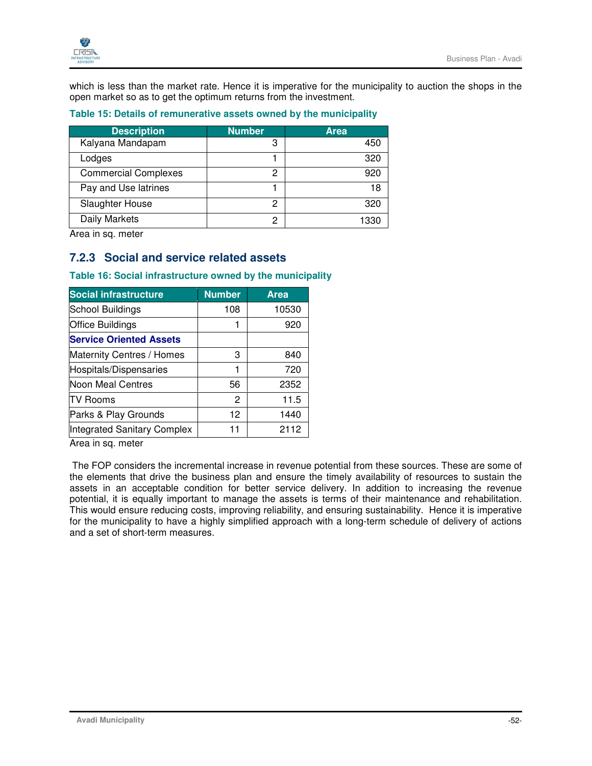which is less than the market rate. Hence it is imperative for the municipality to auction the shops in the open market so as to get the optimum returns from the investment.

**Table 15: Details of remunerative assets owned by the municipality**

| Description | Number | Area |
|---|---|---|
| Kalyana Mandapam | 3 | 450 |
| Lodges | 1 | 320 |
| Commercial Complexes | 2 | 920 |
| Pay and Use latrines | 1 | 18 |
| Slaughter House | 2 | 320 |
| Daily Markets | 2 | 1330 |

Area in sq. meter

### 7.2.3 Social and service related assets

**Table 16: Social infrastructure owned by the municipality**

| Social infrastructure | Number | Area |
|---|---|---|
| School Buildings | 108 | 10530 |
| Office Buildings | 1 | 920 |
| **Service Oriented Assets** | | |
| Maternity Centres / Homes | 3 | 840 |
| Hospitals/Dispensaries | 1 | 720 |
| Noon Meal Centres | 56 | 2352 |
| TV Rooms | 2 | 11.5 |
| Parks & Play Grounds | 12 | 1440 |
| Integrated Sanitary Complex | 11 | 2112 |

Area in sq. meter

The FOP considers the incremental increase in revenue potential from these sources. These are some of the elements that drive the business plan and ensure the timely availability of resources to sustain the assets in an acceptable condition for better service delivery. In addition to increasing the revenue potential, it is equally important to manage the assets is terms of their maintenance and rehabilitation. This would ensure reducing costs, improving reliability, and ensuring sustainability. Hence it is imperative for the municipality to have a highly simplified approach with a long-term schedule of delivery of actions and a set of short-term measures.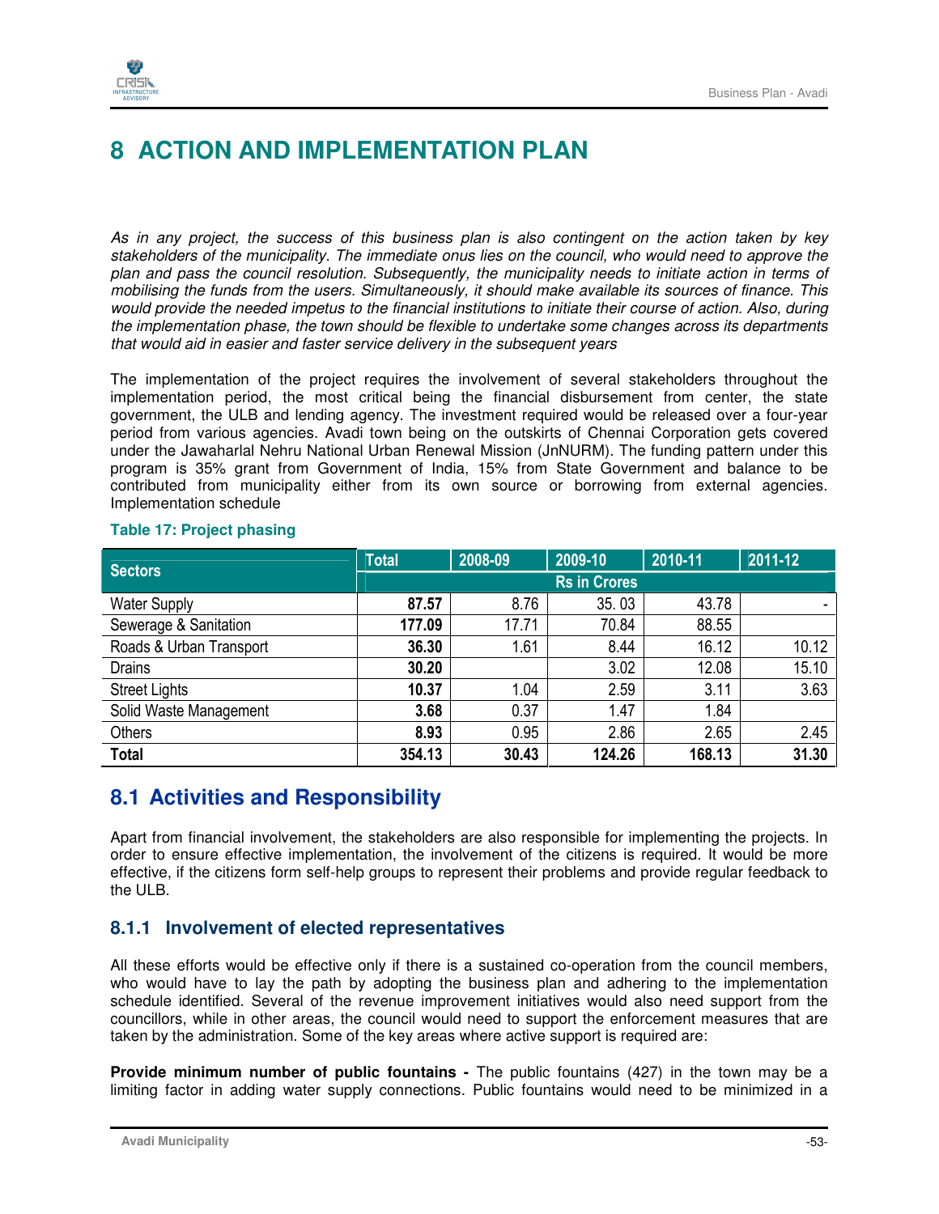# 8 ACTION AND IMPLEMENTATION PLAN

*As in any project, the success of this business plan is also contingent on the action taken by key stakeholders of the municipality. The immediate onus lies on the council, who would need to approve the plan and pass the council resolution. Subsequently, the municipality needs to initiate action in terms of mobilising the funds from the users. Simultaneously, it should make available its sources of finance. This would provide the needed impetus to the financial institutions to initiate their course of action. Also, during the implementation phase, the town should be flexible to undertake some changes across its departments that would aid in easier and faster service delivery in the subsequent years*

The implementation of the project requires the involvement of several stakeholders throughout the implementation period, the most critical being the financial disbursement from center, the state government, the ULB and lending agency. The investment required would be released over a four-year period from various agencies. Avadi town being on the outskirts of Chennai Corporation gets covered under the Jawaharlal Nehru National Urban Renewal Mission (JnNURM). The funding pattern under this program is 35% grant from Government of India, 15% from State Government and balance to be contributed from municipality either from its own source or borrowing from external agencies. Implementation schedule

**Table 17: Project phasing**

| Sectors | Total | 2008-09 | 2009-10 | 2010-11 | 2011-12 |
|---|---|---|---|---|---|
| | Rs in Crores | | | | |
| Water Supply | **87.57** | 8.76 | 35. 03 | 43.78 | - |
| Sewerage & Sanitation | **177.09** | 17.71 | 70.84 | 88.55 | |
| Roads & Urban Transport | **36.30** | 1.61 | 8.44 | 16.12 | 10.12 |
| Drains | **30.20** | | 3.02 | 12.08 | 15.10 |
| Street Lights | **10.37** | 1.04 | 2.59 | 3.11 | 3.63 |
| Solid Waste Management | **3.68** | 0.37 | 1.47 | 1.84 | |
| Others | **8.93** | 0.95 | 2.86 | 2.65 | 2.45 |
| **Total** | **354.13** | **30.43** | **124.26** | **168.13** | **31.30** |

## 8.1 Activities and Responsibility

Apart from financial involvement, the stakeholders are also responsible for implementing the projects. In order to ensure effective implementation, the involvement of the citizens is required. It would be more effective, if the citizens form self-help groups to represent their problems and provide regular feedback to the ULB.

### 8.1.1 Involvement of elected representatives

All these efforts would be effective only if there is a sustained co-operation from the council members, who would have to lay the path by adopting the business plan and adhering to the implementation schedule identified. Several of the revenue improvement initiatives would also need support from the councillors, while in other areas, the council would need to support the enforcement measures that are taken by the administration. Some of the key areas where active support is required are:

**Provide minimum number of public fountains -** The public fountains (427) in the town may be a limiting factor in adding water supply connections. Public fountains would need to be minimized in a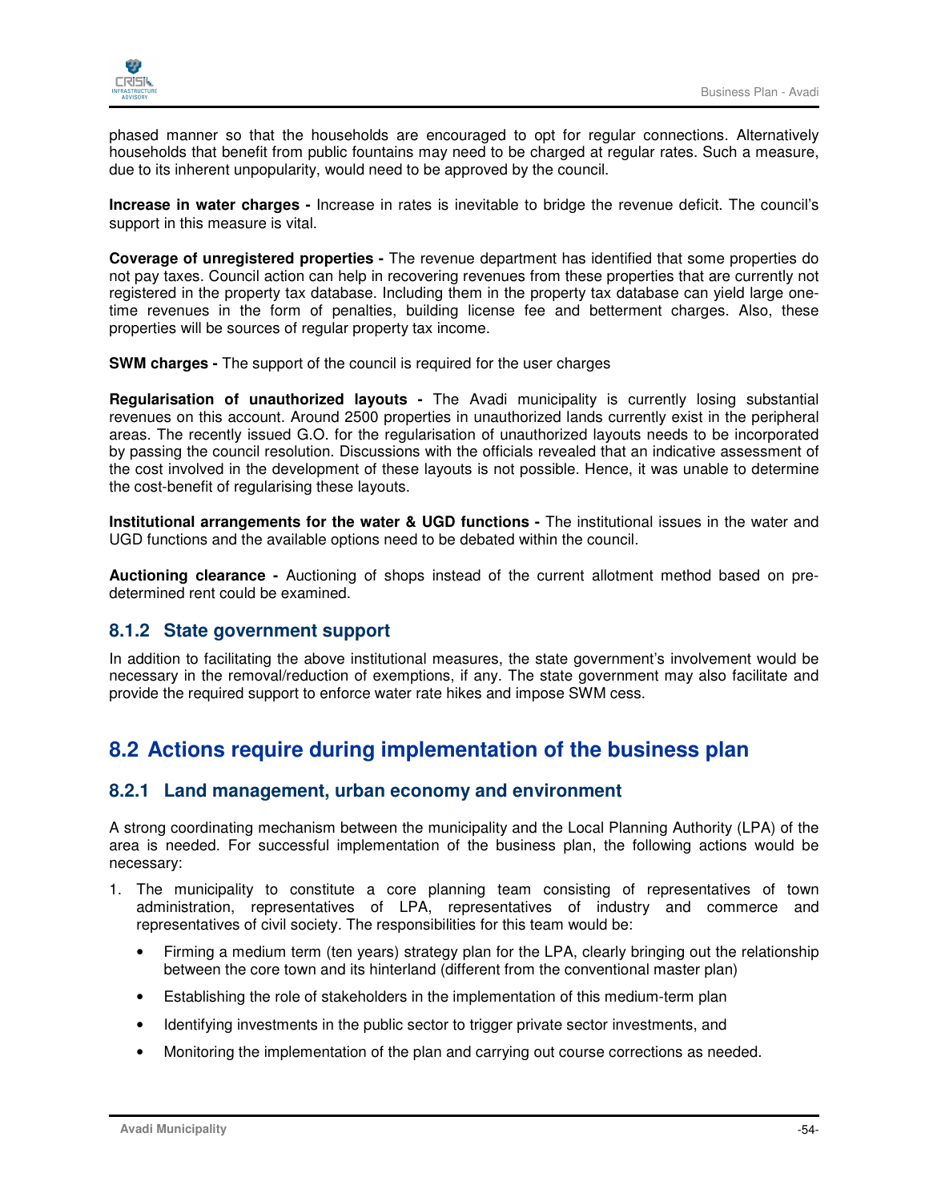phased manner so that the households are encouraged to opt for regular connections. Alternatively households that benefit from public fountains may need to be charged at regular rates. Such a measure, due to its inherent unpopularity, would need to be approved by the council.

**Increase in water charges -** Increase in rates is inevitable to bridge the revenue deficit. The council's support in this measure is vital.

**Coverage of unregistered properties -** The revenue department has identified that some properties do not pay taxes. Council action can help in recovering revenues from these properties that are currently not registered in the property tax database. Including them in the property tax database can yield large one-time revenues in the form of penalties, building license fee and betterment charges. Also, these properties will be sources of regular property tax income.

**SWM charges -** The support of the council is required for the user charges

**Regularisation of unauthorized layouts -** The Avadi municipality is currently losing substantial revenues on this account. Around 2500 properties in unauthorized lands currently exist in the peripheral areas. The recently issued G.O. for the regularisation of unauthorized layouts needs to be incorporated by passing the council resolution. Discussions with the officials revealed that an indicative assessment of the cost involved in the development of these layouts is not possible. Hence, it was unable to determine the cost-benefit of regularising these layouts.

**Institutional arrangements for the water & UGD functions -** The institutional issues in the water and UGD functions and the available options need to be debated within the council.

**Auctioning clearance -** Auctioning of shops instead of the current allotment method based on pre-determined rent could be examined.

### 8.1.2 State government support

In addition to facilitating the above institutional measures, the state government's involvement would be necessary in the removal/reduction of exemptions, if any. The state government may also facilitate and provide the required support to enforce water rate hikes and impose SWM cess.

## 8.2 Actions require during implementation of the business plan

### 8.2.1 Land management, urban economy and environment

A strong coordinating mechanism between the municipality and the Local Planning Authority (LPA) of the area is needed. For successful implementation of the business plan, the following actions would be necessary:

1. The municipality to constitute a core planning team consisting of representatives of town administration, representatives of LPA, representatives of industry and commerce and representatives of civil society. The responsibilities for this team would be:
   - Firming a medium term (ten years) strategy plan for the LPA, clearly bringing out the relationship between the core town and its hinterland (different from the conventional master plan)
   - Establishing the role of stakeholders in the implementation of this medium-term plan
   - Identifying investments in the public sector to trigger private sector investments, and
   - Monitoring the implementation of the plan and carrying out course corrections as needed.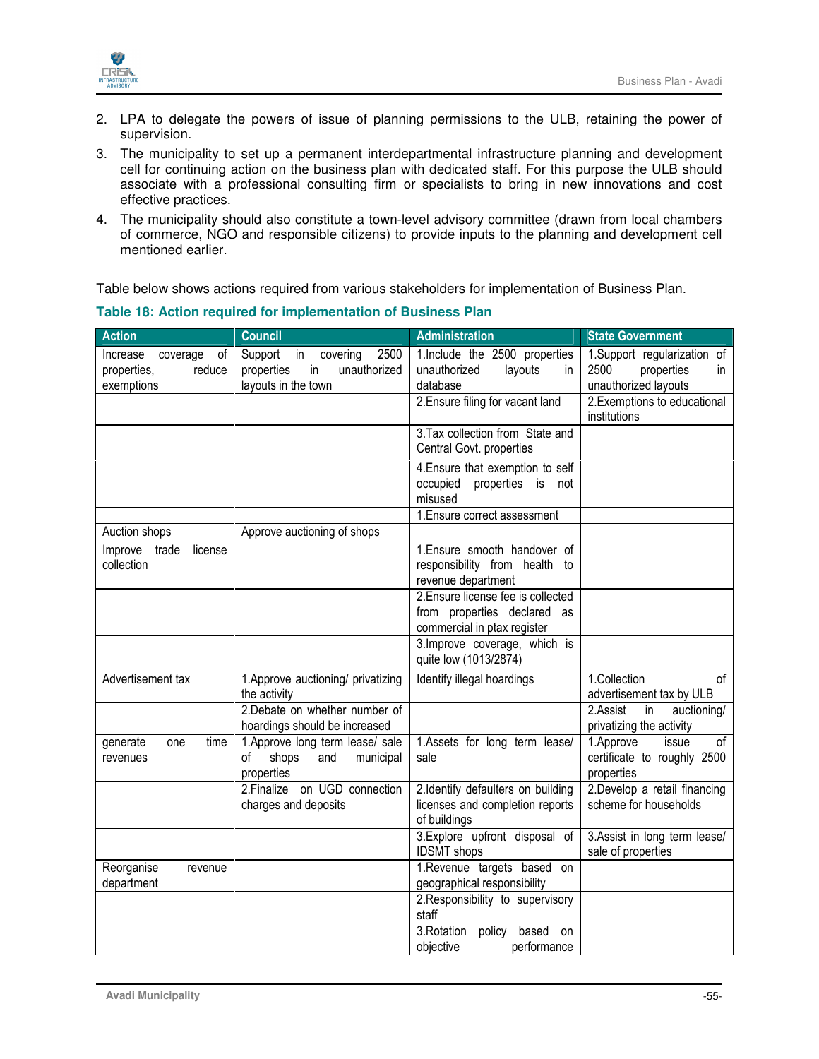2. LPA to delegate the powers of issue of planning permissions to the ULB, retaining the power of supervision.
3. The municipality to set up a permanent interdepartmental infrastructure planning and development cell for continuing action on the business plan with dedicated staff. For this purpose the ULB should associate with a professional consulting firm or specialists to bring in new innovations and cost effective practices.
4. The municipality should also constitute a town-level advisory committee (drawn from local chambers of commerce, NGO and responsible citizens) to provide inputs to the planning and development cell mentioned earlier.

Table below shows actions required from various stakeholders for implementation of Business Plan.

**Table 18: Action required for implementation of Business Plan**

| Action | Council | Administration | State Government |
|---|---|---|---|
| Increase coverage of properties, reduce exemptions | Support in covering 2500 properties in unauthorized layouts in the town | 1.Include the 2500 properties unauthorized layouts in database | 1.Support regularization of 2500 properties in unauthorized layouts |
| | | 2.Ensure filing for vacant land | 2.Exemptions to educational institutions |
| | | 3.Tax collection from State and Central Govt. properties | |
| | | 4.Ensure that exemption to self occupied properties is not misused | |
| | | 1.Ensure correct assessment | |
| Auction shops | Approve auctioning of shops | | |
| Improve trade license collection | | 1.Ensure smooth handover of responsibility from health to revenue department | |
| | | 2.Ensure license fee is collected from properties declared as commercial in ptax register | |
| | | 3.Improve coverage, which is quite low (1013/2874) | |
| Advertisement tax | 1.Approve auctioning/ privatizing the activity | Identify illegal hoardings | 1.Collection of advertisement tax by ULB |
| | 2.Debate on whether number of hoardings should be increased | | 2.Assist in auctioning/ privatizing the activity |
| generate one time revenues | 1.Approve long term lease/ sale of shops and municipal properties | 1.Assets for long term lease/ sale | 1.Approve issue of certificate to roughly 2500 properties |
| | 2.Finalize on UGD connection charges and deposits | 2.Identify defaulters on building licenses and completion reports of buildings | 2.Develop a retail financing scheme for households |
| | | 3.Explore upfront disposal of IDSMT shops | 3.Assist in long term lease/ sale of properties |
| Reorganise revenue department | | 1.Revenue targets based on geographical responsibility | |
| | | 2.Responsibility to supervisory staff | |
| | | 3.Rotation policy based on objective performance | |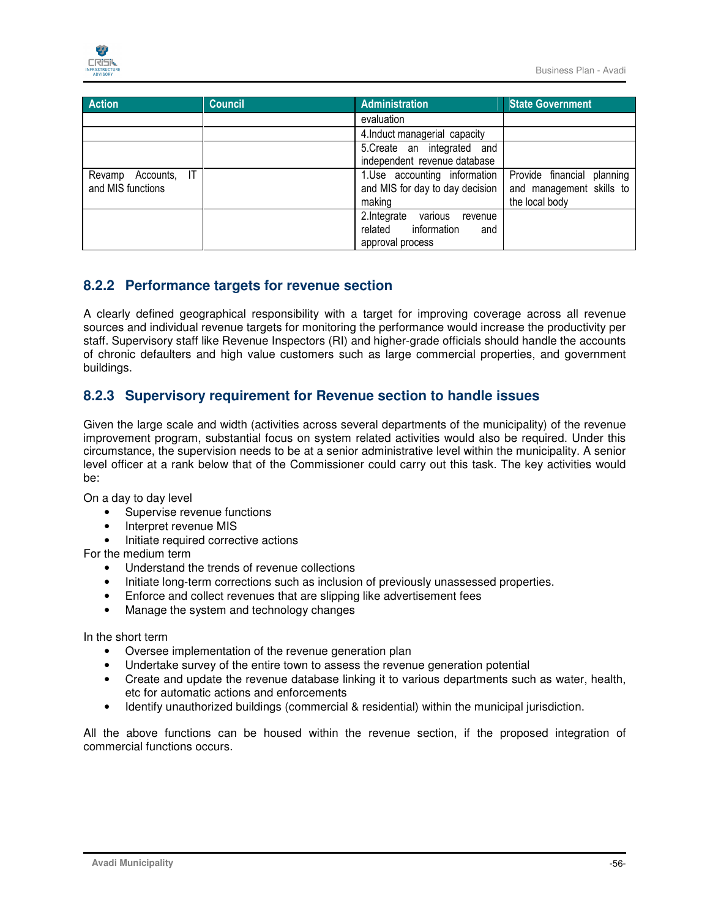| Action | Council | Administration | State Government |
|---|---|---|---|
| | | evaluation | |
| | | 4.Induct managerial capacity | |
| | | 5.Create an integrated and independent revenue database | |
| Revamp Accounts, IT and MIS functions | | 1.Use accounting information and MIS for day to day decision making | Provide financial planning and management skills to the local body |
| | | 2.Integrate various revenue related information and approval process | |

### 8.2.2 Performance targets for revenue section

A clearly defined geographical responsibility with a target for improving coverage across all revenue sources and individual revenue targets for monitoring the performance would increase the productivity per staff. Supervisory staff like Revenue Inspectors (RI) and higher-grade officials should handle the accounts of chronic defaulters and high value customers such as large commercial properties, and government buildings.

### 8.2.3 Supervisory requirement for Revenue section to handle issues

Given the large scale and width (activities across several departments of the municipality) of the revenue improvement program, substantial focus on system related activities would also be required. Under this circumstance, the supervision needs to be at a senior administrative level within the municipality. A senior level officer at a rank below that of the Commissioner could carry out this task. The key activities would be:

On a day to day level

- Supervise revenue functions
- Interpret revenue MIS
- Initiate required corrective actions

For the medium term

- Understand the trends of revenue collections
- Initiate long-term corrections such as inclusion of previously unassessed properties.
- Enforce and collect revenues that are slipping like advertisement fees
- Manage the system and technology changes

In the short term

- Oversee implementation of the revenue generation plan
- Undertake survey of the entire town to assess the revenue generation potential
- Create and update the revenue database linking it to various departments such as water, health, etc for automatic actions and enforcements
- Identify unauthorized buildings (commercial & residential) within the municipal jurisdiction.

All the above functions can be housed within the revenue section, if the proposed integration of commercial functions occurs.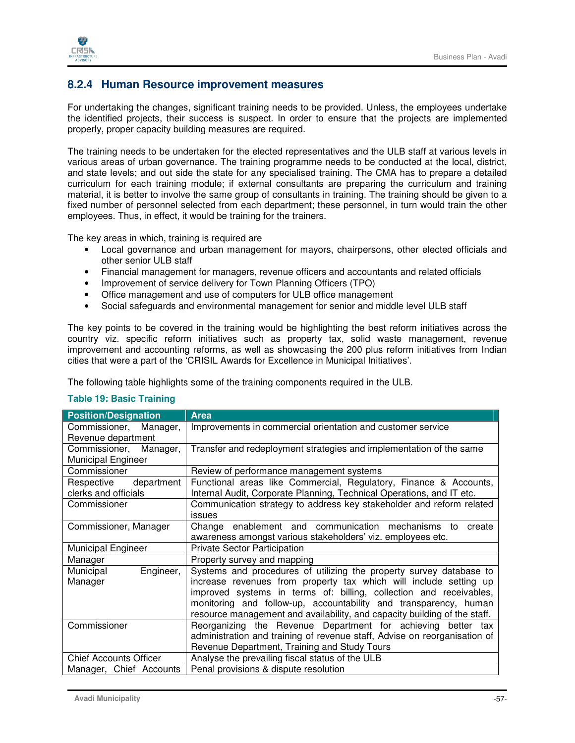### 8.2.4 Human Resource improvement measures

For undertaking the changes, significant training needs to be provided. Unless, the employees undertake the identified projects, their success is suspect. In order to ensure that the projects are implemented properly, proper capacity building measures are required.

The training needs to be undertaken for the elected representatives and the ULB staff at various levels in various areas of urban governance. The training programme needs to be conducted at the local, district, and state levels; and out side the state for any specialised training. The CMA has to prepare a detailed curriculum for each training module; if external consultants are preparing the curriculum and training material, it is better to involve the same group of consultants in training. The training should be given to a fixed number of personnel selected from each department; these personnel, in turn would train the other employees. Thus, in effect, it would be training for the trainers.

The key areas in which, training is required are

- Local governance and urban management for mayors, chairpersons, other elected officials and other senior ULB staff
- Financial management for managers, revenue officers and accountants and related officials
- Improvement of service delivery for Town Planning Officers (TPO)
- Office management and use of computers for ULB office management
- Social safeguards and environmental management for senior and middle level ULB staff

The key points to be covered in the training would be highlighting the best reform initiatives across the country viz. specific reform initiatives such as property tax, solid waste management, revenue improvement and accounting reforms, as well as showcasing the 200 plus reform initiatives from Indian cities that were a part of the 'CRISIL Awards for Excellence in Municipal Initiatives'.

The following table highlights some of the training components required in the ULB.

**Table 19: Basic Training**

| Position/Designation | Area |
|---|---|
| Commissioner, Manager, Revenue department | Improvements in commercial orientation and customer service |
| Commissioner, Manager, Municipal Engineer | Transfer and redeployment strategies and implementation of the same |
| Commissioner | Review of performance management systems |
| Respective department clerks and officials | Functional areas like Commercial, Regulatory, Finance & Accounts, Internal Audit, Corporate Planning, Technical Operations, and IT etc. |
| Commissioner | Communication strategy to address key stakeholder and reform related issues |
| Commissioner, Manager | Change enablement and communication mechanisms to create awareness amongst various stakeholders' viz. employees etc. |
| Municipal Engineer | Private Sector Participation |
| Manager | Property survey and mapping |
| Municipal Engineer, Manager | Systems and procedures of utilizing the property survey database to increase revenues from property tax which will include setting up improved systems in terms of: billing, collection and receivables, monitoring and follow-up, accountability and transparency, human resource management and availability, and capacity building of the staff. |
| Commissioner | Reorganizing the Revenue Department for achieving better tax administration and training of revenue staff, Advise on reorganisation of Revenue Department, Training and Study Tours |
| Chief Accounts Officer | Analyse the prevailing fiscal status of the ULB |
| Manager, Chief Accounts | Penal provisions & dispute resolution |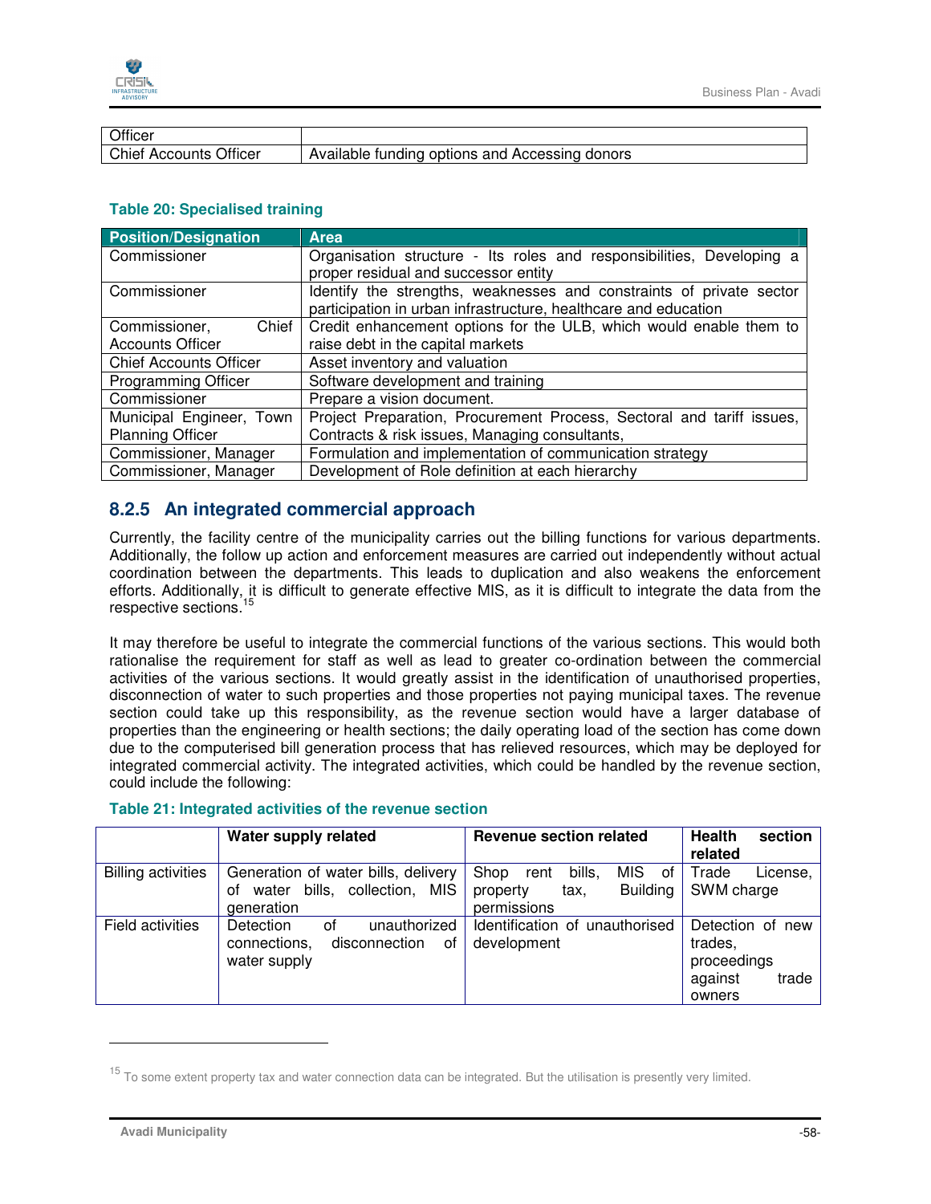| Officer | |
|---|---|
| Chief Accounts Officer | Available funding options and Accessing donors |

**Table 20: Specialised training**

| Position/Designation | Area |
|---|---|
| Commissioner | Organisation structure - Its roles and responsibilities, Developing a proper residual and successor entity |
| Commissioner | Identify the strengths, weaknesses and constraints of private sector participation in urban infrastructure, healthcare and education |
| Commissioner, Chief Accounts Officer | Credit enhancement options for the ULB, which would enable them to raise debt in the capital markets |
| Chief Accounts Officer | Asset inventory and valuation |
| Programming Officer | Software development and training |
| Commissioner | Prepare a vision document. |
| Municipal Engineer, Town Planning Officer | Project Preparation, Procurement Process, Sectoral and tariff issues, Contracts & risk issues, Managing consultants, |
| Commissioner, Manager | Formulation and implementation of communication strategy |
| Commissioner, Manager | Development of Role definition at each hierarchy |

### 8.2.5 An integrated commercial approach

Currently, the facility centre of the municipality carries out the billing functions for various departments. Additionally, the follow up action and enforcement measures are carried out independently without actual coordination between the departments. This leads to duplication and also weakens the enforcement efforts. Additionally, it is difficult to generate effective MIS, as it is difficult to integrate the data from the respective sections.[15]

It may therefore be useful to integrate the commercial functions of the various sections. This would both rationalise the requirement for staff as well as lead to greater co-ordination between the commercial activities of the various sections. It would greatly assist in the identification of unauthorised properties, disconnection of water to such properties and those properties not paying municipal taxes. The revenue section could take up this responsibility, as the revenue section would have a larger database of properties than the engineering or health sections; the daily operating load of the section has come down due to the computerised bill generation process that has relieved resources, which may be deployed for integrated commercial activity. The integrated activities, which could be handled by the revenue section, could include the following:

**Table 21: Integrated activities of the revenue section**

| | Water supply related | Revenue section related | Health section related |
|---|---|---|---|
| Billing activities | Generation of water bills, delivery of water bills, collection, MIS generation | Shop rent bills, MIS of property tax, Building permissions | Trade License, SWM charge |
| Field activities | Detection of unauthorized connections, disconnection of water supply | Identification of unauthorised development | Detection of new trades, proceedings against trade owners |

[15] To some extent property tax and water connection data can be integrated. But the utilisation is presently very limited.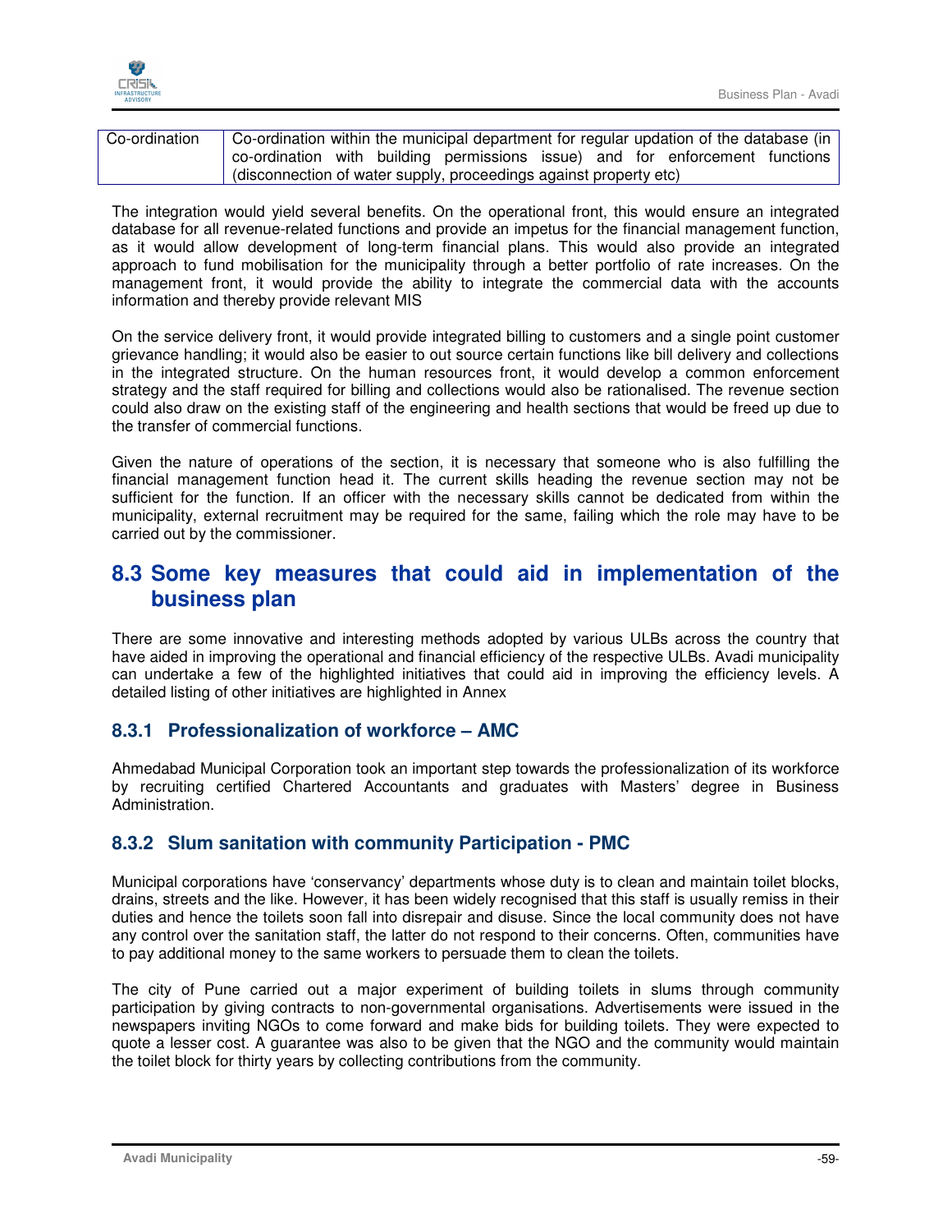| Co-ordination | Co-ordination within the municipal department for regular updation of the database (in co-ordination with building permissions issue) and for enforcement functions (disconnection of water supply, proceedings against property etc) |
|---|---|

The integration would yield several benefits. On the operational front, this would ensure an integrated database for all revenue-related functions and provide an impetus for the financial management function, as it would allow development of long-term financial plans. This would also provide an integrated approach to fund mobilisation for the municipality through a better portfolio of rate increases. On the management front, it would provide the ability to integrate the commercial data with the accounts information and thereby provide relevant MIS

On the service delivery front, it would provide integrated billing to customers and a single point customer grievance handling; it would also be easier to out source certain functions like bill delivery and collections in the integrated structure. On the human resources front, it would develop a common enforcement strategy and the staff required for billing and collections would also be rationalised. The revenue section could also draw on the existing staff of the engineering and health sections that would be freed up due to the transfer of commercial functions.

Given the nature of operations of the section, it is necessary that someone who is also fulfilling the financial management function head it. The current skills heading the revenue section may not be sufficient for the function. If an officer with the necessary skills cannot be dedicated from within the municipality, external recruitment may be required for the same, failing which the role may have to be carried out by the commissioner.

## 8.3 Some key measures that could aid in implementation of the business plan

There are some innovative and interesting methods adopted by various ULBs across the country that have aided in improving the operational and financial efficiency of the respective ULBs. Avadi municipality can undertake a few of the highlighted initiatives that could aid in improving the efficiency levels. A detailed listing of other initiatives are highlighted in Annex

### 8.3.1 Professionalization of workforce – AMC

Ahmedabad Municipal Corporation took an important step towards the professionalization of its workforce by recruiting certified Chartered Accountants and graduates with Masters' degree in Business Administration.

### 8.3.2 Slum sanitation with community Participation - PMC

Municipal corporations have 'conservancy' departments whose duty is to clean and maintain toilet blocks, drains, streets and the like. However, it has been widely recognised that this staff is usually remiss in their duties and hence the toilets soon fall into disrepair and disuse. Since the local community does not have any control over the sanitation staff, the latter do not respond to their concerns. Often, communities have to pay additional money to the same workers to persuade them to clean the toilets.

The city of Pune carried out a major experiment of building toilets in slums through community participation by giving contracts to non-governmental organisations. Advertisements were issued in the newspapers inviting NGOs to come forward and make bids for building toilets. They were expected to quote a lesser cost. A guarantee was also to be given that the NGO and the community would maintain the toilet block for thirty years by collecting contributions from the community.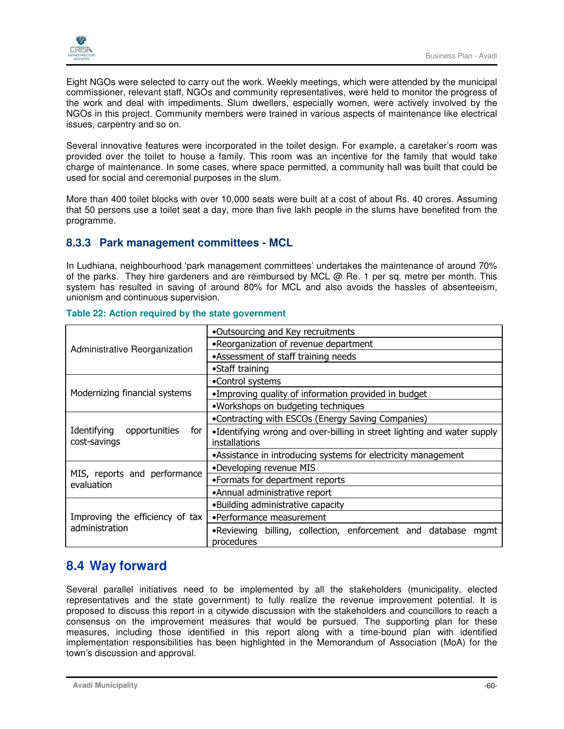Eight NGOs were selected to carry out the work. Weekly meetings, which were attended by the municipal commissioner, relevant staff, NGOs and community representatives, were held to monitor the progress of the work and deal with impediments. Slum dwellers, especially women, were actively involved by the NGOs in this project. Community members were trained in various aspects of maintenance like electrical issues, carpentry and so on.

Several innovative features were incorporated in the toilet design. For example, a caretaker's room was provided over the toilet to house a family. This room was an incentive for the family that would take charge of maintenance. In some cases, where space permitted, a community hall was built that could be used for social and ceremonial purposes in the slum.

More than 400 toilet blocks with over 10,000 seats were built at a cost of about Rs. 40 crores. Assuming that 50 persons use a toilet seat a day, more than five lakh people in the slums have benefited from the programme.

### 8.3.3 Park management committees - MCL

In Ludhiana, neighbourhood 'park management committees' undertakes the maintenance of around 70% of the parks. They hire gardeners and are reimbursed by MCL @ Re. 1 per sq. metre per month. This system has resulted in saving of around 80% for MCL and also avoids the hassles of absenteeism, unionism and continuous supervision.

**Table 22: Action required by the state government**

| | |
|---|---|
| Administrative Reorganization | •Outsourcing and Key recruitments |
| | •Reorganization of revenue department |
| | •Assessment of staff training needs |
| | •Staff training |
| Modernizing financial systems | •Control systems |
| | •Improving quality of information provided in budget |
| | •Workshops on budgeting techniques |
| Identifying opportunities for cost-savings | •Contracting with ESCOs (Energy Saving Companies) |
| | •Identifying wrong and over-billing in street lighting and water supply installations |
| | •Assistance in introducing systems for electricity management |
| MIS, reports and performance evaluation | •Developing revenue MIS |
| | •Formats for department reports |
| | •Annual administrative report |
| Improving the efficiency of tax administration | •Building administrative capacity |
| | •Performance measurement |
| | •Reviewing billing, collection, enforcement and database mgmt procedures |

## 8.4 Way forward

Several parallel initiatives need to be implemented by all the stakeholders (municipality, elected representatives and the state government) to fully realize the revenue improvement potential. It is proposed to discuss this report in a citywide discussion with the stakeholders and councillors to reach a consensus on the improvement measures that would be pursued. The supporting plan for these measures, including those identified in this report along with a time-bound plan with identified implementation responsibilities has been highlighted in the Memorandum of Association (MoA) for the town's discussion and approval.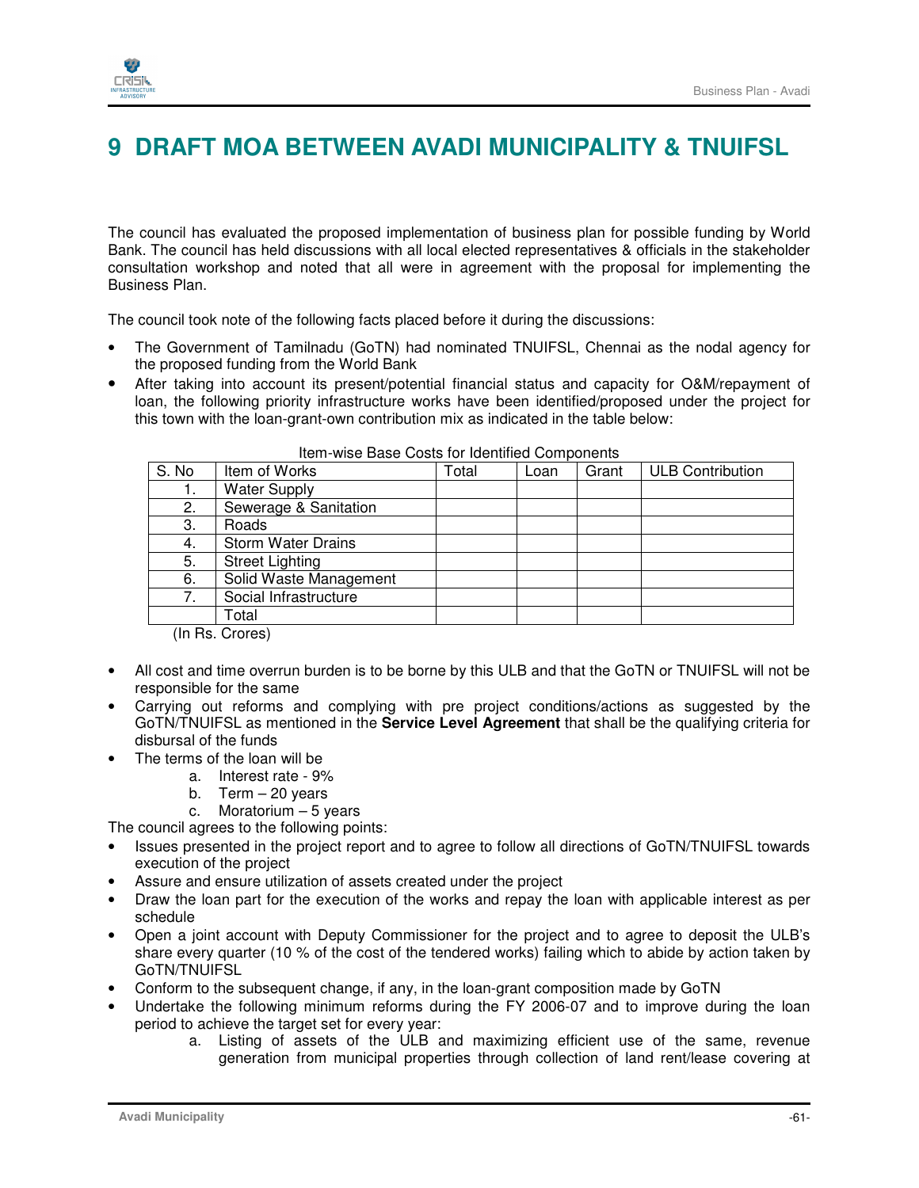# 9 DRAFT MOA BETWEEN AVADI MUNICIPALITY & TNUIFSL

The council has evaluated the proposed implementation of business plan for possible funding by World Bank. The council has held discussions with all local elected representatives & officials in the stakeholder consultation workshop and noted that all were in agreement with the proposal for implementing the Business Plan.

The council took note of the following facts placed before it during the discussions:

- The Government of Tamilnadu (GoTN) had nominated TNUIFSL, Chennai as the nodal agency for the proposed funding from the World Bank
- After taking into account its present/potential financial status and capacity for O&M/repayment of loan, the following priority infrastructure works have been identified/proposed under the project for this town with the loan-grant-own contribution mix as indicated in the table below:

Item-wise Base Costs for Identified Components

| S. No | Item of Works | Total | Loan | Grant | ULB Contribution |
|---|---|---|---|---|---|
| 1. | Water Supply | | | | |
| 2. | Sewerage & Sanitation | | | | |
| 3. | Roads | | | | |
| 4. | Storm Water Drains | | | | |
| 5. | Street Lighting | | | | |
| 6. | Solid Waste Management | | | | |
| 7. | Social Infrastructure | | | | |
| | Total | | | | |

(In Rs. Crores)

- All cost and time overrun burden is to be borne by this ULB and that the GoTN or TNUIFSL will not be responsible for the same
- Carrying out reforms and complying with pre project conditions/actions as suggested by the GoTN/TNUIFSL as mentioned in the **Service Level Agreement** that shall be the qualifying criteria for disbursal of the funds
- The terms of the loan will be
  a. Interest rate - 9%
  b. Term – 20 years
  c. Moratorium – 5 years

The council agrees to the following points:

- Issues presented in the project report and to agree to follow all directions of GoTN/TNUIFSL towards execution of the project
- Assure and ensure utilization of assets created under the project
- Draw the loan part for the execution of the works and repay the loan with applicable interest as per schedule
- Open a joint account with Deputy Commissioner for the project and to agree to deposit the ULB's share every quarter (10 % of the cost of the tendered works) failing which to abide by action taken by GoTN/TNUIFSL
- Conform to the subsequent change, if any, in the loan-grant composition made by GoTN
- Undertake the following minimum reforms during the FY 2006-07 and to improve during the loan period to achieve the target set for every year:
  a. Listing of assets of the ULB and maximizing efficient use of the same, revenue generation from municipal properties through collection of land rent/lease covering at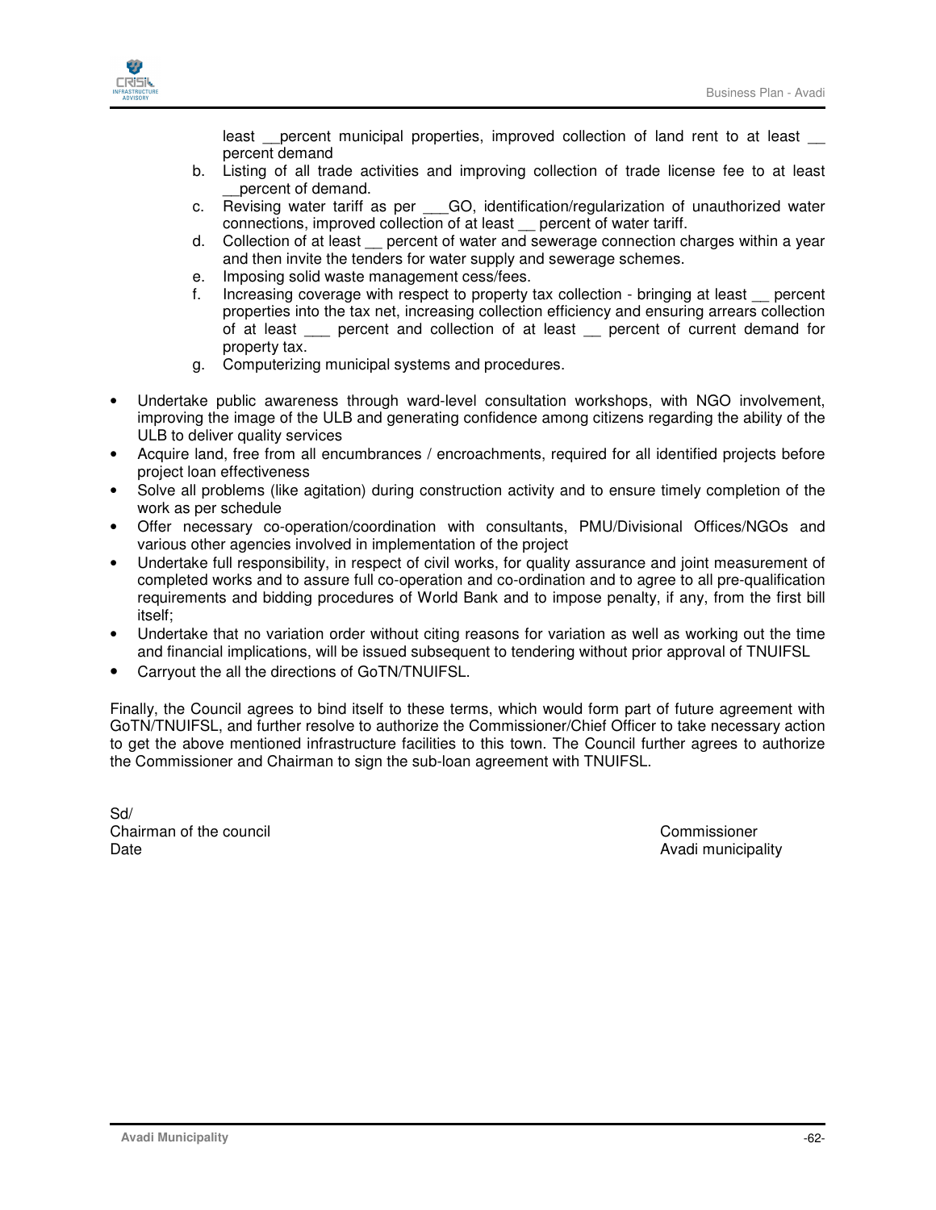least __percent municipal properties, improved collection of land rent to at least __ percent demand

b. Listing of all trade activities and improving collection of trade license fee to at least __percent of demand.
c. Revising water tariff as per ___GO, identification/regularization of unauthorized water connections, improved collection of at least __ percent of water tariff.
d. Collection of at least __ percent of water and sewerage connection charges within a year and then invite the tenders for water supply and sewerage schemes.
e. Imposing solid waste management cess/fees.
f. Increasing coverage with respect to property tax collection - bringing at least __ percent properties into the tax net, increasing collection efficiency and ensuring arrears collection of at least ___ percent and collection of at least __ percent of current demand for property tax.
g. Computerizing municipal systems and procedures.

- Undertake public awareness through ward-level consultation workshops, with NGO involvement, improving the image of the ULB and generating confidence among citizens regarding the ability of the ULB to deliver quality services
- Acquire land, free from all encumbrances / encroachments, required for all identified projects before project loan effectiveness
- Solve all problems (like agitation) during construction activity and to ensure timely completion of the work as per schedule
- Offer necessary co-operation/coordination with consultants, PMU/Divisional Offices/NGOs and various other agencies involved in implementation of the project
- Undertake full responsibility, in respect of civil works, for quality assurance and joint measurement of completed works and to assure full co-operation and co-ordination and to agree to all pre-qualification requirements and bidding procedures of World Bank and to impose penalty, if any, from the first bill itself;
- Undertake that no variation order without citing reasons for variation as well as working out the time and financial implications, will be issued subsequent to tendering without prior approval of TNUIFSL
- Carryout the all the directions of GoTN/TNUIFSL.

Finally, the Council agrees to bind itself to these terms, which would form part of future agreement with GoTN/TNUIFSL, and further resolve to authorize the Commissioner/Chief Officer to take necessary action to get the above mentioned infrastructure facilities to this town. The Council further agrees to authorize the Commissioner and Chairman to sign the sub-loan agreement with TNUIFSL.

Sd/
Chairman of the council
Date

Commissioner
Avadi municipality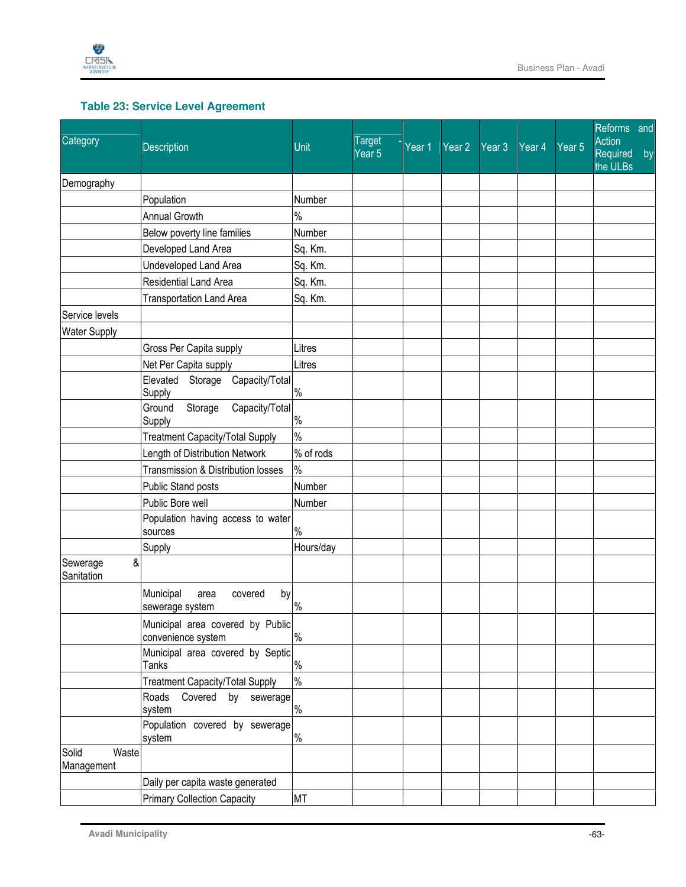**Table 23: Service Level Agreement**

| Category | Description | Unit | Target - Year 5 | Year 1 | Year 2 | Year 3 | Year 4 | Year 5 | Reforms and Action Required by the ULBs |
|---|---|---|---|---|---|---|---|---|---|
| Demography | | | | | | | | | |
| | Population | Number | | | | | | | |
| | Annual Growth | % | | | | | | | |
| | Below poverty line families | Number | | | | | | | |
| | Developed Land Area | Sq. Km. | | | | | | | |
| | Undeveloped Land Area | Sq. Km. | | | | | | | |
| | Residential Land Area | Sq. Km. | | | | | | | |
| | Transportation Land Area | Sq. Km. | | | | | | | |
| Service levels | | | | | | | | | |
| Water Supply | | | | | | | | | |
| | Gross Per Capita supply | Litres | | | | | | | |
| | Net Per Capita supply | Litres | | | | | | | |
| | Elevated Storage Capacity/Total Supply | % | | | | | | | |
| | Ground Storage Capacity/Total Supply | % | | | | | | | |
| | Treatment Capacity/Total Supply | % | | | | | | | |
| | Length of Distribution Network | % of rods | | | | | | | |
| | Transmission & Distribution losses | % | | | | | | | |
| | Public Stand posts | Number | | | | | | | |
| | Public Bore well | Number | | | | | | | |
| | Population having access to water sources | % | | | | | | | |
| | Supply | Hours/day | | | | | | | |
| Sewerage & Sanitation | | | | | | | | | |
| | Municipal area covered by sewerage system | % | | | | | | | |
| | Municipal area covered by Public convenience system | % | | | | | | | |
| | Municipal area covered by Septic Tanks | % | | | | | | | |
| | Treatment Capacity/Total Supply | % | | | | | | | |
| | Roads Covered by sewerage system | % | | | | | | | |
| | Population covered by sewerage system | % | | | | | | | |
| Solid Waste Management | | | | | | | | | |
| | Daily per capita waste generated | | | | | | | | |
| | Primary Collection Capacity | MT | | | | | | | |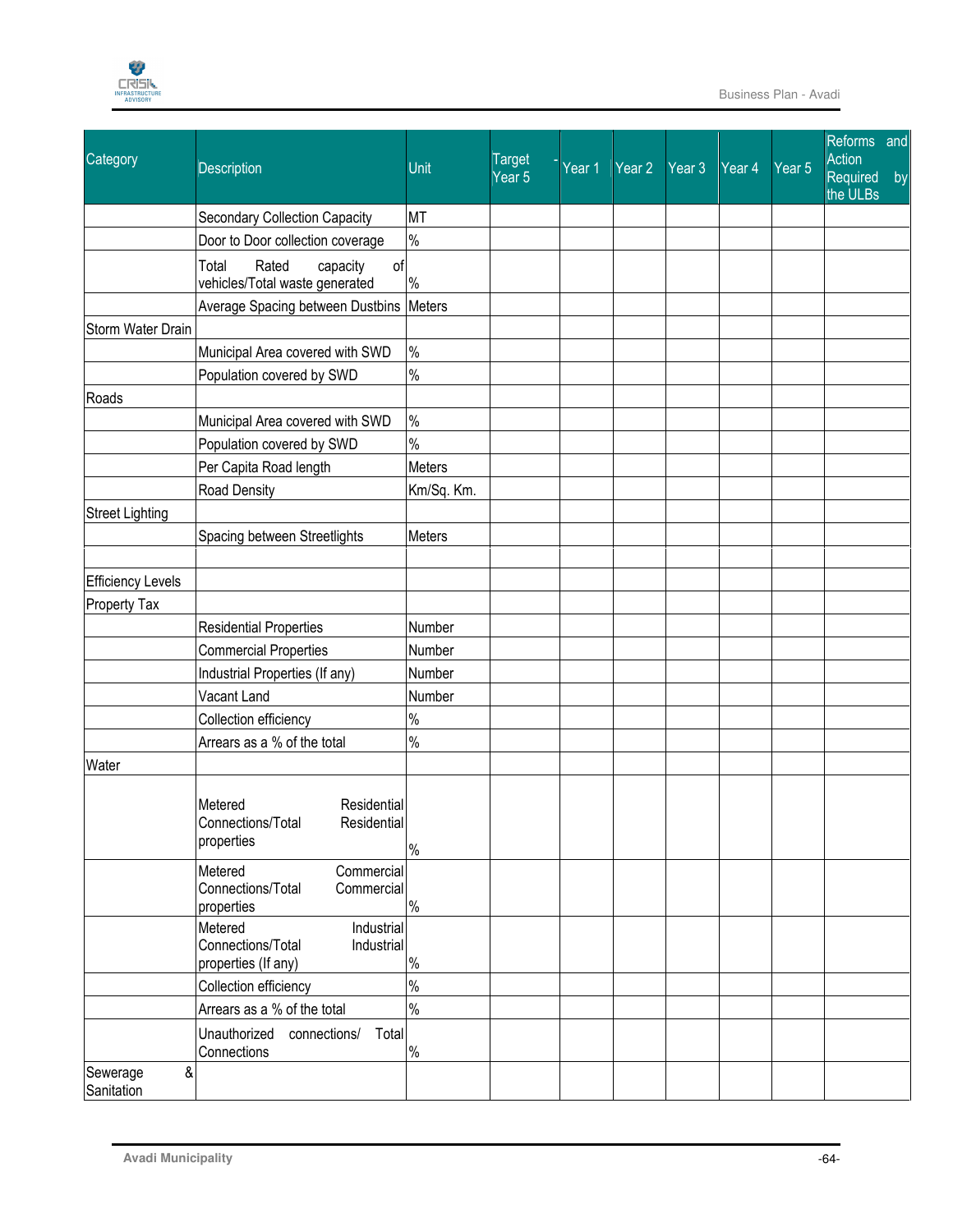| Category | Description | Unit | Target - Year 5 | Year 1 | Year 2 | Year 3 | Year 4 | Year 5 | Reforms and Action Required by the ULBs |
|---|---|---|---|---|---|---|---|---|---|
| | Secondary Collection Capacity | MT | | | | | | | |
| | Door to Door collection coverage | % | | | | | | | |
| | Total Rated capacity of vehicles/Total waste generated | % | | | | | | | |
| | Average Spacing between Dustbins | Meters | | | | | | | |
| Storm Water Drain | | | | | | | | | |
| | Municipal Area covered with SWD | % | | | | | | | |
| | Population covered by SWD | % | | | | | | | |
| Roads | | | | | | | | | |
| | Municipal Area covered with SWD | % | | | | | | | |
| | Population covered by SWD | % | | | | | | | |
| | Per Capita Road length | Meters | | | | | | | |
| | Road Density | Km/Sq. Km. | | | | | | | |
| Street Lighting | | | | | | | | | |
| | Spacing between Streetlights | Meters | | | | | | | |
| | | | | | | | | | |
| Efficiency Levels | | | | | | | | | |
| Property Tax | | | | | | | | | |
| | Residential Properties | Number | | | | | | | |
| | Commercial Properties | Number | | | | | | | |
| | Industrial Properties (If any) | Number | | | | | | | |
| | Vacant Land | Number | | | | | | | |
| | Collection efficiency | % | | | | | | | |
| | Arrears as a % of the total | % | | | | | | | |
| Water | | | | | | | | | |
| | Metered Residential Connections/Total Residential properties | % | | | | | | | |
| | Metered Commercial Connections/Total Commercial properties | % | | | | | | | |
| | Metered Industrial Connections/Total Industrial properties (If any) | % | | | | | | | |
| | Collection efficiency | % | | | | | | | |
| | Arrears as a % of the total | % | | | | | | | |
| | Unauthorized connections/ Total Connections | % | | | | | | | |
| Sewerage & Sanitation | | | | | | | | | |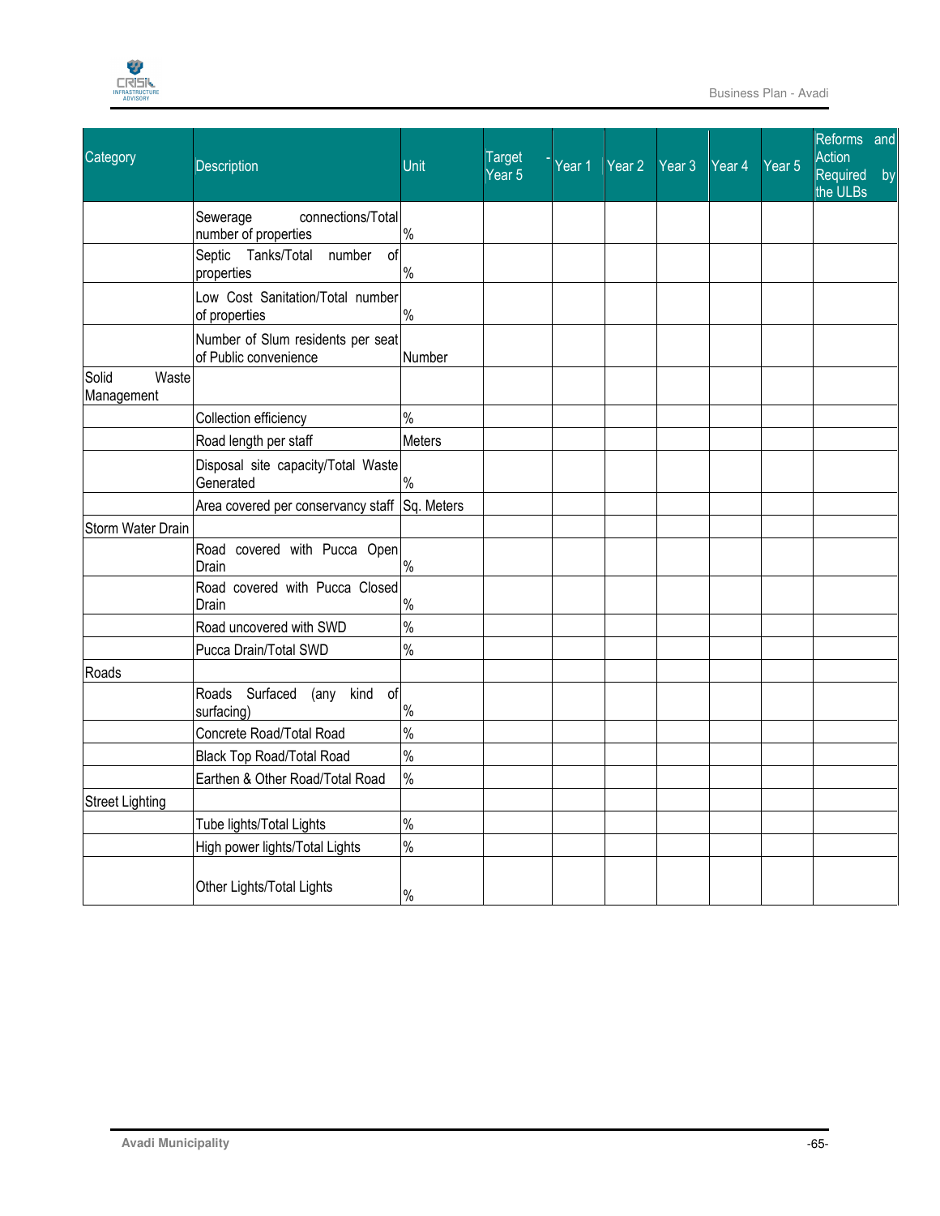| Category | Description | Unit | Target - Year 5 | Year 1 | Year 2 | Year 3 | Year 4 | Year 5 | Reforms and Action Required by the ULBs |
|---|---|---|---|---|---|---|---|---|---|
| | Sewerage connections/Total number of properties | % | | | | | | | |
| | Septic Tanks/Total number of properties | % | | | | | | | |
| | Low Cost Sanitation/Total number of properties | % | | | | | | | |
| | Number of Slum residents per seat of Public convenience | Number | | | | | | | |
| Solid Waste Management | | | | | | | | | |
| | Collection efficiency | % | | | | | | | |
| | Road length per staff | Meters | | | | | | | |
| | Disposal site capacity/Total Waste Generated | % | | | | | | | |
| | Area covered per conservancy staff | Sq. Meters | | | | | | | |
| Storm Water Drain | | | | | | | | | |
| | Road covered with Pucca Open Drain | % | | | | | | | |
| | Road covered with Pucca Closed Drain | % | | | | | | | |
| | Road uncovered with SWD | % | | | | | | | |
| | Pucca Drain/Total SWD | % | | | | | | | |
| Roads | | | | | | | | | |
| | Roads Surfaced (any kind of surfacing) | % | | | | | | | |
| | Concrete Road/Total Road | % | | | | | | | |
| | Black Top Road/Total Road | % | | | | | | | |
| | Earthen & Other Road/Total Road | % | | | | | | | |
| Street Lighting | | | | | | | | | |
| | Tube lights/Total Lights | % | | | | | | | |
| | High power lights/Total Lights | % | | | | | | | |
| | Other Lights/Total Lights | % | | | | | | | |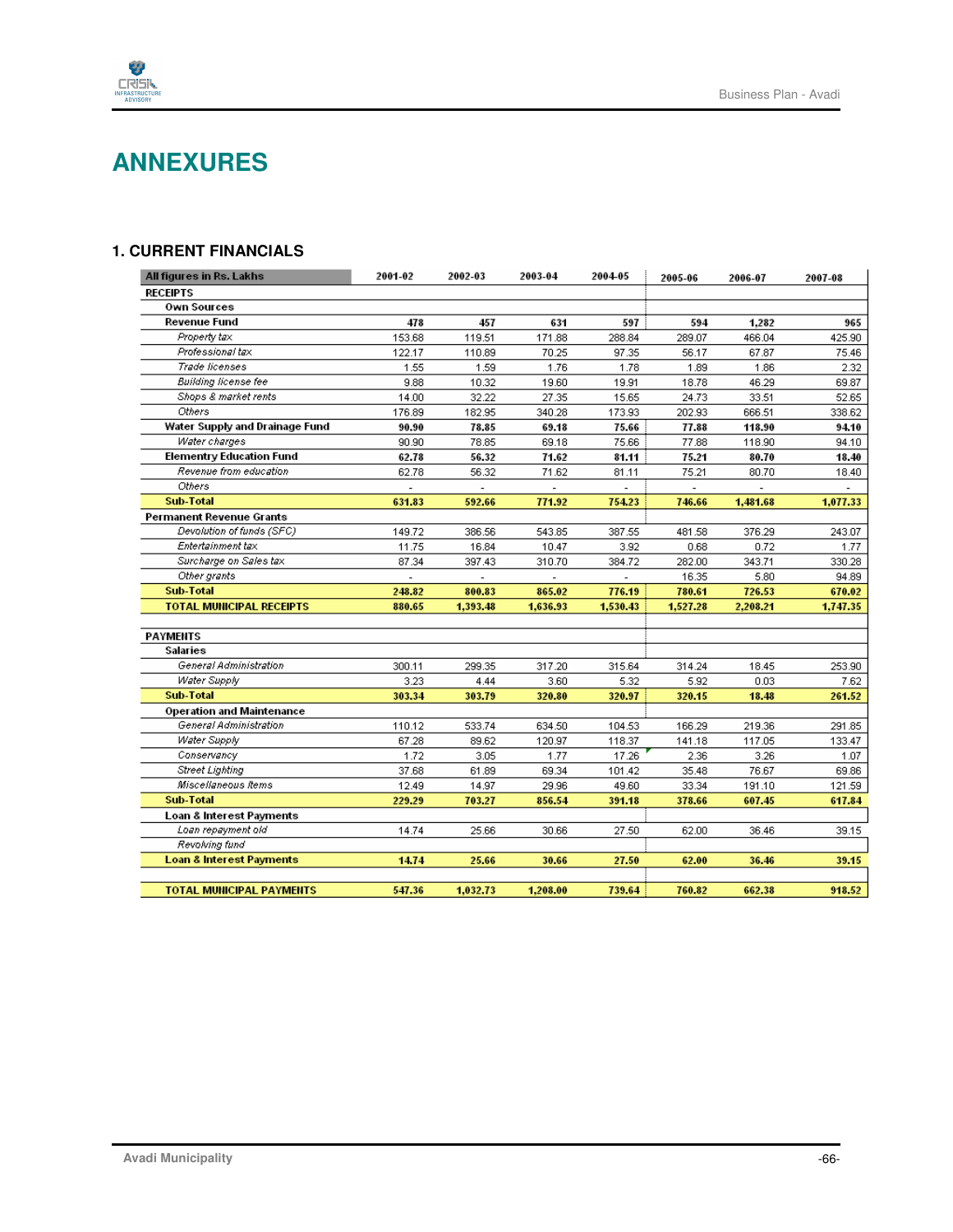# ANNEXURES

## 1. CURRENT FINANCIALS

| All figures in Rs. Lakhs | 2001-02 | 2002-03 | 2003-04 | 2004-05 | 2005-06 | 2006-07 | 2007-08 |
|---|---|---|---|---|---|---|---|
| **RECEIPTS** | | | | | | | |
| **Own Sources** | | | | | | | |
| **Revenue Fund** | **478** | **457** | **631** | **597** | **594** | **1,282** | **965** |
| *Property tax* | 153.68 | 119.51 | 171.88 | 288.84 | 289.07 | 466.04 | 425.90 |
| *Professional tax* | 122.17 | 110.89 | 70.25 | 97.35 | 56.17 | 67.87 | 75.46 |
| *Trade licenses* | 1.55 | 1.59 | 1.76 | 1.78 | 1.89 | 1.86 | 2.32 |
| *Building license fee* | 9.88 | 10.32 | 19.60 | 19.91 | 18.78 | 46.29 | 69.87 |
| *Shops & market rents* | 14.00 | 32.22 | 27.35 | 15.65 | 24.73 | 33.51 | 52.65 |
| *Others* | 176.89 | 182.95 | 340.28 | 173.93 | 202.93 | 666.51 | 338.62 |
| **Water Supply and Drainage Fund** | **90.90** | **78.85** | **69.18** | **75.66** | **77.88** | **118.90** | **94.10** |
| *Water charges* | 90.90 | 78.85 | 69.18 | 75.66 | 77.88 | 118.90 | 94.10 |
| **Elementry Education Fund** | **62.78** | **56.32** | **71.62** | **81.11** | **75.21** | **80.70** | **18.40** |
| *Revenue from education* | 62.78 | 56.32 | 71.62 | 81.11 | 75.21 | 80.70 | 18.40 |
| *Others* | - | - | - | - | - | - | - |
| **Sub-Total** | **631.83** | **592.66** | **771.92** | **754.23** | **746.66** | **1,481.68** | **1,077.33** |
| **Permanent Revenue Grants** | | | | | | | |
| *Devolution of funds (SFC)* | 149.72 | 386.56 | 543.85 | 387.55 | 481.58 | 376.29 | 243.07 |
| *Entertainment tax* | 11.75 | 16.84 | 10.47 | 3.92 | 0.68 | 0.72 | 1.77 |
| *Surcharge on Sales tax* | 87.34 | 397.43 | 310.70 | 384.72 | 282.00 | 343.71 | 330.28 |
| *Other grants* | - | - | - | - | 16.35 | 5.80 | 94.89 |
| **Sub-Total** | **248.82** | **800.83** | **865.02** | **776.19** | **780.61** | **726.53** | **670.02** |
| **TOTAL MUNICIPAL RECEIPTS** | **880.65** | **1,393.48** | **1,636.93** | **1,530.43** | **1,527.28** | **2,208.21** | **1,747.35** |
| | | | | | | | |
| **PAYMENTS** | | | | | | | |
| **Salaries** | | | | | | | |
| *General Administration* | 300.11 | 299.35 | 317.20 | 315.64 | 314.24 | 18.45 | 253.90 |
| *Water Supply* | 3.23 | 4.44 | 3.60 | 5.32 | 5.92 | 0.03 | 7.62 |
| **Sub-Total** | **303.34** | **303.79** | **320.80** | **320.97** | **320.15** | **18.48** | **261.52** |
| **Operation and Maintenance** | | | | | | | |
| *General Administration* | 110.12 | 533.74 | 634.50 | 104.53 | 166.29 | 219.36 | 291.85 |
| *Water Supply* | 67.28 | 89.62 | 120.97 | 118.37 | 141.18 | 117.05 | 133.47 |
| *Conservancy* | 1.72 | 3.05 | 1.77 | 17.26 | 2.36 | 3.26 | 1.07 |
| *Street Lighting* | 37.68 | 61.89 | 69.34 | 101.42 | 35.48 | 76.67 | 69.86 |
| *Miscellaneous Items* | 12.49 | 14.97 | 29.96 | 49.60 | 33.34 | 191.10 | 121.59 |
| **Sub-Total** | **229.29** | **703.27** | **856.54** | **391.18** | **378.66** | **607.45** | **617.84** |
| **Loan & Interest Payments** | | | | | | | |
| *Loan repayment old* | 14.74 | 25.66 | 30.66 | 27.50 | 62.00 | 36.46 | 39.15 |
| *Revolving fund* | | | | | | | |
| **Loan & Interest Payments** | **14.74** | **25.66** | **30.66** | **27.50** | **62.00** | **36.46** | **39.15** |
| | | | | | | | |
| **TOTAL MUNICIPAL PAYMENTS** | **547.36** | **1,032.73** | **1,208.00** | **739.64** | **760.82** | **662.38** | **918.52** |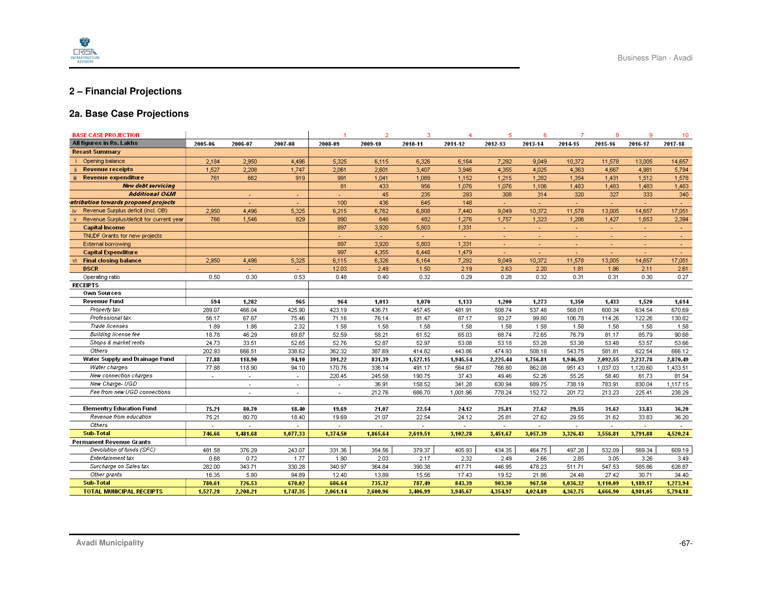## 2 – Financial Projections

### 2a. Base Case Projections

| BASE CASE PROJECTION | | | | 1 | 2 | 3 | 4 | 5 | 6 | 7 | 8 | 9 | 10 |
|---|---|---|---|---|---|---|---|---|---|---|---|---|---|
| All figures in Rs. Lakhs | 2005-06 | 2006-07 | 2007-08 | 2008-09 | 2009-10 | 2010-11 | 2011-12 | 2012-13 | 2013-14 | 2014-15 | 2015-16 | 2016-17 | 2017-18 |
| **Recast Summary** | | | | | | | | | | | | | |
| i Opening balance | 2,184 | 2,950 | 4,496 | 5,325 | 6,115 | 6,326 | 6,164 | 7,292 | 9,049 | 10,372 | 11,578 | 13,005 | 14,657 |
| ii **Revenue receipts** | 1,527 | 2,208 | 1,747 | 2,061 | 2,601 | 3,407 | 3,946 | 4,355 | 4,025 | 4,363 | 4,667 | 4,981 | 5,794 |
| iii **Revenue expenditure** | 761 | 662 | 919 | 991 | 1,041 | 1,089 | 1,152 | 1,215 | 1,282 | 1,354 | 1,431 | 1,512 | 1,578 |
| ***New debt servicing*** | | | | 81 | 433 | 956 | 1,076 | 1,076 | 1,106 | 1,483 | 1,483 | 1,483 | 1,483 |
| ***Additional O&M*** | | - | - | - | 45 | 235 | 293 | 308 | 314 | 320 | 327 | 333 | 340 |
| ***ntribution towards proposed projects*** | | - | - | 100 | 436 | 645 | 148 | - | - | - | - | - | - |
| iv Revenue Surplus deficit (incl. OB) | 2,950 | 4,496 | 5,325 | 6,215 | 6,762 | 6,808 | 7,440 | 9,049 | 10,372 | 11,578 | 13,005 | 14,657 | 17,051 |
| v Revenue Surplus/deficit for current year | 766 | 1,546 | 829 | 890 | 646 | 482 | 1,276 | 1,757 | 1,323 | 1,206 | 1,427 | 1,653 | 2,394 |
| **Capital Income** | | | | 897 | 3,920 | 5,803 | 1,331 | - | - | - | - | - | - |
| TNUDF Grants for new projects | | | | - | - | - | - | - | - | - | - | - | - |
| External borrowing | | | | 897 | 3,920 | 5,803 | 1,331 | - | - | - | - | - | - |
| **Capital Expenditure** | | | | 997 | 4,355 | 6,448 | 1,479 | - | - | - | - | - | - |
| vi **Final closing balance** | 2,950 | 4,496 | 5,325 | 6,115 | 6,326 | 6,164 | 7,292 | 9,049 | 10,372 | 11,578 | 13,005 | 14,657 | 17,051 |
| **DSCR** | | - | - | 12.03 | 2.49 | 1.50 | 2.19 | 2.63 | 2.20 | 1.81 | 1.96 | 2.11 | 2.61 |
| Operating ratio | 0.50 | 0.30 | 0.53 | 0.48 | 0.40 | 0.32 | 0.29 | 0.28 | 0.32 | 0.31 | 0.31 | 0.30 | 0.27 |
| **RECEIPTS** | | | | | | | | | | | | | |
| **Own Sources** | | | | | | | | | | | | | |
| **Revenue Fund** | **594** | **1,282** | **965** | **964** | **1,013** | **1,070** | **1,133** | **1,200** | **1,273** | **1,350** | **1,433** | **1,520** | **1,614** |
| *Property tax* | 289.07 | 466.04 | 425.90 | 423.19 | 436.71 | 457.45 | 481.91 | 508.74 | 537.48 | 568.01 | 600.34 | 634.54 | 670.69 |
| *Professional tax* | 56.17 | 67.87 | 75.46 | 71.16 | 76.14 | 81.47 | 87.17 | 93.27 | 99.80 | 106.78 | 114.26 | 122.26 | 130.82 |
| *Trade licenses* | 1.89 | 1.86 | 2.32 | 1.58 | 1.58 | 1.58 | 1.58 | 1.58 | 1.58 | 1.58 | 1.58 | 1.58 | 1.58 |
| *Building license fee* | 18.78 | 46.29 | 69.87 | 52.59 | 58.21 | 61.52 | 65.03 | 68.74 | 72.65 | 76.79 | 81.17 | 85.79 | 90.68 |
| *Shops & market rents* | 24.73 | 33.51 | 52.65 | 52.76 | 52.87 | 52.97 | 53.08 | 53.18 | 53.28 | 53.38 | 53.48 | 53.57 | 53.66 |
| *Others* | 202.93 | 666.51 | 338.62 | 362.32 | 387.69 | 414.82 | 443.86 | 474.93 | 508.18 | 543.75 | 581.81 | 622.54 | 666.12 |
| **Water Supply and Drainage Fund** | **77.88** | **118.90** | **94.10** | **391.22** | **831.39** | **1,527.15** | **1,945.54** | **2,225.44** | **1,756.81** | **1,946.59** | **2,092.55** | **2,237.78** | **2,870.49** |
| *Water charges* | 77.88 | 118.90 | 94.10 | 170.76 | 336.14 | 491.17 | 564.87 | 766.80 | 862.08 | 951.43 | 1,037.03 | 1,120.60 | 1,433.51 |
| *New connection charges* | - | - | - | 220.45 | 245.58 | 190.75 | 37.43 | 49.46 | 52.26 | 55.25 | 58.40 | 61.73 | 81.54 |
| *New Charge- UGD* | | - | - | - | 36.91 | 158.52 | 341.28 | 630.94 | 689.75 | 738.19 | 783.91 | 830.04 | 1,117.15 |
| *Fee from new UGD connections* | | - | - | - | 212.76 | 686.70 | 1,001.96 | 778.24 | 152.72 | 201.72 | 213.23 | 225.41 | 238.29 |
| **Elementry Education Fund** | **75.21** | **80.70** | **18.40** | **19.69** | **21.07** | **22.54** | **24.12** | **25.81** | **27.62** | **29.55** | **31.62** | **33.83** | **36.20** |
| *Revenue from education* | 75.21 | 80.70 | 18.40 | 19.69 | 21.07 | 22.54 | 24.12 | 25.81 | 27.62 | 29.55 | 31.62 | 33.83 | 36.20 |
| *Others* | - | - | - | - | - | - | - | - | - | - | - | - | - |
| **Sub-Total** | **746.66** | **1,481.68** | **1,077.33** | **1,374.50** | **1,865.64** | **2,619.51** | **3,102.28** | **3,451.67** | **3,057.39** | **3,326.43** | **3,556.81** | **3,791.88** | **4,520.24** |
| **Permanent Revenue Grants** | | | | | | | | | | | | | |
| *Devolution of funds (SFC)* | 481.58 | 376.29 | 243.07 | 331.36 | 354.56 | 379.37 | 405.93 | 434.35 | 464.75 | 497.28 | 532.09 | 569.34 | 609.19 |
| *Entertainment tax* | 0.68 | 0.72 | 1.77 | 1.90 | 2.03 | 2.17 | 2.32 | 2.49 | 2.66 | 2.85 | 3.05 | 3.26 | 3.49 |
| *Surcharge on Sales tax* | 282.00 | 343.71 | 330.28 | 340.97 | 364.84 | 390.38 | 417.71 | 446.95 | 478.23 | 511.71 | 547.53 | 585.86 | 626.87 |
| *Other grants* | 16.35 | 5.80 | 94.89 | 12.40 | 13.89 | 15.56 | 17.43 | 19.52 | 21.86 | 24.48 | 27.42 | 30.71 | 34.40 |
| **Sub-Total** | **780.61** | **726.53** | **670.02** | **686.64** | **735.32** | **787.49** | **843.39** | **903.30** | **967.50** | **1,036.32** | **1,110.09** | **1,189.17** | **1,273.94** |
| **TOTAL MUNICIPAL RECEIPTS** | **1,527.28** | **2,208.21** | **1,747.35** | **2,061.14** | **2,600.96** | **3,406.99** | **3,945.67** | **4,354.97** | **4,024.89** | **4,362.75** | **4,666.90** | **4,981.05** | **5,794.18** |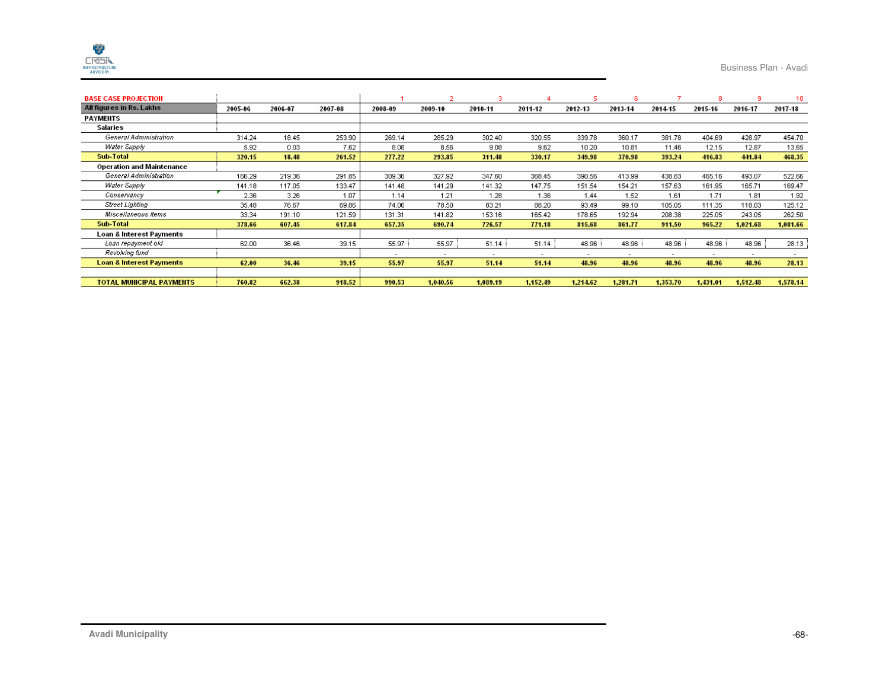| BASE CASE PROJECTION | | | | 1 | 2 | 3 | 4 | 5 | 6 | 7 | 8 | 9 | 10 |
|---|---|---|---|---|---|---|---|---|---|---|---|---|---|
| **All figures in Rs. Lakhs** | **2005-06** | **2006-07** | **2007-08** | **2008-09** | **2009-10** | **2010-11** | **2011-12** | **2012-13** | **2013-14** | **2014-15** | **2015-16** | **2016-17** | **2017-18** |
| **PAYMENTS** | | | | | | | | | | | | | |
| **Salaries** | | | | | | | | | | | | | |
| *General Administration* | 314.24 | 18.45 | 253.90 | 269.14 | 285.29 | 302.40 | 320.55 | 339.78 | 360.17 | 381.78 | 404.69 | 428.97 | 454.70 |
| *Water Supply* | 5.92 | 0.03 | 7.62 | 8.08 | 8.56 | 9.08 | 9.62 | 10.20 | 10.81 | 11.46 | 12.15 | 12.87 | 13.65 |
| **Sub-Total** | **320.15** | **18.48** | **261.52** | **277.22** | **293.85** | **311.48** | **330.17** | **349.98** | **370.98** | **393.24** | **416.83** | **441.84** | **468.35** |
| **Operation and Maintenance** | | | | | | | | | | | | | |
| *General Administration* | 166.29 | 219.36 | 291.85 | 309.36 | 327.92 | 347.60 | 368.45 | 390.56 | 413.99 | 438.83 | 465.16 | 493.07 | 522.66 |
| *Water Supply* | 141.18 | 117.05 | 133.47 | 141.48 | 141.29 | 141.32 | 147.75 | 151.54 | 154.21 | 157.63 | 161.95 | 165.71 | 169.47 |
| *Conservancy* | 2.36 | 3.26 | 1.07 | 1.14 | 1.21 | 1.28 | 1.36 | 1.44 | 1.52 | 1.61 | 1.71 | 1.81 | 1.92 |
| *Street Lighting* | 35.48 | 76.67 | 69.86 | 74.06 | 78.50 | 83.21 | 88.20 | 93.49 | 99.10 | 105.05 | 111.35 | 118.03 | 125.12 |
| *Miscellaneous Items* | 33.34 | 191.10 | 121.59 | 131.31 | 141.82 | 153.16 | 165.42 | 178.65 | 192.94 | 208.38 | 225.05 | 243.05 | 262.50 |
| **Sub-Total** | **378.66** | **607.45** | **617.84** | **657.35** | **690.74** | **726.57** | **771.18** | **815.68** | **861.77** | **911.50** | **965.22** | **1,021.68** | **1,081.66** |
| **Loan & Interest Payments** | | | | | | | | | | | | | |
| *Loan repayment old* | 62.00 | 36.46 | 39.15 | 55.97 | 55.97 | 51.14 | 51.14 | 48.96 | 48.96 | 48.96 | 48.96 | 48.96 | 28.13 |
| *Revolving fund* | | | | - | - | - | - | - | - | - | - | - | - |
| **Loan & Interest Payments** | **62.00** | **36.46** | **39.15** | **55.97** | **55.97** | **51.14** | **51.14** | **48.96** | **48.96** | **48.96** | **48.96** | **48.96** | **28.13** |
| | | | | | | | | | | | | | |
| **TOTAL MUNICIPAL PAYMENTS** | **760.82** | **662.38** | **918.52** | **990.53** | **1,040.56** | **1,089.19** | **1,152.49** | **1,214.62** | **1,281.71** | **1,353.70** | **1,431.01** | **1,512.48** | **1,578.14** |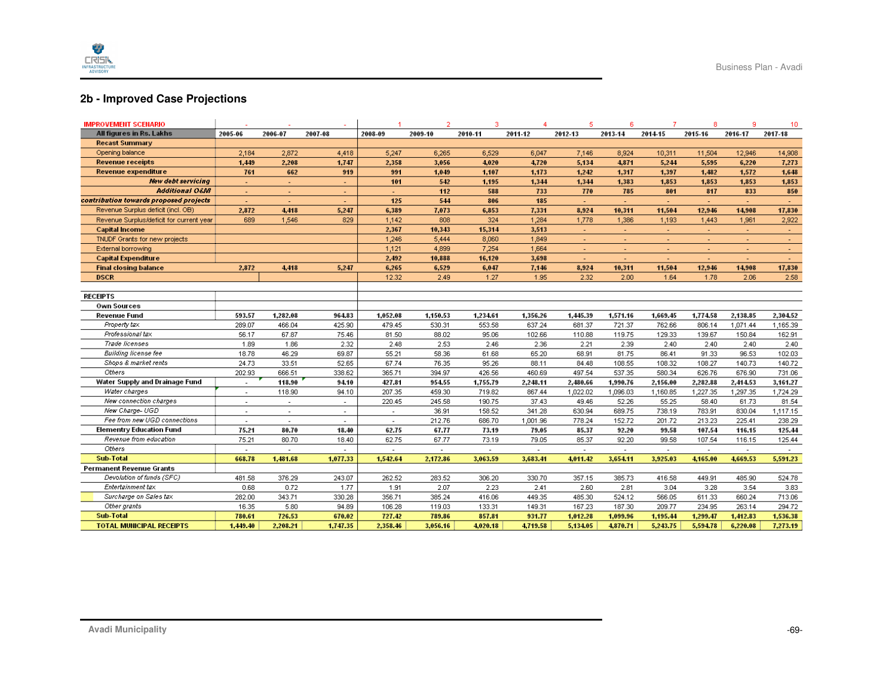## 2b - Improved Case Projections

| IMPROVEMENT SCENARIO | - | - | - | 1 | 2 | 3 | 4 | 5 | 6 | 7 | 8 | 9 | 10 |
|---|---|---|---|---|---|---|---|---|---|---|---|---|---|
| **All figures in Rs. Lakhs** | **2005-06** | **2006-07** | **2007-08** | **2008-09** | **2009-10** | **2010-11** | **2011-12** | **2012-13** | **2013-14** | **2014-15** | **2015-16** | **2016-17** | **2017-18** |
| **Recast Summary** | | | | | | | | | | | | | |
| Opening balance | 2,184 | 2,872 | 4,418 | 5,247 | 6,265 | 6,529 | 6,047 | 7,146 | 8,924 | 10,311 | 11,504 | 12,946 | 14,908 |
| **Revenue receipts** | **1,449** | **2,208** | **1,747** | **2,358** | **3,056** | **4,020** | **4,720** | **5,134** | **4,871** | **5,244** | **5,595** | **6,220** | **7,273** |
| **Revenue expenditure** | **761** | **662** | **919** | **991** | **1,049** | **1,107** | **1,173** | **1,242** | **1,317** | **1,397** | **1,482** | **1,572** | **1,648** |
| ***New debt servicing*** | - | - | - | **101** | **542** | **1,195** | **1,344** | **1,344** | **1,383** | **1,853** | **1,853** | **1,853** | **1,853** |
| ***Additional O&M*** | - | - | - | - | **112** | **588** | **733** | **770** | **785** | **801** | **817** | **833** | **850** |
| ***contribution towards proposed projects*** | - | - | - | **125** | **544** | **806** | **185** | - | - | - | - | - | - |
| Revenue Surplus deficit (incl. OB) | **2,872** | **4,418** | **5,247** | **6,389** | **7,073** | **6,853** | **7,331** | **8,924** | **10,311** | **11,504** | **12,946** | **14,908** | **17,830** |
| Revenue Surplus/deficit for current year | 689 | 1,546 | 829 | 1,142 | 808 | 324 | 1,284 | 1,778 | 1,386 | 1,193 | 1,443 | 1,961 | 2,922 |
| **Capital Income** | | | | **2,367** | **10,343** | **15,314** | **3,513** | - | - | - | - | - | - |
| TNUDF Grants for new projects | | | | 1,246 | 5,444 | 8,060 | 1,849 | - | - | - | - | - | - |
| External borrowing | | | | 1,121 | 4,899 | 7,254 | 1,664 | - | - | - | - | - | - |
| **Capital Expenditure** | | | | **2,492** | **10,888** | **16,120** | **3,698** | - | - | - | - | - | - |
| **Final closing balance** | **2,872** | **4,418** | **5,247** | **6,265** | **6,529** | **6,047** | **7,146** | **8,924** | **10,311** | **11,504** | **12,946** | **14,908** | **17,830** |
| **DSCR** | | | | 12.32 | 2.49 | 1.27 | 1.95 | 2.32 | 2.00 | 1.64 | 1.78 | 2.06 | 2.58 |
| | | | | | | | | | | | | | |
| **RECEIPTS** | | | | | | | | | | | | | |
| **Own Sources** | | | | | | | | | | | | | |
| **Revenue Fund** | **593.57** | **1,282.08** | **964.83** | **1,052.08** | **1,150.53** | **1,234.61** | **1,356.26** | **1,445.39** | **1,571.16** | **1,669.45** | **1,774.58** | **2,138.85** | **2,304.52** |
| *Property tax* | 289.07 | 466.04 | 425.90 | 479.45 | 530.31 | 553.58 | 637.24 | 681.37 | 721.37 | 762.66 | 806.14 | 1,071.44 | 1,165.39 |
| *Professional tax* | 56.17 | 67.87 | 75.46 | 81.50 | 88.02 | 95.06 | 102.66 | 110.88 | 119.75 | 129.33 | 139.67 | 150.84 | 162.91 |
| *Trade licenses* | 1.89 | 1.86 | 2.32 | 2.48 | 2.53 | 2.46 | 2.36 | 2.21 | 2.39 | 2.40 | 2.40 | 2.40 | 2.40 |
| *Building license fee* | 18.78 | 46.29 | 69.87 | 55.21 | 58.36 | 61.68 | 65.20 | 68.91 | 81.75 | 86.41 | 91.33 | 96.53 | 102.03 |
| *Shops & market rents* | 24.73 | 33.51 | 52.65 | 67.74 | 76.35 | 95.26 | 88.11 | 84.48 | 108.55 | 108.32 | 108.27 | 140.73 | 140.72 |
| *Others* | 202.93 | 666.51 | 338.62 | 365.71 | 394.97 | 426.56 | 460.69 | 497.54 | 537.35 | 580.34 | 626.76 | 676.90 | 731.06 |
| **Water Supply and Drainage Fund** | - | **118.90** | **94.10** | **427.81** | **954.55** | **1,755.79** | **2,248.11** | **2,480.66** | **1,990.76** | **2,156.00** | **2,282.88** | **2,414.53** | **3,161.27** |
| *Water charges* | - | 118.90 | 94.10 | 207.35 | 459.30 | 719.82 | 867.44 | 1,022.02 | 1,096.03 | 1,160.85 | 1,227.35 | 1,297.35 | 1,724.29 |
| *New connection charges* | - | - | - | 220.45 | 245.58 | 190.75 | 37.43 | 49.46 | 52.26 | 55.25 | 58.40 | 61.73 | 81.54 |
| *New Charge- UGD* | - | - | - | - | 36.91 | 158.52 | 341.28 | 630.94 | 689.75 | 738.19 | 783.91 | 830.04 | 1,117.15 |
| *Fee from new UGD connections* | - | - | - | - | 212.76 | 686.70 | 1,001.96 | 778.24 | 152.72 | 201.72 | 213.23 | 225.41 | 238.29 |
| **Elementry Education Fund** | **75.21** | **80.70** | **18.40** | **62.75** | **67.77** | **73.19** | **79.05** | **85.37** | **92.20** | **99.58** | **107.54** | **116.15** | **125.44** |
| *Revenue from education* | 75.21 | 80.70 | 18.40 | 62.75 | 67.77 | 73.19 | 79.05 | 85.37 | 92.20 | 99.58 | 107.54 | 116.15 | 125.44 |
| *Others* | - | - | - | - | - | - | - | - | - | - | - | - | - |
| **Sub-Total** | **668.78** | **1,481.68** | **1,077.33** | **1,542.64** | **2,172.86** | **3,063.59** | **3,683.41** | **4,011.42** | **3,654.11** | **3,925.03** | **4,165.00** | **4,669.53** | **5,591.23** |
| **Permanent Revenue Grants** | | | | | | | | | | | | | |
| *Devolution of funds (SFC)* | 481.58 | 376.29 | 243.07 | 262.52 | 283.52 | 306.20 | 330.70 | 357.15 | 385.73 | 416.58 | 449.91 | 485.90 | 524.78 |
| *Entertainment tax* | 0.68 | 0.72 | 1.77 | 1.91 | 2.07 | 2.23 | 2.41 | 2.60 | 2.81 | 3.04 | 3.28 | 3.54 | 3.83 |
| *Surcharge on Sales tax* | 282.00 | 343.71 | 330.28 | 356.71 | 385.24 | 416.06 | 449.35 | 485.30 | 524.12 | 566.05 | 611.33 | 660.24 | 713.06 |
| *Other grants* | 16.35 | 5.80 | 94.89 | 106.28 | 119.03 | 133.31 | 149.31 | 167.23 | 187.30 | 209.77 | 234.95 | 263.14 | 294.72 |
| **Sub-Total** | **780.61** | **726.53** | **670.02** | **727.42** | **789.86** | **857.81** | **931.77** | **1,012.28** | **1,099.96** | **1,195.44** | **1,299.47** | **1,412.83** | **1,536.38** |
| **TOTAL MUNICIPAL RECEIPTS** | **1,449.40** | **2,208.21** | **1,747.35** | **2,358.46** | **3,056.16** | **4,020.18** | **4,719.58** | **5,134.05** | **4,870.71** | **5,243.75** | **5,594.78** | **6,220.08** | **7,273.19** |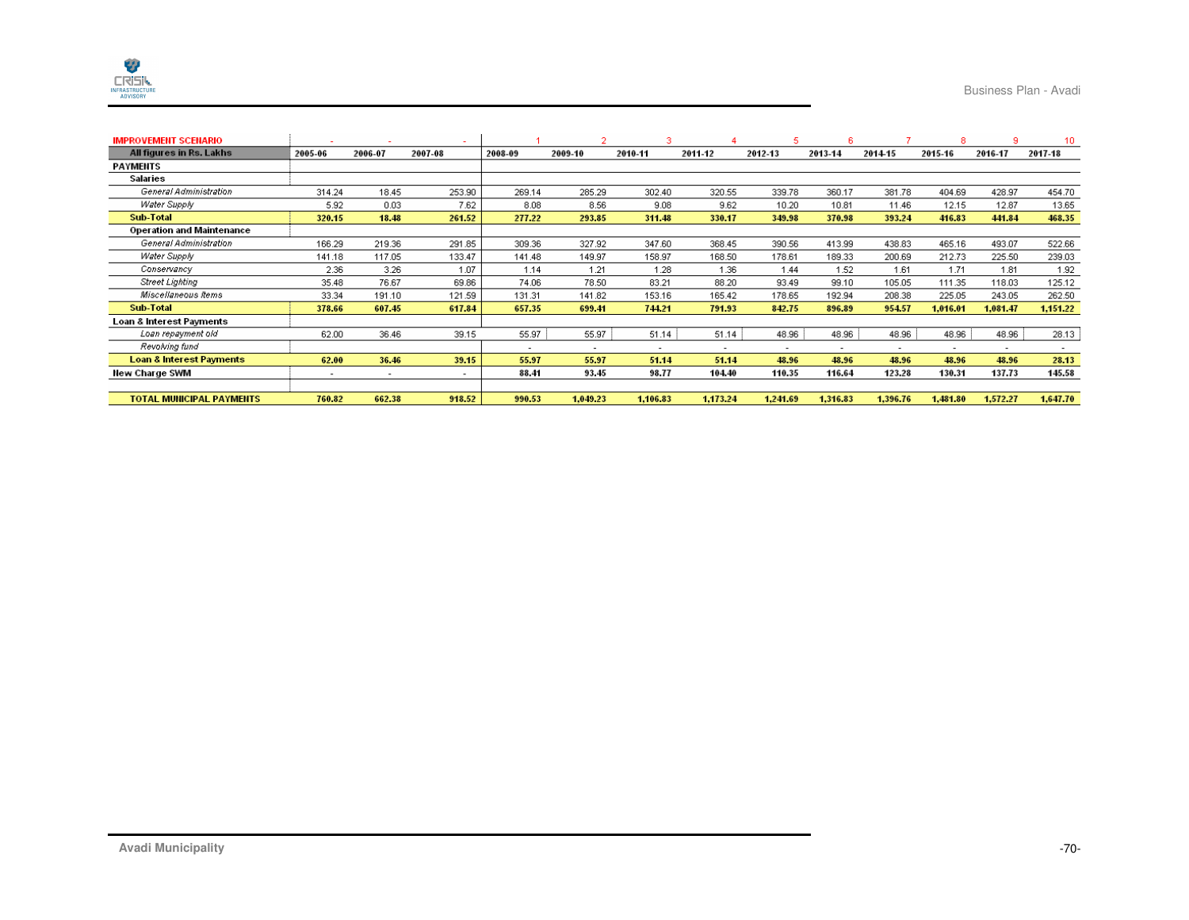| IMPROVEMENT SCENARIO | - | - | - | 1 | 2 | 3 | 4 | 5 | 6 | 7 | 8 | 9 | 10 |
|---|---|---|---|---|---|---|---|---|---|---|---|---|---|
| **All figures in Rs. Lakhs** | 2005-06 | 2006-07 | 2007-08 | 2008-09 | 2009-10 | 2010-11 | 2011-12 | 2012-13 | 2013-14 | 2014-15 | 2015-16 | 2016-17 | 2017-18 |
| **PAYMENTS** | | | | | | | | | | | | | |
| **Salaries** | | | | | | | | | | | | | |
| *General Administration* | 314.24 | 18.45 | 253.90 | 269.14 | 285.29 | 302.40 | 320.55 | 339.78 | 360.17 | 381.78 | 404.69 | 428.97 | 454.70 |
| *Water Supply* | 5.92 | 0.03 | 7.62 | 8.08 | 8.56 | 9.08 | 9.62 | 10.20 | 10.81 | 11.46 | 12.15 | 12.87 | 13.65 |
| **Sub-Total** | **320.15** | **18.48** | **261.52** | **277.22** | **293.85** | **311.48** | **330.17** | **349.98** | **370.98** | **393.24** | **416.83** | **441.84** | **468.35** |
| **Operation and Maintenance** | | | | | | | | | | | | | |
| *General Administration* | 166.29 | 219.36 | 291.85 | 309.36 | 327.92 | 347.60 | 368.45 | 390.56 | 413.99 | 438.83 | 465.16 | 493.07 | 522.66 |
| *Water Supply* | 141.18 | 117.05 | 133.47 | 141.48 | 149.97 | 158.97 | 168.50 | 178.61 | 189.33 | 200.69 | 212.73 | 225.50 | 239.03 |
| *Conservancy* | 2.36 | 3.26 | 1.07 | 1.14 | 1.21 | 1.28 | 1.36 | 1.44 | 1.52 | 1.61 | 1.71 | 1.81 | 1.92 |
| *Street Lighting* | 35.48 | 76.67 | 69.86 | 74.06 | 78.50 | 83.21 | 88.20 | 93.49 | 99.10 | 105.05 | 111.35 | 118.03 | 125.12 |
| *Miscellaneous Items* | 33.34 | 191.10 | 121.59 | 131.31 | 141.82 | 153.16 | 165.42 | 178.65 | 192.94 | 208.38 | 225.05 | 243.05 | 262.50 |
| **Sub-Total** | **378.66** | **607.45** | **617.84** | **657.35** | **699.41** | **744.21** | **791.93** | **842.75** | **896.89** | **954.57** | **1,016.01** | **1,081.47** | **1,151.22** |
| **Loan & Interest Payments** | | | | | | | | | | | | | |
| *Loan repayment old* | 62.00 | 36.46 | 39.15 | 55.97 | 55.97 | 51.14 | 51.14 | 48.96 | 48.96 | 48.96 | 48.96 | 48.96 | 28.13 |
| *Revolving fund* | | | | - | - | - | - | - | - | - | - | - | - |
| **Loan & Interest Payments** | **62.00** | **36.46** | **39.15** | **55.97** | **55.97** | **51.14** | **51.14** | **48.96** | **48.96** | **48.96** | **48.96** | **48.96** | **28.13** |
| **New Charge SWM** | - | - | - | **88.41** | **93.45** | **98.77** | **104.40** | **110.35** | **116.64** | **123.28** | **130.31** | **137.73** | **145.58** |
| | | | | | | | | | | | | | |
| **TOTAL MUNICIPAL PAYMENTS** | **760.82** | **662.38** | **918.52** | **990.53** | **1,049.23** | **1,106.83** | **1,173.24** | **1,241.69** | **1,316.83** | **1,396.76** | **1,481.80** | **1,572.27** | **1,647.70** |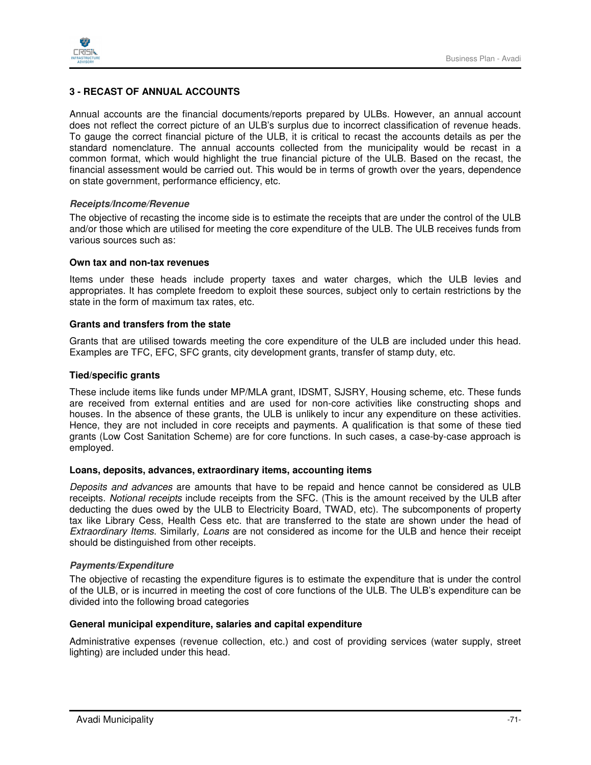## 3 - RECAST OF ANNUAL ACCOUNTS

Annual accounts are the financial documents/reports prepared by ULBs. However, an annual account does not reflect the correct picture of an ULB's surplus due to incorrect classification of revenue heads. To gauge the correct financial picture of the ULB, it is critical to recast the accounts details as per the standard nomenclature. The annual accounts collected from the municipality would be recast in a common format, which would highlight the true financial picture of the ULB. Based on the recast, the financial assessment would be carried out. This would be in terms of growth over the years, dependence on state government, performance efficiency, etc.

### *Receipts/Income/Revenue*

The objective of recasting the income side is to estimate the receipts that are under the control of the ULB and/or those which are utilised for meeting the core expenditure of the ULB. The ULB receives funds from various sources such as:

**Own tax and non-tax revenues**

Items under these heads include property taxes and water charges, which the ULB levies and appropriates. It has complete freedom to exploit these sources, subject only to certain restrictions by the state in the form of maximum tax rates, etc.

**Grants and transfers from the state**

Grants that are utilised towards meeting the core expenditure of the ULB are included under this head. Examples are TFC, EFC, SFC grants, city development grants, transfer of stamp duty, etc.

**Tied/specific grants**

These include items like funds under MP/MLA grant, IDSMT, SJSRY, Housing scheme, etc. These funds are received from external entities and are used for non-core activities like constructing shops and houses. In the absence of these grants, the ULB is unlikely to incur any expenditure on these activities. Hence, they are not included in core receipts and payments. A qualification is that some of these tied grants (Low Cost Sanitation Scheme) are for core functions. In such cases, a case-by-case approach is employed.

**Loans, deposits, advances, extraordinary items, accounting items**

*Deposits and advances* are amounts that have to be repaid and hence cannot be considered as ULB receipts. *Notional receipts* include receipts from the SFC. (This is the amount received by the ULB after deducting the dues owed by the ULB to Electricity Board, TWAD, etc). The subcomponents of property tax like Library Cess, Health Cess etc. that are transferred to the state are shown under the head of *Extraordinary Items*. Similarly, *Loans* are not considered as income for the ULB and hence their receipt should be distinguished from other receipts.

### *Payments/Expenditure*

The objective of recasting the expenditure figures is to estimate the expenditure that is under the control of the ULB, or is incurred in meeting the cost of core functions of the ULB. The ULB's expenditure can be divided into the following broad categories

**General municipal expenditure, salaries and capital expenditure**

Administrative expenses (revenue collection, etc.) and cost of providing services (water supply, street lighting) are included under this head.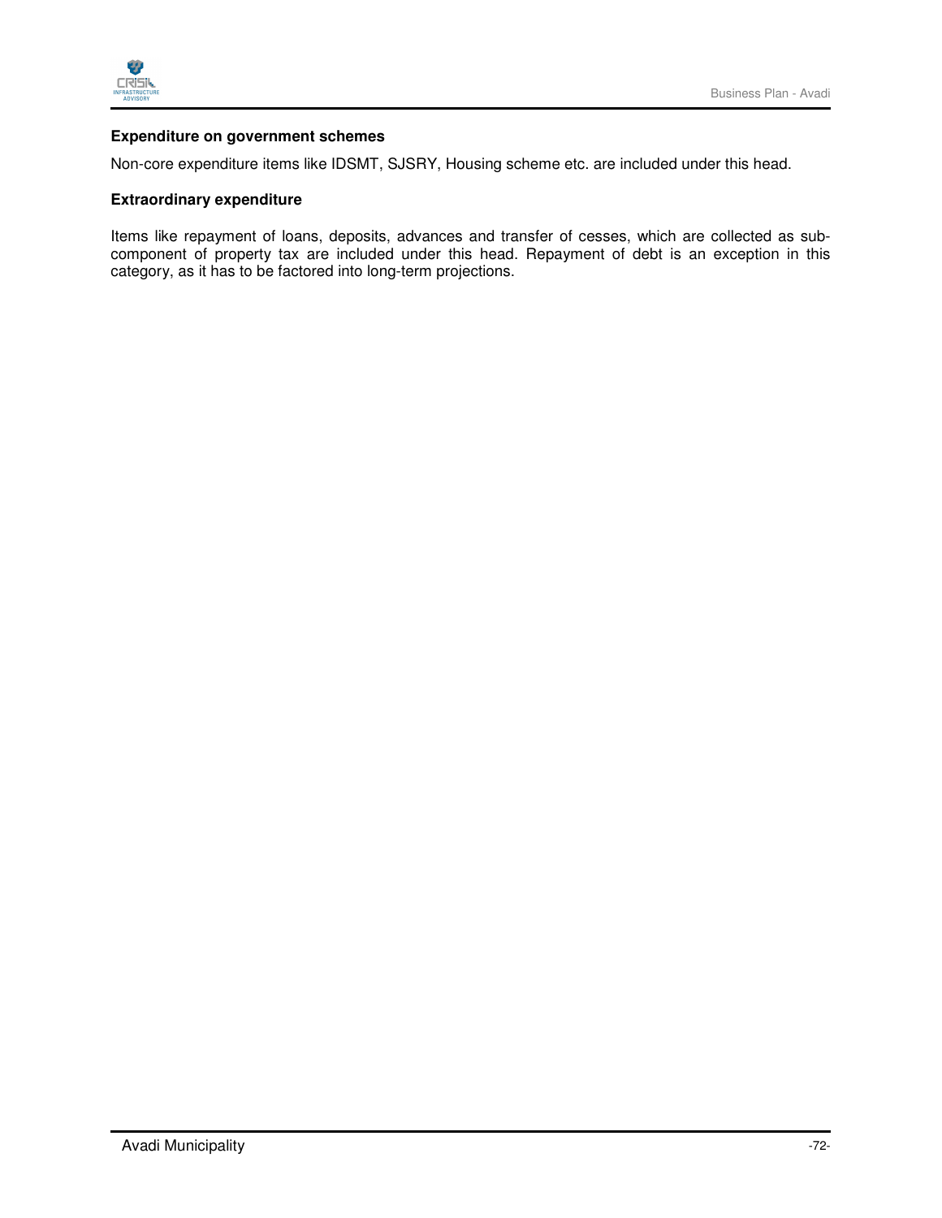**Expenditure on government schemes**

Non-core expenditure items like IDSMT, SJSRY, Housing scheme etc. are included under this head.

**Extraordinary expenditure**

Items like repayment of loans, deposits, advances and transfer of cesses, which are collected as sub-component of property tax are included under this head. Repayment of debt is an exception in this category, as it has to be factored into long-term projections.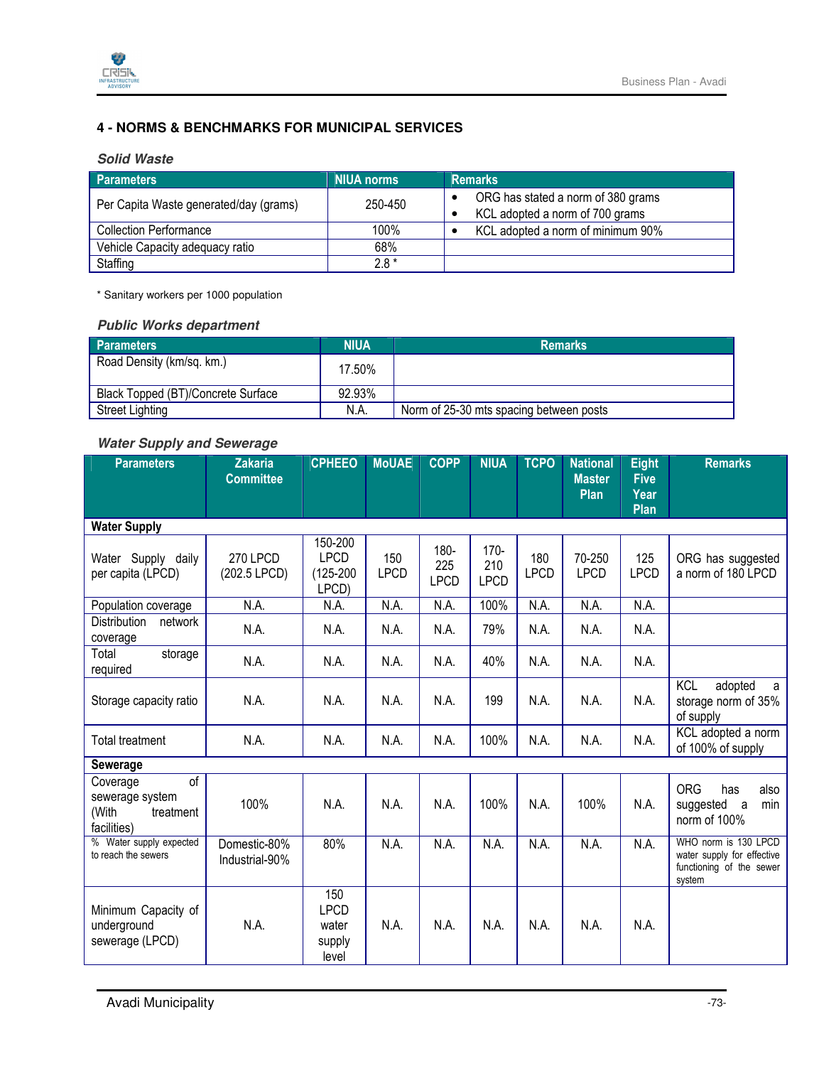## 4 - NORMS & BENCHMARKS FOR MUNICIPAL SERVICES

### *Solid Waste*

| Parameters | NIUA norms | Remarks |
|---|---|---|
| Per Capita Waste generated/day (grams) | 250-450 | • ORG has stated a norm of 380 grams<br>• KCL adopted a norm of 700 grams |
| Collection Performance | 100% | • KCL adopted a norm of minimum 90% |
| Vehicle Capacity adequacy ratio | 68% | |
| Staffing | 2.8 * | |

\* Sanitary workers per 1000 population

### *Public Works department*

| Parameters | NIUA | Remarks |
|---|---|---|
| Road Density (km/sq. km.) | 17.50% | |
| Black Topped (BT)/Concrete Surface | 92.93% | |
| Street Lighting | N.A. | Norm of 25-30 mts spacing between posts |

### *Water Supply and Sewerage*

| Parameters | Zakaria Committee | CPHEEO | MoUAE | COPP | NIUA | TCPO | National Master Plan | Eight Five Year Plan | Remarks |
|---|---|---|---|---|---|---|---|---|---|
| **Water Supply** | | | | | | | | | |
| Water Supply daily per capita (LPCD) | 270 LPCD (202.5 LPCD) | 150-200 LPCD (125-200 LPCD) | 150 LPCD | 180-225 LPCD | 170-210 LPCD | 180 LPCD | 70-250 LPCD | 125 LPCD | ORG has suggested a norm of 180 LPCD |
| Population coverage | N.A. | N.A. | N.A. | N.A. | 100% | N.A. | N.A. | N.A. | |
| Distribution network coverage | N.A. | N.A. | N.A. | N.A. | 79% | N.A. | N.A. | N.A. | |
| Total storage required | N.A. | N.A. | N.A. | N.A. | 40% | N.A. | N.A. | N.A. | |
| Storage capacity ratio | N.A. | N.A. | N.A. | N.A. | 199 | N.A. | N.A. | N.A. | KCL adopted a storage norm of 35% of supply |
| Total treatment | N.A. | N.A. | N.A. | N.A. | 100% | N.A. | N.A. | N.A. | KCL adopted a norm of 100% of supply |
| **Sewerage** | | | | | | | | | |
| Coverage of sewerage system (With treatment facilities) | 100% | N.A. | N.A. | N.A. | 100% | N.A. | 100% | N.A. | ORG has also suggested a min norm of 100% |
| % Water supply expected to reach the sewers | Domestic-80% Industrial-90% | 80% | N.A. | N.A. | N.A. | N.A. | N.A. | N.A. | WHO norm is 130 LPCD water supply for effective functioning of the sewer system |
| Minimum Capacity of underground sewerage (LPCD) | N.A. | 150 LPCD water supply level | N.A. | N.A. | N.A. | N.A. | N.A. | N.A. | |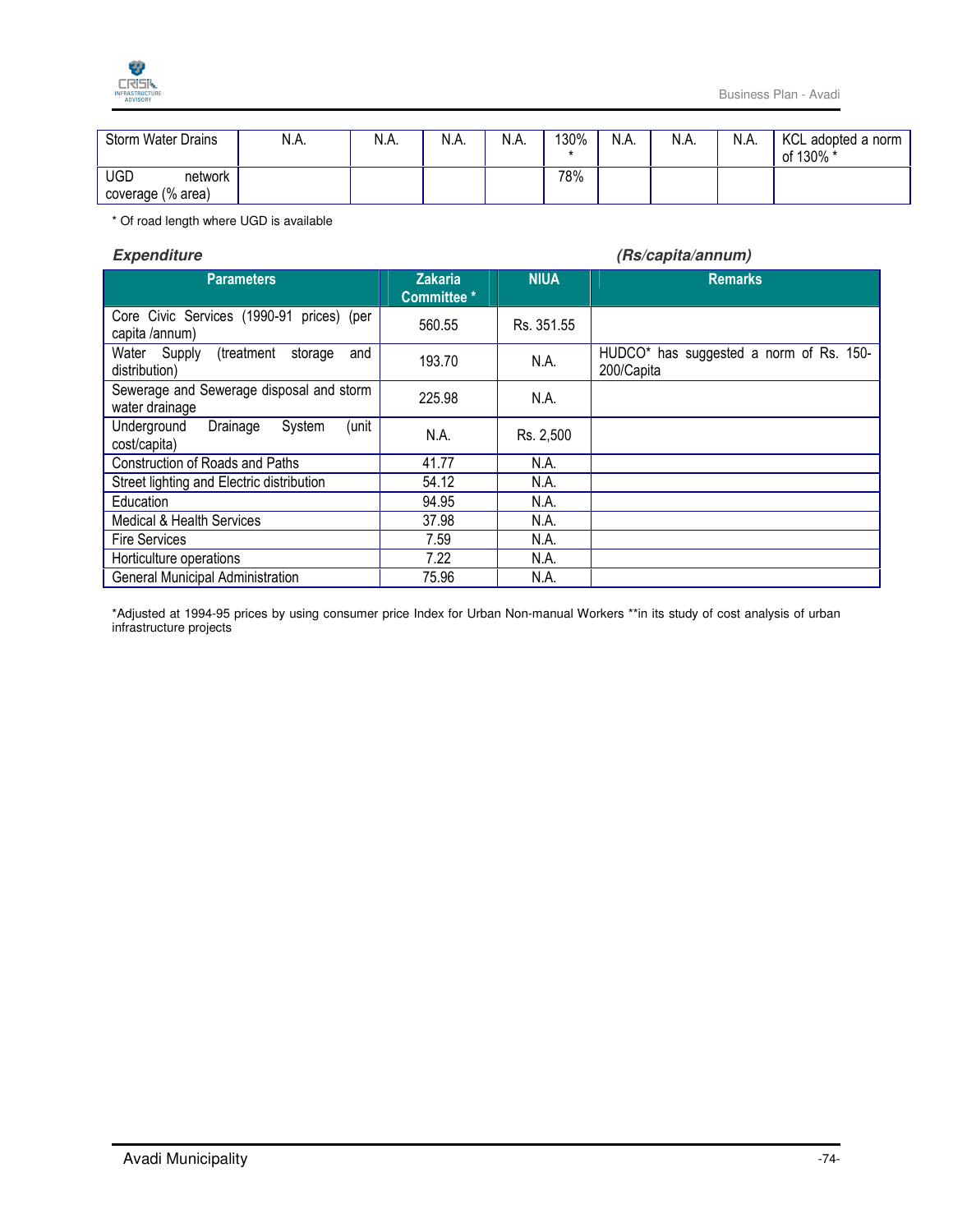| Storm Water Drains | N.A. | N.A. | N.A. | N.A. | 130% * | N.A. | N.A. | N.A. | KCL adopted a norm of 130% * |
|---|---|---|---|---|---|---|---|---|---|
| UGD network coverage (% area) | | | | | 78% | | | | |

* Of road length where UGD is available

***Expenditure*** ***(Rs/capita/annum)***

| Parameters | Zakaria Committee * | NIUA | Remarks |
|---|---|---|---|
| Core Civic Services (1990-91 prices) (per capita /annum) | 560.55 | Rs. 351.55 | |
| Water Supply (treatment storage and distribution) | 193.70 | N.A. | HUDCO* has suggested a norm of Rs. 150-200/Capita |
| Sewerage and Sewerage disposal and storm water drainage | 225.98 | N.A. | |
| Underground Drainage System (unit cost/capita) | N.A. | Rs. 2,500 | |
| Construction of Roads and Paths | 41.77 | N.A. | |
| Street lighting and Electric distribution | 54.12 | N.A. | |
| Education | 94.95 | N.A. | |
| Medical & Health Services | 37.98 | N.A. | |
| Fire Services | 7.59 | N.A. | |
| Horticulture operations | 7.22 | N.A. | |
| General Municipal Administration | 75.96 | N.A. | |

*Adjusted at 1994-95 prices by using consumer price Index for Urban Non-manual Workers **in its study of cost analysis of urban infrastructure projects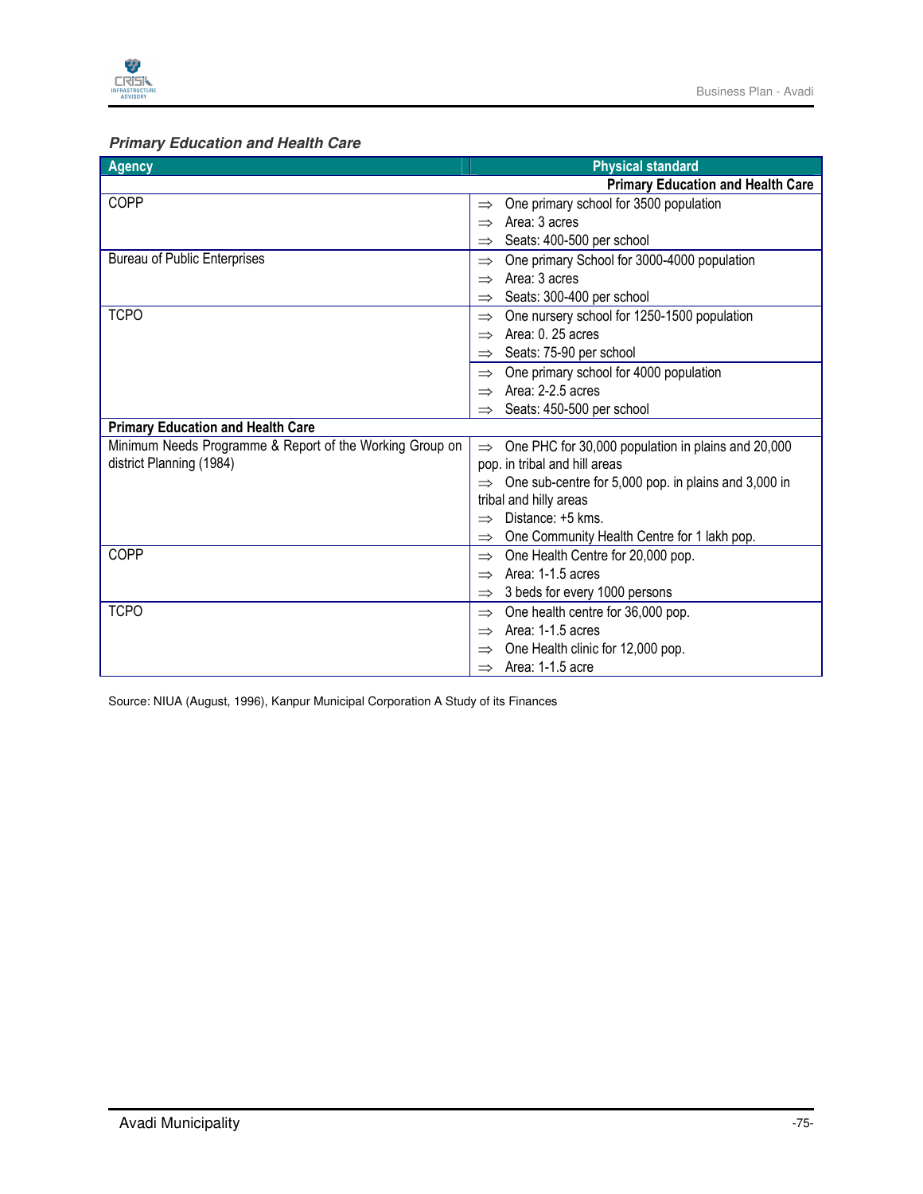***Primary Education and Health Care***

| Agency | Physical standard |
|---|---|
| | **Primary Education and Health Care** |
| COPP | ⇒ One primary school for 3500 population<br>⇒ Area: 3 acres<br>⇒ Seats: 400-500 per school |
| Bureau of Public Enterprises | ⇒ One primary School for 3000-4000 population<br>⇒ Area: 3 acres<br>⇒ Seats: 300-400 per school |
| TCPO | ⇒ One nursery school for 1250-1500 population<br>⇒ Area: 0. 25 acres<br>⇒ Seats: 75-90 per school |
| | ⇒ One primary school for 4000 population<br>⇒ Area: 2-2.5 acres<br>⇒ Seats: 450-500 per school |
| **Primary Education and Health Care** | |
| Minimum Needs Programme & Report of the Working Group on district Planning (1984) | ⇒ One PHC for 30,000 population in plains and 20,000 pop. in tribal and hill areas<br>⇒ One sub-centre for 5,000 pop. in plains and 3,000 in tribal and hilly areas<br>⇒ Distance: +5 kms.<br>⇒ One Community Health Centre for 1 lakh pop. |
| COPP | ⇒ One Health Centre for 20,000 pop.<br>⇒ Area: 1-1.5 acres<br>⇒ 3 beds for every 1000 persons |
| TCPO | ⇒ One health centre for 36,000 pop.<br>⇒ Area: 1-1.5 acres<br>⇒ One Health clinic for 12,000 pop.<br>⇒ Area: 1-1.5 acre |

Source: NIUA (August, 1996), Kanpur Municipal Corporation A Study of its Finances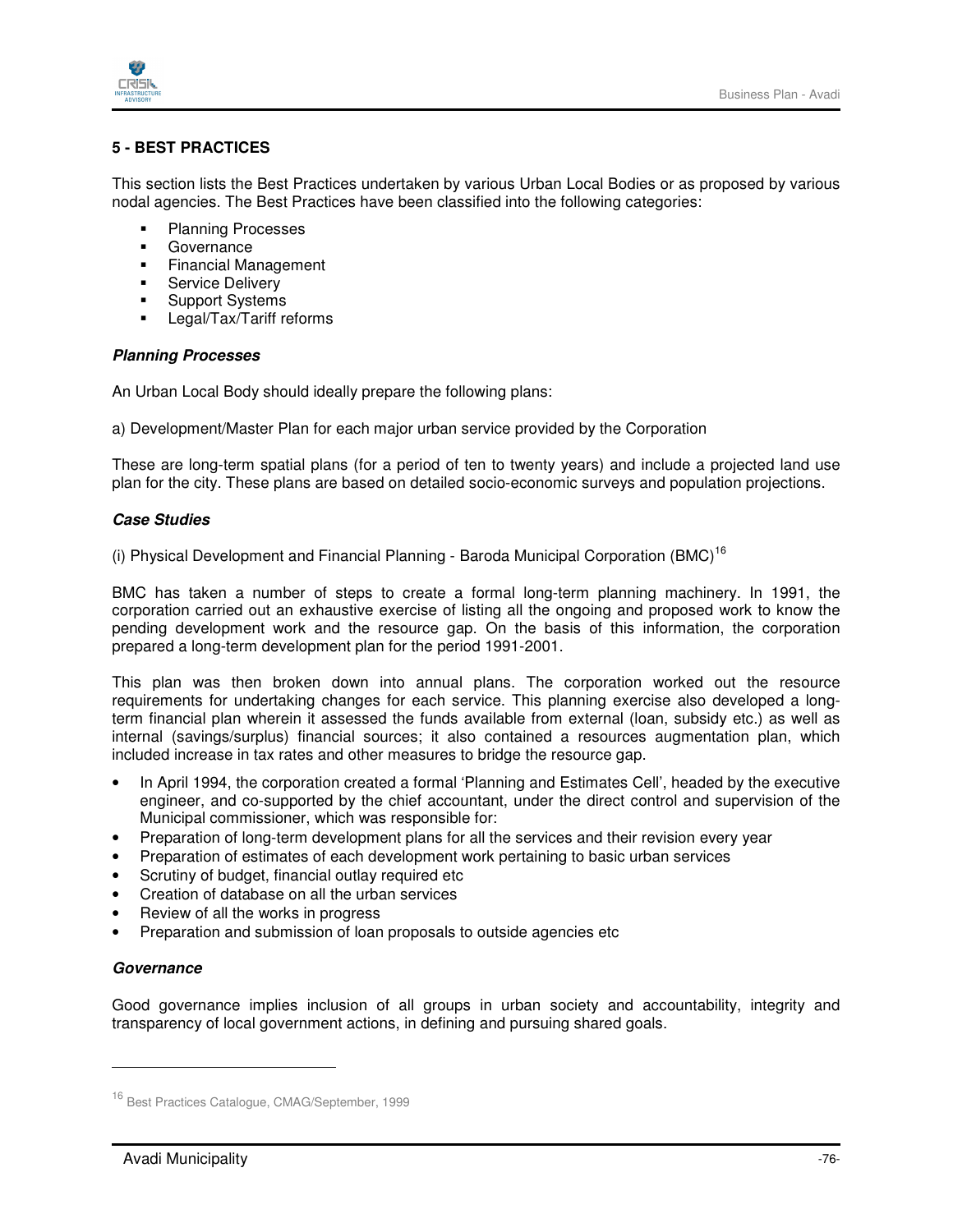## 5 - BEST PRACTICES

This section lists the Best Practices undertaken by various Urban Local Bodies or as proposed by various nodal agencies. The Best Practices have been classified into the following categories:

- Planning Processes
- Governance
- Financial Management
- Service Delivery
- Support Systems
- Legal/Tax/Tariff reforms

### *Planning Processes*

An Urban Local Body should ideally prepare the following plans:

a) Development/Master Plan for each major urban service provided by the Corporation

These are long-term spatial plans (for a period of ten to twenty years) and include a projected land use plan for the city. These plans are based on detailed socio-economic surveys and population projections.

### *Case Studies*

(i) Physical Development and Financial Planning - Baroda Municipal Corporation (BMC)[16]

BMC has taken a number of steps to create a formal long-term planning machinery. In 1991, the corporation carried out an exhaustive exercise of listing all the ongoing and proposed work to know the pending development work and the resource gap. On the basis of this information, the corporation prepared a long-term development plan for the period 1991-2001.

This plan was then broken down into annual plans. The corporation worked out the resource requirements for undertaking changes for each service. This planning exercise also developed a long-term financial plan wherein it assessed the funds available from external (loan, subsidy etc.) as well as internal (savings/surplus) financial sources; it also contained a resources augmentation plan, which included increase in tax rates and other measures to bridge the resource gap.

- In April 1994, the corporation created a formal 'Planning and Estimates Cell', headed by the executive engineer, and co-supported by the chief accountant, under the direct control and supervision of the Municipal commissioner, which was responsible for:
- Preparation of long-term development plans for all the services and their revision every year
- Preparation of estimates of each development work pertaining to basic urban services
- Scrutiny of budget, financial outlay required etc
- Creation of database on all the urban services
- Review of all the works in progress
- Preparation and submission of loan proposals to outside agencies etc

### *Governance*

Good governance implies inclusion of all groups in urban society and accountability, integrity and transparency of local government actions, in defining and pursuing shared goals.

---

[16] Best Practices Catalogue, CMAG/September, 1999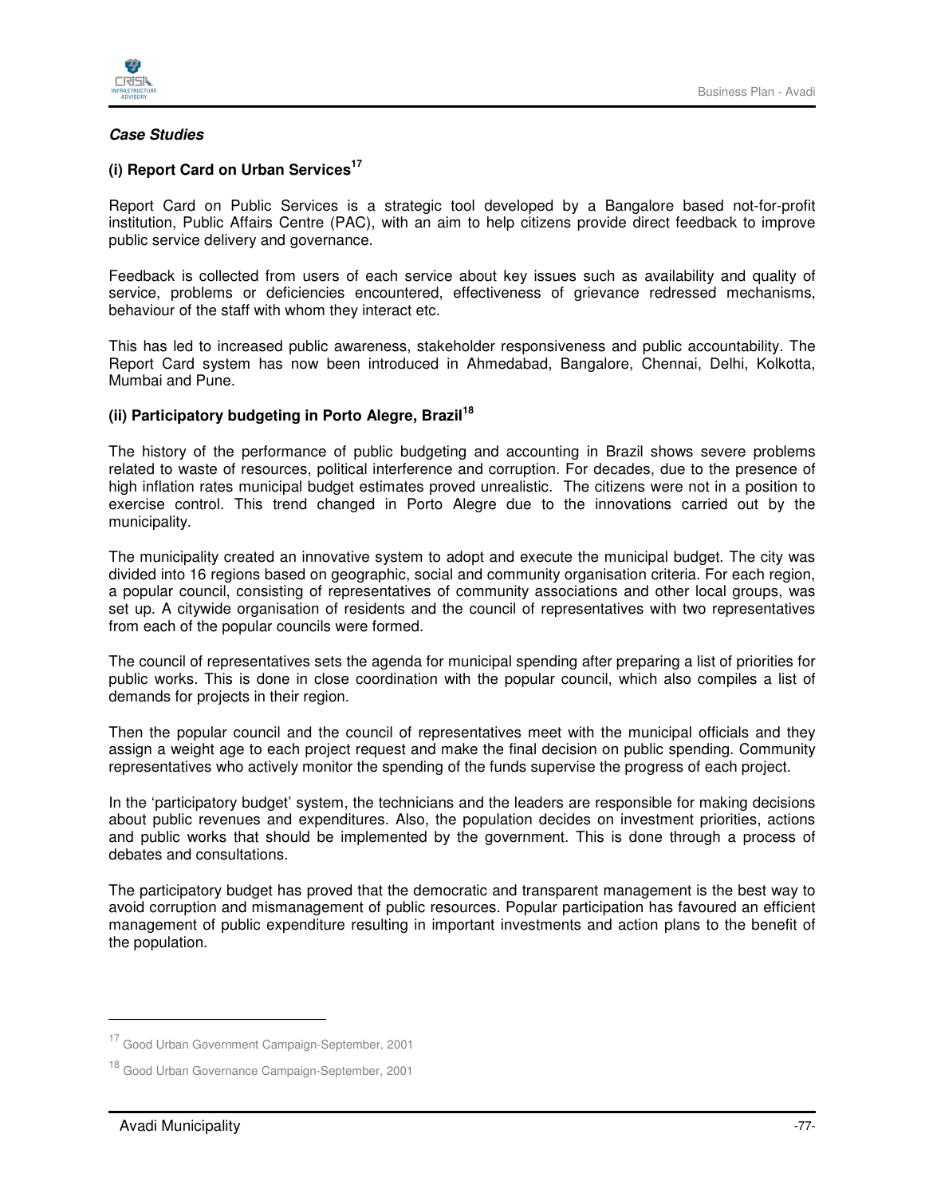***Case Studies***

**(i) Report Card on Urban Services**[17]

Report Card on Public Services is a strategic tool developed by a Bangalore based not-for-profit institution, Public Affairs Centre (PAC), with an aim to help citizens provide direct feedback to improve public service delivery and governance.

Feedback is collected from users of each service about key issues such as availability and quality of service, problems or deficiencies encountered, effectiveness of grievance redressed mechanisms, behaviour of the staff with whom they interact etc.

This has led to increased public awareness, stakeholder responsiveness and public accountability. The Report Card system has now been introduced in Ahmedabad, Bangalore, Chennai, Delhi, Kolkotta, Mumbai and Pune.

**(ii) Participatory budgeting in Porto Alegre, Brazil**[18]

The history of the performance of public budgeting and accounting in Brazil shows severe problems related to waste of resources, political interference and corruption. For decades, due to the presence of high inflation rates municipal budget estimates proved unrealistic. The citizens were not in a position to exercise control. This trend changed in Porto Alegre due to the innovations carried out by the municipality.

The municipality created an innovative system to adopt and execute the municipal budget. The city was divided into 16 regions based on geographic, social and community organisation criteria. For each region, a popular council, consisting of representatives of community associations and other local groups, was set up. A citywide organisation of residents and the council of representatives with two representatives from each of the popular councils were formed.

The council of representatives sets the agenda for municipal spending after preparing a list of priorities for public works. This is done in close coordination with the popular council, which also compiles a list of demands for projects in their region.

Then the popular council and the council of representatives meet with the municipal officials and they assign a weight age to each project request and make the final decision on public spending. Community representatives who actively monitor the spending of the funds supervise the progress of each project.

In the 'participatory budget' system, the technicians and the leaders are responsible for making decisions about public revenues and expenditures. Also, the population decides on investment priorities, actions and public works that should be implemented by the government. This is done through a process of debates and consultations.

The participatory budget has proved that the democratic and transparent management is the best way to avoid corruption and mismanagement of public resources. Popular participation has favoured an efficient management of public expenditure resulting in important investments and action plans to the benefit of the population.

---

[17] Good Urban Government Campaign-September, 2001

[18] Good Urban Governance Campaign-September, 2001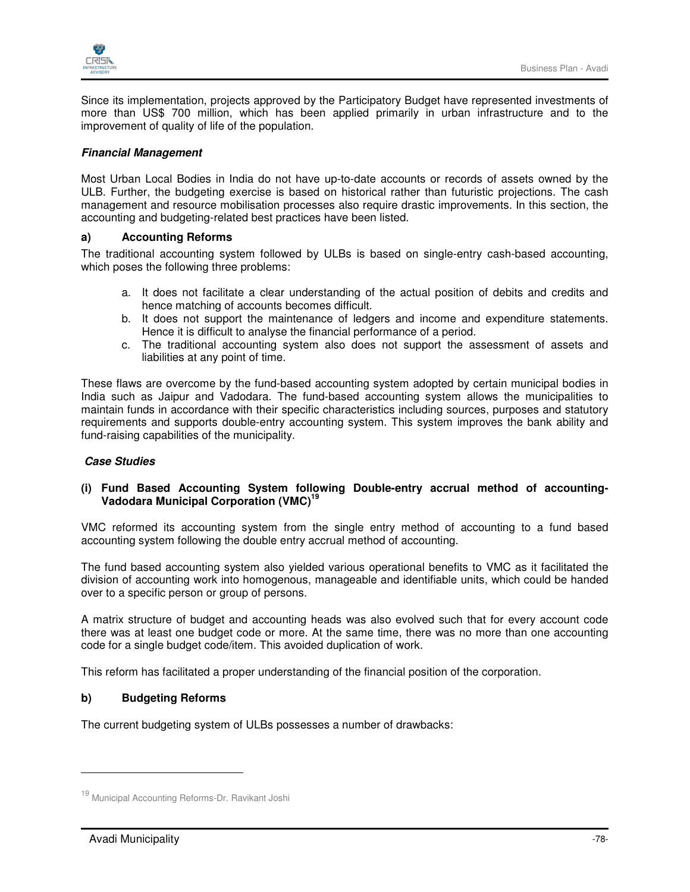Since its implementation, projects approved by the Participatory Budget have represented investments of more than US$ 700 million, which has been applied primarily in urban infrastructure and to the improvement of quality of life of the population.

***Financial Management***

Most Urban Local Bodies in India do not have up-to-date accounts or records of assets owned by the ULB. Further, the budgeting exercise is based on historical rather than futuristic projections. The cash management and resource mobilisation processes also require drastic improvements. In this section, the accounting and budgeting-related best practices have been listed.

**a) Accounting Reforms**

The traditional accounting system followed by ULBs is based on single-entry cash-based accounting, which poses the following three problems:

a. It does not facilitate a clear understanding of the actual position of debits and credits and hence matching of accounts becomes difficult.
b. It does not support the maintenance of ledgers and income and expenditure statements. Hence it is difficult to analyse the financial performance of a period.
c. The traditional accounting system also does not support the assessment of assets and liabilities at any point of time.

These flaws are overcome by the fund-based accounting system adopted by certain municipal bodies in India such as Jaipur and Vadodara. The fund-based accounting system allows the municipalities to maintain funds in accordance with their specific characteristics including sources, purposes and statutory requirements and supports double-entry accounting system. This system improves the bank ability and fund-raising capabilities of the municipality.

***Case Studies***

**(i) Fund Based Accounting System following Double-entry accrual method of accounting-Vadodara Municipal Corporation (VMC)[19]**

VMC reformed its accounting system from the single entry method of accounting to a fund based accounting system following the double entry accrual method of accounting.

The fund based accounting system also yielded various operational benefits to VMC as it facilitated the division of accounting work into homogenous, manageable and identifiable units, which could be handed over to a specific person or group of persons.

A matrix structure of budget and accounting heads was also evolved such that for every account code there was at least one budget code or more. At the same time, there was no more than one accounting code for a single budget code/item. This avoided duplication of work.

This reform has facilitated a proper understanding of the financial position of the corporation.

**b) Budgeting Reforms**

The current budgeting system of ULBs possesses a number of drawbacks:

---

[19] Municipal Accounting Reforms-Dr. Ravikant Joshi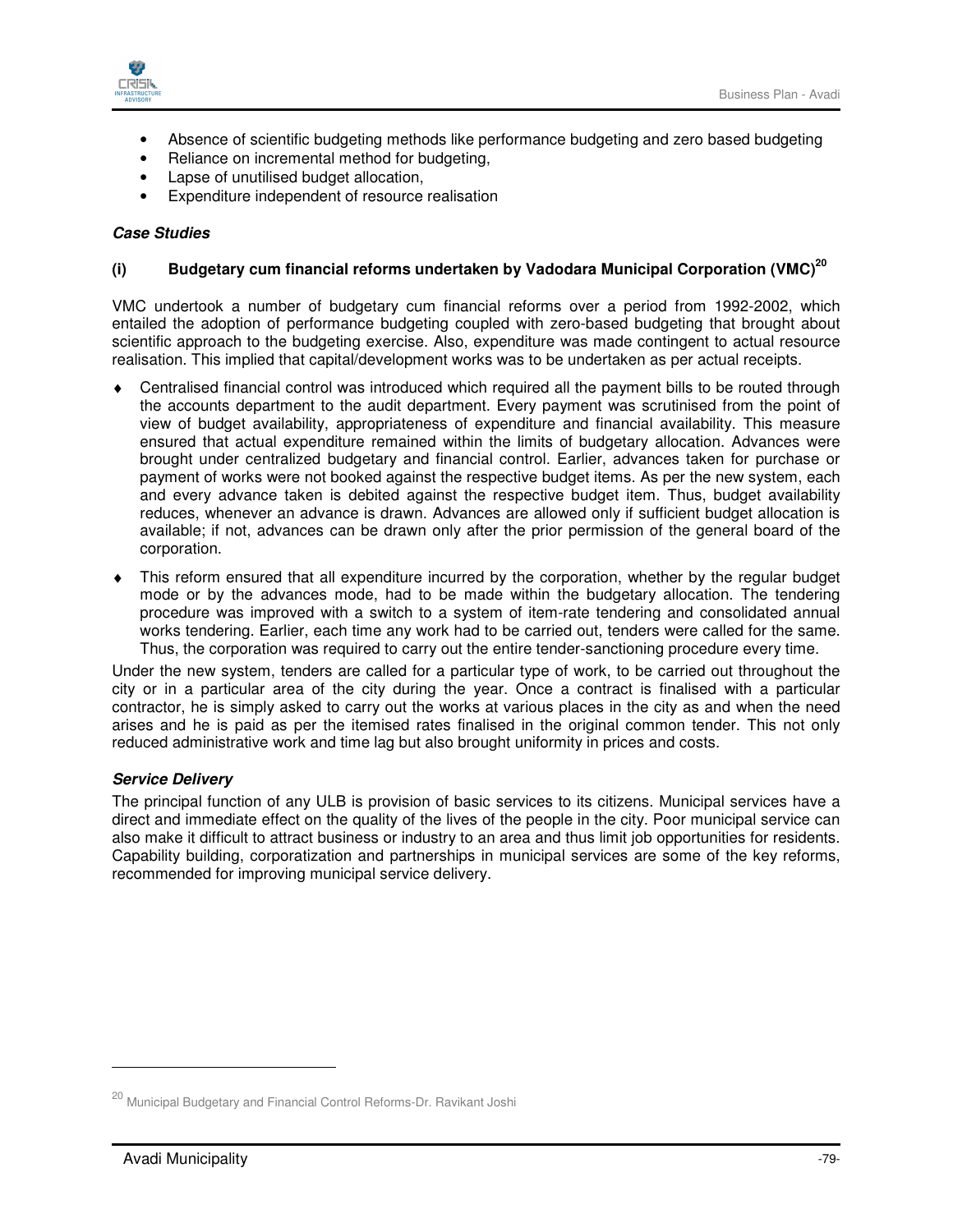- Absence of scientific budgeting methods like performance budgeting and zero based budgeting
- Reliance on incremental method for budgeting,
- Lapse of unutilised budget allocation,
- Expenditure independent of resource realisation

***Case Studies***

**(i) Budgetary cum financial reforms undertaken by Vadodara Municipal Corporation (VMC)[20]**

VMC undertook a number of budgetary cum financial reforms over a period from 1992-2002, which entailed the adoption of performance budgeting coupled with zero-based budgeting that brought about scientific approach to the budgeting exercise. Also, expenditure was made contingent to actual resource realisation. This implied that capital/development works was to be undertaken as per actual receipts.

- Centralised financial control was introduced which required all the payment bills to be routed through the accounts department to the audit department. Every payment was scrutinised from the point of view of budget availability, appropriateness of expenditure and financial availability. This measure ensured that actual expenditure remained within the limits of budgetary allocation. Advances were brought under centralized budgetary and financial control. Earlier, advances taken for purchase or payment of works were not booked against the respective budget items. As per the new system, each and every advance taken is debited against the respective budget item. Thus, budget availability reduces, whenever an advance is drawn. Advances are allowed only if sufficient budget allocation is available; if not, advances can be drawn only after the prior permission of the general board of the corporation.
- This reform ensured that all expenditure incurred by the corporation, whether by the regular budget mode or by the advances mode, had to be made within the budgetary allocation. The tendering procedure was improved with a switch to a system of item-rate tendering and consolidated annual works tendering. Earlier, each time any work had to be carried out, tenders were called for the same. Thus, the corporation was required to carry out the entire tender-sanctioning procedure every time.

Under the new system, tenders are called for a particular type of work, to be carried out throughout the city or in a particular area of the city during the year. Once a contract is finalised with a particular contractor, he is simply asked to carry out the works at various places in the city as and when the need arises and he is paid as per the itemised rates finalised in the original common tender. This not only reduced administrative work and time lag but also brought uniformity in prices and costs.

***Service Delivery***

The principal function of any ULB is provision of basic services to its citizens. Municipal services have a direct and immediate effect on the quality of the lives of the people in the city. Poor municipal service can also make it difficult to attract business or industry to an area and thus limit job opportunities for residents. Capability building, corporatization and partnerships in municipal services are some of the key reforms, recommended for improving municipal service delivery.

---

[20] Municipal Budgetary and Financial Control Reforms-Dr. Ravikant Joshi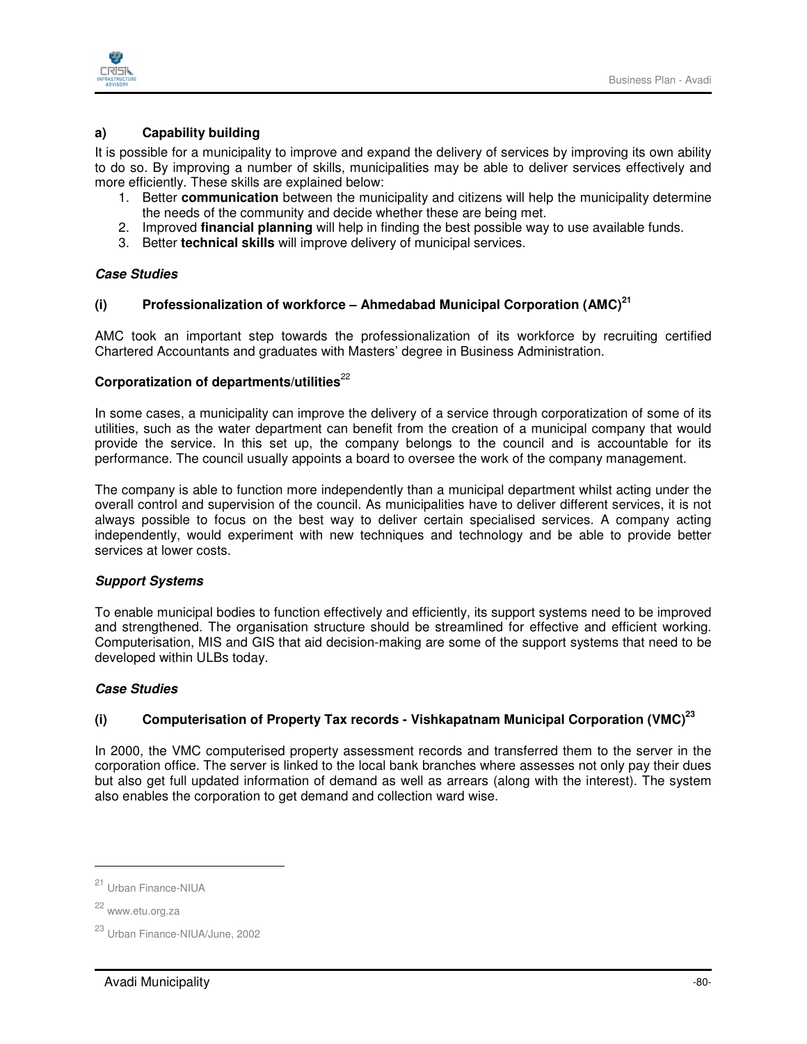### a) Capability building

It is possible for a municipality to improve and expand the delivery of services by improving its own ability to do so. By improving a number of skills, municipalities may be able to deliver services effectively and more efficiently. These skills are explained below:

1. Better **communication** between the municipality and citizens will help the municipality determine the needs of the community and decide whether these are being met.
2. Improved **financial planning** will help in finding the best possible way to use available funds.
3. Better **technical skills** will improve delivery of municipal services.

***Case Studies***

#### (i) Professionalization of workforce – Ahmedabad Municipal Corporation (AMC)[21]

AMC took an important step towards the professionalization of its workforce by recruiting certified Chartered Accountants and graduates with Masters' degree in Business Administration.

#### Corporatization of departments/utilities[22]

In some cases, a municipality can improve the delivery of a service through corporatization of some of its utilities, such as the water department can benefit from the creation of a municipal company that would provide the service. In this set up, the company belongs to the council and is accountable for its performance. The council usually appoints a board to oversee the work of the company management.

The company is able to function more independently than a municipal department whilst acting under the overall control and supervision of the council. As municipalities have to deliver different services, it is not always possible to focus on the best way to deliver certain specialised services. A company acting independently, would experiment with new techniques and technology and be able to provide better services at lower costs.

***Support Systems***

To enable municipal bodies to function effectively and efficiently, its support systems need to be improved and strengthened. The organisation structure should be streamlined for effective and efficient working. Computerisation, MIS and GIS that aid decision-making are some of the support systems that need to be developed within ULBs today.

***Case Studies***

#### (i) Computerisation of Property Tax records - Vishkapatnam Municipal Corporation (VMC)[23]

In 2000, the VMC computerised property assessment records and transferred them to the server in the corporation office. The server is linked to the local bank branches where assesses not only pay their dues but also get full updated information of demand as well as arrears (along with the interest). The system also enables the corporation to get demand and collection ward wise.

---

[21] Urban Finance-NIUA

[22] www.etu.org.za

[23] Urban Finance-NIUA/June, 2002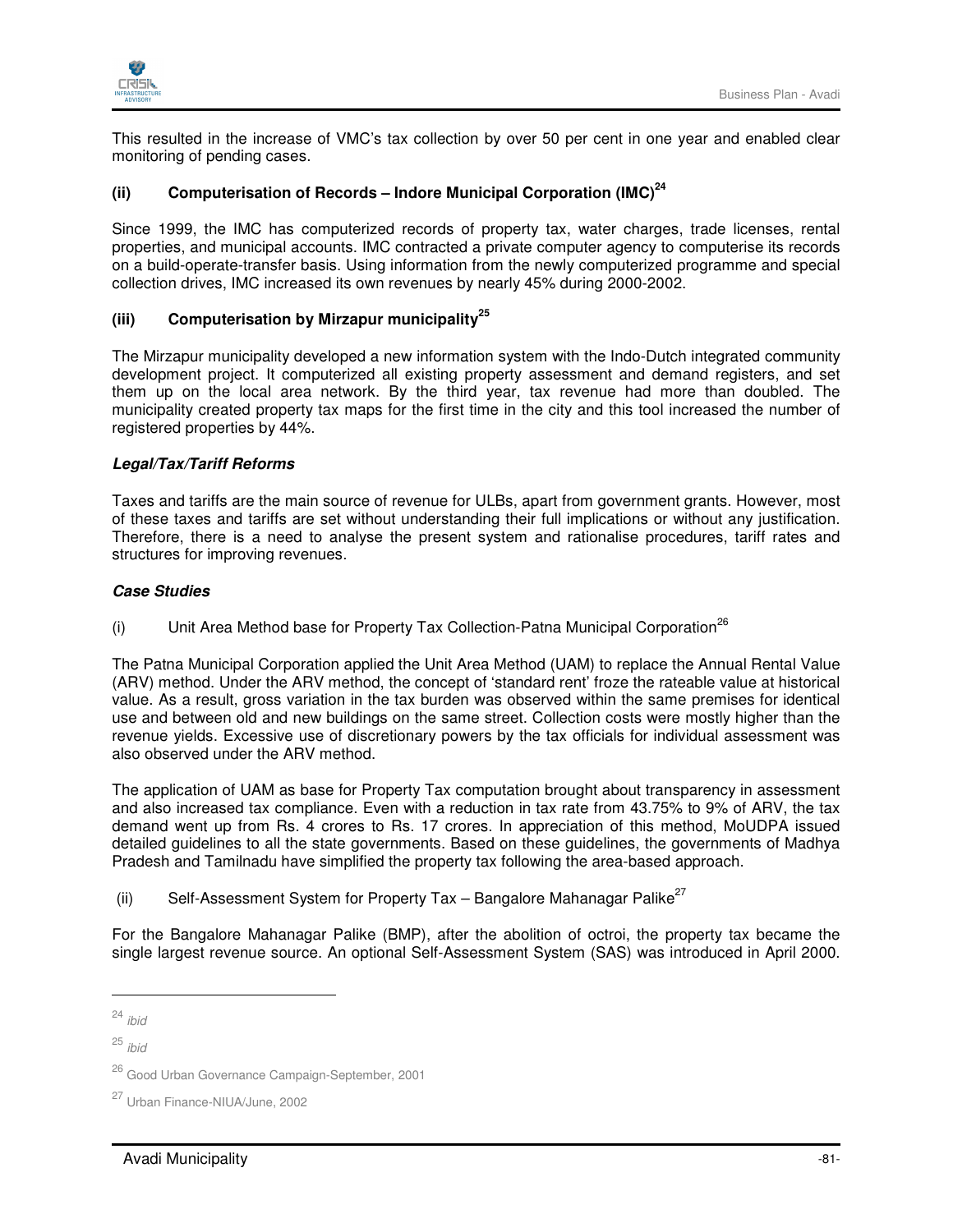This resulted in the increase of VMC's tax collection by over 50 per cent in one year and enabled clear monitoring of pending cases.

### (ii) Computerisation of Records – Indore Municipal Corporation (IMC)[24]

Since 1999, the IMC has computerized records of property tax, water charges, trade licenses, rental properties, and municipal accounts. IMC contracted a private computer agency to computerise its records on a build-operate-transfer basis. Using information from the newly computerized programme and special collection drives, IMC increased its own revenues by nearly 45% during 2000-2002.

### (iii) Computerisation by Mirzapur municipality[25]

The Mirzapur municipality developed a new information system with the Indo-Dutch integrated community development project. It computerized all existing property assessment and demand registers, and set them up on the local area network. By the third year, tax revenue had more than doubled. The municipality created property tax maps for the first time in the city and this tool increased the number of registered properties by 44%.

***Legal/Tax/Tariff Reforms***

Taxes and tariffs are the main source of revenue for ULBs, apart from government grants. However, most of these taxes and tariffs are set without understanding their full implications or without any justification. Therefore, there is a need to analyse the present system and rationalise procedures, tariff rates and structures for improving revenues.

***Case Studies***

(i) Unit Area Method base for Property Tax Collection-Patna Municipal Corporation[26]

The Patna Municipal Corporation applied the Unit Area Method (UAM) to replace the Annual Rental Value (ARV) method. Under the ARV method, the concept of 'standard rent' froze the rateable value at historical value. As a result, gross variation in the tax burden was observed within the same premises for identical use and between old and new buildings on the same street. Collection costs were mostly higher than the revenue yields. Excessive use of discretionary powers by the tax officials for individual assessment was also observed under the ARV method.

The application of UAM as base for Property Tax computation brought about transparency in assessment and also increased tax compliance. Even with a reduction in tax rate from 43.75% to 9% of ARV, the tax demand went up from Rs. 4 crores to Rs. 17 crores. In appreciation of this method, MoUDPA issued detailed guidelines to all the state governments. Based on these guidelines, the governments of Madhya Pradesh and Tamilnadu have simplified the property tax following the area-based approach.

(ii) Self-Assessment System for Property Tax – Bangalore Mahanagar Palike[27]

For the Bangalore Mahanagar Palike (BMP), after the abolition of octroi, the property tax became the single largest revenue source. An optional Self-Assessment System (SAS) was introduced in April 2000.

---

[24] *ibid*

[25] *ibid*

[26] Good Urban Governance Campaign-September, 2001

[27] Urban Finance-NIUA/June, 2002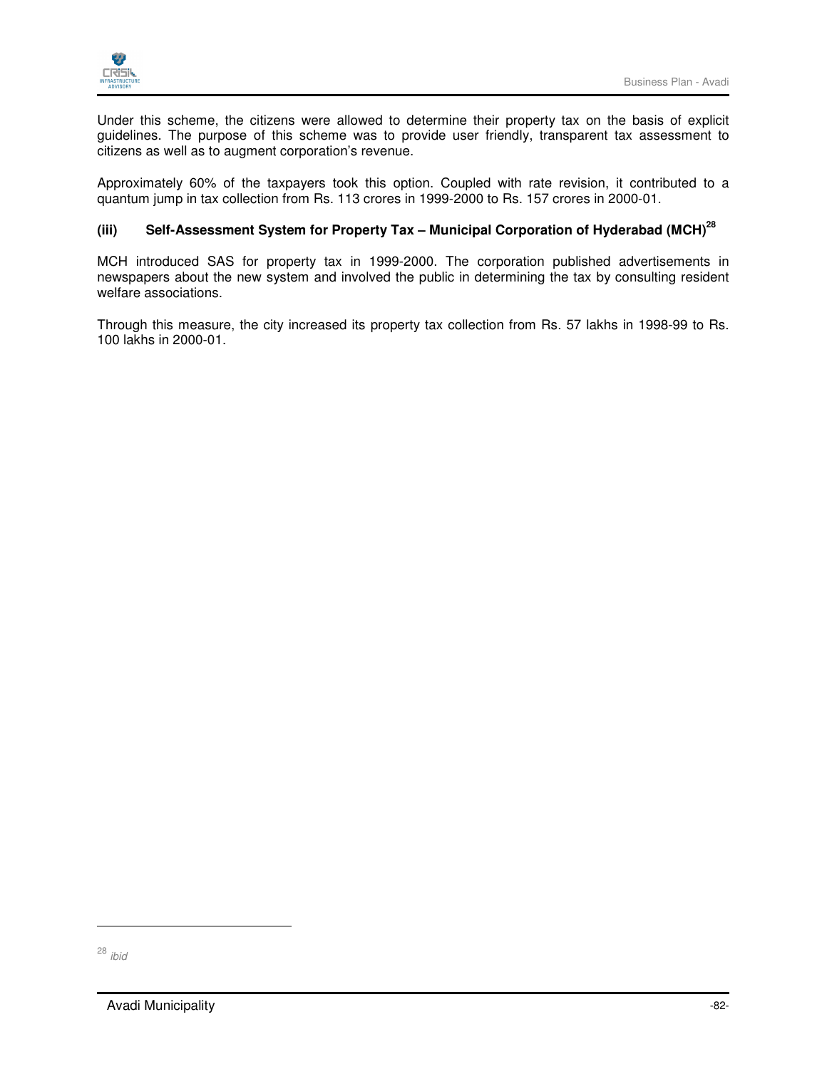Under this scheme, the citizens were allowed to determine their property tax on the basis of explicit guidelines. The purpose of this scheme was to provide user friendly, transparent tax assessment to citizens as well as to augment corporation's revenue.

Approximately 60% of the taxpayers took this option. Coupled with rate revision, it contributed to a quantum jump in tax collection from Rs. 113 crores in 1999-2000 to Rs. 157 crores in 2000-01.

### (iii) Self-Assessment System for Property Tax – Municipal Corporation of Hyderabad (MCH)[28]

MCH introduced SAS for property tax in 1999-2000. The corporation published advertisements in newspapers about the new system and involved the public in determining the tax by consulting resident welfare associations.

Through this measure, the city increased its property tax collection from Rs. 57 lakhs in 1998-99 to Rs. 100 lakhs in 2000-01.

---

[28] *ibid*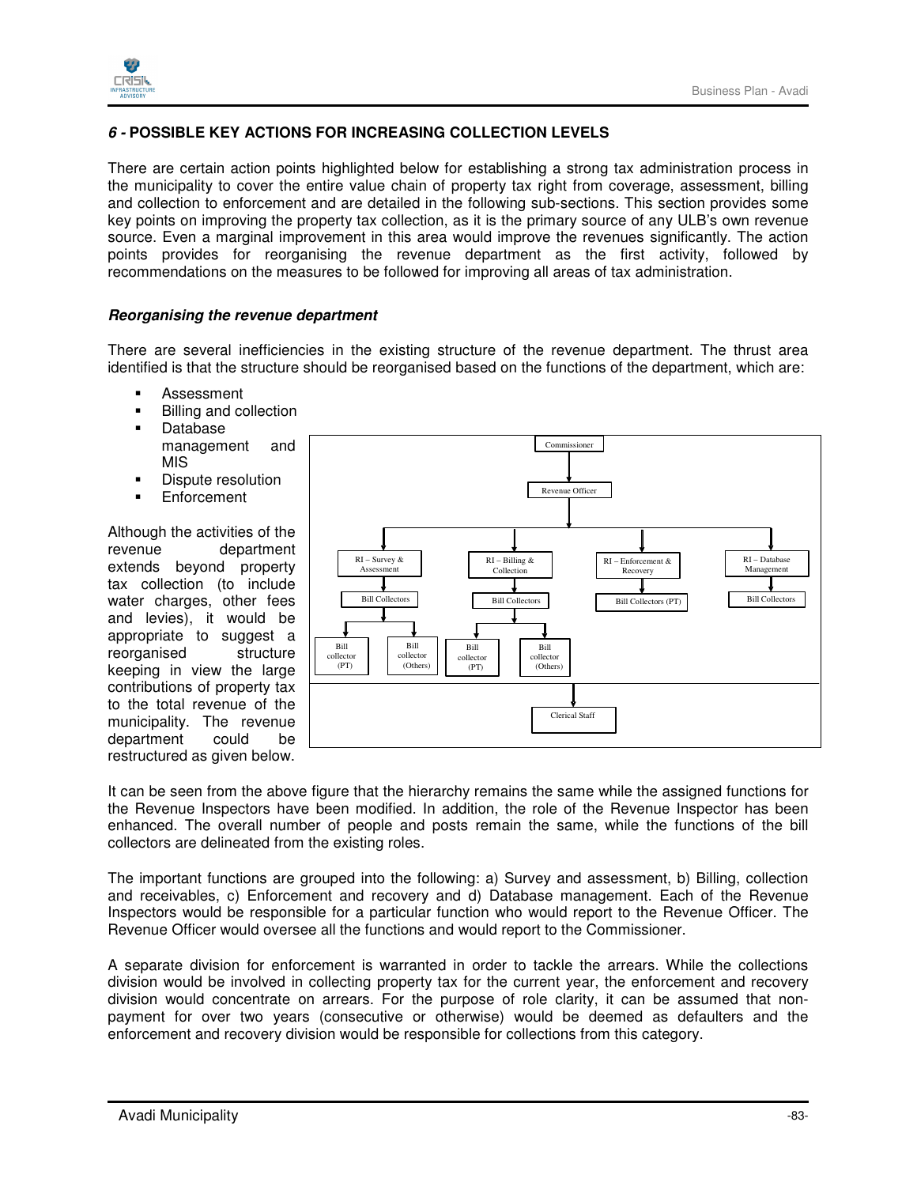## 6 - POSSIBLE KEY ACTIONS FOR INCREASING COLLECTION LEVELS

There are certain action points highlighted below for establishing a strong tax administration process in the municipality to cover the entire value chain of property tax right from coverage, assessment, billing and collection to enforcement and are detailed in the following sub-sections. This section provides some key points on improving the property tax collection, as it is the primary source of any ULB's own revenue source. Even a marginal improvement in this area would improve the revenues significantly. The action points provides for reorganising the revenue department as the first activity, followed by recommendations on the measures to be followed for improving all areas of tax administration.

### *Reorganising the revenue department*

There are several inefficiencies in the existing structure of the revenue department. The thrust area identified is that the structure should be reorganised based on the functions of the department, which are:

- Assessment
- Billing and collection
- Database management and MIS
- Dispute resolution
- Enforcement

Although the activities of the revenue department extends beyond property tax collection (to include water charges, other fees and levies), it would be appropriate to suggest a reorganised structure keeping in view the large contributions of property tax to the total revenue of the municipality. The revenue department could be restructured as given below.

It can be seen from the above figure that the hierarchy remains the same while the assigned functions for the Revenue Inspectors have been modified. In addition, the role of the Revenue Inspector has been enhanced. The overall number of people and posts remain the same, while the functions of the bill collectors are delineated from the existing roles.

The important functions are grouped into the following: a) Survey and assessment, b) Billing, collection and receivables, c) Enforcement and recovery and d) Database management. Each of the Revenue Inspectors would be responsible for a particular function who would report to the Revenue Officer. The Revenue Officer would oversee all the functions and would report to the Commissioner.

A separate division for enforcement is warranted in order to tackle the arrears. While the collections division would be involved in collecting property tax for the current year, the enforcement and recovery division would concentrate on arrears. For the purpose of role clarity, it can be assumed that non-payment for over two years (consecutive or otherwise) would be deemed as defaulters and the enforcement and recovery division would be responsible for collections from this category.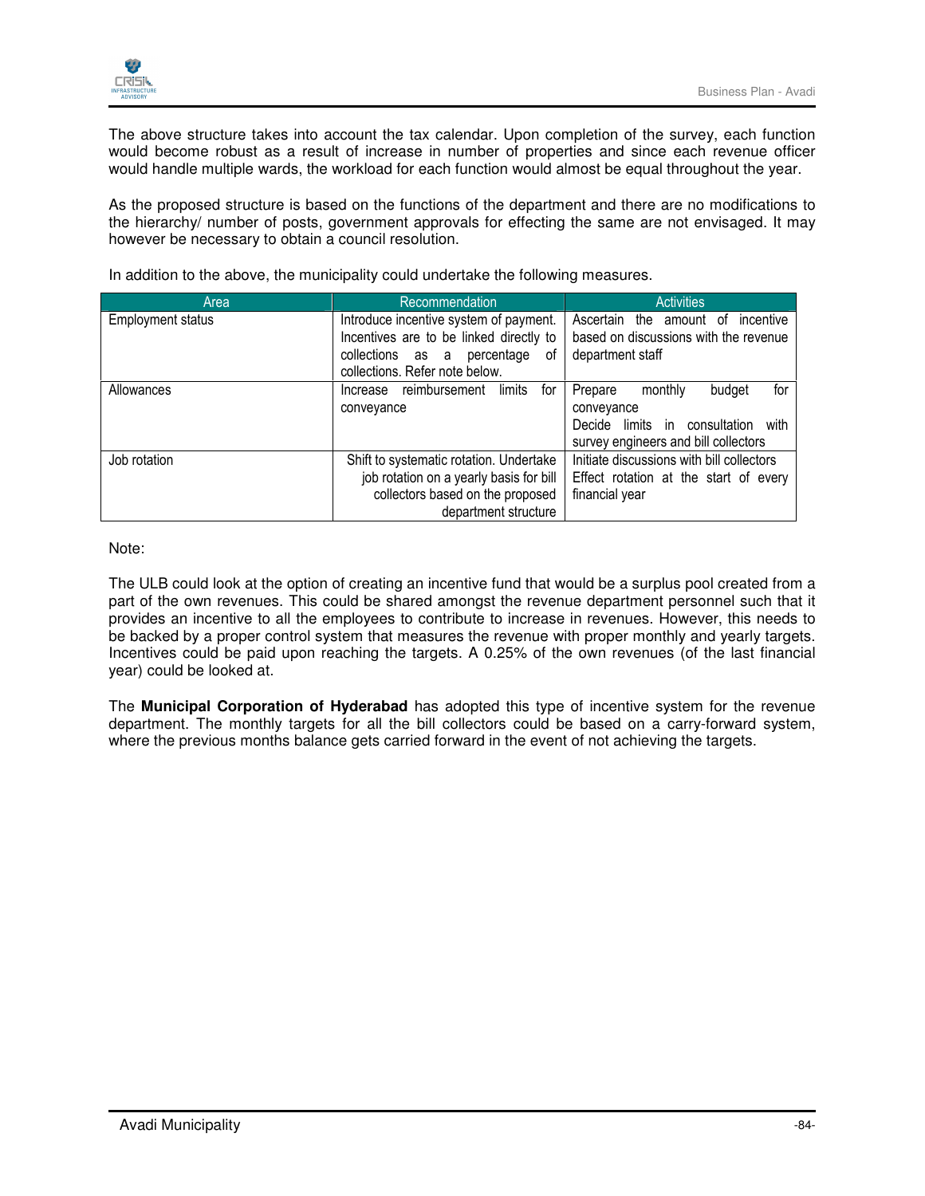The above structure takes into account the tax calendar. Upon completion of the survey, each function would become robust as a result of increase in number of properties and since each revenue officer would handle multiple wards, the workload for each function would almost be equal throughout the year.

As the proposed structure is based on the functions of the department and there are no modifications to the hierarchy/ number of posts, government approvals for effecting the same are not envisaged. It may however be necessary to obtain a council resolution.

In addition to the above, the municipality could undertake the following measures.

| Area | Recommendation | Activities |
|---|---|---|
| Employment status | Introduce incentive system of payment. Incentives are to be linked directly to collections as a percentage of collections. Refer note below. | Ascertain the amount of incentive based on discussions with the revenue department staff |
| Allowances | Increase reimbursement limits for conveyance | Prepare monthly budget for conveyance<br>Decide limits in consultation with survey engineers and bill collectors |
| Job rotation | Shift to systematic rotation. Undertake job rotation on a yearly basis for bill collectors based on the proposed department structure | Initiate discussions with bill collectors<br>Effect rotation at the start of every financial year |

Note:

The ULB could look at the option of creating an incentive fund that would be a surplus pool created from a part of the own revenues. This could be shared amongst the revenue department personnel such that it provides an incentive to all the employees to contribute to increase in revenues. However, this needs to be backed by a proper control system that measures the revenue with proper monthly and yearly targets. Incentives could be paid upon reaching the targets. A 0.25% of the own revenues (of the last financial year) could be looked at.

The **Municipal Corporation of Hyderabad** has adopted this type of incentive system for the revenue department. The monthly targets for all the bill collectors could be based on a carry-forward system, where the previous months balance gets carried forward in the event of not achieving the targets.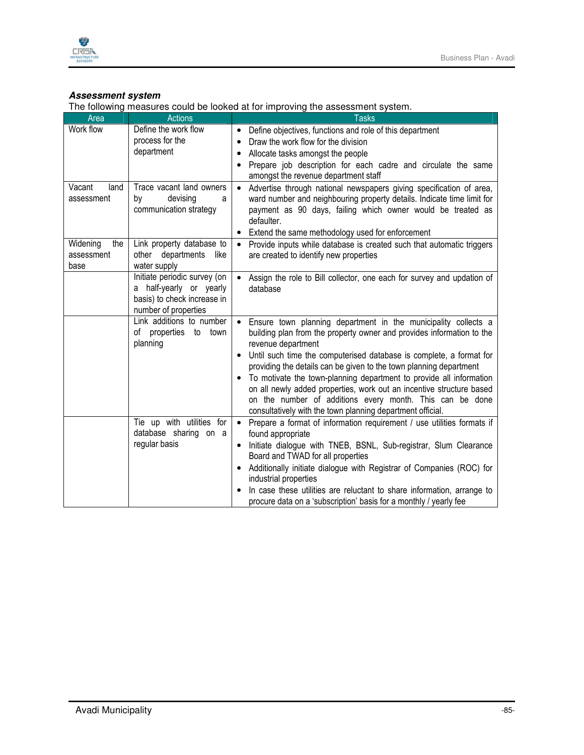***Assessment system***

The following measures could be looked at for improving the assessment system.

| Area | Actions | Tasks |
|---|---|---|
| Work flow | Define the work flow process for the department | • Define objectives, functions and role of this department<br>• Draw the work flow for the division<br>• Allocate tasks amongst the people<br>• Prepare job description for each cadre and circulate the same amongst the revenue department staff |
| Vacant land assessment | Trace vacant land owners by devising a communication strategy | • Advertise through national newspapers giving specification of area, ward number and neighbouring property details. Indicate time limit for payment as 90 days, failing which owner would be treated as defaulter.<br>• Extend the same methodology used for enforcement |
| Widening the assessment base | Link property database to other departments like water supply | • Provide inputs while database is created such that automatic triggers are created to identify new properties |
| | Initiate periodic survey (on a half-yearly or yearly basis) to check increase in number of properties | • Assign the role to Bill collector, one each for survey and updation of database |
| | Link additions to number of properties to town planning | • Ensure town planning department in the municipality collects a building plan from the property owner and provides information to the revenue department<br>• Until such time the computerised database is complete, a format for providing the details can be given to the town planning department<br>• To motivate the town-planning department to provide all information on all newly added properties, work out an incentive structure based on the number of additions every month. This can be done consultatively with the town planning department official. |
| | Tie up with utilities for database sharing on a regular basis | • Prepare a format of information requirement / use utilities formats if found appropriate<br>• Initiate dialogue with TNEB, BSNL, Sub-registrar, Slum Clearance Board and TWAD for all properties<br>• Additionally initiate dialogue with Registrar of Companies (ROC) for industrial properties<br>• In case these utilities are reluctant to share information, arrange to procure data on a 'subscription' basis for a monthly / yearly fee |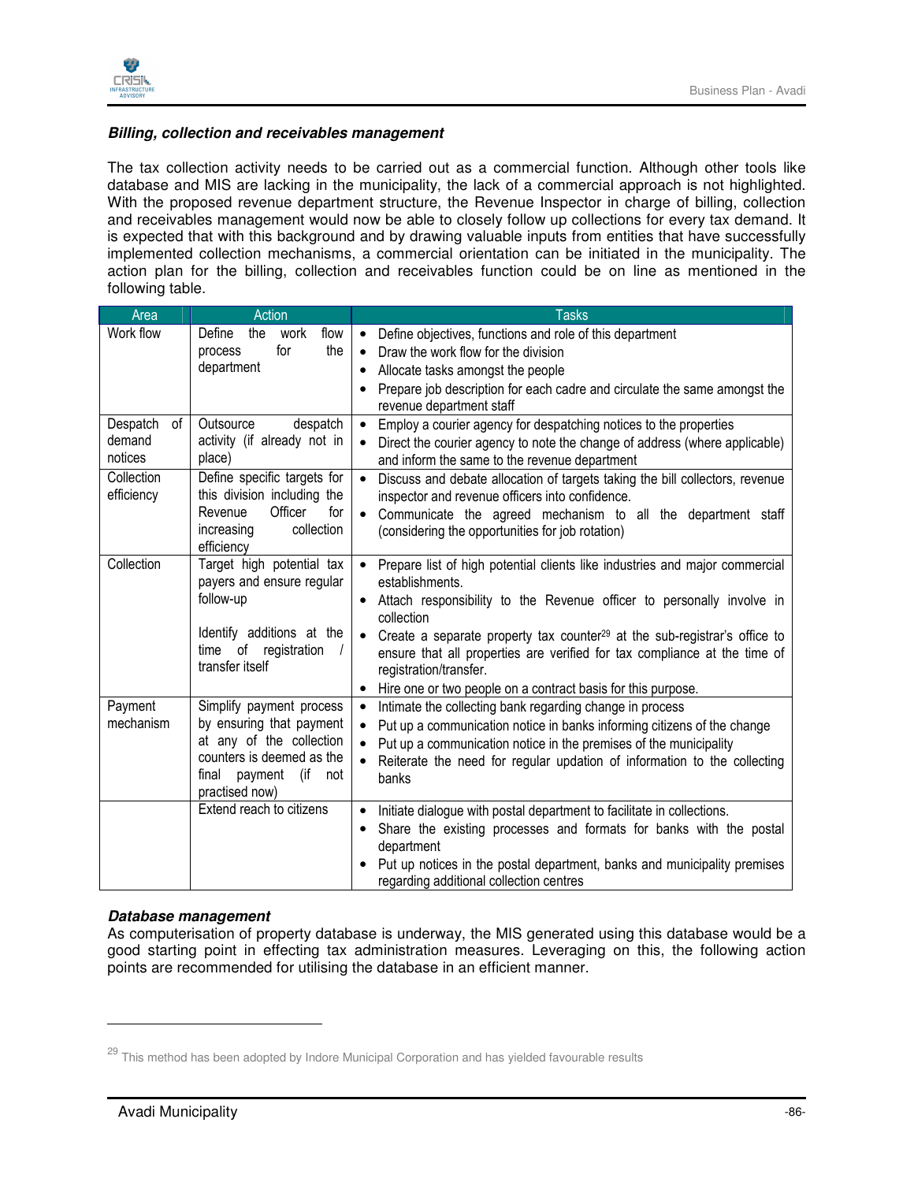***Billing, collection and receivables management***

The tax collection activity needs to be carried out as a commercial function. Although other tools like database and MIS are lacking in the municipality, the lack of a commercial approach is not highlighted. With the proposed revenue department structure, the Revenue Inspector in charge of billing, collection and receivables management would now be able to closely follow up collections for every tax demand. It is expected that with this background and by drawing valuable inputs from entities that have successfully implemented collection mechanisms, a commercial orientation can be initiated in the municipality. The action plan for the billing, collection and receivables function could be on line as mentioned in the following table.

| Area | Action | Tasks |
|---|---|---|
| Work flow | Define the work flow process for the department | • Define objectives, functions and role of this department<br>• Draw the work flow for the division<br>• Allocate tasks amongst the people<br>• Prepare job description for each cadre and circulate the same amongst the revenue department staff |
| Despatch of demand notices | Outsource despatch activity (if already not in place) | • Employ a courier agency for despatching notices to the properties<br>• Direct the courier agency to note the change of address (where applicable) and inform the same to the revenue department |
| Collection efficiency | Define specific targets for this division including the Revenue Officer for increasing collection efficiency | • Discuss and debate allocation of targets taking the bill collectors, revenue inspector and revenue officers into confidence.<br>• Communicate the agreed mechanism to all the department staff (considering the opportunities for job rotation) |
| Collection | Target high potential tax payers and ensure regular follow-up<br><br>Identify additions at the time of registration / transfer itself | • Prepare list of high potential clients like industries and major commercial establishments.<br>• Attach responsibility to the Revenue officer to personally involve in collection<br>• Create a separate property tax counter[29] at the sub-registrar's office to ensure that all properties are verified for tax compliance at the time of registration/transfer.<br>• Hire one or two people on a contract basis for this purpose. |
| Payment mechanism | Simplify payment process by ensuring that payment at any of the collection counters is deemed as the final payment (if not practised now) | • Intimate the collecting bank regarding change in process<br>• Put up a communication notice in banks informing citizens of the change<br>• Put up a communication notice in the premises of the municipality<br>• Reiterate the need for regular updation of information to the collecting banks |
| | Extend reach to citizens | • Initiate dialogue with postal department to facilitate in collections.<br>• Share the existing processes and formats for banks with the postal department<br>• Put up notices in the postal department, banks and municipality premises regarding additional collection centres |

***Database management***

As computerisation of property database is underway, the MIS generated using this database would be a good starting point in effecting tax administration measures. Leveraging on this, the following action points are recommended for utilising the database in an efficient manner.

[29] This method has been adopted by Indore Municipal Corporation and has yielded favourable results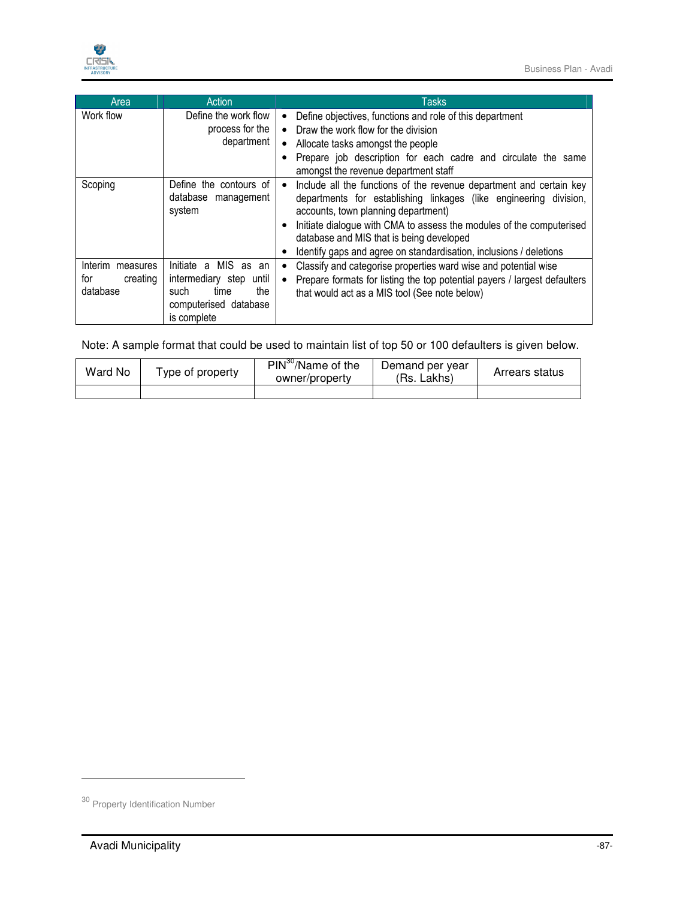| Area | Action | Tasks |
|---|---|---|
| Work flow | Define the work flow process for the department | • Define objectives, functions and role of this department<br>• Draw the work flow for the division<br>• Allocate tasks amongst the people<br>• Prepare job description for each cadre and circulate the same amongst the revenue department staff |
| Scoping | Define the contours of database management system | • Include all the functions of the revenue department and certain key departments for establishing linkages (like engineering division, accounts, town planning department)<br>• Initiate dialogue with CMA to assess the modules of the computerised database and MIS that is being developed<br>• Identify gaps and agree on standardisation, inclusions / deletions |
| Interim measures for creating database | Initiate a MIS as an intermediary step until such time the computerised database is complete | • Classify and categorise properties ward wise and potential wise<br>• Prepare formats for listing the top potential payers / largest defaulters that would act as a MIS tool (See note below) |

Note: A sample format that could be used to maintain list of top 50 or 100 defaulters is given below.

| Ward No | Type of property | PIN[30]/Name of the owner/property | Demand per year (Rs. Lakhs) | Arrears status |
|---|---|---|---|---|
| | | | | |

[30] Property Identification Number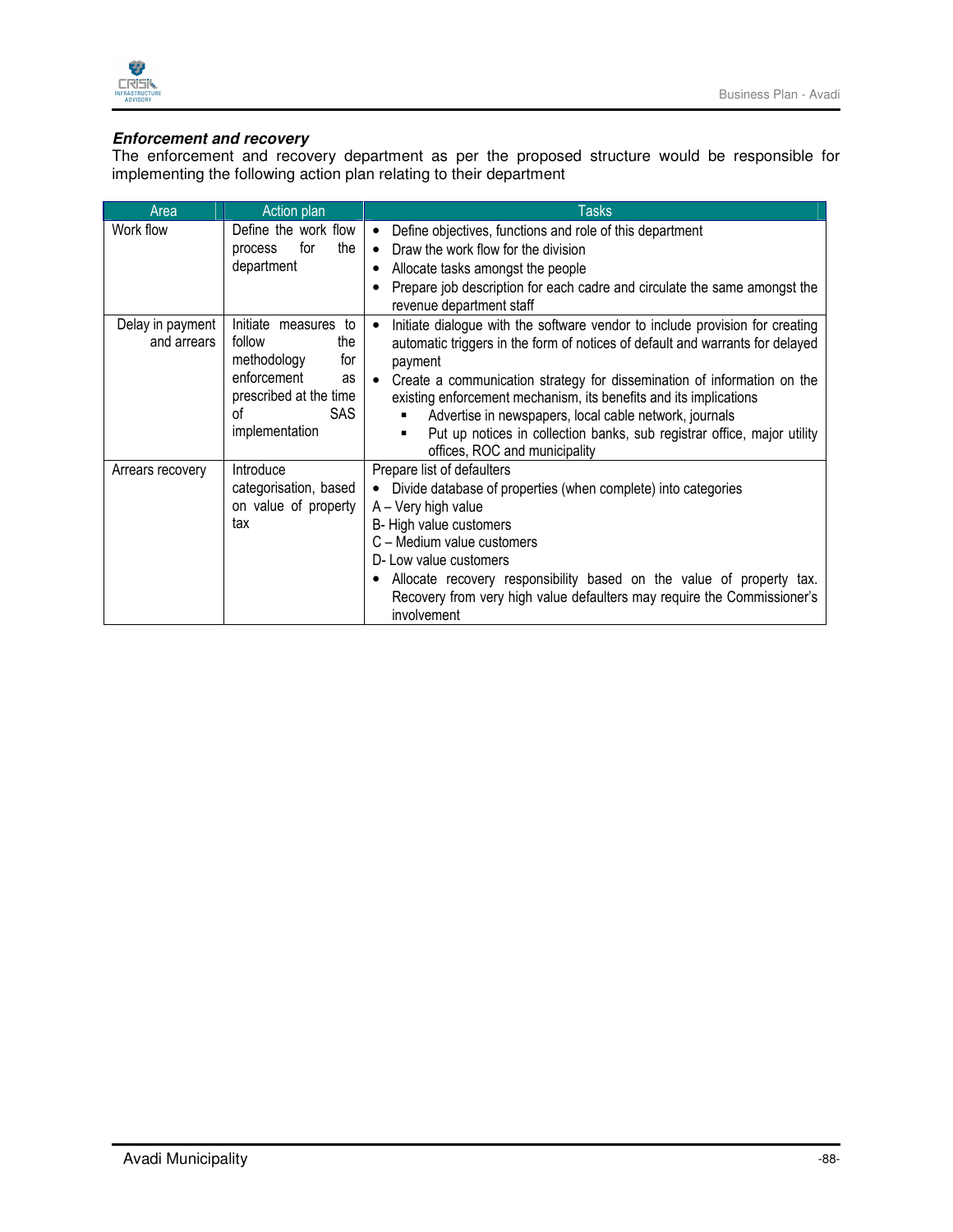***Enforcement and recovery***

The enforcement and recovery department as per the proposed structure would be responsible for implementing the following action plan relating to their department

| Area | Action plan | Tasks |
|---|---|---|
| Work flow | Define the work flow process for the department | • Define objectives, functions and role of this department<br>• Draw the work flow for the division<br>• Allocate tasks amongst the people<br>• Prepare job description for each cadre and circulate the same amongst the revenue department staff |
| Delay in payment and arrears | Initiate measures to follow the methodology for enforcement as prescribed at the time of SAS implementation | • Initiate dialogue with the software vendor to include provision for creating automatic triggers in the form of notices of default and warrants for delayed payment<br>• Create a communication strategy for dissemination of information on the existing enforcement mechanism, its benefits and its implications<br>▪ Advertise in newspapers, local cable network, journals<br>▪ Put up notices in collection banks, sub registrar office, major utility offices, ROC and municipality |
| Arrears recovery | Introduce categorisation, based on value of property tax | Prepare list of defaulters<br>• Divide database of properties (when complete) into categories<br>A – Very high value<br>B- High value customers<br>C – Medium value customers<br>D- Low value customers<br>• Allocate recovery responsibility based on the value of property tax. Recovery from very high value defaulters may require the Commissioner's involvement |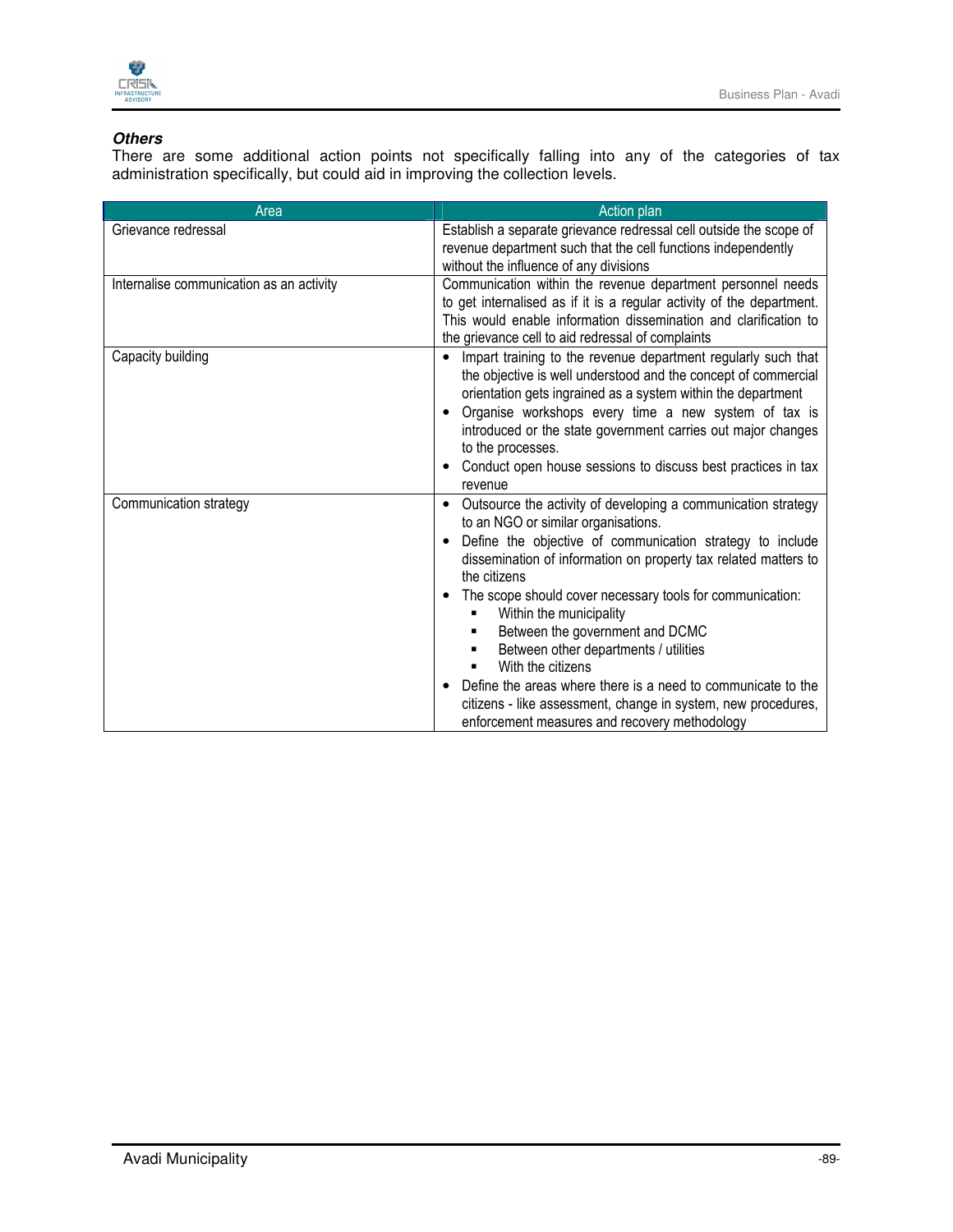***Others***

There are some additional action points not specifically falling into any of the categories of tax administration specifically, but could aid in improving the collection levels.

| Area | Action plan |
| --- | --- |
| Grievance redressal | Establish a separate grievance redressal cell outside the scope of revenue department such that the cell functions independently without the influence of any divisions |
| Internalise communication as an activity | Communication within the revenue department personnel needs to get internalised as if it is a regular activity of the department. This would enable information dissemination and clarification to the grievance cell to aid redressal of complaints |
| Capacity building | • Impart training to the revenue department regularly such that the objective is well understood and the concept of commercial orientation gets ingrained as a system within the department<br>• Organise workshops every time a new system of tax is introduced or the state government carries out major changes to the processes.<br>• Conduct open house sessions to discuss best practices in tax revenue |
| Communication strategy | • Outsource the activity of developing a communication strategy to an NGO or similar organisations.<br>• Define the objective of communication strategy to include dissemination of information on property tax related matters to the citizens<br>• The scope should cover necessary tools for communication:<br>&nbsp;&nbsp;▪ Within the municipality<br>&nbsp;&nbsp;▪ Between the government and DCMC<br>&nbsp;&nbsp;▪ Between other departments / utilities<br>&nbsp;&nbsp;▪ With the citizens<br>• Define the areas where there is a need to communicate to the citizens - like assessment, change in system, new procedures, enforcement measures and recovery methodology |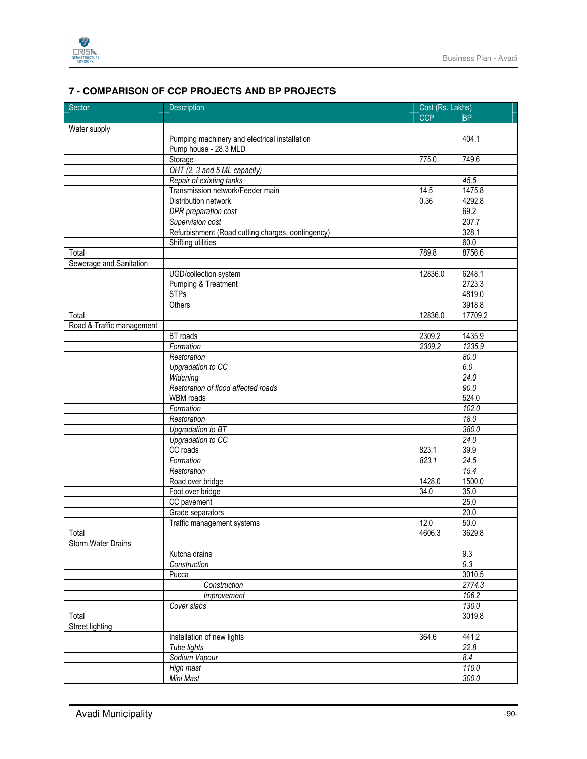## 7 - COMPARISON OF CCP PROJECTS AND BP PROJECTS

| Sector | Description | Cost (Rs. Lakhs) | |
|---|---|---|---|
| | | CCP | BP |
| Water supply | | | |
| | Pumping machinery and electrical installation | | 404.1 |
| | Pump house - 28.3 MLD | | |
| | Storage | 775.0 | 749.6 |
| | *OHT (2, 3 and 5 ML capacity)* | | |
| | *Repair of exixting tanks* | | *45.5* |
| | Transmission network/Feeder main | 14.5 | 1475.8 |
| | Distribution network | 0.36 | 4292.8 |
| | *DPR preparation cost* | | 69.2 |
| | *Supervision cost* | | 207.7 |
| | Refurbishment (Road cutting charges, contingency) | | 328.1 |
| | Shifting utilities | | 60.0 |
| Total | | 789.8 | 8756.6 |
| Sewerage and Sanitation | | | |
| | UGD/collection system | 12836.0 | 6248.1 |
| | Pumping & Treatment | | 2723.3 |
| | STPs | | 4819.0 |
| | Others | | 3918.8 |
| Total | | 12836.0 | 17709.2 |
| Road & Traffic management | | | |
| | BT roads | 2309.2 | 1435.9 |
| | *Formation* | *2309.2* | *1235.9* |
| | *Restoration* | | *80.0* |
| | *Upgradation to CC* | | *6.0* |
| | *Widening* | | *24.0* |
| | *Restoration of flood affected roads* | | *90.0* |
| | WBM roads | | 524.0 |
| | *Formation* | | *102.0* |
| | *Restoration* | | *18.0* |
| | *Upgradation to BT* | | *380.0* |
| | *Upgradation to CC* | | *24.0* |
| | CC roads | 823.1 | 39.9 |
| | *Formation* | *823.1* | *24.5* |
| | *Restoration* | | *15.4* |
| | Road over bridge | 1428.0 | 1500.0 |
| | Foot over bridge | 34.0 | 35.0 |
| | CC pavement | | 25.0 |
| | Grade separators | | 20.0 |
| | Traffic management systems | 12.0 | 50.0 |
| Total | | 4606.3 | 3629.8 |
| Storm Water Drains | | | |
| | Kutcha drains | | 9.3 |
| | *Construction* | | *9.3* |
| | Pucca | | 3010.5 |
| | *Construction* | | *2774.3* |
| | *Improvement* | | *106.2* |
| | *Cover slabs* | | *130.0* |
| Total | | | 3019.8 |
| Street lighting | | | |
| | Installation of new lights | 364.6 | 441.2 |
| | *Tube lights* | | *22.8* |
| | *Sodium Vapour* | | *8.4* |
| | *High mast* | | *110.0* |
| | *Mini Mast* | | *300.0* |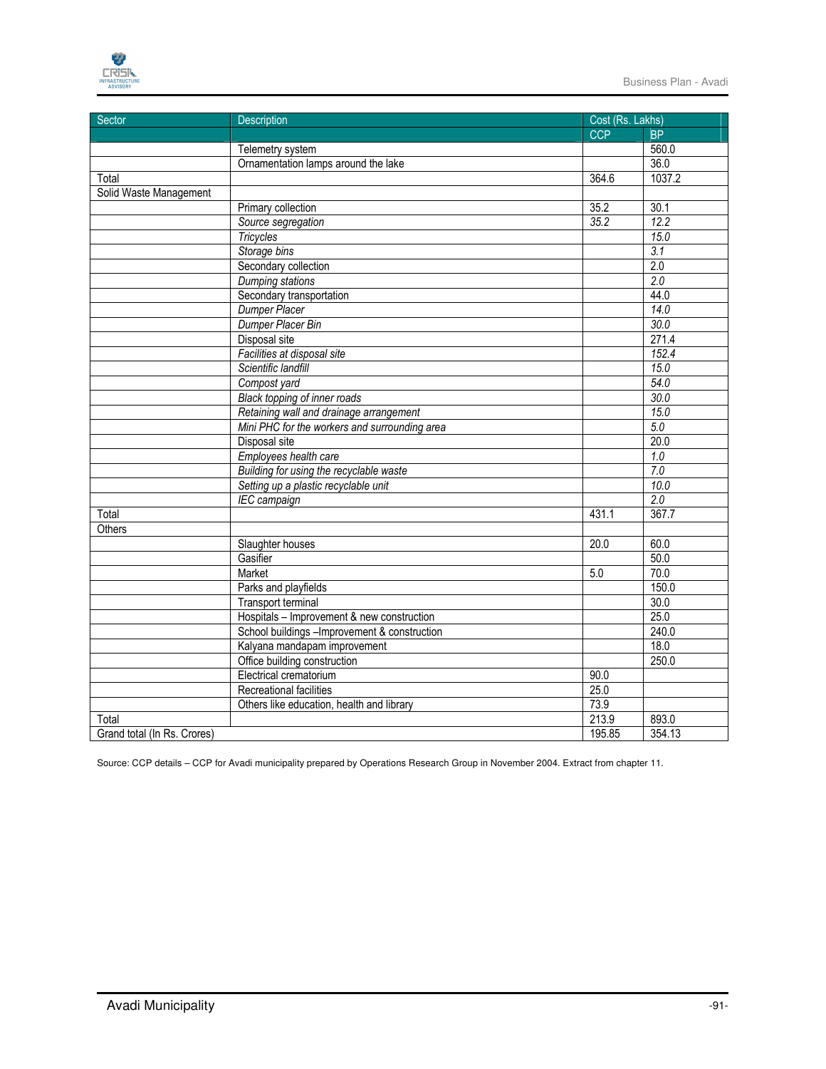| Sector | Description | Cost (Rs. Lakhs) | |
|---|---|---|---|
| | | CCP | BP |
| | Telemetry system | | 560.0 |
| | Ornamentation lamps around the lake | | 36.0 |
| Total | | 364.6 | 1037.2 |
| Solid Waste Management | | | |
| | Primary collection | 35.2 | 30.1 |
| | *Source segregation* | *35.2* | *12.2* |
| | *Tricycles* | | *15.0* |
| | *Storage bins* | | *3.1* |
| | Secondary collection | | 2.0 |
| | *Dumping stations* | | *2.0* |
| | Secondary transportation | | 44.0 |
| | *Dumper Placer* | | *14.0* |
| | *Dumper Placer Bin* | | *30.0* |
| | Disposal site | | 271.4 |
| | *Facilities at disposal site* | | *152.4* |
| | *Scientific landfill* | | *15.0* |
| | *Compost yard* | | *54.0* |
| | *Black topping of inner roads* | | *30.0* |
| | *Retaining wall and drainage arrangement* | | *15.0* |
| | *Mini PHC for the workers and surrounding area* | | *5.0* |
| | Disposal site | | 20.0 |
| | *Employees health care* | | *1.0* |
| | *Building for using the recyclable waste* | | *7.0* |
| | *Setting up a plastic recyclable unit* | | *10.0* |
| | *IEC campaign* | | *2.0* |
| Total | | 431.1 | 367.7 |
| Others | | | |
| | Slaughter houses | 20.0 | 60.0 |
| | Gasifier | | 50.0 |
| | Market | 5.0 | 70.0 |
| | Parks and playfields | | 150.0 |
| | Transport terminal | | 30.0 |
| | Hospitals – Improvement & new construction | | 25.0 |
| | School buildings –Improvement & construction | | 240.0 |
| | Kalyana mandapam improvement | | 18.0 |
| | Office building construction | | 250.0 |
| | Electrical crematorium | 90.0 | |
| | Recreational facilities | 25.0 | |
| | Others like education, health and library | 73.9 | |
| Total | | 213.9 | 893.0 |
| Grand total (In Rs. Crores) | | 195.85 | 354.13 |

Source: CCP details – CCP for Avadi municipality prepared by Operations Research Group in November 2004. Extract from chapter 11.